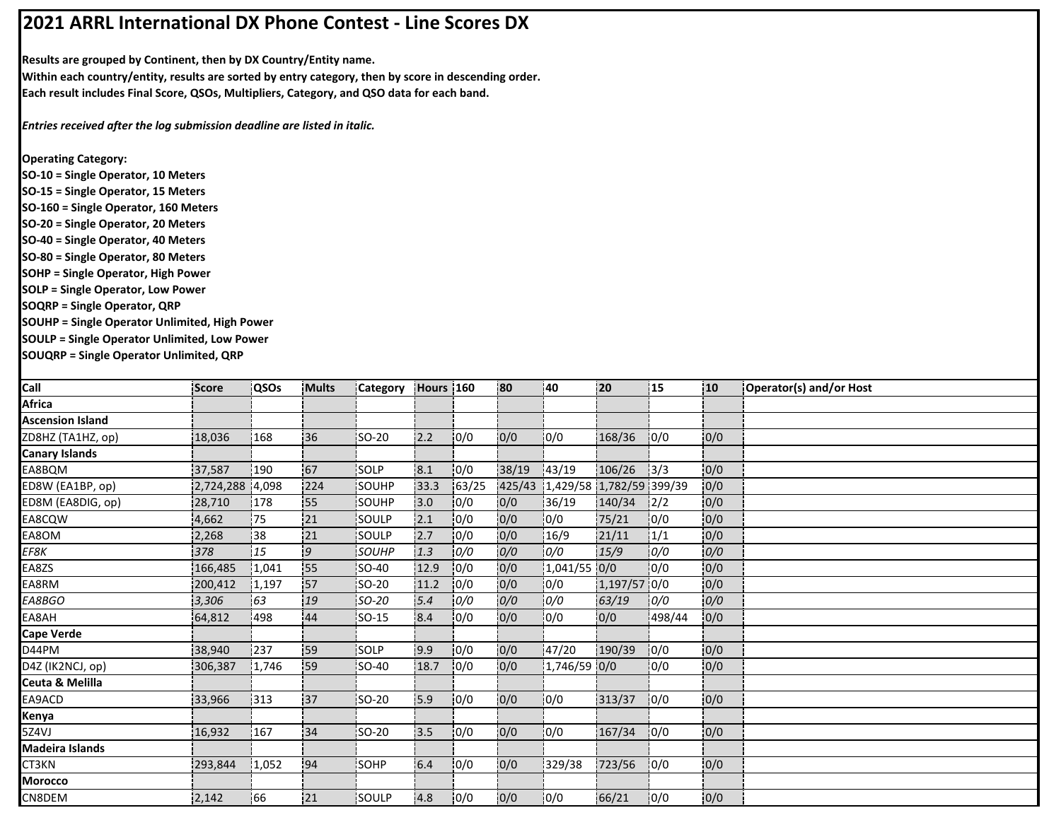# 2021 ARRL International DX Phone Contest - Line Scores DX

**Results are grouped by Continent, then by DX Country/Entity name.**
**Within each country/entity, results are sorted by entry category, then by score in descending order.**
**Each result includes Final Score, QSOs, Multipliers, Category, and QSO data for each band.**

***Entries received after the log submission deadline are listed in italic.***

**Operating Category:**
**SO-10 = Single Operator, 10 Meters**
**SO-15 = Single Operator, 15 Meters**
**SO-160 = Single Operator, 160 Meters**
**SO-20 = Single Operator, 20 Meters**
**SO-40 = Single Operator, 40 Meters**
**SO-80 = Single Operator, 80 Meters**
**SOHP = Single Operator, High Power**
**SOLP = Single Operator, Low Power**
**SOQRP = Single Operator, QRP**
**SOUHP = Single Operator Unlimited, High Power**
**SOULP = Single Operator Unlimited, Low Power**
**SOUQRP = Single Operator Unlimited, QRP**

| Call | Score | QSOs | Mults | Category | Hours | 160 | 80 | 40 | 20 | 15 | 10 | Operator(s) and/or Host |
|---|---|---|---|---|---|---|---|---|---|---|---|---|
| **Africa** | | | | | | | | | | | | |
| **Ascension Island** | | | | | | | | | | | | |
| ZD8HZ (TA1HZ, op) | 18,036 | 168 | 36 | SO-20 | 2.2 | 0/0 | 0/0 | 0/0 | 168/36 | 0/0 | 0/0 | |
| **Canary Islands** | | | | | | | | | | | | |
| EA8BQM | 37,587 | 190 | 67 | SOLP | 8.1 | 0/0 | 38/19 | 43/19 | 106/26 | 3/3 | 0/0 | |
| ED8W (EA1BP, op) | 2,724,288 | 4,098 | 224 | SOUHP | 33.3 | 63/25 | 425/43 | 1,429/58 | 1,782/59 | 399/39 | 0/0 | |
| ED8M (EA8DIG, op) | 28,710 | 178 | 55 | SOUHP | 3.0 | 0/0 | 0/0 | 36/19 | 140/34 | 2/2 | 0/0 | |
| EA8CQW | 4,662 | 75 | 21 | SOULP | 2.1 | 0/0 | 0/0 | 0/0 | 75/21 | 0/0 | 0/0 | |
| EA8OM | 2,268 | 38 | 21 | SOULP | 2.7 | 0/0 | 0/0 | 16/9 | 21/11 | 1/1 | 0/0 | |
| *EF8K* | *378* | *15* | *9* | *SOUHP* | *1.3* | *0/0* | *0/0* | *0/0* | *15/9* | *0/0* | *0/0* | |
| EA8ZS | 166,485 | 1,041 | 55 | SO-40 | 12.9 | 0/0 | 0/0 | 1,041/55 | 0/0 | 0/0 | 0/0 | |
| EA8RM | 200,412 | 1,197 | 57 | SO-20 | 11.2 | 0/0 | 0/0 | 0/0 | 1,197/57 | 0/0 | 0/0 | |
| *EA8BGO* | *3,306* | *63* | *19* | *SO-20* | *5.4* | *0/0* | *0/0* | *0/0* | *63/19* | *0/0* | *0/0* | |
| EA8AH | 64,812 | 498 | 44 | SO-15 | 8.4 | 0/0 | 0/0 | 0/0 | 0/0 | 498/44 | 0/0 | |
| **Cape Verde** | | | | | | | | | | | | |
| D44PM | 38,940 | 237 | 59 | SOLP | 9.9 | 0/0 | 0/0 | 47/20 | 190/39 | 0/0 | 0/0 | |
| D4Z (IK2NCJ, op) | 306,387 | 1,746 | 59 | SO-40 | 18.7 | 0/0 | 0/0 | 1,746/59 | 0/0 | 0/0 | 0/0 | |
| **Ceuta & Melilla** | | | | | | | | | | | | |
| EA9ACD | 33,966 | 313 | 37 | SO-20 | 5.9 | 0/0 | 0/0 | 0/0 | 313/37 | 0/0 | 0/0 | |
| **Kenya** | | | | | | | | | | | | |
| 5Z4VJ | 16,932 | 167 | 34 | SO-20 | 3.5 | 0/0 | 0/0 | 0/0 | 167/34 | 0/0 | 0/0 | |
| **Madeira Islands** | | | | | | | | | | | | |
| CT3KN | 293,844 | 1,052 | 94 | SOHP | 6.4 | 0/0 | 0/0 | 329/38 | 723/56 | 0/0 | 0/0 | |
| **Morocco** | | | | | | | | | | | | |
| CN8DEM | 2,142 | 66 | 21 | SOULP | 4.8 | 0/0 | 0/0 | 0/0 | 66/21 | 0/0 | 0/0 | |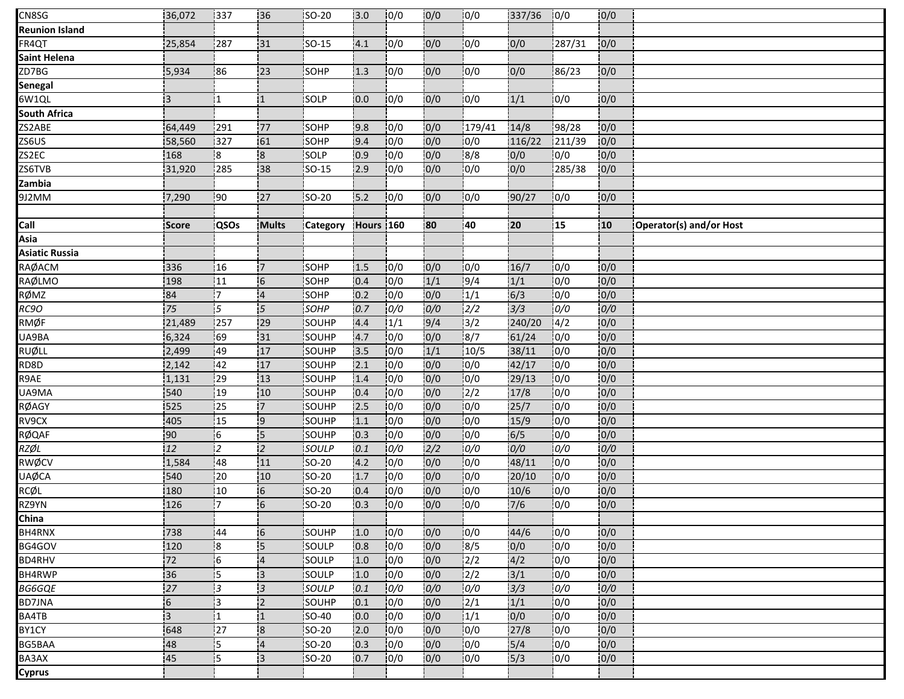| | | | | | | | | | | | | |
|---|---|---|---|---|---|---|---|---|---|---|---|---|
| CN8SG | 36,072 | 337 | 36 | SO-20 | 3.0 | 0/0 | 0/0 | 0/0 | 337/36 | 0/0 | 0/0 | |
| **Reunion Island** | | | | | | | | | | | | |
| FR4QT | 25,854 | 287 | 31 | SO-15 | 4.1 | 0/0 | 0/0 | 0/0 | 0/0 | 287/31 | 0/0 | |
| **Saint Helena** | | | | | | | | | | | | |
| ZD7BG | 5,934 | 86 | 23 | SOHP | 1.3 | 0/0 | 0/0 | 0/0 | 0/0 | 86/23 | 0/0 | |
| **Senegal** | | | | | | | | | | | | |
| 6W1QL | 3 | 1 | 1 | SOLP | 0.0 | 0/0 | 0/0 | 0/0 | 1/1 | 0/0 | 0/0 | |
| **South Africa** | | | | | | | | | | | | |
| ZS2ABE | 64,449 | 291 | 77 | SOHP | 9.8 | 0/0 | 0/0 | 179/41 | 14/8 | 98/28 | 0/0 | |
| ZS6US | 58,560 | 327 | 61 | SOHP | 9.4 | 0/0 | 0/0 | 0/0 | 116/22 | 211/39 | 0/0 | |
| ZS2EC | 168 | 8 | 8 | SOLP | 0.9 | 0/0 | 0/0 | 8/8 | 0/0 | 0/0 | 0/0 | |
| ZS6TVB | 31,920 | 285 | 38 | SO-15 | 2.9 | 0/0 | 0/0 | 0/0 | 0/0 | 285/38 | 0/0 | |
| **Zambia** | | | | | | | | | | | | |
| 9J2MM | 7,290 | 90 | 27 | SO-20 | 5.2 | 0/0 | 0/0 | 0/0 | 90/27 | 0/0 | 0/0 | |

| Call | Score | QSOs | Mults | Category | Hours | 160 | 80 | 40 | 20 | 15 | 10 | Operator(s) and/or Host |
|---|---|---|---|---|---|---|---|---|---|---|---|---|
| **Asia** | | | | | | | | | | | | |
| **Asiatic Russia** | | | | | | | | | | | | |
| RAØACM | 336 | 16 | 7 | SOHP | 1.5 | 0/0 | 0/0 | 0/0 | 16/7 | 0/0 | 0/0 | |
| RAØLMO | 198 | 11 | 6 | SOHP | 0.4 | 0/0 | 1/1 | 9/4 | 1/1 | 0/0 | 0/0 | |
| RØMZ | 84 | 7 | 4 | SOHP | 0.2 | 0/0 | 0/0 | 1/1 | 6/3 | 0/0 | 0/0 | |
| *RC9O* | *75* | *5* | *5* | *SOHP* | *0.7* | *0/0* | *0/0* | *2/2* | *3/3* | *0/0* | *0/0* | |
| RMØF | 21,489 | 257 | 29 | SOUHP | 4.4 | 1/1 | 9/4 | 3/2 | 240/20 | 4/2 | 0/0 | |
| UA9BA | 6,324 | 69 | 31 | SOUHP | 4.7 | 0/0 | 0/0 | 8/7 | 61/24 | 0/0 | 0/0 | |
| RUØLL | 2,499 | 49 | 17 | SOUHP | 3.5 | 0/0 | 1/1 | 10/5 | 38/11 | 0/0 | 0/0 | |
| RD8D | 2,142 | 42 | 17 | SOUHP | 2.1 | 0/0 | 0/0 | 0/0 | 42/17 | 0/0 | 0/0 | |
| R9AE | 1,131 | 29 | 13 | SOUHP | 1.4 | 0/0 | 0/0 | 0/0 | 29/13 | 0/0 | 0/0 | |
| UA9MA | 540 | 19 | 10 | SOUHP | 0.4 | 0/0 | 0/0 | 2/2 | 17/8 | 0/0 | 0/0 | |
| RØAGY | 525 | 25 | 7 | SOUHP | 2.5 | 0/0 | 0/0 | 0/0 | 25/7 | 0/0 | 0/0 | |
| RV9CX | 405 | 15 | 9 | SOUHP | 1.1 | 0/0 | 0/0 | 0/0 | 15/9 | 0/0 | 0/0 | |
| RØQAF | 90 | 6 | 5 | SOUHP | 0.3 | 0/0 | 0/0 | 0/0 | 6/5 | 0/0 | 0/0 | |
| *RZØL* | *12* | *2* | *2* | *SOULP* | *0.1* | *0/0* | *2/2* | *0/0* | *0/0* | *0/0* | *0/0* | |
| RWØCV | 1,584 | 48 | 11 | SO-20 | 4.2 | 0/0 | 0/0 | 0/0 | 48/11 | 0/0 | 0/0 | |
| UAØCA | 540 | 20 | 10 | SO-20 | 1.7 | 0/0 | 0/0 | 0/0 | 20/10 | 0/0 | 0/0 | |
| RCØL | 180 | 10 | 6 | SO-20 | 0.4 | 0/0 | 0/0 | 0/0 | 10/6 | 0/0 | 0/0 | |
| RZ9YN | 126 | 7 | 6 | SO-20 | 0.3 | 0/0 | 0/0 | 0/0 | 7/6 | 0/0 | 0/0 | |
| **China** | | | | | | | | | | | | |
| BH4RNX | 738 | 44 | 6 | SOUHP | 1.0 | 0/0 | 0/0 | 0/0 | 44/6 | 0/0 | 0/0 | |
| BG4GOV | 120 | 8 | 5 | SOULP | 0.8 | 0/0 | 0/0 | 8/5 | 0/0 | 0/0 | 0/0 | |
| BD4RHV | 72 | 6 | 4 | SOULP | 1.0 | 0/0 | 0/0 | 2/2 | 4/2 | 0/0 | 0/0 | |
| BH4RWP | 36 | 5 | 3 | SOULP | 1.0 | 0/0 | 0/0 | 2/2 | 3/1 | 0/0 | 0/0 | |
| *BG6GQE* | *27* | *3* | *3* | *SOULP* | *0.1* | *0/0* | *0/0* | *0/0* | *3/3* | *0/0* | *0/0* | |
| BD7JNA | 6 | 3 | 2 | SOUHP | 0.1 | 0/0 | 0/0 | 2/1 | 1/1 | 0/0 | 0/0 | |
| BA4TB | 3 | 1 | 1 | SO-40 | 0.0 | 0/0 | 0/0 | 1/1 | 0/0 | 0/0 | 0/0 | |
| BY1CY | 648 | 27 | 8 | SO-20 | 2.0 | 0/0 | 0/0 | 0/0 | 27/8 | 0/0 | 0/0 | |
| BG5BAA | 48 | 5 | 4 | SO-20 | 0.3 | 0/0 | 0/0 | 0/0 | 5/4 | 0/0 | 0/0 | |
| BA3AX | 45 | 5 | 3 | SO-20 | 0.7 | 0/0 | 0/0 | 0/0 | 5/3 | 0/0 | 0/0 | |
| **Cyprus** | | | | | | | | | | | | |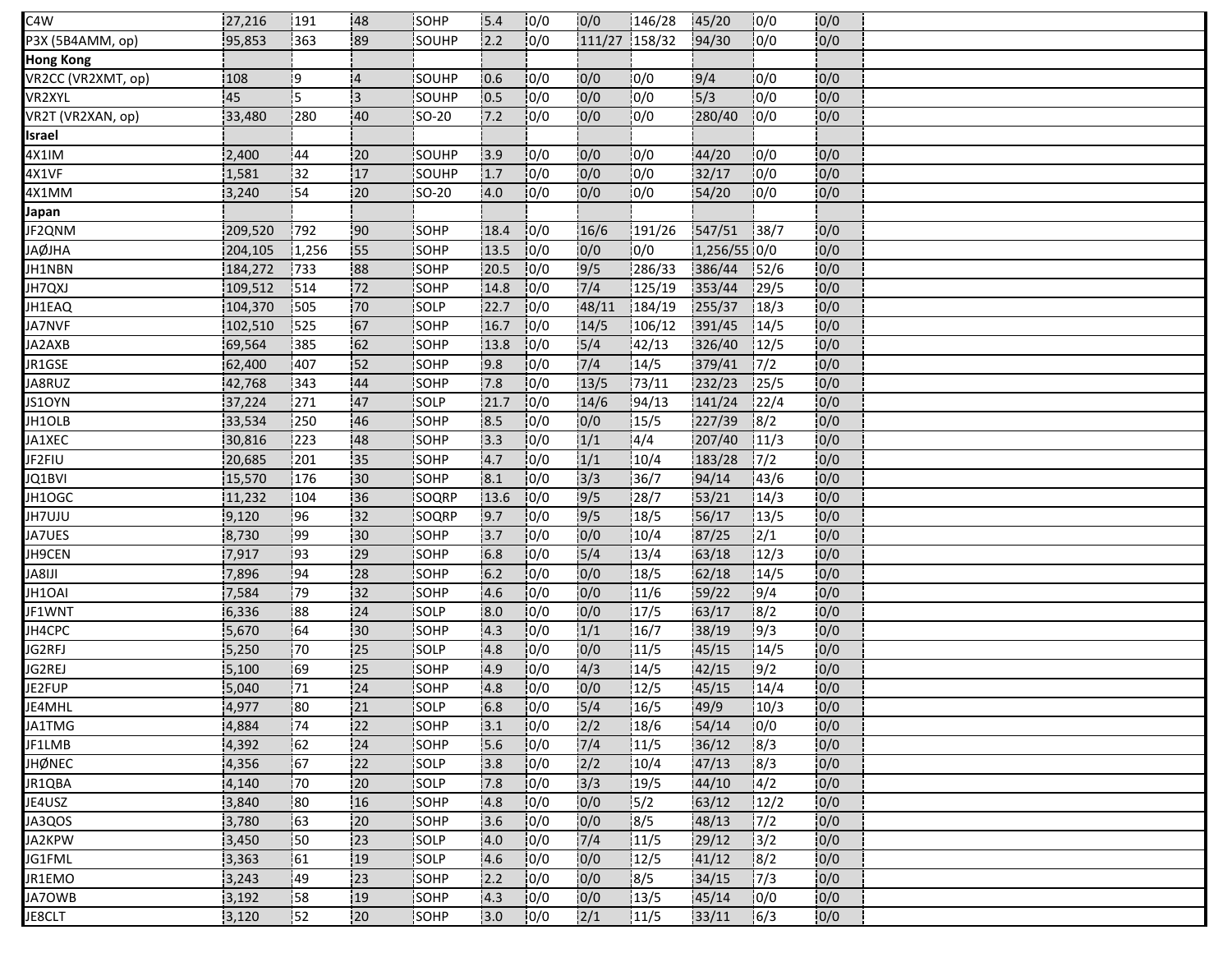| | | | | | | | | | | | | |
|---|---|---|---|---|---|---|---|---|---|---|---|---|
| C4W | 27,216 | 191 | 48 | SOHP | 5.4 | 0/0 | 0/0 | 146/28 | 45/20 | 0/0 | 0/0 | |
| P3X (5B4AMM, op) | 95,853 | 363 | 89 | SOUHP | 2.2 | 0/0 | 111/27 | 158/32 | 94/30 | 0/0 | 0/0 | |
| **Hong Kong** | | | | | | | | | | | | |
| VR2CC (VR2XMT, op) | 108 | 9 | 4 | SOUHP | 0.6 | 0/0 | 0/0 | 0/0 | 9/4 | 0/0 | 0/0 | |
| VR2XYL | 45 | 5 | 3 | SOUHP | 0.5 | 0/0 | 0/0 | 0/0 | 5/3 | 0/0 | 0/0 | |
| VR2T (VR2XAN, op) | 33,480 | 280 | 40 | SO-20 | 7.2 | 0/0 | 0/0 | 0/0 | 280/40 | 0/0 | 0/0 | |
| **Israel** | | | | | | | | | | | | |
| 4X1IM | 2,400 | 44 | 20 | SOUHP | 3.9 | 0/0 | 0/0 | 0/0 | 44/20 | 0/0 | 0/0 | |
| 4X1VF | 1,581 | 32 | 17 | SOUHP | 1.7 | 0/0 | 0/0 | 0/0 | 32/17 | 0/0 | 0/0 | |
| 4X1MM | 3,240 | 54 | 20 | SO-20 | 4.0 | 0/0 | 0/0 | 0/0 | 54/20 | 0/0 | 0/0 | |
| **Japan** | | | | | | | | | | | | |
| JF2QNM | 209,520 | 792 | 90 | SOHP | 18.4 | 0/0 | 16/6 | 191/26 | 547/51 | 38/7 | 0/0 | |
| JAØJHA | 204,105 | 1,256 | 55 | SOHP | 13.5 | 0/0 | 0/0 | 0/0 | 1,256/55 | 0/0 | 0/0 | |
| JH1NBN | 184,272 | 733 | 88 | SOHP | 20.5 | 0/0 | 9/5 | 286/33 | 386/44 | 52/6 | 0/0 | |
| JH7QXJ | 109,512 | 514 | 72 | SOHP | 14.8 | 0/0 | 7/4 | 125/19 | 353/44 | 29/5 | 0/0 | |
| JH1EAQ | 104,370 | 505 | 70 | SOLP | 22.7 | 0/0 | 48/11 | 184/19 | 255/37 | 18/3 | 0/0 | |
| JA7NVF | 102,510 | 525 | 67 | SOHP | 16.7 | 0/0 | 14/5 | 106/12 | 391/45 | 14/5 | 0/0 | |
| JA2AXB | 69,564 | 385 | 62 | SOHP | 13.8 | 0/0 | 5/4 | 42/13 | 326/40 | 12/5 | 0/0 | |
| JR1GSE | 62,400 | 407 | 52 | SOHP | 9.8 | 0/0 | 7/4 | 14/5 | 379/41 | 7/2 | 0/0 | |
| JA8RUZ | 42,768 | 343 | 44 | SOHP | 7.8 | 0/0 | 13/5 | 73/11 | 232/23 | 25/5 | 0/0 | |
| JS1OYN | 37,224 | 271 | 47 | SOLP | 21.7 | 0/0 | 14/6 | 94/13 | 141/24 | 22/4 | 0/0 | |
| JH1OLB | 33,534 | 250 | 46 | SOHP | 8.5 | 0/0 | 0/0 | 15/5 | 227/39 | 8/2 | 0/0 | |
| JA1XEC | 30,816 | 223 | 48 | SOHP | 3.3 | 0/0 | 1/1 | 4/4 | 207/40 | 11/3 | 0/0 | |
| JF2FIU | 20,685 | 201 | 35 | SOHP | 4.7 | 0/0 | 1/1 | 10/4 | 183/28 | 7/2 | 0/0 | |
| JQ1BVI | 15,570 | 176 | 30 | SOHP | 8.1 | 0/0 | 3/3 | 36/7 | 94/14 | 43/6 | 0/0 | |
| JH1OGC | 11,232 | 104 | 36 | SOQRP | 13.6 | 0/0 | 9/5 | 28/7 | 53/21 | 14/3 | 0/0 | |
| JH7UJU | 9,120 | 96 | 32 | SOQRP | 9.7 | 0/0 | 9/5 | 18/5 | 56/17 | 13/5 | 0/0 | |
| JA7UES | 8,730 | 99 | 30 | SOHP | 3.7 | 0/0 | 0/0 | 10/4 | 87/25 | 2/1 | 0/0 | |
| JH9CEN | 7,917 | 93 | 29 | SOHP | 6.8 | 0/0 | 5/4 | 13/4 | 63/18 | 12/3 | 0/0 | |
| JA8IJI | 7,896 | 94 | 28 | SOHP | 6.2 | 0/0 | 0/0 | 18/5 | 62/18 | 14/5 | 0/0 | |
| JH1OAI | 7,584 | 79 | 32 | SOHP | 4.6 | 0/0 | 0/0 | 11/6 | 59/22 | 9/4 | 0/0 | |
| JF1WNT | 6,336 | 88 | 24 | SOLP | 8.0 | 0/0 | 0/0 | 17/5 | 63/17 | 8/2 | 0/0 | |
| JH4CPC | 5,670 | 64 | 30 | SOHP | 4.3 | 0/0 | 1/1 | 16/7 | 38/19 | 9/3 | 0/0 | |
| JG2RFJ | 5,250 | 70 | 25 | SOLP | 4.8 | 0/0 | 0/0 | 11/5 | 45/15 | 14/5 | 0/0 | |
| JG2REJ | 5,100 | 69 | 25 | SOHP | 4.9 | 0/0 | 4/3 | 14/5 | 42/15 | 9/2 | 0/0 | |
| JE2FUP | 5,040 | 71 | 24 | SOHP | 4.8 | 0/0 | 0/0 | 12/5 | 45/15 | 14/4 | 0/0 | |
| JE4MHL | 4,977 | 80 | 21 | SOLP | 6.8 | 0/0 | 5/4 | 16/5 | 49/9 | 10/3 | 0/0 | |
| JA1TMG | 4,884 | 74 | 22 | SOHP | 3.1 | 0/0 | 2/2 | 18/6 | 54/14 | 0/0 | 0/0 | |
| JF1LMB | 4,392 | 62 | 24 | SOHP | 5.6 | 0/0 | 7/4 | 11/5 | 36/12 | 8/3 | 0/0 | |
| JHØNEC | 4,356 | 67 | 22 | SOLP | 3.8 | 0/0 | 2/2 | 10/4 | 47/13 | 8/3 | 0/0 | |
| JR1QBA | 4,140 | 70 | 20 | SOLP | 7.8 | 0/0 | 3/3 | 19/5 | 44/10 | 4/2 | 0/0 | |
| JE4USZ | 3,840 | 80 | 16 | SOHP | 4.8 | 0/0 | 0/0 | 5/2 | 63/12 | 12/2 | 0/0 | |
| JA3QOS | 3,780 | 63 | 20 | SOHP | 3.6 | 0/0 | 0/0 | 8/5 | 48/13 | 7/2 | 0/0 | |
| JA2KPW | 3,450 | 50 | 23 | SOLP | 4.0 | 0/0 | 7/4 | 11/5 | 29/12 | 3/2 | 0/0 | |
| JG1FML | 3,363 | 61 | 19 | SOLP | 4.6 | 0/0 | 0/0 | 12/5 | 41/12 | 8/2 | 0/0 | |
| JR1EMO | 3,243 | 49 | 23 | SOHP | 2.2 | 0/0 | 0/0 | 8/5 | 34/15 | 7/3 | 0/0 | |
| JA7OWB | 3,192 | 58 | 19 | SOHP | 4.3 | 0/0 | 0/0 | 13/5 | 45/14 | 0/0 | 0/0 | |
| JE8CLT | 3,120 | 52 | 20 | SOHP | 3.0 | 0/0 | 2/1 | 11/5 | 33/11 | 6/3 | 0/0 | |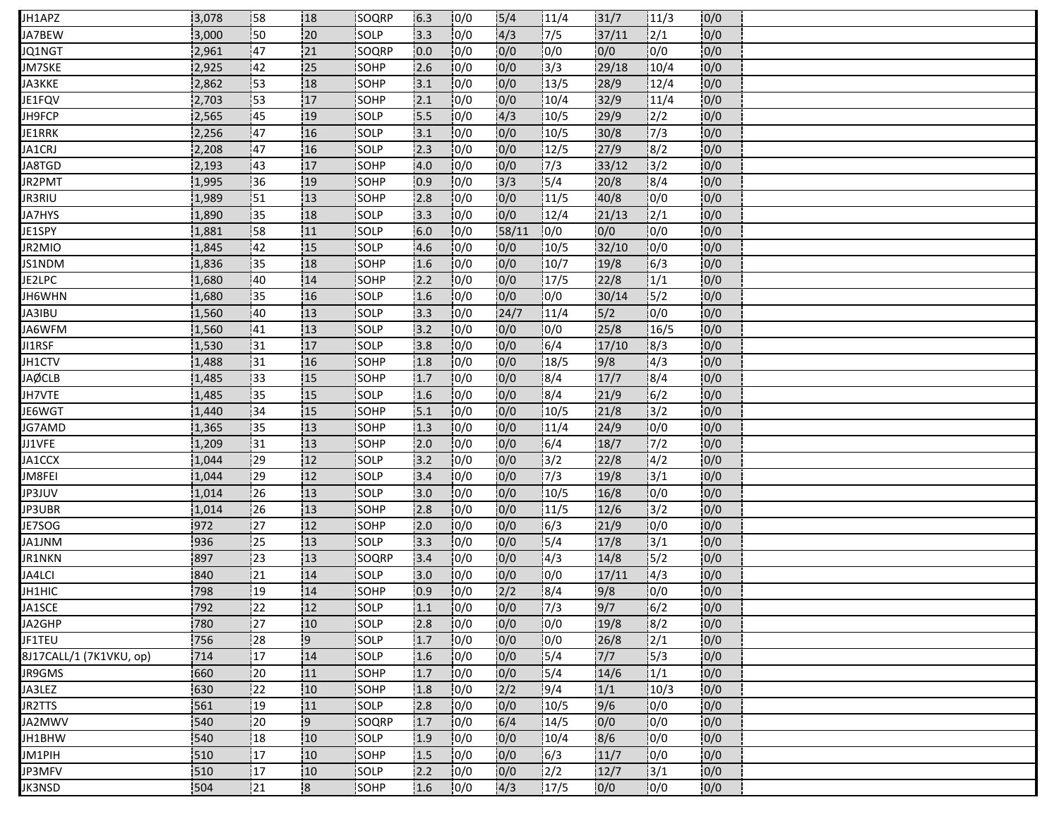| | | | | | | | | | | | | |
|---|---|---|---|---|---|---|---|---|---|---|---|---|
| JH1APZ | 3,078 | 58 | 18 | SOQRP | 6.3 | 0/0 | 5/4 | 11/4 | 31/7 | 11/3 | 0/0 | |
| JA7BEW | 3,000 | 50 | 20 | SOLP | 3.3 | 0/0 | 4/3 | 7/5 | 37/11 | 2/1 | 0/0 | |
| JQ1NGT | 2,961 | 47 | 21 | SOQRP | 0.0 | 0/0 | 0/0 | 0/0 | 0/0 | 0/0 | 0/0 | |
| JM7SKE | 2,925 | 42 | 25 | SOHP | 2.6 | 0/0 | 0/0 | 3/3 | 29/18 | 10/4 | 0/0 | |
| JA3KKE | 2,862 | 53 | 18 | SOHP | 3.1 | 0/0 | 0/0 | 13/5 | 28/9 | 12/4 | 0/0 | |
| JE1FQV | 2,703 | 53 | 17 | SOHP | 2.1 | 0/0 | 0/0 | 10/4 | 32/9 | 11/4 | 0/0 | |
| JH9FCP | 2,565 | 45 | 19 | SOLP | 5.5 | 0/0 | 4/3 | 10/5 | 29/9 | 2/2 | 0/0 | |
| JE1RRK | 2,256 | 47 | 16 | SOLP | 3.1 | 0/0 | 0/0 | 10/5 | 30/8 | 7/3 | 0/0 | |
| JA1CRJ | 2,208 | 47 | 16 | SOLP | 2.3 | 0/0 | 0/0 | 12/5 | 27/9 | 8/2 | 0/0 | |
| JA8TGD | 2,193 | 43 | 17 | SOHP | 4.0 | 0/0 | 0/0 | 7/3 | 33/12 | 3/2 | 0/0 | |
| JR2PMT | 1,995 | 36 | 19 | SOHP | 0.9 | 0/0 | 3/3 | 5/4 | 20/8 | 8/4 | 0/0 | |
| JR3RIU | 1,989 | 51 | 13 | SOHP | 2.8 | 0/0 | 0/0 | 11/5 | 40/8 | 0/0 | 0/0 | |
| JA7HYS | 1,890 | 35 | 18 | SOLP | 3.3 | 0/0 | 0/0 | 12/4 | 21/13 | 2/1 | 0/0 | |
| JE1SPY | 1,881 | 58 | 11 | SOLP | 6.0 | 0/0 | 58/11 | 0/0 | 0/0 | 0/0 | 0/0 | |
| JR2MIO | 1,845 | 42 | 15 | SOLP | 4.6 | 0/0 | 0/0 | 10/5 | 32/10 | 0/0 | 0/0 | |
| JS1NDM | 1,836 | 35 | 18 | SOHP | 1.6 | 0/0 | 0/0 | 10/7 | 19/8 | 6/3 | 0/0 | |
| JE2LPC | 1,680 | 40 | 14 | SOHP | 2.2 | 0/0 | 0/0 | 17/5 | 22/8 | 1/1 | 0/0 | |
| JH6WHN | 1,680 | 35 | 16 | SOLP | 1.6 | 0/0 | 0/0 | 0/0 | 30/14 | 5/2 | 0/0 | |
| JA3IBU | 1,560 | 40 | 13 | SOLP | 3.3 | 0/0 | 24/7 | 11/4 | 5/2 | 0/0 | 0/0 | |
| JA6WFM | 1,560 | 41 | 13 | SOLP | 3.2 | 0/0 | 0/0 | 0/0 | 25/8 | 16/5 | 0/0 | |
| JI1RSF | 1,530 | 31 | 17 | SOLP | 3.8 | 0/0 | 0/0 | 6/4 | 17/10 | 8/3 | 0/0 | |
| JH1CTV | 1,488 | 31 | 16 | SOHP | 1.8 | 0/0 | 0/0 | 18/5 | 9/8 | 4/3 | 0/0 | |
| JAØCLB | 1,485 | 33 | 15 | SOHP | 1.7 | 0/0 | 0/0 | 8/4 | 17/7 | 8/4 | 0/0 | |
| JH7VTE | 1,485 | 35 | 15 | SOLP | 1.6 | 0/0 | 0/0 | 8/4 | 21/9 | 6/2 | 0/0 | |
| JE6WGT | 1,440 | 34 | 15 | SOHP | 5.1 | 0/0 | 0/0 | 10/5 | 21/8 | 3/2 | 0/0 | |
| JG7AMD | 1,365 | 35 | 13 | SOHP | 1.3 | 0/0 | 0/0 | 11/4 | 24/9 | 0/0 | 0/0 | |
| JJ1VFE | 1,209 | 31 | 13 | SOHP | 2.0 | 0/0 | 0/0 | 6/4 | 18/7 | 7/2 | 0/0 | |
| JA1CCX | 1,044 | 29 | 12 | SOLP | 3.2 | 0/0 | 0/0 | 3/2 | 22/8 | 4/2 | 0/0 | |
| JM8FEI | 1,044 | 29 | 12 | SOLP | 3.4 | 0/0 | 0/0 | 7/3 | 19/8 | 3/1 | 0/0 | |
| JP3JUV | 1,014 | 26 | 13 | SOLP | 3.0 | 0/0 | 0/0 | 10/5 | 16/8 | 0/0 | 0/0 | |
| JP3UBR | 1,014 | 26 | 13 | SOHP | 2.8 | 0/0 | 0/0 | 11/5 | 12/6 | 3/2 | 0/0 | |
| JE7SOG | 972 | 27 | 12 | SOHP | 2.0 | 0/0 | 0/0 | 6/3 | 21/9 | 0/0 | 0/0 | |
| JA1JNM | 936 | 25 | 13 | SOLP | 3.3 | 0/0 | 0/0 | 5/4 | 17/8 | 3/1 | 0/0 | |
| JR1NKN | 897 | 23 | 13 | SOQRP | 3.4 | 0/0 | 0/0 | 4/3 | 14/8 | 5/2 | 0/0 | |
| JA4LCI | 840 | 21 | 14 | SOLP | 3.0 | 0/0 | 0/0 | 0/0 | 17/11 | 4/3 | 0/0 | |
| JH1HIC | 798 | 19 | 14 | SOHP | 0.9 | 0/0 | 2/2 | 8/4 | 9/8 | 0/0 | 0/0 | |
| JA1SCE | 792 | 22 | 12 | SOLP | 1.1 | 0/0 | 0/0 | 7/3 | 9/7 | 6/2 | 0/0 | |
| JA2GHP | 780 | 27 | 10 | SOLP | 2.8 | 0/0 | 0/0 | 0/0 | 19/8 | 8/2 | 0/0 | |
| JF1TEU | 756 | 28 | 9 | SOLP | 1.7 | 0/0 | 0/0 | 0/0 | 26/8 | 2/1 | 0/0 | |
| 8J17CALL/1 (7K1VKU, op) | 714 | 17 | 14 | SOLP | 1.6 | 0/0 | 0/0 | 5/4 | 7/7 | 5/3 | 0/0 | |
| JR9GMS | 660 | 20 | 11 | SOHP | 1.7 | 0/0 | 0/0 | 5/4 | 14/6 | 1/1 | 0/0 | |
| JA3LEZ | 630 | 22 | 10 | SOHP | 1.8 | 0/0 | 2/2 | 9/4 | 1/1 | 10/3 | 0/0 | |
| JR2TTS | 561 | 19 | 11 | SOLP | 2.8 | 0/0 | 0/0 | 10/5 | 9/6 | 0/0 | 0/0 | |
| JA2MWV | 540 | 20 | 9 | SOQRP | 1.7 | 0/0 | 6/4 | 14/5 | 0/0 | 0/0 | 0/0 | |
| JH1BHW | 540 | 18 | 10 | SOLP | 1.9 | 0/0 | 0/0 | 10/4 | 8/6 | 0/0 | 0/0 | |
| JM1PIH | 510 | 17 | 10 | SOHP | 1.5 | 0/0 | 0/0 | 6/3 | 11/7 | 0/0 | 0/0 | |
| JP3MFV | 510 | 17 | 10 | SOLP | 2.2 | 0/0 | 0/0 | 2/2 | 12/7 | 3/1 | 0/0 | |
| JK3NSD | 504 | 21 | 8 | SOHP | 1.6 | 0/0 | 4/3 | 17/5 | 0/0 | 0/0 | 0/0 | |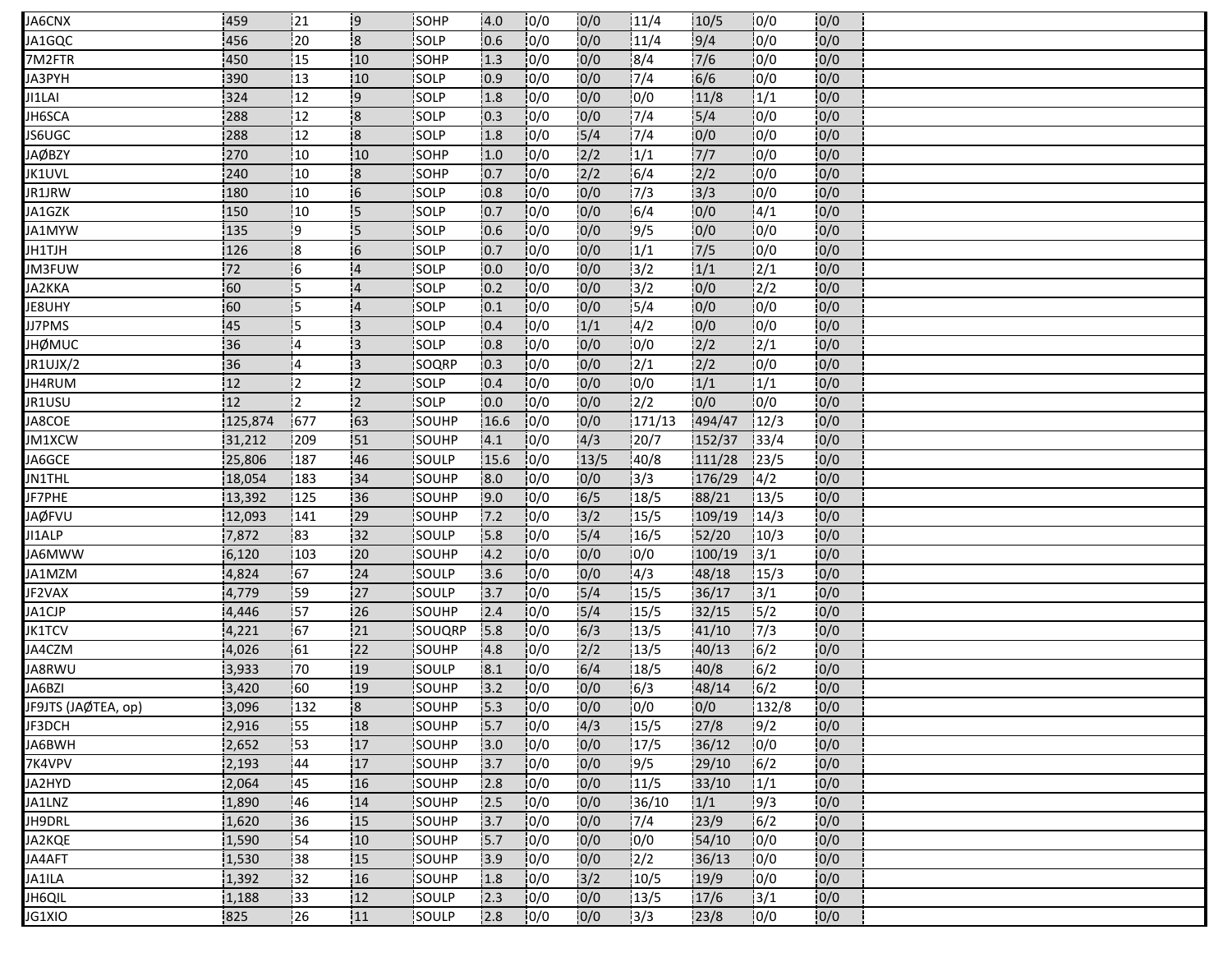| | | | | | | | | | | | | |
|---|---|---|---|---|---|---|---|---|---|---|---|---|
| JA6CNX | 459 | 21 | 9 | SOHP | 4.0 | 0/0 | 0/0 | 11/4 | 10/5 | 0/0 | 0/0 | |
| JA1GQC | 456 | 20 | 8 | SOLP | 0.6 | 0/0 | 0/0 | 11/4 | 9/4 | 0/0 | 0/0 | |
| 7M2FTR | 450 | 15 | 10 | SOHP | 1.3 | 0/0 | 0/0 | 8/4 | 7/6 | 0/0 | 0/0 | |
| JA3PYH | 390 | 13 | 10 | SOLP | 0.9 | 0/0 | 0/0 | 7/4 | 6/6 | 0/0 | 0/0 | |
| JI1LAI | 324 | 12 | 9 | SOLP | 1.8 | 0/0 | 0/0 | 0/0 | 11/8 | 1/1 | 0/0 | |
| JH6SCA | 288 | 12 | 8 | SOLP | 0.3 | 0/0 | 0/0 | 7/4 | 5/4 | 0/0 | 0/0 | |
| JS6UGC | 288 | 12 | 8 | SOLP | 1.8 | 0/0 | 5/4 | 7/4 | 0/0 | 0/0 | 0/0 | |
| JAØBZY | 270 | 10 | 10 | SOHP | 1.0 | 0/0 | 2/2 | 1/1 | 7/7 | 0/0 | 0/0 | |
| JK1UVL | 240 | 10 | 8 | SOHP | 0.7 | 0/0 | 2/2 | 6/4 | 2/2 | 0/0 | 0/0 | |
| JR1JRW | 180 | 10 | 6 | SOLP | 0.8 | 0/0 | 0/0 | 7/3 | 3/3 | 0/0 | 0/0 | |
| JA1GZK | 150 | 10 | 5 | SOLP | 0.7 | 0/0 | 0/0 | 6/4 | 0/0 | 4/1 | 0/0 | |
| JA1MYW | 135 | 9 | 5 | SOLP | 0.6 | 0/0 | 0/0 | 9/5 | 0/0 | 0/0 | 0/0 | |
| JH1TJH | 126 | 8 | 6 | SOLP | 0.7 | 0/0 | 0/0 | 1/1 | 7/5 | 0/0 | 0/0 | |
| JM3FUW | 72 | 6 | 4 | SOLP | 0.0 | 0/0 | 0/0 | 3/2 | 1/1 | 2/1 | 0/0 | |
| JA2KKA | 60 | 5 | 4 | SOLP | 0.2 | 0/0 | 0/0 | 3/2 | 0/0 | 2/2 | 0/0 | |
| JE8UHY | 60 | 5 | 4 | SOLP | 0.1 | 0/0 | 0/0 | 5/4 | 0/0 | 0/0 | 0/0 | |
| JJ7PMS | 45 | 5 | 3 | SOLP | 0.4 | 0/0 | 1/1 | 4/2 | 0/0 | 0/0 | 0/0 | |
| JHØMUC | 36 | 4 | 3 | SOLP | 0.8 | 0/0 | 0/0 | 0/0 | 2/2 | 2/1 | 0/0 | |
| JR1UJX/2 | 36 | 4 | 3 | SOQRP | 0.3 | 0/0 | 0/0 | 2/1 | 2/2 | 0/0 | 0/0 | |
| JH4RUM | 12 | 2 | 2 | SOLP | 0.4 | 0/0 | 0/0 | 0/0 | 1/1 | 1/1 | 0/0 | |
| JR1USU | 12 | 2 | 2 | SOLP | 0.0 | 0/0 | 0/0 | 2/2 | 0/0 | 0/0 | 0/0 | |
| JA8COE | 125,874 | 677 | 63 | SOUHP | 16.6 | 0/0 | 0/0 | 171/13 | 494/47 | 12/3 | 0/0 | |
| JM1XCW | 31,212 | 209 | 51 | SOUHP | 4.1 | 0/0 | 4/3 | 20/7 | 152/37 | 33/4 | 0/0 | |
| JA6GCE | 25,806 | 187 | 46 | SOULP | 15.6 | 0/0 | 13/5 | 40/8 | 111/28 | 23/5 | 0/0 | |
| JN1THL | 18,054 | 183 | 34 | SOUHP | 8.0 | 0/0 | 0/0 | 3/3 | 176/29 | 4/2 | 0/0 | |
| JF7PHE | 13,392 | 125 | 36 | SOUHP | 9.0 | 0/0 | 6/5 | 18/5 | 88/21 | 13/5 | 0/0 | |
| JAØFVU | 12,093 | 141 | 29 | SOUHP | 7.2 | 0/0 | 3/2 | 15/5 | 109/19 | 14/3 | 0/0 | |
| JI1ALP | 7,872 | 83 | 32 | SOULP | 5.8 | 0/0 | 5/4 | 16/5 | 52/20 | 10/3 | 0/0 | |
| JA6MWW | 6,120 | 103 | 20 | SOUHP | 4.2 | 0/0 | 0/0 | 0/0 | 100/19 | 3/1 | 0/0 | |
| JA1MZM | 4,824 | 67 | 24 | SOULP | 3.6 | 0/0 | 0/0 | 4/3 | 48/18 | 15/3 | 0/0 | |
| JF2VAX | 4,779 | 59 | 27 | SOULP | 3.7 | 0/0 | 5/4 | 15/5 | 36/17 | 3/1 | 0/0 | |
| JA1CJP | 4,446 | 57 | 26 | SOUHP | 2.4 | 0/0 | 5/4 | 15/5 | 32/15 | 5/2 | 0/0 | |
| JK1TCV | 4,221 | 67 | 21 | SOUQRP | 5.8 | 0/0 | 6/3 | 13/5 | 41/10 | 7/3 | 0/0 | |
| JA4CZM | 4,026 | 61 | 22 | SOUHP | 4.8 | 0/0 | 2/2 | 13/5 | 40/13 | 6/2 | 0/0 | |
| JA8RWU | 3,933 | 70 | 19 | SOULP | 8.1 | 0/0 | 6/4 | 18/5 | 40/8 | 6/2 | 0/0 | |
| JA6BZI | 3,420 | 60 | 19 | SOUHP | 3.2 | 0/0 | 0/0 | 6/3 | 48/14 | 6/2 | 0/0 | |
| JF9JTS (JAØTEA, op) | 3,096 | 132 | 8 | SOUHP | 5.3 | 0/0 | 0/0 | 0/0 | 0/0 | 132/8 | 0/0 | |
| JF3DCH | 2,916 | 55 | 18 | SOUHP | 5.7 | 0/0 | 4/3 | 15/5 | 27/8 | 9/2 | 0/0 | |
| JA6BWH | 2,652 | 53 | 17 | SOUHP | 3.0 | 0/0 | 0/0 | 17/5 | 36/12 | 0/0 | 0/0 | |
| 7K4VPV | 2,193 | 44 | 17 | SOUHP | 3.7 | 0/0 | 0/0 | 9/5 | 29/10 | 6/2 | 0/0 | |
| JA2HYD | 2,064 | 45 | 16 | SOUHP | 2.8 | 0/0 | 0/0 | 11/5 | 33/10 | 1/1 | 0/0 | |
| JA1LNZ | 1,890 | 46 | 14 | SOUHP | 2.5 | 0/0 | 0/0 | 36/10 | 1/1 | 9/3 | 0/0 | |
| JH9DRL | 1,620 | 36 | 15 | SOUHP | 3.7 | 0/0 | 0/0 | 7/4 | 23/9 | 6/2 | 0/0 | |
| JA2KQE | 1,590 | 54 | 10 | SOUHP | 5.7 | 0/0 | 0/0 | 0/0 | 54/10 | 0/0 | 0/0 | |
| JA4AFT | 1,530 | 38 | 15 | SOUHP | 3.9 | 0/0 | 0/0 | 2/2 | 36/13 | 0/0 | 0/0 | |
| JA1ILA | 1,392 | 32 | 16 | SOUHP | 1.8 | 0/0 | 3/2 | 10/5 | 19/9 | 0/0 | 0/0 | |
| JH6QIL | 1,188 | 33 | 12 | SOULP | 2.3 | 0/0 | 0/0 | 13/5 | 17/6 | 3/1 | 0/0 | |
| JG1XIO | 825 | 26 | 11 | SOULP | 2.8 | 0/0 | 0/0 | 3/3 | 23/8 | 0/0 | 0/0 | |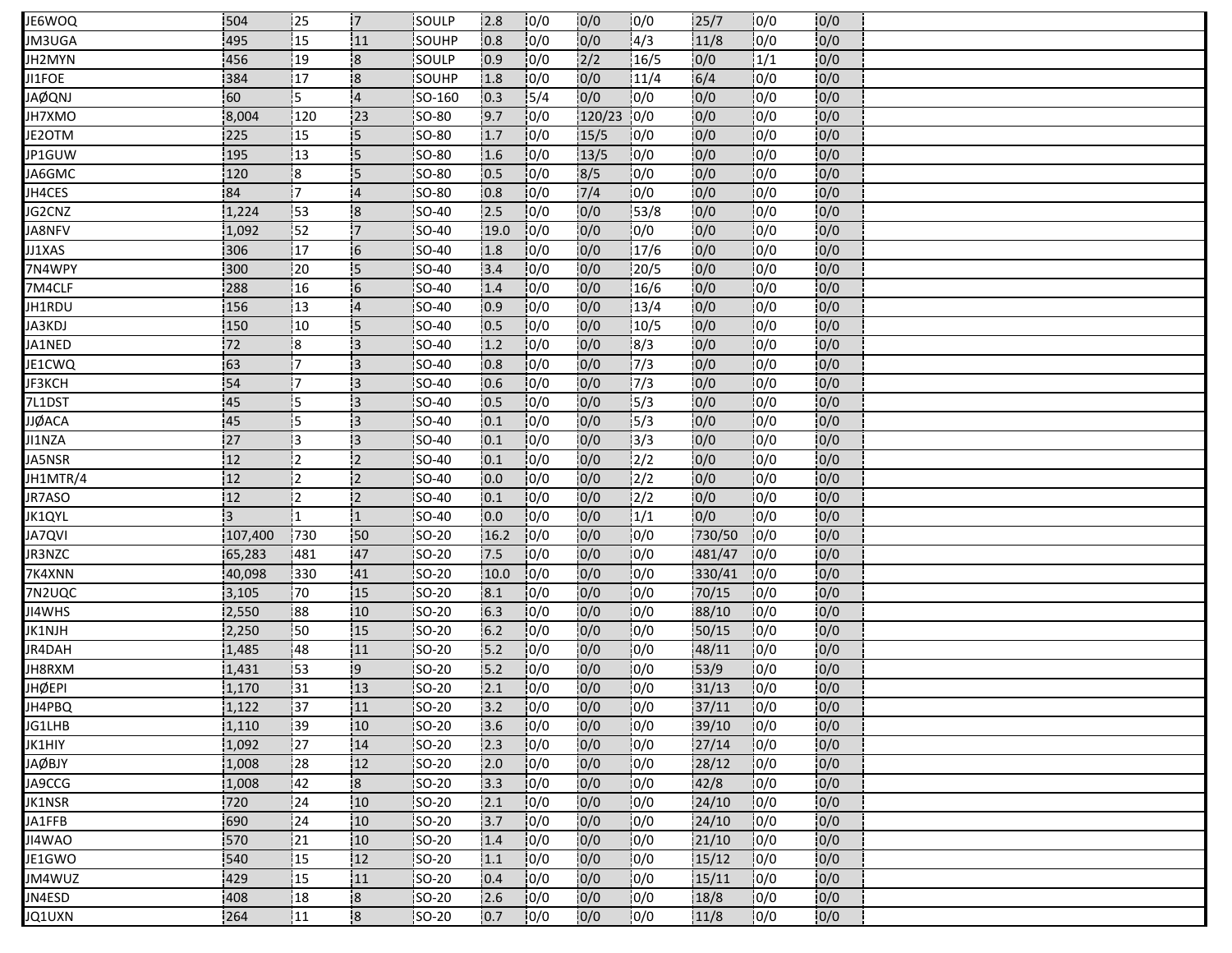| | | | | | | | | | | | |
|---|---|---|---|---|---|---|---|---|---|---|---|
| JE6WOQ | 504 | 25 | 7 | SOULP | 2.8 | 0/0 | 0/0 | 0/0 | 25/7 | 0/0 | 0/0 |
| JM3UGA | 495 | 15 | 11 | SOUHP | 0.8 | 0/0 | 0/0 | 4/3 | 11/8 | 0/0 | 0/0 |
| JH2MYN | 456 | 19 | 8 | SOULP | 0.9 | 0/0 | 2/2 | 16/5 | 0/0 | 1/1 | 0/0 |
| JI1FOE | 384 | 17 | 8 | SOUHP | 1.8 | 0/0 | 0/0 | 11/4 | 6/4 | 0/0 | 0/0 |
| JAØQNJ | 60 | 5 | 4 | SO-160 | 0.3 | 5/4 | 0/0 | 0/0 | 0/0 | 0/0 | 0/0 |
| JH7XMO | 8,004 | 120 | 23 | SO-80 | 9.7 | 0/0 | 120/23 | 0/0 | 0/0 | 0/0 | 0/0 |
| JE2OTM | 225 | 15 | 5 | SO-80 | 1.7 | 0/0 | 15/5 | 0/0 | 0/0 | 0/0 | 0/0 |
| JP1GUW | 195 | 13 | 5 | SO-80 | 1.6 | 0/0 | 13/5 | 0/0 | 0/0 | 0/0 | 0/0 |
| JA6GMC | 120 | 8 | 5 | SO-80 | 0.5 | 0/0 | 8/5 | 0/0 | 0/0 | 0/0 | 0/0 |
| JH4CES | 84 | 7 | 4 | SO-80 | 0.8 | 0/0 | 7/4 | 0/0 | 0/0 | 0/0 | 0/0 |
| JG2CNZ | 1,224 | 53 | 8 | SO-40 | 2.5 | 0/0 | 0/0 | 53/8 | 0/0 | 0/0 | 0/0 |
| JA8NFV | 1,092 | 52 | 7 | SO-40 | 19.0 | 0/0 | 0/0 | 0/0 | 0/0 | 0/0 | 0/0 |
| JJ1XAS | 306 | 17 | 6 | SO-40 | 1.8 | 0/0 | 0/0 | 17/6 | 0/0 | 0/0 | 0/0 |
| 7N4WPY | 300 | 20 | 5 | SO-40 | 3.4 | 0/0 | 0/0 | 20/5 | 0/0 | 0/0 | 0/0 |
| 7M4CLF | 288 | 16 | 6 | SO-40 | 1.4 | 0/0 | 0/0 | 16/6 | 0/0 | 0/0 | 0/0 |
| JH1RDU | 156 | 13 | 4 | SO-40 | 0.9 | 0/0 | 0/0 | 13/4 | 0/0 | 0/0 | 0/0 |
| JA3KDJ | 150 | 10 | 5 | SO-40 | 0.5 | 0/0 | 0/0 | 10/5 | 0/0 | 0/0 | 0/0 |
| JA1NED | 72 | 8 | 3 | SO-40 | 1.2 | 0/0 | 0/0 | 8/3 | 0/0 | 0/0 | 0/0 |
| JE1CWQ | 63 | 7 | 3 | SO-40 | 0.8 | 0/0 | 0/0 | 7/3 | 0/0 | 0/0 | 0/0 |
| JF3KCH | 54 | 7 | 3 | SO-40 | 0.6 | 0/0 | 0/0 | 7/3 | 0/0 | 0/0 | 0/0 |
| 7L1DST | 45 | 5 | 3 | SO-40 | 0.5 | 0/0 | 0/0 | 5/3 | 0/0 | 0/0 | 0/0 |
| JJØACA | 45 | 5 | 3 | SO-40 | 0.1 | 0/0 | 0/0 | 5/3 | 0/0 | 0/0 | 0/0 |
| JI1NZA | 27 | 3 | 3 | SO-40 | 0.1 | 0/0 | 0/0 | 3/3 | 0/0 | 0/0 | 0/0 |
| JA5NSR | 12 | 2 | 2 | SO-40 | 0.1 | 0/0 | 0/0 | 2/2 | 0/0 | 0/0 | 0/0 |
| JH1MTR/4 | 12 | 2 | 2 | SO-40 | 0.0 | 0/0 | 0/0 | 2/2 | 0/0 | 0/0 | 0/0 |
| JR7ASO | 12 | 2 | 2 | SO-40 | 0.1 | 0/0 | 0/0 | 2/2 | 0/0 | 0/0 | 0/0 |
| JK1QYL | 3 | 1 | 1 | SO-40 | 0.0 | 0/0 | 0/0 | 1/1 | 0/0 | 0/0 | 0/0 |
| JA7QVI | 107,400 | 730 | 50 | SO-20 | 16.2 | 0/0 | 0/0 | 0/0 | 730/50 | 0/0 | 0/0 |
| JR3NZC | 65,283 | 481 | 47 | SO-20 | 7.5 | 0/0 | 0/0 | 0/0 | 481/47 | 0/0 | 0/0 |
| 7K4XNN | 40,098 | 330 | 41 | SO-20 | 10.0 | 0/0 | 0/0 | 0/0 | 330/41 | 0/0 | 0/0 |
| 7N2UQC | 3,105 | 70 | 15 | SO-20 | 8.1 | 0/0 | 0/0 | 0/0 | 70/15 | 0/0 | 0/0 |
| JI4WHS | 2,550 | 88 | 10 | SO-20 | 6.3 | 0/0 | 0/0 | 0/0 | 88/10 | 0/0 | 0/0 |
| JK1NJH | 2,250 | 50 | 15 | SO-20 | 6.2 | 0/0 | 0/0 | 0/0 | 50/15 | 0/0 | 0/0 |
| JR4DAH | 1,485 | 48 | 11 | SO-20 | 5.2 | 0/0 | 0/0 | 0/0 | 48/11 | 0/0 | 0/0 |
| JH8RXM | 1,431 | 53 | 9 | SO-20 | 5.2 | 0/0 | 0/0 | 0/0 | 53/9 | 0/0 | 0/0 |
| JHØEPI | 1,170 | 31 | 13 | SO-20 | 2.1 | 0/0 | 0/0 | 0/0 | 31/13 | 0/0 | 0/0 |
| JH4PBQ | 1,122 | 37 | 11 | SO-20 | 3.2 | 0/0 | 0/0 | 0/0 | 37/11 | 0/0 | 0/0 |
| JG1LHB | 1,110 | 39 | 10 | SO-20 | 3.6 | 0/0 | 0/0 | 0/0 | 39/10 | 0/0 | 0/0 |
| JK1HIY | 1,092 | 27 | 14 | SO-20 | 2.3 | 0/0 | 0/0 | 0/0 | 27/14 | 0/0 | 0/0 |
| JAØBJY | 1,008 | 28 | 12 | SO-20 | 2.0 | 0/0 | 0/0 | 0/0 | 28/12 | 0/0 | 0/0 |
| JA9CCG | 1,008 | 42 | 8 | SO-20 | 3.3 | 0/0 | 0/0 | 0/0 | 42/8 | 0/0 | 0/0 |
| JK1NSR | 720 | 24 | 10 | SO-20 | 2.1 | 0/0 | 0/0 | 0/0 | 24/10 | 0/0 | 0/0 |
| JA1FFB | 690 | 24 | 10 | SO-20 | 3.7 | 0/0 | 0/0 | 0/0 | 24/10 | 0/0 | 0/0 |
| JI4WAO | 570 | 21 | 10 | SO-20 | 1.4 | 0/0 | 0/0 | 0/0 | 21/10 | 0/0 | 0/0 |
| JE1GWO | 540 | 15 | 12 | SO-20 | 1.1 | 0/0 | 0/0 | 0/0 | 15/12 | 0/0 | 0/0 |
| JM4WUZ | 429 | 15 | 11 | SO-20 | 0.4 | 0/0 | 0/0 | 0/0 | 15/11 | 0/0 | 0/0 |
| JN4ESD | 408 | 18 | 8 | SO-20 | 2.6 | 0/0 | 0/0 | 0/0 | 18/8 | 0/0 | 0/0 |
| JQ1UXN | 264 | 11 | 8 | SO-20 | 0.7 | 0/0 | 0/0 | 0/0 | 11/8 | 0/0 | 0/0 |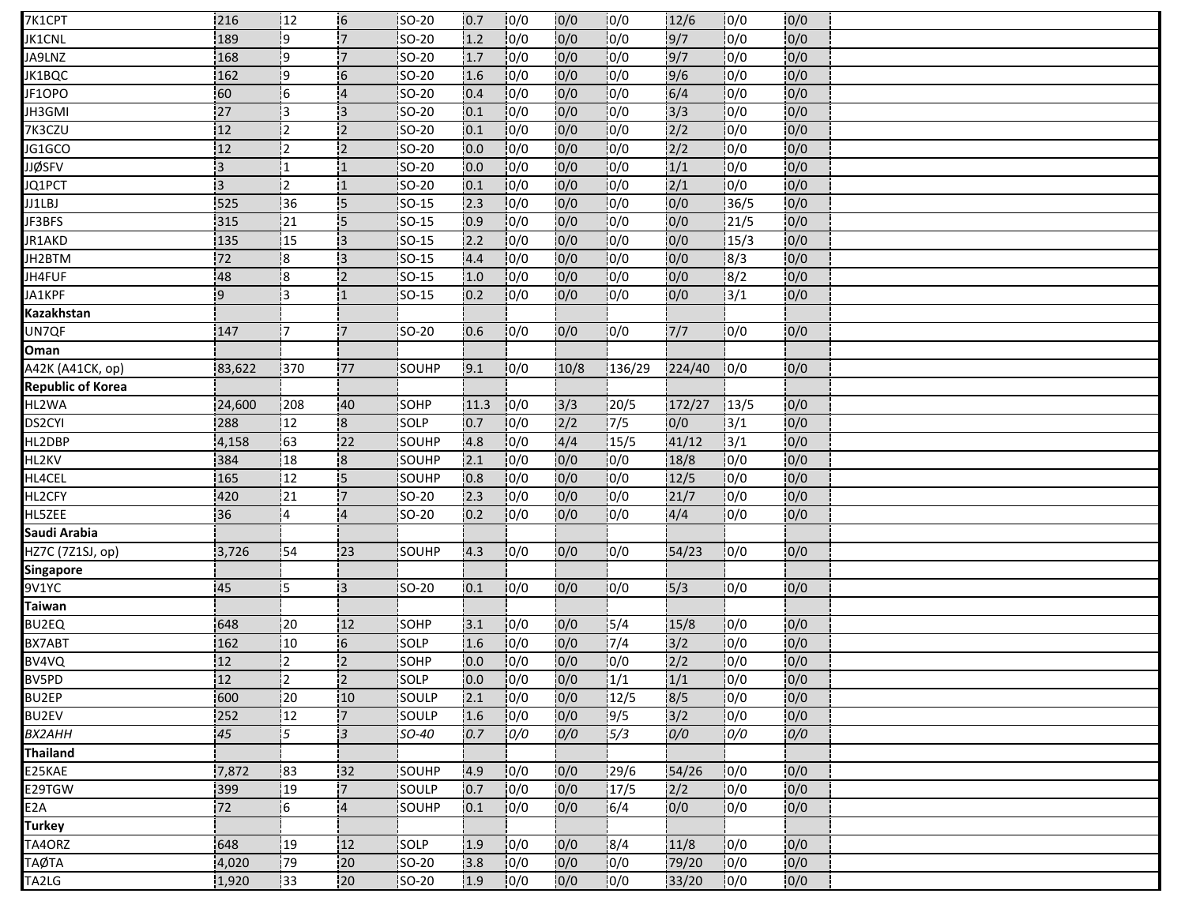| | | | | | | | | | | | | |
|---|---|---|---|---|---|---|---|---|---|---|---|---|
| 7K1CPT | 216 | 12 | 6 | SO-20 | 0.7 | 0/0 | 0/0 | 0/0 | 12/6 | 0/0 | 0/0 | |
| JK1CNL | 189 | 9 | 7 | SO-20 | 1.2 | 0/0 | 0/0 | 0/0 | 9/7 | 0/0 | 0/0 | |
| JA9LNZ | 168 | 9 | 7 | SO-20 | 1.7 | 0/0 | 0/0 | 0/0 | 9/7 | 0/0 | 0/0 | |
| JK1BQC | 162 | 9 | 6 | SO-20 | 1.6 | 0/0 | 0/0 | 0/0 | 9/6 | 0/0 | 0/0 | |
| JF1OPO | 60 | 6 | 4 | SO-20 | 0.4 | 0/0 | 0/0 | 0/0 | 6/4 | 0/0 | 0/0 | |
| JH3GMI | 27 | 3 | 3 | SO-20 | 0.1 | 0/0 | 0/0 | 0/0 | 3/3 | 0/0 | 0/0 | |
| 7K3CZU | 12 | 2 | 2 | SO-20 | 0.1 | 0/0 | 0/0 | 0/0 | 2/2 | 0/0 | 0/0 | |
| JG1GCO | 12 | 2 | 2 | SO-20 | 0.0 | 0/0 | 0/0 | 0/0 | 2/2 | 0/0 | 0/0 | |
| JJØSFV | 3 | 1 | 1 | SO-20 | 0.0 | 0/0 | 0/0 | 0/0 | 1/1 | 0/0 | 0/0 | |
| JQ1PCT | 3 | 2 | 1 | SO-20 | 0.1 | 0/0 | 0/0 | 0/0 | 2/1 | 0/0 | 0/0 | |
| JJ1LBJ | 525 | 36 | 5 | SO-15 | 2.3 | 0/0 | 0/0 | 0/0 | 0/0 | 36/5 | 0/0 | |
| JF3BFS | 315 | 21 | 5 | SO-15 | 0.9 | 0/0 | 0/0 | 0/0 | 0/0 | 21/5 | 0/0 | |
| JR1AKD | 135 | 15 | 3 | SO-15 | 2.2 | 0/0 | 0/0 | 0/0 | 0/0 | 15/3 | 0/0 | |
| JH2BTM | 72 | 8 | 3 | SO-15 | 4.4 | 0/0 | 0/0 | 0/0 | 0/0 | 8/3 | 0/0 | |
| JH4FUF | 48 | 8 | 2 | SO-15 | 1.0 | 0/0 | 0/0 | 0/0 | 0/0 | 8/2 | 0/0 | |
| JA1KPF | 9 | 3 | 1 | SO-15 | 0.2 | 0/0 | 0/0 | 0/0 | 0/0 | 3/1 | 0/0 | |
| **Kazakhstan** | | | | | | | | | | | | |
| UN7QF | 147 | 7 | 7 | SO-20 | 0.6 | 0/0 | 0/0 | 0/0 | 7/7 | 0/0 | 0/0 | |
| **Oman** | | | | | | | | | | | | |
| A42K (A41CK, op) | 83,622 | 370 | 77 | SOUHP | 9.1 | 0/0 | 10/8 | 136/29 | 224/40 | 0/0 | 0/0 | |
| **Republic of Korea** | | | | | | | | | | | | |
| HL2WA | 24,600 | 208 | 40 | SOHP | 11.3 | 0/0 | 3/3 | 20/5 | 172/27 | 13/5 | 0/0 | |
| DS2CYI | 288 | 12 | 8 | SOLP | 0.7 | 0/0 | 2/2 | 7/5 | 0/0 | 3/1 | 0/0 | |
| HL2DBP | 4,158 | 63 | 22 | SOUHP | 4.8 | 0/0 | 4/4 | 15/5 | 41/12 | 3/1 | 0/0 | |
| HL2KV | 384 | 18 | 8 | SOUHP | 2.1 | 0/0 | 0/0 | 0/0 | 18/8 | 0/0 | 0/0 | |
| HL4CEL | 165 | 12 | 5 | SOUHP | 0.8 | 0/0 | 0/0 | 0/0 | 12/5 | 0/0 | 0/0 | |
| HL2CFY | 420 | 21 | 7 | SO-20 | 2.3 | 0/0 | 0/0 | 0/0 | 21/7 | 0/0 | 0/0 | |
| HL5ZEE | 36 | 4 | 4 | SO-20 | 0.2 | 0/0 | 0/0 | 0/0 | 4/4 | 0/0 | 0/0 | |
| **Saudi Arabia** | | | | | | | | | | | | |
| HZ7C (7Z1SJ, op) | 3,726 | 54 | 23 | SOUHP | 4.3 | 0/0 | 0/0 | 0/0 | 54/23 | 0/0 | 0/0 | |
| **Singapore** | | | | | | | | | | | | |
| 9V1YC | 45 | 5 | 3 | SO-20 | 0.1 | 0/0 | 0/0 | 0/0 | 5/3 | 0/0 | 0/0 | |
| **Taiwan** | | | | | | | | | | | | |
| BU2EQ | 648 | 20 | 12 | SOHP | 3.1 | 0/0 | 0/0 | 5/4 | 15/8 | 0/0 | 0/0 | |
| BX7ABT | 162 | 10 | 6 | SOLP | 1.6 | 0/0 | 0/0 | 7/4 | 3/2 | 0/0 | 0/0 | |
| BV4VQ | 12 | 2 | 2 | SOHP | 0.0 | 0/0 | 0/0 | 0/0 | 2/2 | 0/0 | 0/0 | |
| BV5PD | 12 | 2 | 2 | SOLP | 0.0 | 0/0 | 0/0 | 1/1 | 1/1 | 0/0 | 0/0 | |
| BU2EP | 600 | 20 | 10 | SOULP | 2.1 | 0/0 | 0/0 | 12/5 | 8/5 | 0/0 | 0/0 | |
| BU2EV | 252 | 12 | 7 | SOULP | 1.6 | 0/0 | 0/0 | 9/5 | 3/2 | 0/0 | 0/0 | |
| *BX2AHH* | *45* | *5* | *3* | *SO-40* | *0.7* | *0/0* | *0/0* | *5/3* | *0/0* | *0/0* | *0/0* | |
| **Thailand** | | | | | | | | | | | | |
| E25KAE | 7,872 | 83 | 32 | SOUHP | 4.9 | 0/0 | 0/0 | 29/6 | 54/26 | 0/0 | 0/0 | |
| E29TGW | 399 | 19 | 7 | SOULP | 0.7 | 0/0 | 0/0 | 17/5 | 2/2 | 0/0 | 0/0 | |
| E2A | 72 | 6 | 4 | SOUHP | 0.1 | 0/0 | 0/0 | 6/4 | 0/0 | 0/0 | 0/0 | |
| **Turkey** | | | | | | | | | | | | |
| TA4ORZ | 648 | 19 | 12 | SOLP | 1.9 | 0/0 | 0/0 | 8/4 | 11/8 | 0/0 | 0/0 | |
| TAØTA | 4,020 | 79 | 20 | SO-20 | 3.8 | 0/0 | 0/0 | 0/0 | 79/20 | 0/0 | 0/0 | |
| TA2LG | 1,920 | 33 | 20 | SO-20 | 1.9 | 0/0 | 0/0 | 0/0 | 33/20 | 0/0 | 0/0 | |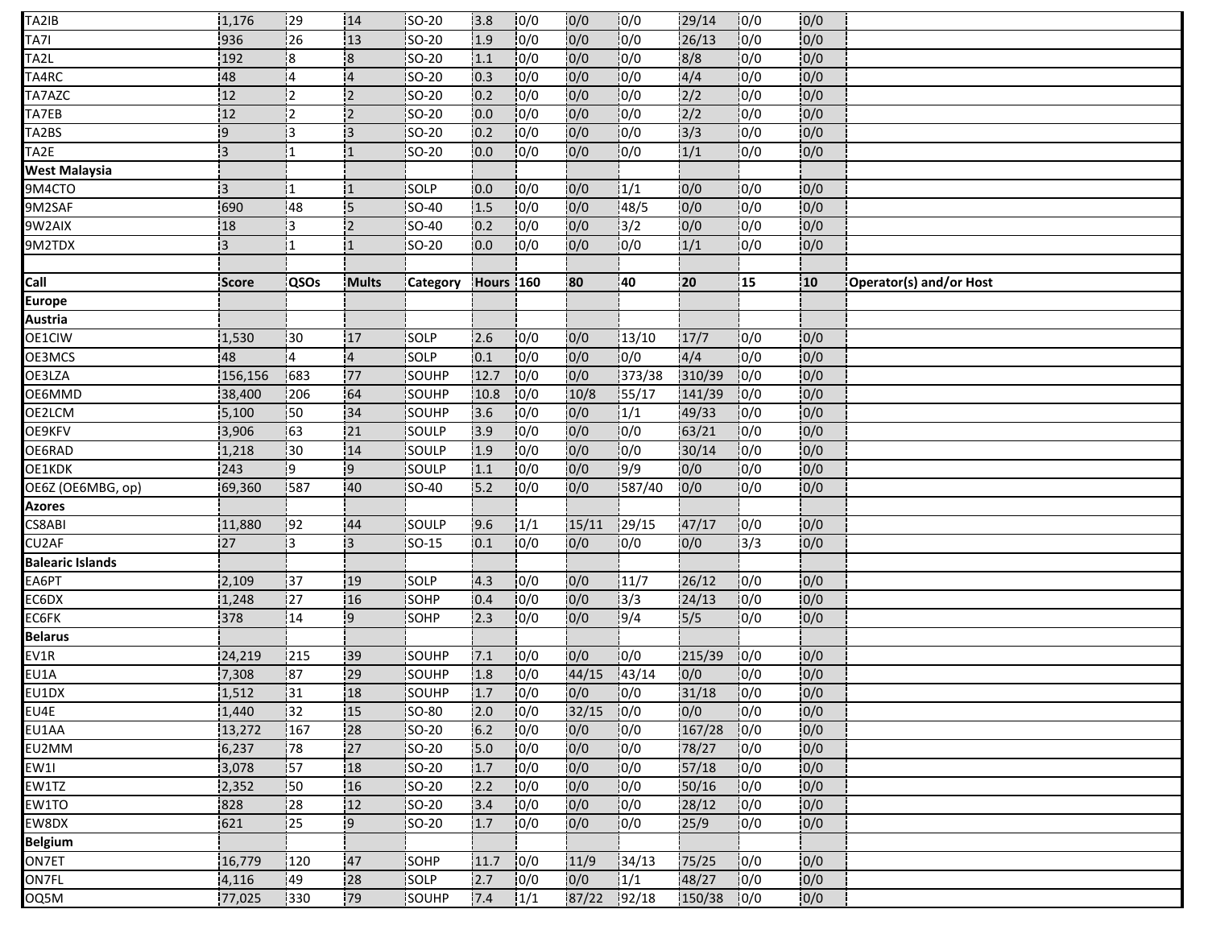| TA2IB | 1,176 | 29 | 14 | SO-20 | 3.8 | 0/0 | 0/0 | 0/0 | 29/14 | 0/0 | 0/0 | |
|---|---|---|---|---|---|---|---|---|---|---|---|---|
| TA7I | 936 | 26 | 13 | SO-20 | 1.9 | 0/0 | 0/0 | 0/0 | 26/13 | 0/0 | 0/0 | |
| TA2L | 192 | 8 | 8 | SO-20 | 1.1 | 0/0 | 0/0 | 0/0 | 8/8 | 0/0 | 0/0 | |
| TA4RC | 48 | 4 | 4 | SO-20 | 0.3 | 0/0 | 0/0 | 0/0 | 4/4 | 0/0 | 0/0 | |
| TA7AZC | 12 | 2 | 2 | SO-20 | 0.2 | 0/0 | 0/0 | 0/0 | 2/2 | 0/0 | 0/0 | |
| TA7EB | 12 | 2 | 2 | SO-20 | 0.0 | 0/0 | 0/0 | 0/0 | 2/2 | 0/0 | 0/0 | |
| TA2BS | 9 | 3 | 3 | SO-20 | 0.2 | 0/0 | 0/0 | 0/0 | 3/3 | 0/0 | 0/0 | |
| TA2E | 3 | 1 | 1 | SO-20 | 0.0 | 0/0 | 0/0 | 0/0 | 1/1 | 0/0 | 0/0 | |
| **West Malaysia** | | | | | | | | | | | | |
| 9M4CTO | 3 | 1 | 1 | SOLP | 0.0 | 0/0 | 0/0 | 1/1 | 0/0 | 0/0 | 0/0 | |
| 9M2SAF | 690 | 48 | 5 | SO-40 | 1.5 | 0/0 | 0/0 | 48/5 | 0/0 | 0/0 | 0/0 | |
| 9W2AIX | 18 | 3 | 2 | SO-40 | 0.2 | 0/0 | 0/0 | 3/2 | 0/0 | 0/0 | 0/0 | |
| 9M2TDX | 3 | 1 | 1 | SO-20 | 0.0 | 0/0 | 0/0 | 0/0 | 1/1 | 0/0 | 0/0 | |

| Call | Score | QSOs | Mults | Category | Hours | 160 | 80 | 40 | 20 | 15 | 10 | Operator(s) and/or Host |
|---|---|---|---|---|---|---|---|---|---|---|---|---|
| **Europe** | | | | | | | | | | | | |
| **Austria** | | | | | | | | | | | | |
| OE1CIW | 1,530 | 30 | 17 | SOLP | 2.6 | 0/0 | 0/0 | 13/10 | 17/7 | 0/0 | 0/0 | |
| OE3MCS | 48 | 4 | 4 | SOLP | 0.1 | 0/0 | 0/0 | 0/0 | 4/4 | 0/0 | 0/0 | |
| OE3LZA | 156,156 | 683 | 77 | SOUHP | 12.7 | 0/0 | 0/0 | 373/38 | 310/39 | 0/0 | 0/0 | |
| OE6MMD | 38,400 | 206 | 64 | SOUHP | 10.8 | 0/0 | 10/8 | 55/17 | 141/39 | 0/0 | 0/0 | |
| OE2LCM | 5,100 | 50 | 34 | SOUHP | 3.6 | 0/0 | 0/0 | 1/1 | 49/33 | 0/0 | 0/0 | |
| OE9KFV | 3,906 | 63 | 21 | SOULP | 3.9 | 0/0 | 0/0 | 0/0 | 63/21 | 0/0 | 0/0 | |
| OE6RAD | 1,218 | 30 | 14 | SOULP | 1.9 | 0/0 | 0/0 | 0/0 | 30/14 | 0/0 | 0/0 | |
| OE1KDK | 243 | 9 | 9 | SOULP | 1.1 | 0/0 | 0/0 | 9/9 | 0/0 | 0/0 | 0/0 | |
| OE6Z (OE6MBG, op) | 69,360 | 587 | 40 | SO-40 | 5.2 | 0/0 | 0/0 | 587/40 | 0/0 | 0/0 | 0/0 | |
| **Azores** | | | | | | | | | | | | |
| CS8ABI | 11,880 | 92 | 44 | SOULP | 9.6 | 1/1 | 15/11 | 29/15 | 47/17 | 0/0 | 0/0 | |
| CU2AF | 27 | 3 | 3 | SO-15 | 0.1 | 0/0 | 0/0 | 0/0 | 0/0 | 3/3 | 0/0 | |
| **Balearic Islands** | | | | | | | | | | | | |
| EA6PT | 2,109 | 37 | 19 | SOLP | 4.3 | 0/0 | 0/0 | 11/7 | 26/12 | 0/0 | 0/0 | |
| EC6DX | 1,248 | 27 | 16 | SOHP | 0.4 | 0/0 | 0/0 | 3/3 | 24/13 | 0/0 | 0/0 | |
| EC6FK | 378 | 14 | 9 | SOHP | 2.3 | 0/0 | 0/0 | 9/4 | 5/5 | 0/0 | 0/0 | |
| **Belarus** | | | | | | | | | | | | |
| EV1R | 24,219 | 215 | 39 | SOUHP | 7.1 | 0/0 | 0/0 | 0/0 | 215/39 | 0/0 | 0/0 | |
| EU1A | 7,308 | 87 | 29 | SOUHP | 1.8 | 0/0 | 44/15 | 43/14 | 0/0 | 0/0 | 0/0 | |
| EU1DX | 1,512 | 31 | 18 | SOUHP | 1.7 | 0/0 | 0/0 | 0/0 | 31/18 | 0/0 | 0/0 | |
| EU4E | 1,440 | 32 | 15 | SO-80 | 2.0 | 0/0 | 32/15 | 0/0 | 0/0 | 0/0 | 0/0 | |
| EU1AA | 13,272 | 167 | 28 | SO-20 | 6.2 | 0/0 | 0/0 | 0/0 | 167/28 | 0/0 | 0/0 | |
| EU2MM | 6,237 | 78 | 27 | SO-20 | 5.0 | 0/0 | 0/0 | 0/0 | 78/27 | 0/0 | 0/0 | |
| EW1I | 3,078 | 57 | 18 | SO-20 | 1.7 | 0/0 | 0/0 | 0/0 | 57/18 | 0/0 | 0/0 | |
| EW1TZ | 2,352 | 50 | 16 | SO-20 | 2.2 | 0/0 | 0/0 | 0/0 | 50/16 | 0/0 | 0/0 | |
| EW1TO | 828 | 28 | 12 | SO-20 | 3.4 | 0/0 | 0/0 | 0/0 | 28/12 | 0/0 | 0/0 | |
| EW8DX | 621 | 25 | 9 | SO-20 | 1.7 | 0/0 | 0/0 | 0/0 | 25/9 | 0/0 | 0/0 | |
| **Belgium** | | | | | | | | | | | | |
| ON7ET | 16,779 | 120 | 47 | SOHP | 11.7 | 0/0 | 11/9 | 34/13 | 75/25 | 0/0 | 0/0 | |
| ON7FL | 4,116 | 49 | 28 | SOLP | 2.7 | 0/0 | 0/0 | 1/1 | 48/27 | 0/0 | 0/0 | |
| OQ5M | 77,025 | 330 | 79 | SOUHP | 7.4 | 1/1 | 87/22 | 92/18 | 150/38 | 0/0 | 0/0 | |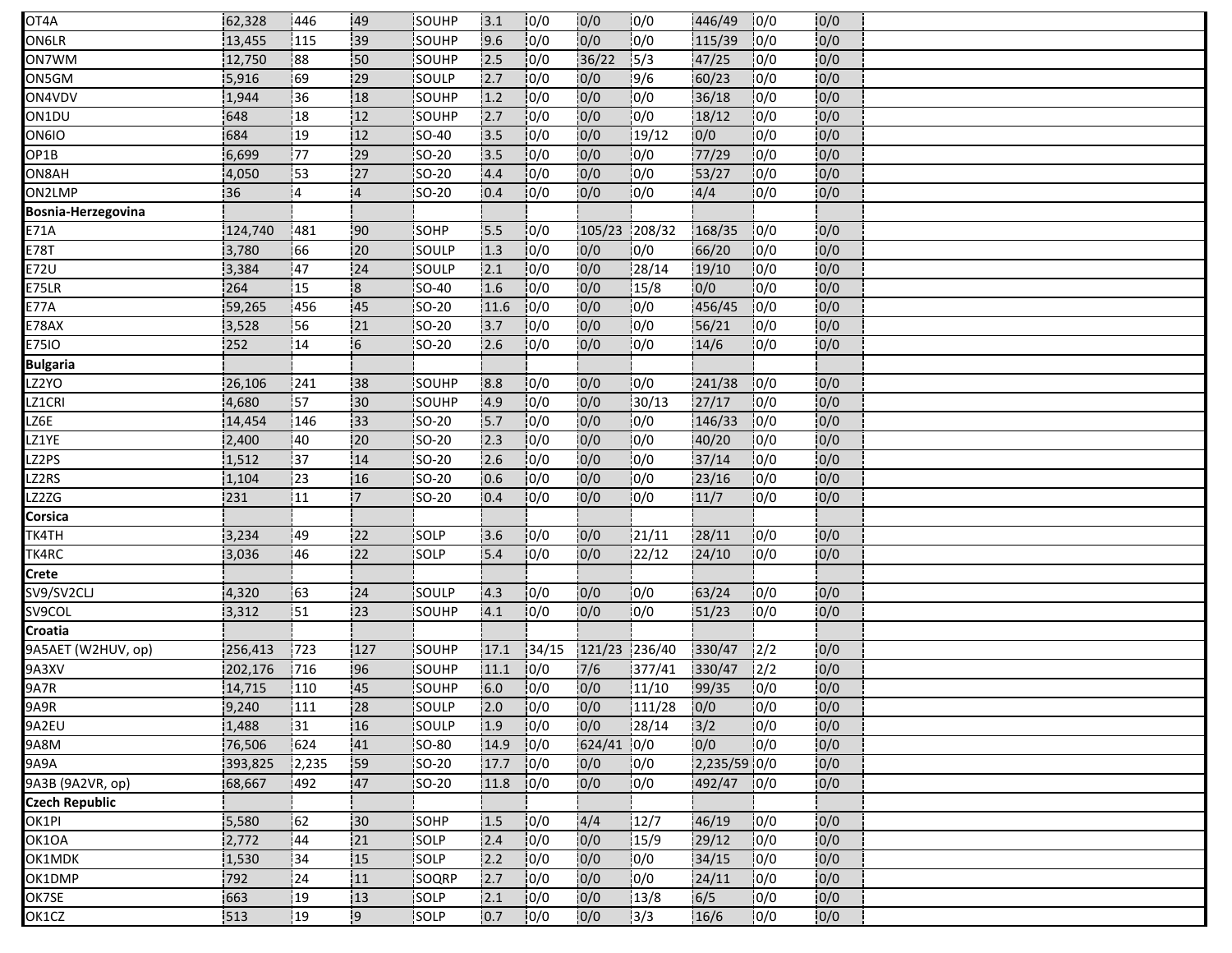| | | | | | | | | | | | | |
|---|---|---|---|---|---|---|---|---|---|---|---|---|
| OT4A | 62,328 | 446 | 49 | SOUHP | 3.1 | 0/0 | 0/0 | 0/0 | 446/49 | 0/0 | 0/0 | |
| ON6LR | 13,455 | 115 | 39 | SOUHP | 9.6 | 0/0 | 0/0 | 0/0 | 115/39 | 0/0 | 0/0 | |
| ON7WM | 12,750 | 88 | 50 | SOUHP | 2.5 | 0/0 | 36/22 | 5/3 | 47/25 | 0/0 | 0/0 | |
| ON5GM | 5,916 | 69 | 29 | SOULP | 2.7 | 0/0 | 0/0 | 9/6 | 60/23 | 0/0 | 0/0 | |
| ON4VDV | 1,944 | 36 | 18 | SOUHP | 1.2 | 0/0 | 0/0 | 0/0 | 36/18 | 0/0 | 0/0 | |
| ON1DU | 648 | 18 | 12 | SOUHP | 2.7 | 0/0 | 0/0 | 0/0 | 18/12 | 0/0 | 0/0 | |
| ON6IO | 684 | 19 | 12 | SO-40 | 3.5 | 0/0 | 0/0 | 19/12 | 0/0 | 0/0 | 0/0 | |
| OP1B | 6,699 | 77 | 29 | SO-20 | 3.5 | 0/0 | 0/0 | 0/0 | 77/29 | 0/0 | 0/0 | |
| ON8AH | 4,050 | 53 | 27 | SO-20 | 4.4 | 0/0 | 0/0 | 0/0 | 53/27 | 0/0 | 0/0 | |
| ON2LMP | 36 | 4 | 4 | SO-20 | 0.4 | 0/0 | 0/0 | 0/0 | 4/4 | 0/0 | 0/0 | |
| **Bosnia-Herzegovina** | | | | | | | | | | | | |
| E71A | 124,740 | 481 | 90 | SOHP | 5.5 | 0/0 | 105/23 | 208/32 | 168/35 | 0/0 | 0/0 | |
| E78T | 3,780 | 66 | 20 | SOULP | 1.3 | 0/0 | 0/0 | 0/0 | 66/20 | 0/0 | 0/0 | |
| E72U | 3,384 | 47 | 24 | SOULP | 2.1 | 0/0 | 0/0 | 28/14 | 19/10 | 0/0 | 0/0 | |
| E75LR | 264 | 15 | 8 | SO-40 | 1.6 | 0/0 | 0/0 | 15/8 | 0/0 | 0/0 | 0/0 | |
| E77A | 59,265 | 456 | 45 | SO-20 | 11.6 | 0/0 | 0/0 | 0/0 | 456/45 | 0/0 | 0/0 | |
| E78AX | 3,528 | 56 | 21 | SO-20 | 3.7 | 0/0 | 0/0 | 0/0 | 56/21 | 0/0 | 0/0 | |
| E75IO | 252 | 14 | 6 | SO-20 | 2.6 | 0/0 | 0/0 | 0/0 | 14/6 | 0/0 | 0/0 | |
| **Bulgaria** | | | | | | | | | | | | |
| LZ2YO | 26,106 | 241 | 38 | SOUHP | 8.8 | 0/0 | 0/0 | 0/0 | 241/38 | 0/0 | 0/0 | |
| LZ1CRI | 4,680 | 57 | 30 | SOUHP | 4.9 | 0/0 | 0/0 | 30/13 | 27/17 | 0/0 | 0/0 | |
| LZ6E | 14,454 | 146 | 33 | SO-20 | 5.7 | 0/0 | 0/0 | 0/0 | 146/33 | 0/0 | 0/0 | |
| LZ1YE | 2,400 | 40 | 20 | SO-20 | 2.3 | 0/0 | 0/0 | 0/0 | 40/20 | 0/0 | 0/0 | |
| LZ2PS | 1,512 | 37 | 14 | SO-20 | 2.6 | 0/0 | 0/0 | 0/0 | 37/14 | 0/0 | 0/0 | |
| LZ2RS | 1,104 | 23 | 16 | SO-20 | 0.6 | 0/0 | 0/0 | 0/0 | 23/16 | 0/0 | 0/0 | |
| LZ2ZG | 231 | 11 | 7 | SO-20 | 0.4 | 0/0 | 0/0 | 0/0 | 11/7 | 0/0 | 0/0 | |
| **Corsica** | | | | | | | | | | | | |
| TK4TH | 3,234 | 49 | 22 | SOLP | 3.6 | 0/0 | 0/0 | 21/11 | 28/11 | 0/0 | 0/0 | |
| TK4RC | 3,036 | 46 | 22 | SOLP | 5.4 | 0/0 | 0/0 | 22/12 | 24/10 | 0/0 | 0/0 | |
| **Crete** | | | | | | | | | | | | |
| SV9/SV2CLJ | 4,320 | 63 | 24 | SOULP | 4.3 | 0/0 | 0/0 | 0/0 | 63/24 | 0/0 | 0/0 | |
| SV9COL | 3,312 | 51 | 23 | SOUHP | 4.1 | 0/0 | 0/0 | 0/0 | 51/23 | 0/0 | 0/0 | |
| **Croatia** | | | | | | | | | | | | |
| 9A5AET (W2HUV, op) | 256,413 | 723 | 127 | SOUHP | 17.1 | 34/15 | 121/23 | 236/40 | 330/47 | 2/2 | 0/0 | |
| 9A3XV | 202,176 | 716 | 96 | SOUHP | 11.1 | 0/0 | 7/6 | 377/41 | 330/47 | 2/2 | 0/0 | |
| 9A7R | 14,715 | 110 | 45 | SOUHP | 6.0 | 0/0 | 0/0 | 11/10 | 99/35 | 0/0 | 0/0 | |
| 9A9R | 9,240 | 111 | 28 | SOULP | 2.0 | 0/0 | 0/0 | 111/28 | 0/0 | 0/0 | 0/0 | |
| 9A2EU | 1,488 | 31 | 16 | SOULP | 1.9 | 0/0 | 0/0 | 28/14 | 3/2 | 0/0 | 0/0 | |
| 9A8M | 76,506 | 624 | 41 | SO-80 | 14.9 | 0/0 | 624/41 | 0/0 | 0/0 | 0/0 | 0/0 | |
| 9A9A | 393,825 | 2,235 | 59 | SO-20 | 17.7 | 0/0 | 0/0 | 0/0 | 2,235/59 | 0/0 | 0/0 | |
| 9A3B (9A2VR, op) | 68,667 | 492 | 47 | SO-20 | 11.8 | 0/0 | 0/0 | 0/0 | 492/47 | 0/0 | 0/0 | |
| **Czech Republic** | | | | | | | | | | | | |
| OK1PI | 5,580 | 62 | 30 | SOHP | 1.5 | 0/0 | 4/4 | 12/7 | 46/19 | 0/0 | 0/0 | |
| OK1OA | 2,772 | 44 | 21 | SOLP | 2.4 | 0/0 | 0/0 | 15/9 | 29/12 | 0/0 | 0/0 | |
| OK1MDK | 1,530 | 34 | 15 | SOLP | 2.2 | 0/0 | 0/0 | 0/0 | 34/15 | 0/0 | 0/0 | |
| OK1DMP | 792 | 24 | 11 | SOQRP | 2.7 | 0/0 | 0/0 | 0/0 | 24/11 | 0/0 | 0/0 | |
| OK7SE | 663 | 19 | 13 | SOLP | 2.1 | 0/0 | 0/0 | 13/8 | 6/5 | 0/0 | 0/0 | |
| OK1CZ | 513 | 19 | 9 | SOLP | 0.7 | 0/0 | 0/0 | 3/3 | 16/6 | 0/0 | 0/0 | |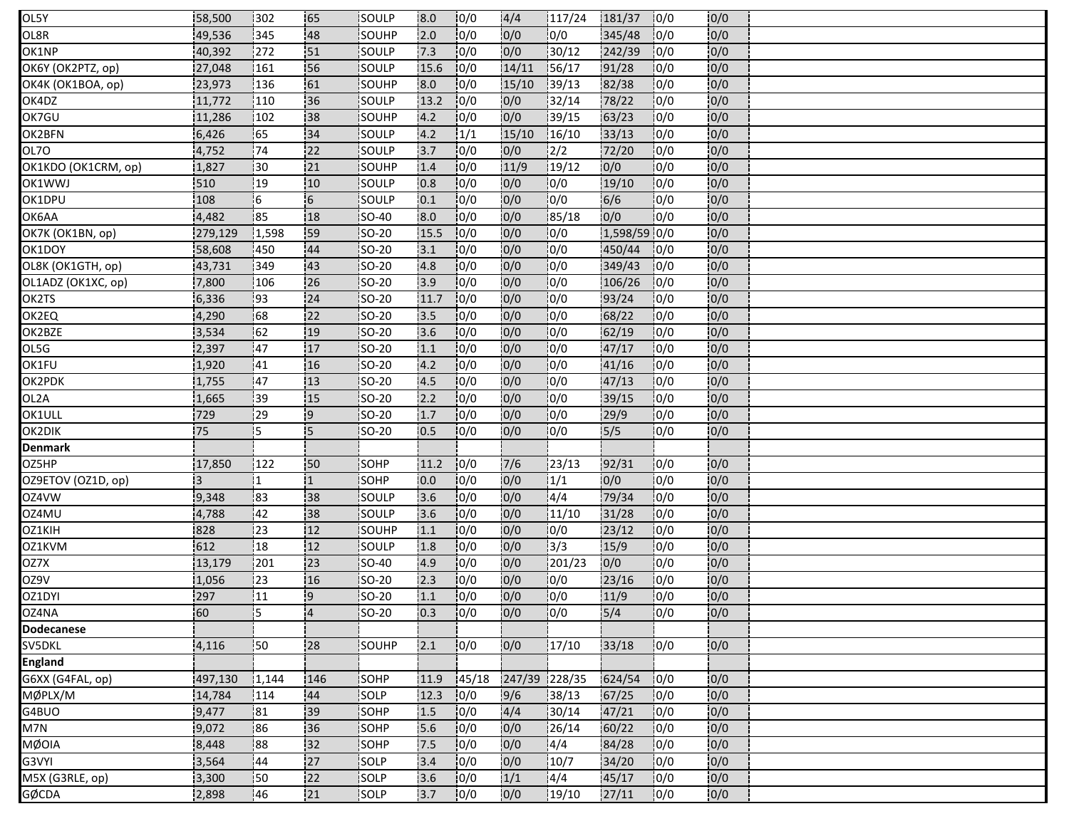| | | | | | | | | | | | | |
|---|---|---|---|---|---|---|---|---|---|---|---|---|
| OL5Y | 58,500 | 302 | 65 | SOULP | 8.0 | 0/0 | 4/4 | 117/24 | 181/37 | 0/0 | 0/0 | |
| OL8R | 49,536 | 345 | 48 | SOUHP | 2.0 | 0/0 | 0/0 | 0/0 | 345/48 | 0/0 | 0/0 | |
| OK1NP | 40,392 | 272 | 51 | SOULP | 7.3 | 0/0 | 0/0 | 30/12 | 242/39 | 0/0 | 0/0 | |
| OK6Y (OK2PTZ, op) | 27,048 | 161 | 56 | SOULP | 15.6 | 0/0 | 14/11 | 56/17 | 91/28 | 0/0 | 0/0 | |
| OK4K (OK1BOA, op) | 23,973 | 136 | 61 | SOUHP | 8.0 | 0/0 | 15/10 | 39/13 | 82/38 | 0/0 | 0/0 | |
| OK4DZ | 11,772 | 110 | 36 | SOULP | 13.2 | 0/0 | 0/0 | 32/14 | 78/22 | 0/0 | 0/0 | |
| OK7GU | 11,286 | 102 | 38 | SOUHP | 4.2 | 0/0 | 0/0 | 39/15 | 63/23 | 0/0 | 0/0 | |
| OK2BFN | 6,426 | 65 | 34 | SOULP | 4.2 | 1/1 | 15/10 | 16/10 | 33/13 | 0/0 | 0/0 | |
| OL7O | 4,752 | 74 | 22 | SOULP | 3.7 | 0/0 | 0/0 | 2/2 | 72/20 | 0/0 | 0/0 | |
| OK1KDO (OK1CRM, op) | 1,827 | 30 | 21 | SOUHP | 1.4 | 0/0 | 11/9 | 19/12 | 0/0 | 0/0 | 0/0 | |
| OK1WWJ | 510 | 19 | 10 | SOULP | 0.8 | 0/0 | 0/0 | 0/0 | 19/10 | 0/0 | 0/0 | |
| OK1DPU | 108 | 6 | 6 | SOULP | 0.1 | 0/0 | 0/0 | 0/0 | 6/6 | 0/0 | 0/0 | |
| OK6AA | 4,482 | 85 | 18 | SO-40 | 8.0 | 0/0 | 0/0 | 85/18 | 0/0 | 0/0 | 0/0 | |
| OK7K (OK1BN, op) | 279,129 | 1,598 | 59 | SO-20 | 15.5 | 0/0 | 0/0 | 0/0 | 1,598/59 | 0/0 | 0/0 | |
| OK1DOY | 58,608 | 450 | 44 | SO-20 | 3.1 | 0/0 | 0/0 | 0/0 | 450/44 | 0/0 | 0/0 | |
| OL8K (OK1GTH, op) | 43,731 | 349 | 43 | SO-20 | 4.8 | 0/0 | 0/0 | 0/0 | 349/43 | 0/0 | 0/0 | |
| OL1ADZ (OK1XC, op) | 7,800 | 106 | 26 | SO-20 | 3.9 | 0/0 | 0/0 | 0/0 | 106/26 | 0/0 | 0/0 | |
| OK2TS | 6,336 | 93 | 24 | SO-20 | 11.7 | 0/0 | 0/0 | 0/0 | 93/24 | 0/0 | 0/0 | |
| OK2EQ | 4,290 | 68 | 22 | SO-20 | 3.5 | 0/0 | 0/0 | 0/0 | 68/22 | 0/0 | 0/0 | |
| OK2BZE | 3,534 | 62 | 19 | SO-20 | 3.6 | 0/0 | 0/0 | 0/0 | 62/19 | 0/0 | 0/0 | |
| OL5G | 2,397 | 47 | 17 | SO-20 | 1.1 | 0/0 | 0/0 | 0/0 | 47/17 | 0/0 | 0/0 | |
| OK1FU | 1,920 | 41 | 16 | SO-20 | 4.2 | 0/0 | 0/0 | 0/0 | 41/16 | 0/0 | 0/0 | |
| OK2PDK | 1,755 | 47 | 13 | SO-20 | 4.5 | 0/0 | 0/0 | 0/0 | 47/13 | 0/0 | 0/0 | |
| OL2A | 1,665 | 39 | 15 | SO-20 | 2.2 | 0/0 | 0/0 | 0/0 | 39/15 | 0/0 | 0/0 | |
| OK1ULL | 729 | 29 | 9 | SO-20 | 1.7 | 0/0 | 0/0 | 0/0 | 29/9 | 0/0 | 0/0 | |
| OK2DIK | 75 | 5 | 5 | SO-20 | 0.5 | 0/0 | 0/0 | 0/0 | 5/5 | 0/0 | 0/0 | |
| **Denmark** | | | | | | | | | | | | |
| OZ5HP | 17,850 | 122 | 50 | SOHP | 11.2 | 0/0 | 7/6 | 23/13 | 92/31 | 0/0 | 0/0 | |
| OZ9ETOV (OZ1D, op) | 3 | 1 | 1 | SOHP | 0.0 | 0/0 | 0/0 | 1/1 | 0/0 | 0/0 | 0/0 | |
| OZ4VW | 9,348 | 83 | 38 | SOULP | 3.6 | 0/0 | 0/0 | 4/4 | 79/34 | 0/0 | 0/0 | |
| OZ4MU | 4,788 | 42 | 38 | SOULP | 3.6 | 0/0 | 0/0 | 11/10 | 31/28 | 0/0 | 0/0 | |
| OZ1KIH | 828 | 23 | 12 | SOUHP | 1.1 | 0/0 | 0/0 | 0/0 | 23/12 | 0/0 | 0/0 | |
| OZ1KVM | 612 | 18 | 12 | SOULP | 1.8 | 0/0 | 0/0 | 3/3 | 15/9 | 0/0 | 0/0 | |
| OZ7X | 13,179 | 201 | 23 | SO-40 | 4.9 | 0/0 | 0/0 | 201/23 | 0/0 | 0/0 | 0/0 | |
| OZ9V | 1,056 | 23 | 16 | SO-20 | 2.3 | 0/0 | 0/0 | 0/0 | 23/16 | 0/0 | 0/0 | |
| OZ1DYI | 297 | 11 | 9 | SO-20 | 1.1 | 0/0 | 0/0 | 0/0 | 11/9 | 0/0 | 0/0 | |
| OZ4NA | 60 | 5 | 4 | SO-20 | 0.3 | 0/0 | 0/0 | 0/0 | 5/4 | 0/0 | 0/0 | |
| **Dodecanese** | | | | | | | | | | | | |
| SV5DKL | 4,116 | 50 | 28 | SOUHP | 2.1 | 0/0 | 0/0 | 17/10 | 33/18 | 0/0 | 0/0 | |
| **England** | | | | | | | | | | | | |
| G6XX (G4FAL, op) | 497,130 | 1,144 | 146 | SOHP | 11.9 | 45/18 | 247/39 | 228/35 | 624/54 | 0/0 | 0/0 | |
| MØPLX/M | 14,784 | 114 | 44 | SOLP | 12.3 | 0/0 | 9/6 | 38/13 | 67/25 | 0/0 | 0/0 | |
| G4BUO | 9,477 | 81 | 39 | SOHP | 1.5 | 0/0 | 4/4 | 30/14 | 47/21 | 0/0 | 0/0 | |
| M7N | 9,072 | 86 | 36 | SOHP | 5.6 | 0/0 | 0/0 | 26/14 | 60/22 | 0/0 | 0/0 | |
| MØOIA | 8,448 | 88 | 32 | SOHP | 7.5 | 0/0 | 0/0 | 4/4 | 84/28 | 0/0 | 0/0 | |
| G3VYI | 3,564 | 44 | 27 | SOLP | 3.4 | 0/0 | 0/0 | 10/7 | 34/20 | 0/0 | 0/0 | |
| M5X (G3RLE, op) | 3,300 | 50 | 22 | SOLP | 3.6 | 0/0 | 1/1 | 4/4 | 45/17 | 0/0 | 0/0 | |
| GØCDA | 2,898 | 46 | 21 | SOLP | 3.7 | 0/0 | 0/0 | 19/10 | 27/11 | 0/0 | 0/0 | |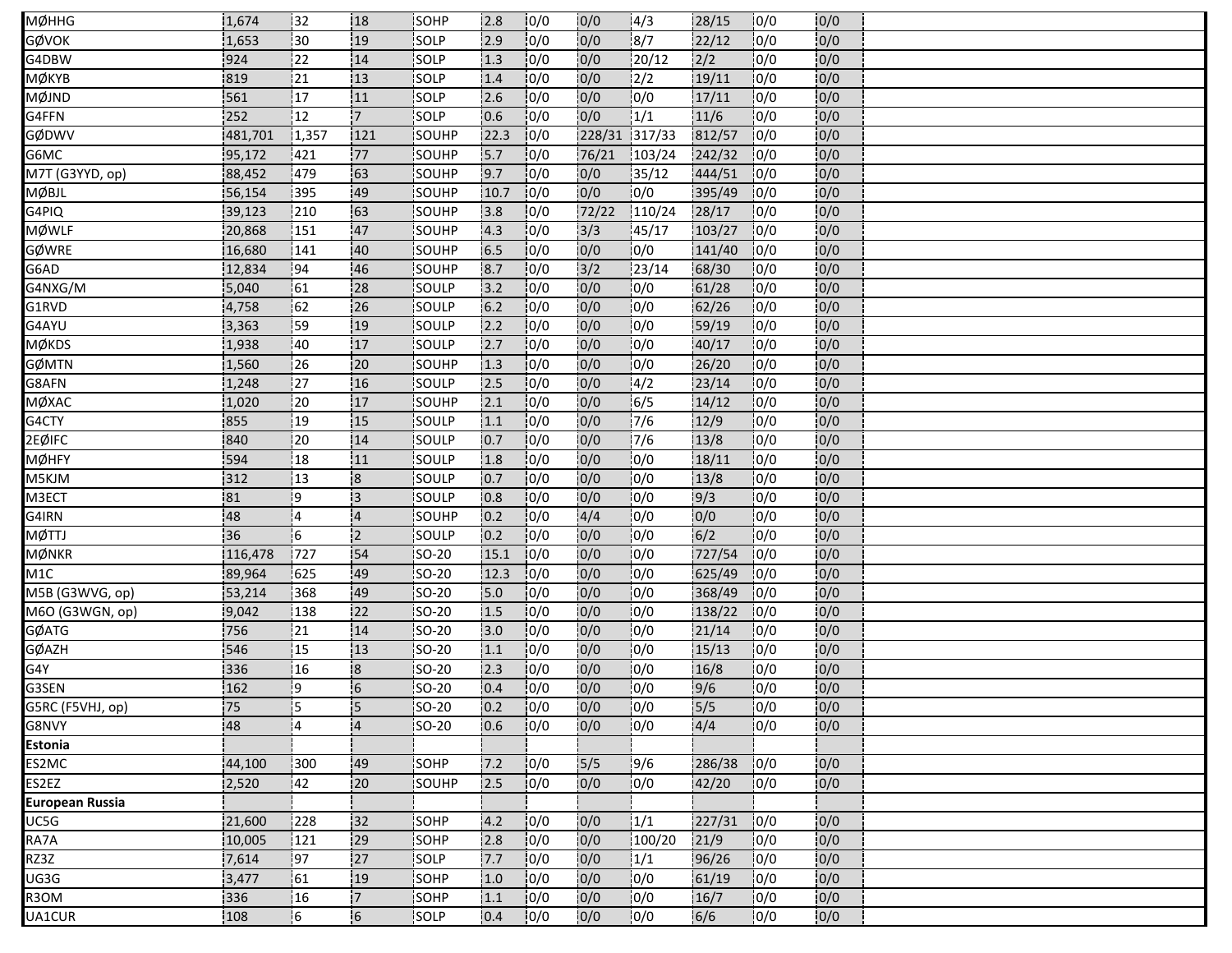| | | | | | | | | | | | | |
|---|---|---|---|---|---|---|---|---|---|---|---|---|
| MØHHG | 1,674 | 32 | 18 | SOHP | 2.8 | 0/0 | 0/0 | 4/3 | 28/15 | 0/0 | 0/0 | |
| GØVOK | 1,653 | 30 | 19 | SOLP | 2.9 | 0/0 | 0/0 | 8/7 | 22/12 | 0/0 | 0/0 | |
| G4DBW | 924 | 22 | 14 | SOLP | 1.3 | 0/0 | 0/0 | 20/12 | 2/2 | 0/0 | 0/0 | |
| MØKYB | 819 | 21 | 13 | SOLP | 1.4 | 0/0 | 0/0 | 2/2 | 19/11 | 0/0 | 0/0 | |
| MØJND | 561 | 17 | 11 | SOLP | 2.6 | 0/0 | 0/0 | 0/0 | 17/11 | 0/0 | 0/0 | |
| G4FFN | 252 | 12 | 7 | SOLP | 0.6 | 0/0 | 0/0 | 1/1 | 11/6 | 0/0 | 0/0 | |
| GØDWV | 481,701 | 1,357 | 121 | SOUHP | 22.3 | 0/0 | 228/31 | 317/33 | 812/57 | 0/0 | 0/0 | |
| G6MC | 95,172 | 421 | 77 | SOUHP | 5.7 | 0/0 | 76/21 | 103/24 | 242/32 | 0/0 | 0/0 | |
| M7T (G3YYD, op) | 88,452 | 479 | 63 | SOUHP | 9.7 | 0/0 | 0/0 | 35/12 | 444/51 | 0/0 | 0/0 | |
| MØBJL | 56,154 | 395 | 49 | SOUHP | 10.7 | 0/0 | 0/0 | 0/0 | 395/49 | 0/0 | 0/0 | |
| G4PIQ | 39,123 | 210 | 63 | SOUHP | 3.8 | 0/0 | 72/22 | 110/24 | 28/17 | 0/0 | 0/0 | |
| MØWLF | 20,868 | 151 | 47 | SOUHP | 4.3 | 0/0 | 3/3 | 45/17 | 103/27 | 0/0 | 0/0 | |
| GØWRE | 16,680 | 141 | 40 | SOUHP | 6.5 | 0/0 | 0/0 | 0/0 | 141/40 | 0/0 | 0/0 | |
| G6AD | 12,834 | 94 | 46 | SOUHP | 8.7 | 0/0 | 3/2 | 23/14 | 68/30 | 0/0 | 0/0 | |
| G4NXG/M | 5,040 | 61 | 28 | SOULP | 3.2 | 0/0 | 0/0 | 0/0 | 61/28 | 0/0 | 0/0 | |
| G1RVD | 4,758 | 62 | 26 | SOULP | 6.2 | 0/0 | 0/0 | 0/0 | 62/26 | 0/0 | 0/0 | |
| G4AYU | 3,363 | 59 | 19 | SOULP | 2.2 | 0/0 | 0/0 | 0/0 | 59/19 | 0/0 | 0/0 | |
| MØKDS | 1,938 | 40 | 17 | SOULP | 2.7 | 0/0 | 0/0 | 0/0 | 40/17 | 0/0 | 0/0 | |
| GØMTN | 1,560 | 26 | 20 | SOUHP | 1.3 | 0/0 | 0/0 | 0/0 | 26/20 | 0/0 | 0/0 | |
| G8AFN | 1,248 | 27 | 16 | SOULP | 2.5 | 0/0 | 0/0 | 4/2 | 23/14 | 0/0 | 0/0 | |
| MØXAC | 1,020 | 20 | 17 | SOUHP | 2.1 | 0/0 | 0/0 | 6/5 | 14/12 | 0/0 | 0/0 | |
| G4CTY | 855 | 19 | 15 | SOULP | 1.1 | 0/0 | 0/0 | 7/6 | 12/9 | 0/0 | 0/0 | |
| 2EØIFC | 840 | 20 | 14 | SOULP | 0.7 | 0/0 | 0/0 | 7/6 | 13/8 | 0/0 | 0/0 | |
| MØHFY | 594 | 18 | 11 | SOULP | 1.8 | 0/0 | 0/0 | 0/0 | 18/11 | 0/0 | 0/0 | |
| M5KJM | 312 | 13 | 8 | SOULP | 0.7 | 0/0 | 0/0 | 0/0 | 13/8 | 0/0 | 0/0 | |
| M3ECT | 81 | 9 | 3 | SOULP | 0.8 | 0/0 | 0/0 | 0/0 | 9/3 | 0/0 | 0/0 | |
| G4IRN | 48 | 4 | 4 | SOUHP | 0.2 | 0/0 | 4/4 | 0/0 | 0/0 | 0/0 | 0/0 | |
| MØTTJ | 36 | 6 | 2 | SOULP | 0.2 | 0/0 | 0/0 | 0/0 | 6/2 | 0/0 | 0/0 | |
| MØNKR | 116,478 | 727 | 54 | SO-20 | 15.1 | 0/0 | 0/0 | 0/0 | 727/54 | 0/0 | 0/0 | |
| M1C | 89,964 | 625 | 49 | SO-20 | 12.3 | 0/0 | 0/0 | 0/0 | 625/49 | 0/0 | 0/0 | |
| M5B (G3WVG, op) | 53,214 | 368 | 49 | SO-20 | 5.0 | 0/0 | 0/0 | 0/0 | 368/49 | 0/0 | 0/0 | |
| M6O (G3WGN, op) | 9,042 | 138 | 22 | SO-20 | 1.5 | 0/0 | 0/0 | 0/0 | 138/22 | 0/0 | 0/0 | |
| GØATG | 756 | 21 | 14 | SO-20 | 3.0 | 0/0 | 0/0 | 0/0 | 21/14 | 0/0 | 0/0 | |
| GØAZH | 546 | 15 | 13 | SO-20 | 1.1 | 0/0 | 0/0 | 0/0 | 15/13 | 0/0 | 0/0 | |
| G4Y | 336 | 16 | 8 | SO-20 | 2.3 | 0/0 | 0/0 | 0/0 | 16/8 | 0/0 | 0/0 | |
| G3SEN | 162 | 9 | 6 | SO-20 | 0.4 | 0/0 | 0/0 | 0/0 | 9/6 | 0/0 | 0/0 | |
| G5RC (F5VHJ, op) | 75 | 5 | 5 | SO-20 | 0.2 | 0/0 | 0/0 | 0/0 | 5/5 | 0/0 | 0/0 | |
| G8NVY | 48 | 4 | 4 | SO-20 | 0.6 | 0/0 | 0/0 | 0/0 | 4/4 | 0/0 | 0/0 | |
| **Estonia** | | | | | | | | | | | | |
| ES2MC | 44,100 | 300 | 49 | SOHP | 7.2 | 0/0 | 5/5 | 9/6 | 286/38 | 0/0 | 0/0 | |
| ES2EZ | 2,520 | 42 | 20 | SOUHP | 2.5 | 0/0 | 0/0 | 0/0 | 42/20 | 0/0 | 0/0 | |
| **European Russia** | | | | | | | | | | | | |
| UC5G | 21,600 | 228 | 32 | SOHP | 4.2 | 0/0 | 0/0 | 1/1 | 227/31 | 0/0 | 0/0 | |
| RA7A | 10,005 | 121 | 29 | SOHP | 2.8 | 0/0 | 0/0 | 100/20 | 21/9 | 0/0 | 0/0 | |
| RZ3Z | 7,614 | 97 | 27 | SOLP | 7.7 | 0/0 | 0/0 | 1/1 | 96/26 | 0/0 | 0/0 | |
| UG3G | 3,477 | 61 | 19 | SOHP | 1.0 | 0/0 | 0/0 | 0/0 | 61/19 | 0/0 | 0/0 | |
| R3OM | 336 | 16 | 7 | SOHP | 1.1 | 0/0 | 0/0 | 0/0 | 16/7 | 0/0 | 0/0 | |
| UA1CUR | 108 | 6 | 6 | SOLP | 0.4 | 0/0 | 0/0 | 0/0 | 6/6 | 0/0 | 0/0 | |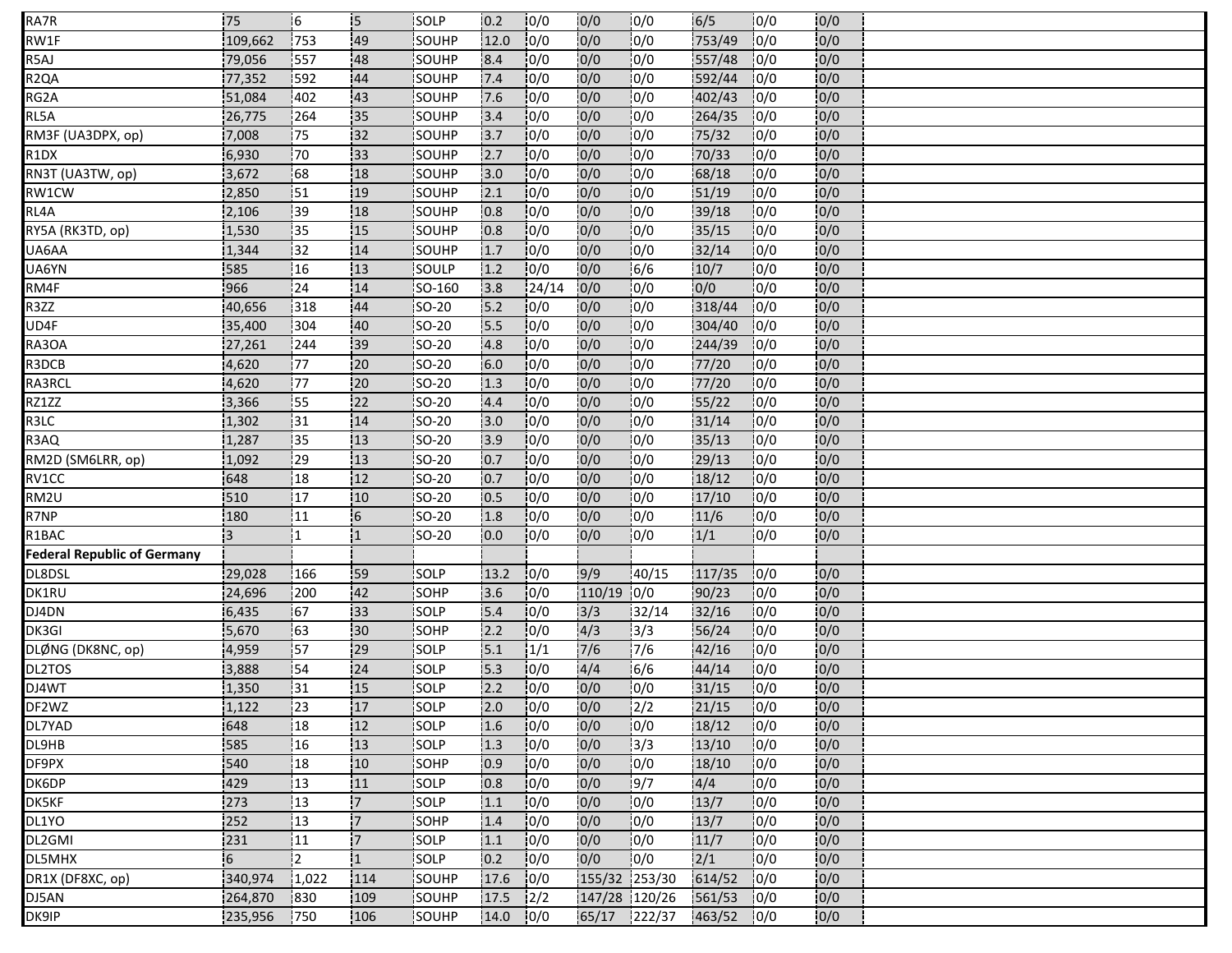| | | | | | | | | | | | | |
|---|---|---|---|---|---|---|---|---|---|---|---|---|
| RA7R | 75 | 6 | 5 | SOLP | 0.2 | 0/0 | 0/0 | 0/0 | 6/5 | 0/0 | 0/0 | |
| RW1F | 109,662 | 753 | 49 | SOUHP | 12.0 | 0/0 | 0/0 | 0/0 | 753/49 | 0/0 | 0/0 | |
| R5AJ | 79,056 | 557 | 48 | SOUHP | 8.4 | 0/0 | 0/0 | 0/0 | 557/48 | 0/0 | 0/0 | |
| R2QA | 77,352 | 592 | 44 | SOUHP | 7.4 | 0/0 | 0/0 | 0/0 | 592/44 | 0/0 | 0/0 | |
| RG2A | 51,084 | 402 | 43 | SOUHP | 7.6 | 0/0 | 0/0 | 0/0 | 402/43 | 0/0 | 0/0 | |
| RL5A | 26,775 | 264 | 35 | SOUHP | 3.4 | 0/0 | 0/0 | 0/0 | 264/35 | 0/0 | 0/0 | |
| RM3F (UA3DPX, op) | 7,008 | 75 | 32 | SOUHP | 3.7 | 0/0 | 0/0 | 0/0 | 75/32 | 0/0 | 0/0 | |
| R1DX | 6,930 | 70 | 33 | SOUHP | 2.7 | 0/0 | 0/0 | 0/0 | 70/33 | 0/0 | 0/0 | |
| RN3T (UA3TW, op) | 3,672 | 68 | 18 | SOUHP | 3.0 | 0/0 | 0/0 | 0/0 | 68/18 | 0/0 | 0/0 | |
| RW1CW | 2,850 | 51 | 19 | SOUHP | 2.1 | 0/0 | 0/0 | 0/0 | 51/19 | 0/0 | 0/0 | |
| RL4A | 2,106 | 39 | 18 | SOUHP | 0.8 | 0/0 | 0/0 | 0/0 | 39/18 | 0/0 | 0/0 | |
| RY5A (RK3TD, op) | 1,530 | 35 | 15 | SOUHP | 0.8 | 0/0 | 0/0 | 0/0 | 35/15 | 0/0 | 0/0 | |
| UA6AA | 1,344 | 32 | 14 | SOUHP | 1.7 | 0/0 | 0/0 | 0/0 | 32/14 | 0/0 | 0/0 | |
| UA6YN | 585 | 16 | 13 | SOULP | 1.2 | 0/0 | 0/0 | 6/6 | 10/7 | 0/0 | 0/0 | |
| RM4F | 966 | 24 | 14 | SO-160 | 3.8 | 24/14 | 0/0 | 0/0 | 0/0 | 0/0 | 0/0 | |
| R3ZZ | 40,656 | 318 | 44 | SO-20 | 5.2 | 0/0 | 0/0 | 0/0 | 318/44 | 0/0 | 0/0 | |
| UD4F | 35,400 | 304 | 40 | SO-20 | 5.5 | 0/0 | 0/0 | 0/0 | 304/40 | 0/0 | 0/0 | |
| RA3OA | 27,261 | 244 | 39 | SO-20 | 4.8 | 0/0 | 0/0 | 0/0 | 244/39 | 0/0 | 0/0 | |
| R3DCB | 4,620 | 77 | 20 | SO-20 | 6.0 | 0/0 | 0/0 | 0/0 | 77/20 | 0/0 | 0/0 | |
| RA3RCL | 4,620 | 77 | 20 | SO-20 | 1.3 | 0/0 | 0/0 | 0/0 | 77/20 | 0/0 | 0/0 | |
| RZ1ZZ | 3,366 | 55 | 22 | SO-20 | 4.4 | 0/0 | 0/0 | 0/0 | 55/22 | 0/0 | 0/0 | |
| R3LC | 1,302 | 31 | 14 | SO-20 | 3.0 | 0/0 | 0/0 | 0/0 | 31/14 | 0/0 | 0/0 | |
| R3AQ | 1,287 | 35 | 13 | SO-20 | 3.9 | 0/0 | 0/0 | 0/0 | 35/13 | 0/0 | 0/0 | |
| RM2D (SM6LRR, op) | 1,092 | 29 | 13 | SO-20 | 0.7 | 0/0 | 0/0 | 0/0 | 29/13 | 0/0 | 0/0 | |
| RV1CC | 648 | 18 | 12 | SO-20 | 0.7 | 0/0 | 0/0 | 0/0 | 18/12 | 0/0 | 0/0 | |
| RM2U | 510 | 17 | 10 | SO-20 | 0.5 | 0/0 | 0/0 | 0/0 | 17/10 | 0/0 | 0/0 | |
| R7NP | 180 | 11 | 6 | SO-20 | 1.8 | 0/0 | 0/0 | 0/0 | 11/6 | 0/0 | 0/0 | |
| R1BAC | 3 | 1 | 1 | SO-20 | 0.0 | 0/0 | 0/0 | 0/0 | 1/1 | 0/0 | 0/0 | |
| **Federal Republic of Germany** | | | | | | | | | | | | |
| DL8DSL | 29,028 | 166 | 59 | SOLP | 13.2 | 0/0 | 9/9 | 40/15 | 117/35 | 0/0 | 0/0 | |
| DK1RU | 24,696 | 200 | 42 | SOHP | 3.6 | 0/0 | 110/19 | 0/0 | 90/23 | 0/0 | 0/0 | |
| DJ4DN | 6,435 | 67 | 33 | SOLP | 5.4 | 0/0 | 3/3 | 32/14 | 32/16 | 0/0 | 0/0 | |
| DK3GI | 5,670 | 63 | 30 | SOHP | 2.2 | 0/0 | 4/3 | 3/3 | 56/24 | 0/0 | 0/0 | |
| DLØNG (DK8NC, op) | 4,959 | 57 | 29 | SOLP | 5.1 | 1/1 | 7/6 | 7/6 | 42/16 | 0/0 | 0/0 | |
| DL2TOS | 3,888 | 54 | 24 | SOLP | 5.3 | 0/0 | 4/4 | 6/6 | 44/14 | 0/0 | 0/0 | |
| DJ4WT | 1,350 | 31 | 15 | SOLP | 2.2 | 0/0 | 0/0 | 0/0 | 31/15 | 0/0 | 0/0 | |
| DF2WZ | 1,122 | 23 | 17 | SOLP | 2.0 | 0/0 | 0/0 | 2/2 | 21/15 | 0/0 | 0/0 | |
| DL7YAD | 648 | 18 | 12 | SOLP | 1.6 | 0/0 | 0/0 | 0/0 | 18/12 | 0/0 | 0/0 | |
| DL9HB | 585 | 16 | 13 | SOLP | 1.3 | 0/0 | 0/0 | 3/3 | 13/10 | 0/0 | 0/0 | |
| DF9PX | 540 | 18 | 10 | SOHP | 0.9 | 0/0 | 0/0 | 0/0 | 18/10 | 0/0 | 0/0 | |
| DK6DP | 429 | 13 | 11 | SOLP | 0.8 | 0/0 | 0/0 | 9/7 | 4/4 | 0/0 | 0/0 | |
| DK5KF | 273 | 13 | 7 | SOLP | 1.1 | 0/0 | 0/0 | 0/0 | 13/7 | 0/0 | 0/0 | |
| DL1YO | 252 | 13 | 7 | SOHP | 1.4 | 0/0 | 0/0 | 0/0 | 13/7 | 0/0 | 0/0 | |
| DL2GMI | 231 | 11 | 7 | SOLP | 1.1 | 0/0 | 0/0 | 0/0 | 11/7 | 0/0 | 0/0 | |
| DL5MHX | 6 | 2 | 1 | SOLP | 0.2 | 0/0 | 0/0 | 0/0 | 2/1 | 0/0 | 0/0 | |
| DR1X (DF8XC, op) | 340,974 | 1,022 | 114 | SOUHP | 17.6 | 0/0 | 155/32 | 253/30 | 614/52 | 0/0 | 0/0 | |
| DJ5AN | 264,870 | 830 | 109 | SOUHP | 17.5 | 2/2 | 147/28 | 120/26 | 561/53 | 0/0 | 0/0 | |
| DK9IP | 235,956 | 750 | 106 | SOUHP | 14.0 | 0/0 | 65/17 | 222/37 | 463/52 | 0/0 | 0/0 | |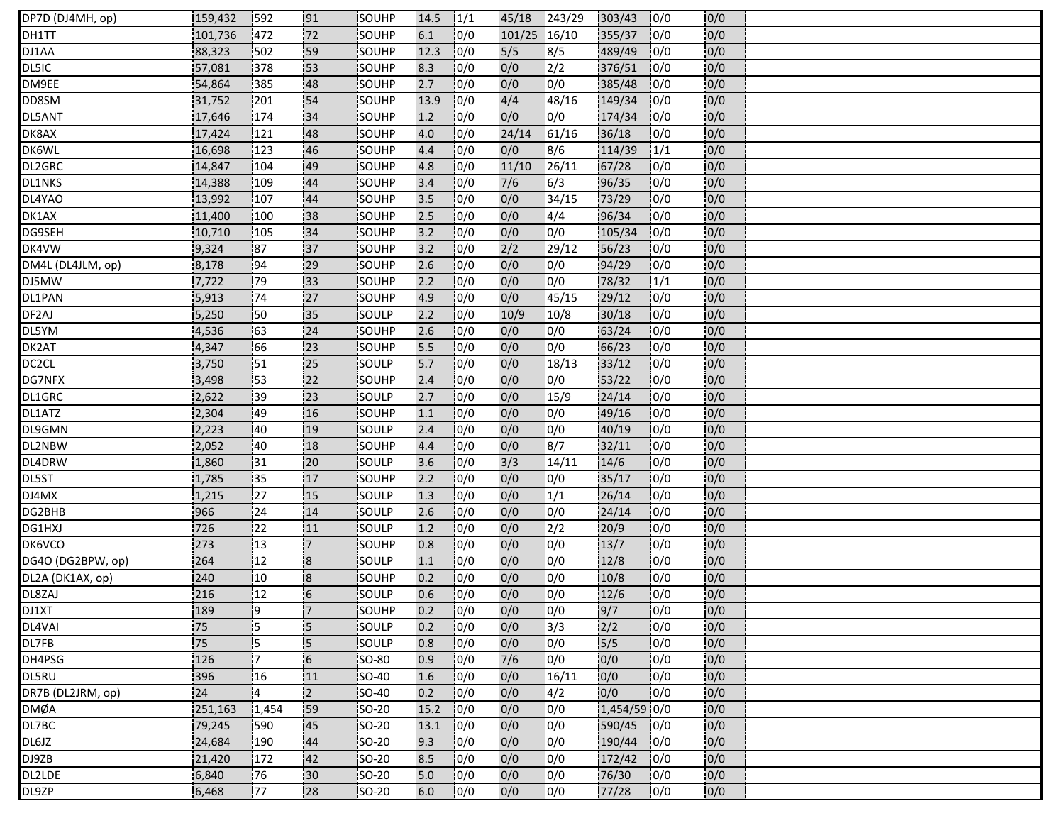| | | | | | | | | | | | | |
|---|---|---|---|---|---|---|---|---|---|---|---|---|
| DP7D (DJ4MH, op) | 159,432 | 592 | 91 | SOUHP | 14.5 | 1/1 | 45/18 | 243/29 | 303/43 | 0/0 | 0/0 | |
| DH1TT | 101,736 | 472 | 72 | SOUHP | 6.1 | 0/0 | 101/25 | 16/10 | 355/37 | 0/0 | 0/0 | |
| DJ1AA | 88,323 | 502 | 59 | SOUHP | 12.3 | 0/0 | 5/5 | 8/5 | 489/49 | 0/0 | 0/0 | |
| DL5IC | 57,081 | 378 | 53 | SOUHP | 8.3 | 0/0 | 0/0 | 2/2 | 376/51 | 0/0 | 0/0 | |
| DM9EE | 54,864 | 385 | 48 | SOUHP | 2.7 | 0/0 | 0/0 | 0/0 | 385/48 | 0/0 | 0/0 | |
| DD8SM | 31,752 | 201 | 54 | SOUHP | 13.9 | 0/0 | 4/4 | 48/16 | 149/34 | 0/0 | 0/0 | |
| DL5ANT | 17,646 | 174 | 34 | SOUHP | 1.2 | 0/0 | 0/0 | 0/0 | 174/34 | 0/0 | 0/0 | |
| DK8AX | 17,424 | 121 | 48 | SOUHP | 4.0 | 0/0 | 24/14 | 61/16 | 36/18 | 0/0 | 0/0 | |
| DK6WL | 16,698 | 123 | 46 | SOUHP | 4.4 | 0/0 | 0/0 | 8/6 | 114/39 | 1/1 | 0/0 | |
| DL2GRC | 14,847 | 104 | 49 | SOUHP | 4.8 | 0/0 | 11/10 | 26/11 | 67/28 | 0/0 | 0/0 | |
| DL1NKS | 14,388 | 109 | 44 | SOUHP | 3.4 | 0/0 | 7/6 | 6/3 | 96/35 | 0/0 | 0/0 | |
| DL4YAO | 13,992 | 107 | 44 | SOUHP | 3.5 | 0/0 | 0/0 | 34/15 | 73/29 | 0/0 | 0/0 | |
| DK1AX | 11,400 | 100 | 38 | SOUHP | 2.5 | 0/0 | 0/0 | 4/4 | 96/34 | 0/0 | 0/0 | |
| DG9SEH | 10,710 | 105 | 34 | SOUHP | 3.2 | 0/0 | 0/0 | 0/0 | 105/34 | 0/0 | 0/0 | |
| DK4VW | 9,324 | 87 | 37 | SOUHP | 3.2 | 0/0 | 2/2 | 29/12 | 56/23 | 0/0 | 0/0 | |
| DM4L (DL4JLM, op) | 8,178 | 94 | 29 | SOUHP | 2.6 | 0/0 | 0/0 | 0/0 | 94/29 | 0/0 | 0/0 | |
| DJ5MW | 7,722 | 79 | 33 | SOUHP | 2.2 | 0/0 | 0/0 | 0/0 | 78/32 | 1/1 | 0/0 | |
| DL1PAN | 5,913 | 74 | 27 | SOUHP | 4.9 | 0/0 | 0/0 | 45/15 | 29/12 | 0/0 | 0/0 | |
| DF2AJ | 5,250 | 50 | 35 | SOULP | 2.2 | 0/0 | 10/9 | 10/8 | 30/18 | 0/0 | 0/0 | |
| DL5YM | 4,536 | 63 | 24 | SOUHP | 2.6 | 0/0 | 0/0 | 0/0 | 63/24 | 0/0 | 0/0 | |
| DK2AT | 4,347 | 66 | 23 | SOUHP | 5.5 | 0/0 | 0/0 | 0/0 | 66/23 | 0/0 | 0/0 | |
| DC2CL | 3,750 | 51 | 25 | SOULP | 5.7 | 0/0 | 0/0 | 18/13 | 33/12 | 0/0 | 0/0 | |
| DG7NFX | 3,498 | 53 | 22 | SOUHP | 2.4 | 0/0 | 0/0 | 0/0 | 53/22 | 0/0 | 0/0 | |
| DL1GRC | 2,622 | 39 | 23 | SOULP | 2.7 | 0/0 | 0/0 | 15/9 | 24/14 | 0/0 | 0/0 | |
| DL1ATZ | 2,304 | 49 | 16 | SOUHP | 1.1 | 0/0 | 0/0 | 0/0 | 49/16 | 0/0 | 0/0 | |
| DL9GMN | 2,223 | 40 | 19 | SOULP | 2.4 | 0/0 | 0/0 | 0/0 | 40/19 | 0/0 | 0/0 | |
| DL2NBW | 2,052 | 40 | 18 | SOUHP | 4.4 | 0/0 | 0/0 | 8/7 | 32/11 | 0/0 | 0/0 | |
| DL4DRW | 1,860 | 31 | 20 | SOULP | 3.6 | 0/0 | 3/3 | 14/11 | 14/6 | 0/0 | 0/0 | |
| DL5ST | 1,785 | 35 | 17 | SOUHP | 2.2 | 0/0 | 0/0 | 0/0 | 35/17 | 0/0 | 0/0 | |
| DJ4MX | 1,215 | 27 | 15 | SOULP | 1.3 | 0/0 | 0/0 | 1/1 | 26/14 | 0/0 | 0/0 | |
| DG2BHB | 966 | 24 | 14 | SOULP | 2.6 | 0/0 | 0/0 | 0/0 | 24/14 | 0/0 | 0/0 | |
| DG1HXJ | 726 | 22 | 11 | SOULP | 1.2 | 0/0 | 0/0 | 2/2 | 20/9 | 0/0 | 0/0 | |
| DK6VCO | 273 | 13 | 7 | SOUHP | 0.8 | 0/0 | 0/0 | 0/0 | 13/7 | 0/0 | 0/0 | |
| DG4O (DG2BPW, op) | 264 | 12 | 8 | SOULP | 1.1 | 0/0 | 0/0 | 0/0 | 12/8 | 0/0 | 0/0 | |
| DL2A (DK1AX, op) | 240 | 10 | 8 | SOUHP | 0.2 | 0/0 | 0/0 | 0/0 | 10/8 | 0/0 | 0/0 | |
| DL8ZAJ | 216 | 12 | 6 | SOULP | 0.6 | 0/0 | 0/0 | 0/0 | 12/6 | 0/0 | 0/0 | |
| DJ1XT | 189 | 9 | 7 | SOUHP | 0.2 | 0/0 | 0/0 | 0/0 | 9/7 | 0/0 | 0/0 | |
| DL4VAI | 75 | 5 | 5 | SOULP | 0.2 | 0/0 | 0/0 | 3/3 | 2/2 | 0/0 | 0/0 | |
| DL7FB | 75 | 5 | 5 | SOULP | 0.8 | 0/0 | 0/0 | 0/0 | 5/5 | 0/0 | 0/0 | |
| DH4PSG | 126 | 7 | 6 | SO-80 | 0.9 | 0/0 | 7/6 | 0/0 | 0/0 | 0/0 | 0/0 | |
| DL5RU | 396 | 16 | 11 | SO-40 | 1.6 | 0/0 | 0/0 | 16/11 | 0/0 | 0/0 | 0/0 | |
| DR7B (DL2JRM, op) | 24 | 4 | 2 | SO-40 | 0.2 | 0/0 | 0/0 | 4/2 | 0/0 | 0/0 | 0/0 | |
| DMØA | 251,163 | 1,454 | 59 | SO-20 | 15.2 | 0/0 | 0/0 | 0/0 | 1,454/59 | 0/0 | 0/0 | |
| DL7BC | 79,245 | 590 | 45 | SO-20 | 13.1 | 0/0 | 0/0 | 0/0 | 590/45 | 0/0 | 0/0 | |
| DL6JZ | 24,684 | 190 | 44 | SO-20 | 9.3 | 0/0 | 0/0 | 0/0 | 190/44 | 0/0 | 0/0 | |
| DJ9ZB | 21,420 | 172 | 42 | SO-20 | 8.5 | 0/0 | 0/0 | 0/0 | 172/42 | 0/0 | 0/0 | |
| DL2LDE | 6,840 | 76 | 30 | SO-20 | 5.0 | 0/0 | 0/0 | 0/0 | 76/30 | 0/0 | 0/0 | |
| DL9ZP | 6,468 | 77 | 28 | SO-20 | 6.0 | 0/0 | 0/0 | 0/0 | 77/28 | 0/0 | 0/0 | |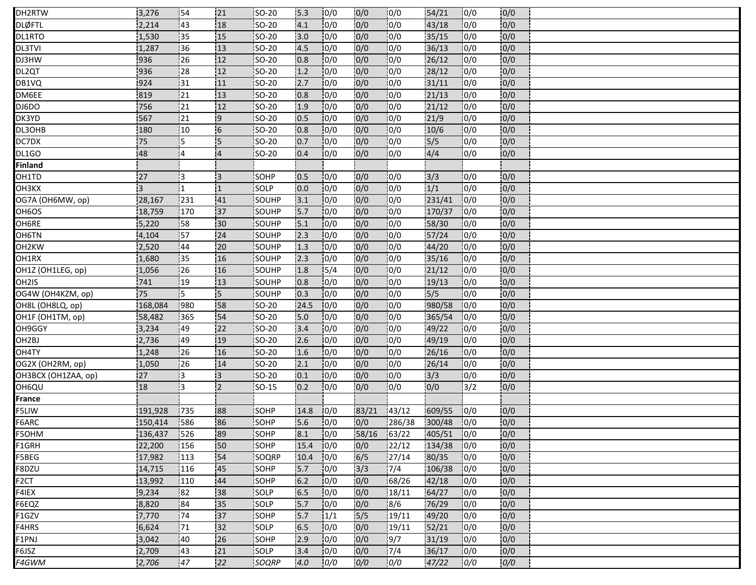| | | | | | | | | | | | | |
|---|---|---|---|---|---|---|---|---|---|---|---|---|
| DH2RTW | 3,276 | 54 | 21 | SO-20 | 5.3 | 0/0 | 0/0 | 0/0 | 54/21 | 0/0 | 0/0 | |
| DLØFTL | 2,214 | 43 | 18 | SO-20 | 4.1 | 0/0 | 0/0 | 0/0 | 43/18 | 0/0 | 0/0 | |
| DL1RTO | 1,530 | 35 | 15 | SO-20 | 3.0 | 0/0 | 0/0 | 0/0 | 35/15 | 0/0 | 0/0 | |
| DL3TVI | 1,287 | 36 | 13 | SO-20 | 4.5 | 0/0 | 0/0 | 0/0 | 36/13 | 0/0 | 0/0 | |
| DJ3HW | 936 | 26 | 12 | SO-20 | 0.8 | 0/0 | 0/0 | 0/0 | 26/12 | 0/0 | 0/0 | |
| DL2QT | 936 | 28 | 12 | SO-20 | 1.2 | 0/0 | 0/0 | 0/0 | 28/12 | 0/0 | 0/0 | |
| DB1VQ | 924 | 31 | 11 | SO-20 | 2.7 | 0/0 | 0/0 | 0/0 | 31/11 | 0/0 | 0/0 | |
| DM6EE | 819 | 21 | 13 | SO-20 | 0.8 | 0/0 | 0/0 | 0/0 | 21/13 | 0/0 | 0/0 | |
| DJ6DO | 756 | 21 | 12 | SO-20 | 1.9 | 0/0 | 0/0 | 0/0 | 21/12 | 0/0 | 0/0 | |
| DK3YD | 567 | 21 | 9 | SO-20 | 0.5 | 0/0 | 0/0 | 0/0 | 21/9 | 0/0 | 0/0 | |
| DL3OHB | 180 | 10 | 6 | SO-20 | 0.8 | 0/0 | 0/0 | 0/0 | 10/6 | 0/0 | 0/0 | |
| DC7DX | 75 | 5 | 5 | SO-20 | 0.7 | 0/0 | 0/0 | 0/0 | 5/5 | 0/0 | 0/0 | |
| DL1GO | 48 | 4 | 4 | SO-20 | 0.4 | 0/0 | 0/0 | 0/0 | 4/4 | 0/0 | 0/0 | |
| **Finland** | | | | | | | | | | | | |
| OH1TD | 27 | 3 | 3 | SOHP | 0.5 | 0/0 | 0/0 | 0/0 | 3/3 | 0/0 | 0/0 | |
| OH3KX | 3 | 1 | 1 | SOLP | 0.0 | 0/0 | 0/0 | 0/0 | 1/1 | 0/0 | 0/0 | |
| OG7A (OH6MW, op) | 28,167 | 231 | 41 | SOUHP | 3.1 | 0/0 | 0/0 | 0/0 | 231/41 | 0/0 | 0/0 | |
| OH6OS | 18,759 | 170 | 37 | SOUHP | 5.7 | 0/0 | 0/0 | 0/0 | 170/37 | 0/0 | 0/0 | |
| OH6RE | 5,220 | 58 | 30 | SOUHP | 5.1 | 0/0 | 0/0 | 0/0 | 58/30 | 0/0 | 0/0 | |
| OH6TN | 4,104 | 57 | 24 | SOUHP | 2.3 | 0/0 | 0/0 | 0/0 | 57/24 | 0/0 | 0/0 | |
| OH2KW | 2,520 | 44 | 20 | SOUHP | 1.3 | 0/0 | 0/0 | 0/0 | 44/20 | 0/0 | 0/0 | |
| OH1RX | 1,680 | 35 | 16 | SOUHP | 2.3 | 0/0 | 0/0 | 0/0 | 35/16 | 0/0 | 0/0 | |
| OH1Z (OH1LEG, op) | 1,056 | 26 | 16 | SOUHP | 1.8 | 5/4 | 0/0 | 0/0 | 21/12 | 0/0 | 0/0 | |
| OH2IS | 741 | 19 | 13 | SOUHP | 0.8 | 0/0 | 0/0 | 0/0 | 19/13 | 0/0 | 0/0 | |
| OG4W (OH4KZM, op) | 75 | 5 | 5 | SOUHP | 0.3 | 0/0 | 0/0 | 0/0 | 5/5 | 0/0 | 0/0 | |
| OH8L (OH8LQ, op) | 168,084 | 980 | 58 | SO-20 | 24.5 | 0/0 | 0/0 | 0/0 | 980/58 | 0/0 | 0/0 | |
| OH1F (OH1TM, op) | 58,482 | 365 | 54 | SO-20 | 5.0 | 0/0 | 0/0 | 0/0 | 365/54 | 0/0 | 0/0 | |
| OH9GGY | 3,234 | 49 | 22 | SO-20 | 3.4 | 0/0 | 0/0 | 0/0 | 49/22 | 0/0 | 0/0 | |
| OH2BJ | 2,736 | 49 | 19 | SO-20 | 2.6 | 0/0 | 0/0 | 0/0 | 49/19 | 0/0 | 0/0 | |
| OH4TY | 1,248 | 26 | 16 | SO-20 | 1.6 | 0/0 | 0/0 | 0/0 | 26/16 | 0/0 | 0/0 | |
| OG2X (OH2RM, op) | 1,050 | 26 | 14 | SO-20 | 2.1 | 0/0 | 0/0 | 0/0 | 26/14 | 0/0 | 0/0 | |
| OH3BCX (OH1ZAA, op) | 27 | 3 | 3 | SO-20 | 0.1 | 0/0 | 0/0 | 0/0 | 3/3 | 0/0 | 0/0 | |
| OH6QU | 18 | 3 | 2 | SO-15 | 0.2 | 0/0 | 0/0 | 0/0 | 0/0 | 3/2 | 0/0 | |
| **France** | | | | | | | | | | | | |
| F5LIW | 191,928 | 735 | 88 | SOHP | 14.8 | 0/0 | 83/21 | 43/12 | 609/55 | 0/0 | 0/0 | |
| F6ARC | 150,414 | 586 | 86 | SOHP | 5.6 | 0/0 | 0/0 | 286/38 | 300/48 | 0/0 | 0/0 | |
| F5OHM | 136,437 | 526 | 89 | SOHP | 8.1 | 0/0 | 58/16 | 63/22 | 405/51 | 0/0 | 0/0 | |
| F1GRH | 22,200 | 156 | 50 | SOHP | 15.4 | 0/0 | 0/0 | 22/12 | 134/38 | 0/0 | 0/0 | |
| F5BEG | 17,982 | 113 | 54 | SOQRP | 10.4 | 0/0 | 6/5 | 27/14 | 80/35 | 0/0 | 0/0 | |
| F8DZU | 14,715 | 116 | 45 | SOHP | 5.7 | 0/0 | 3/3 | 7/4 | 106/38 | 0/0 | 0/0 | |
| F2CT | 13,992 | 110 | 44 | SOHP | 6.2 | 0/0 | 0/0 | 68/26 | 42/18 | 0/0 | 0/0 | |
| F4IEX | 9,234 | 82 | 38 | SOLP | 6.5 | 0/0 | 0/0 | 18/11 | 64/27 | 0/0 | 0/0 | |
| F6EQZ | 8,820 | 84 | 35 | SOLP | 5.7 | 0/0 | 0/0 | 8/6 | 76/29 | 0/0 | 0/0 | |
| F1GZV | 7,770 | 74 | 37 | SOHP | 5.7 | 1/1 | 5/5 | 19/11 | 49/20 | 0/0 | 0/0 | |
| F4HRS | 6,624 | 71 | 32 | SOLP | 6.5 | 0/0 | 0/0 | 19/11 | 52/21 | 0/0 | 0/0 | |
| F1PNJ | 3,042 | 40 | 26 | SOHP | 2.9 | 0/0 | 0/0 | 9/7 | 31/19 | 0/0 | 0/0 | |
| F6JSZ | 2,709 | 43 | 21 | SOLP | 3.4 | 0/0 | 0/0 | 7/4 | 36/17 | 0/0 | 0/0 | |
| *F4GWM* | *2,706* | *47* | *22* | *SOQRP* | *4.0* | *0/0* | *0/0* | *0/0* | *47/22* | *0/0* | *0/0* | |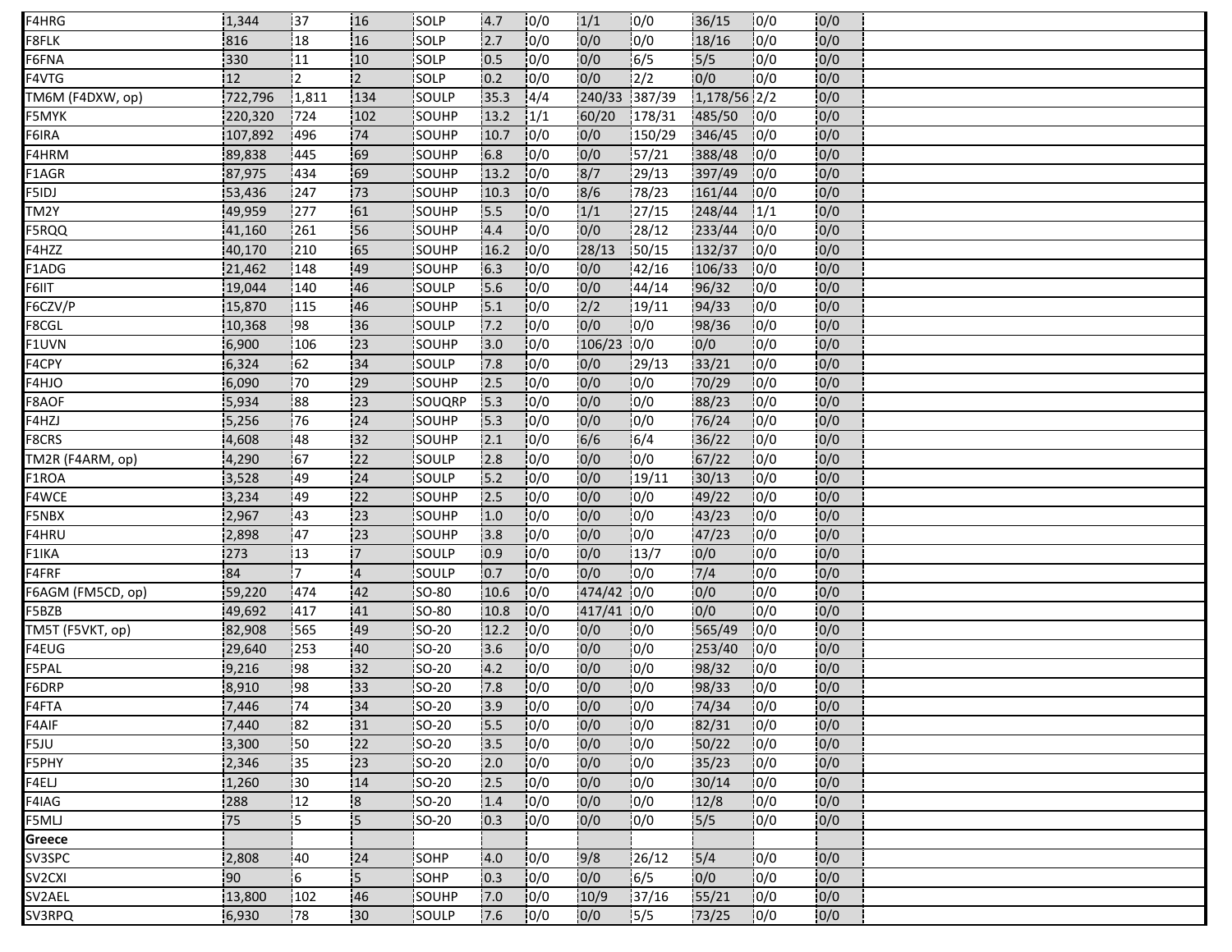| | | | | | | | | | | | | |
|---|---|---|---|---|---|---|---|---|---|---|---|---|
| F4HRG | 1,344 | 37 | 16 | SOLP | 4.7 | 0/0 | 1/1 | 0/0 | 36/15 | 0/0 | 0/0 | |
| F8FLK | 816 | 18 | 16 | SOLP | 2.7 | 0/0 | 0/0 | 0/0 | 18/16 | 0/0 | 0/0 | |
| F6FNA | 330 | 11 | 10 | SOLP | 0.5 | 0/0 | 0/0 | 6/5 | 5/5 | 0/0 | 0/0 | |
| F4VTG | 12 | 2 | 2 | SOLP | 0.2 | 0/0 | 0/0 | 2/2 | 0/0 | 0/0 | 0/0 | |
| TM6M (F4DXW, op) | 722,796 | 1,811 | 134 | SOULP | 35.3 | 4/4 | 240/33 | 387/39 | 1,178/56 | 2/2 | 0/0 | |
| F5MYK | 220,320 | 724 | 102 | SOUHP | 13.2 | 1/1 | 60/20 | 178/31 | 485/50 | 0/0 | 0/0 | |
| F6IRA | 107,892 | 496 | 74 | SOUHP | 10.7 | 0/0 | 0/0 | 150/29 | 346/45 | 0/0 | 0/0 | |
| F4HRM | 89,838 | 445 | 69 | SOUHP | 6.8 | 0/0 | 0/0 | 57/21 | 388/48 | 0/0 | 0/0 | |
| F1AGR | 87,975 | 434 | 69 | SOUHP | 13.2 | 0/0 | 8/7 | 29/13 | 397/49 | 0/0 | 0/0 | |
| F5IDJ | 53,436 | 247 | 73 | SOUHP | 10.3 | 0/0 | 8/6 | 78/23 | 161/44 | 0/0 | 0/0 | |
| TM2Y | 49,959 | 277 | 61 | SOUHP | 5.5 | 0/0 | 1/1 | 27/15 | 248/44 | 1/1 | 0/0 | |
| F5RQQ | 41,160 | 261 | 56 | SOUHP | 4.4 | 0/0 | 0/0 | 28/12 | 233/44 | 0/0 | 0/0 | |
| F4HZZ | 40,170 | 210 | 65 | SOUHP | 16.2 | 0/0 | 28/13 | 50/15 | 132/37 | 0/0 | 0/0 | |
| F1ADG | 21,462 | 148 | 49 | SOUHP | 6.3 | 0/0 | 0/0 | 42/16 | 106/33 | 0/0 | 0/0 | |
| F6IIT | 19,044 | 140 | 46 | SOULP | 5.6 | 0/0 | 0/0 | 44/14 | 96/32 | 0/0 | 0/0 | |
| F6CZV/P | 15,870 | 115 | 46 | SOUHP | 5.1 | 0/0 | 2/2 | 19/11 | 94/33 | 0/0 | 0/0 | |
| F8CGL | 10,368 | 98 | 36 | SOULP | 7.2 | 0/0 | 0/0 | 0/0 | 98/36 | 0/0 | 0/0 | |
| F1UVN | 6,900 | 106 | 23 | SOUHP | 3.0 | 0/0 | 106/23 | 0/0 | 0/0 | 0/0 | 0/0 | |
| F4CPY | 6,324 | 62 | 34 | SOULP | 7.8 | 0/0 | 0/0 | 29/13 | 33/21 | 0/0 | 0/0 | |
| F4HJO | 6,090 | 70 | 29 | SOUHP | 2.5 | 0/0 | 0/0 | 0/0 | 70/29 | 0/0 | 0/0 | |
| F8AOF | 5,934 | 88 | 23 | SOUQRP | 5.3 | 0/0 | 0/0 | 0/0 | 88/23 | 0/0 | 0/0 | |
| F4HZJ | 5,256 | 76 | 24 | SOUHP | 5.3 | 0/0 | 0/0 | 0/0 | 76/24 | 0/0 | 0/0 | |
| F8CRS | 4,608 | 48 | 32 | SOUHP | 2.1 | 0/0 | 6/6 | 6/4 | 36/22 | 0/0 | 0/0 | |
| TM2R (F4ARM, op) | 4,290 | 67 | 22 | SOULP | 2.8 | 0/0 | 0/0 | 0/0 | 67/22 | 0/0 | 0/0 | |
| F1ROA | 3,528 | 49 | 24 | SOULP | 5.2 | 0/0 | 0/0 | 19/11 | 30/13 | 0/0 | 0/0 | |
| F4WCE | 3,234 | 49 | 22 | SOUHP | 2.5 | 0/0 | 0/0 | 0/0 | 49/22 | 0/0 | 0/0 | |
| F5NBX | 2,967 | 43 | 23 | SOUHP | 1.0 | 0/0 | 0/0 | 0/0 | 43/23 | 0/0 | 0/0 | |
| F4HRU | 2,898 | 47 | 23 | SOUHP | 3.8 | 0/0 | 0/0 | 0/0 | 47/23 | 0/0 | 0/0 | |
| F1IKA | 273 | 13 | 7 | SOULP | 0.9 | 0/0 | 0/0 | 13/7 | 0/0 | 0/0 | 0/0 | |
| F4FRF | 84 | 7 | 4 | SOULP | 0.7 | 0/0 | 0/0 | 0/0 | 7/4 | 0/0 | 0/0 | |
| F6AGM (FM5CD, op) | 59,220 | 474 | 42 | SO-80 | 10.6 | 0/0 | 474/42 | 0/0 | 0/0 | 0/0 | 0/0 | |
| F5BZB | 49,692 | 417 | 41 | SO-80 | 10.8 | 0/0 | 417/41 | 0/0 | 0/0 | 0/0 | 0/0 | |
| TM5T (F5VKT, op) | 82,908 | 565 | 49 | SO-20 | 12.2 | 0/0 | 0/0 | 0/0 | 565/49 | 0/0 | 0/0 | |
| F4EUG | 29,640 | 253 | 40 | SO-20 | 3.6 | 0/0 | 0/0 | 0/0 | 253/40 | 0/0 | 0/0 | |
| F5PAL | 9,216 | 98 | 32 | SO-20 | 4.2 | 0/0 | 0/0 | 0/0 | 98/32 | 0/0 | 0/0 | |
| F6DRP | 8,910 | 98 | 33 | SO-20 | 7.8 | 0/0 | 0/0 | 0/0 | 98/33 | 0/0 | 0/0 | |
| F4FTA | 7,446 | 74 | 34 | SO-20 | 3.9 | 0/0 | 0/0 | 0/0 | 74/34 | 0/0 | 0/0 | |
| F4AIF | 7,440 | 82 | 31 | SO-20 | 5.5 | 0/0 | 0/0 | 0/0 | 82/31 | 0/0 | 0/0 | |
| F5JU | 3,300 | 50 | 22 | SO-20 | 3.5 | 0/0 | 0/0 | 0/0 | 50/22 | 0/0 | 0/0 | |
| F5PHY | 2,346 | 35 | 23 | SO-20 | 2.0 | 0/0 | 0/0 | 0/0 | 35/23 | 0/0 | 0/0 | |
| F4ELJ | 1,260 | 30 | 14 | SO-20 | 2.5 | 0/0 | 0/0 | 0/0 | 30/14 | 0/0 | 0/0 | |
| F4IAG | 288 | 12 | 8 | SO-20 | 1.4 | 0/0 | 0/0 | 0/0 | 12/8 | 0/0 | 0/0 | |
| F5MLJ | 75 | 5 | 5 | SO-20 | 0.3 | 0/0 | 0/0 | 0/0 | 5/5 | 0/0 | 0/0 | |
| **Greece** | | | | | | | | | | | | |
| SV3SPC | 2,808 | 40 | 24 | SOHP | 4.0 | 0/0 | 9/8 | 26/12 | 5/4 | 0/0 | 0/0 | |
| SV2CXI | 90 | 6 | 5 | SOHP | 0.3 | 0/0 | 0/0 | 6/5 | 0/0 | 0/0 | 0/0 | |
| SV2AEL | 13,800 | 102 | 46 | SOUHP | 7.0 | 0/0 | 10/9 | 37/16 | 55/21 | 0/0 | 0/0 | |
| SV3RPQ | 6,930 | 78 | 30 | SOULP | 7.6 | 0/0 | 0/0 | 5/5 | 73/25 | 0/0 | 0/0 | |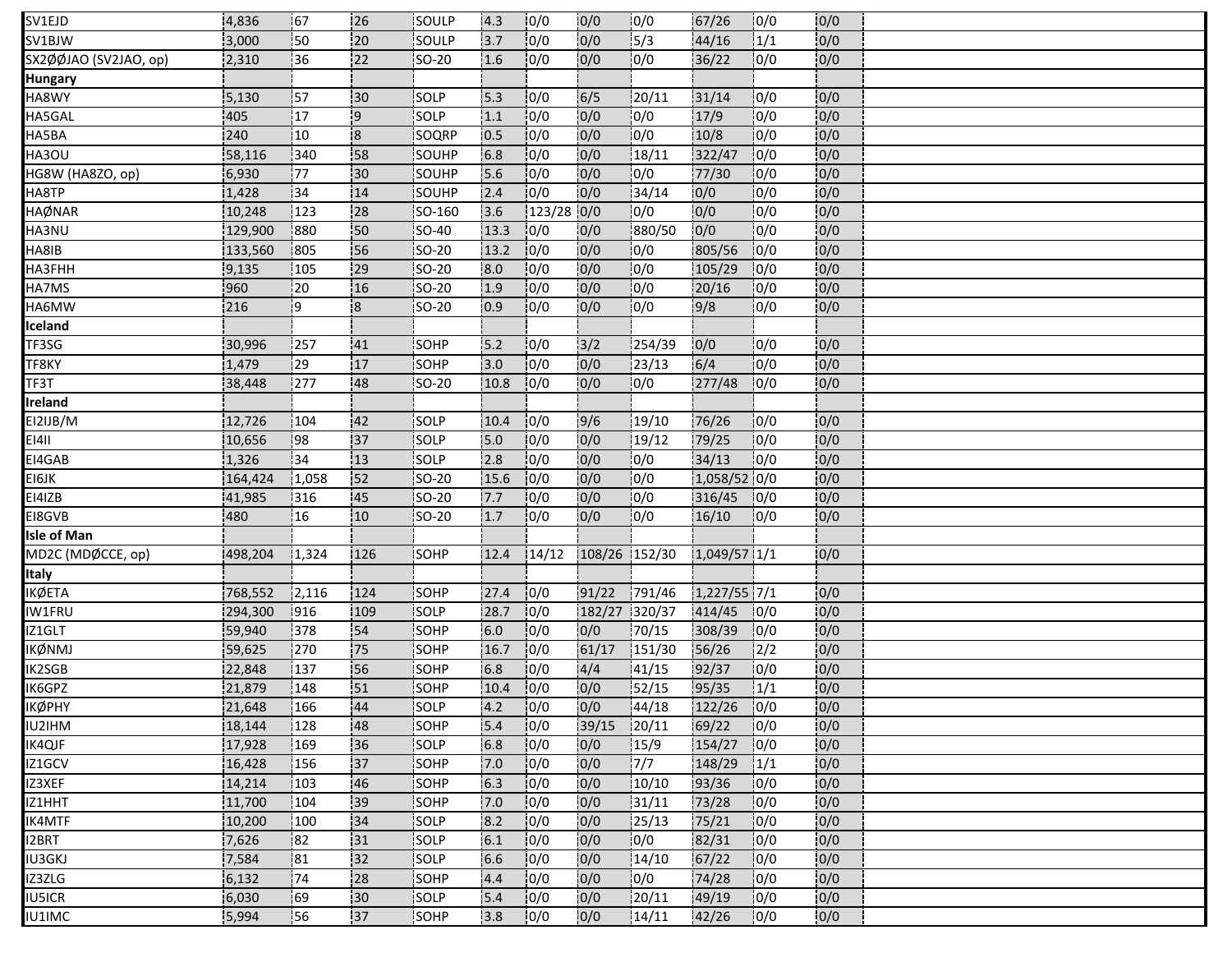| | | | | | | | | | | | | |
|---|---|---|---|---|---|---|---|---|---|---|---|---|
| SV1EJD | 4,836 | 67 | 26 | SOULP | 4.3 | 0/0 | 0/0 | 0/0 | 67/26 | 0/0 | 0/0 | |
| SV1BJW | 3,000 | 50 | 20 | SOULP | 3.7 | 0/0 | 0/0 | 5/3 | 44/16 | 1/1 | 0/0 | |
| SX2ØØJAO (SV2JAO, op) | 2,310 | 36 | 22 | SO-20 | 1.6 | 0/0 | 0/0 | 0/0 | 36/22 | 0/0 | 0/0 | |
| **Hungary** | | | | | | | | | | | | |
| HA8WY | 5,130 | 57 | 30 | SOLP | 5.3 | 0/0 | 6/5 | 20/11 | 31/14 | 0/0 | 0/0 | |
| HA5GAL | 405 | 17 | 9 | SOLP | 1.1 | 0/0 | 0/0 | 0/0 | 17/9 | 0/0 | 0/0 | |
| HA5BA | 240 | 10 | 8 | SOQRP | 0.5 | 0/0 | 0/0 | 0/0 | 10/8 | 0/0 | 0/0 | |
| HA3OU | 58,116 | 340 | 58 | SOUHP | 6.8 | 0/0 | 0/0 | 18/11 | 322/47 | 0/0 | 0/0 | |
| HG8W (HA8ZO, op) | 6,930 | 77 | 30 | SOUHP | 5.6 | 0/0 | 0/0 | 0/0 | 77/30 | 0/0 | 0/0 | |
| HA8TP | 1,428 | 34 | 14 | SOUHP | 2.4 | 0/0 | 0/0 | 34/14 | 0/0 | 0/0 | 0/0 | |
| HAØNAR | 10,248 | 123 | 28 | SO-160 | 3.6 | 123/28 | 0/0 | 0/0 | 0/0 | 0/0 | 0/0 | |
| HA3NU | 129,900 | 880 | 50 | SO-40 | 13.3 | 0/0 | 0/0 | 880/50 | 0/0 | 0/0 | 0/0 | |
| HA8IB | 133,560 | 805 | 56 | SO-20 | 13.2 | 0/0 | 0/0 | 0/0 | 805/56 | 0/0 | 0/0 | |
| HA3FHH | 9,135 | 105 | 29 | SO-20 | 8.0 | 0/0 | 0/0 | 0/0 | 105/29 | 0/0 | 0/0 | |
| HA7MS | 960 | 20 | 16 | SO-20 | 1.9 | 0/0 | 0/0 | 0/0 | 20/16 | 0/0 | 0/0 | |
| HA6MW | 216 | 9 | 8 | SO-20 | 0.9 | 0/0 | 0/0 | 0/0 | 9/8 | 0/0 | 0/0 | |
| **Iceland** | | | | | | | | | | | | |
| TF3SG | 30,996 | 257 | 41 | SOHP | 5.2 | 0/0 | 3/2 | 254/39 | 0/0 | 0/0 | 0/0 | |
| TF8KY | 1,479 | 29 | 17 | SOHP | 3.0 | 0/0 | 0/0 | 23/13 | 6/4 | 0/0 | 0/0 | |
| TF3T | 38,448 | 277 | 48 | SO-20 | 10.8 | 0/0 | 0/0 | 0/0 | 277/48 | 0/0 | 0/0 | |
| **Ireland** | | | | | | | | | | | | |
| EI2IJB/M | 12,726 | 104 | 42 | SOLP | 10.4 | 0/0 | 9/6 | 19/10 | 76/26 | 0/0 | 0/0 | |
| EI4II | 10,656 | 98 | 37 | SOLP | 5.0 | 0/0 | 0/0 | 19/12 | 79/25 | 0/0 | 0/0 | |
| EI4GAB | 1,326 | 34 | 13 | SOLP | 2.8 | 0/0 | 0/0 | 0/0 | 34/13 | 0/0 | 0/0 | |
| EI6JK | 164,424 | 1,058 | 52 | SO-20 | 15.6 | 0/0 | 0/0 | 0/0 | 1,058/52 | 0/0 | 0/0 | |
| EI4IZB | 41,985 | 316 | 45 | SO-20 | 7.7 | 0/0 | 0/0 | 0/0 | 316/45 | 0/0 | 0/0 | |
| EI8GVB | 480 | 16 | 10 | SO-20 | 1.7 | 0/0 | 0/0 | 0/0 | 16/10 | 0/0 | 0/0 | |
| **Isle of Man** | | | | | | | | | | | | |
| MD2C (MDØCCE, op) | 498,204 | 1,324 | 126 | SOHP | 12.4 | 14/12 | 108/26 | 152/30 | 1,049/57 | 1/1 | 0/0 | |
| **Italy** | | | | | | | | | | | | |
| IKØETA | 768,552 | 2,116 | 124 | SOHP | 27.4 | 0/0 | 91/22 | 791/46 | 1,227/55 | 7/1 | 0/0 | |
| IW1FRU | 294,300 | 916 | 109 | SOLP | 28.7 | 0/0 | 182/27 | 320/37 | 414/45 | 0/0 | 0/0 | |
| IZ1GLT | 59,940 | 378 | 54 | SOHP | 6.0 | 0/0 | 0/0 | 70/15 | 308/39 | 0/0 | 0/0 | |
| IKØNMJ | 59,625 | 270 | 75 | SOHP | 16.7 | 0/0 | 61/17 | 151/30 | 56/26 | 2/2 | 0/0 | |
| IK2SGB | 22,848 | 137 | 56 | SOHP | 6.8 | 0/0 | 4/4 | 41/15 | 92/37 | 0/0 | 0/0 | |
| IK6GPZ | 21,879 | 148 | 51 | SOHP | 10.4 | 0/0 | 0/0 | 52/15 | 95/35 | 1/1 | 0/0 | |
| IKØPHY | 21,648 | 166 | 44 | SOLP | 4.2 | 0/0 | 0/0 | 44/18 | 122/26 | 0/0 | 0/0 | |
| IU2IHM | 18,144 | 128 | 48 | SOHP | 5.4 | 0/0 | 39/15 | 20/11 | 69/22 | 0/0 | 0/0 | |
| IK4QJF | 17,928 | 169 | 36 | SOLP | 6.8 | 0/0 | 0/0 | 15/9 | 154/27 | 0/0 | 0/0 | |
| IZ1GCV | 16,428 | 156 | 37 | SOHP | 7.0 | 0/0 | 0/0 | 7/7 | 148/29 | 1/1 | 0/0 | |
| IZ3XEF | 14,214 | 103 | 46 | SOHP | 6.3 | 0/0 | 0/0 | 10/10 | 93/36 | 0/0 | 0/0 | |
| IZ1HHT | 11,700 | 104 | 39 | SOHP | 7.0 | 0/0 | 0/0 | 31/11 | 73/28 | 0/0 | 0/0 | |
| IK4MTF | 10,200 | 100 | 34 | SOLP | 8.2 | 0/0 | 0/0 | 25/13 | 75/21 | 0/0 | 0/0 | |
| I2BRT | 7,626 | 82 | 31 | SOLP | 6.1 | 0/0 | 0/0 | 0/0 | 82/31 | 0/0 | 0/0 | |
| IU3GKJ | 7,584 | 81 | 32 | SOLP | 6.6 | 0/0 | 0/0 | 14/10 | 67/22 | 0/0 | 0/0 | |
| IZ3ZLG | 6,132 | 74 | 28 | SOHP | 4.4 | 0/0 | 0/0 | 0/0 | 74/28 | 0/0 | 0/0 | |
| IU5ICR | 6,030 | 69 | 30 | SOLP | 5.4 | 0/0 | 0/0 | 20/11 | 49/19 | 0/0 | 0/0 | |
| IU1IMC | 5,994 | 56 | 37 | SOHP | 3.8 | 0/0 | 0/0 | 14/11 | 42/26 | 0/0 | 0/0 | |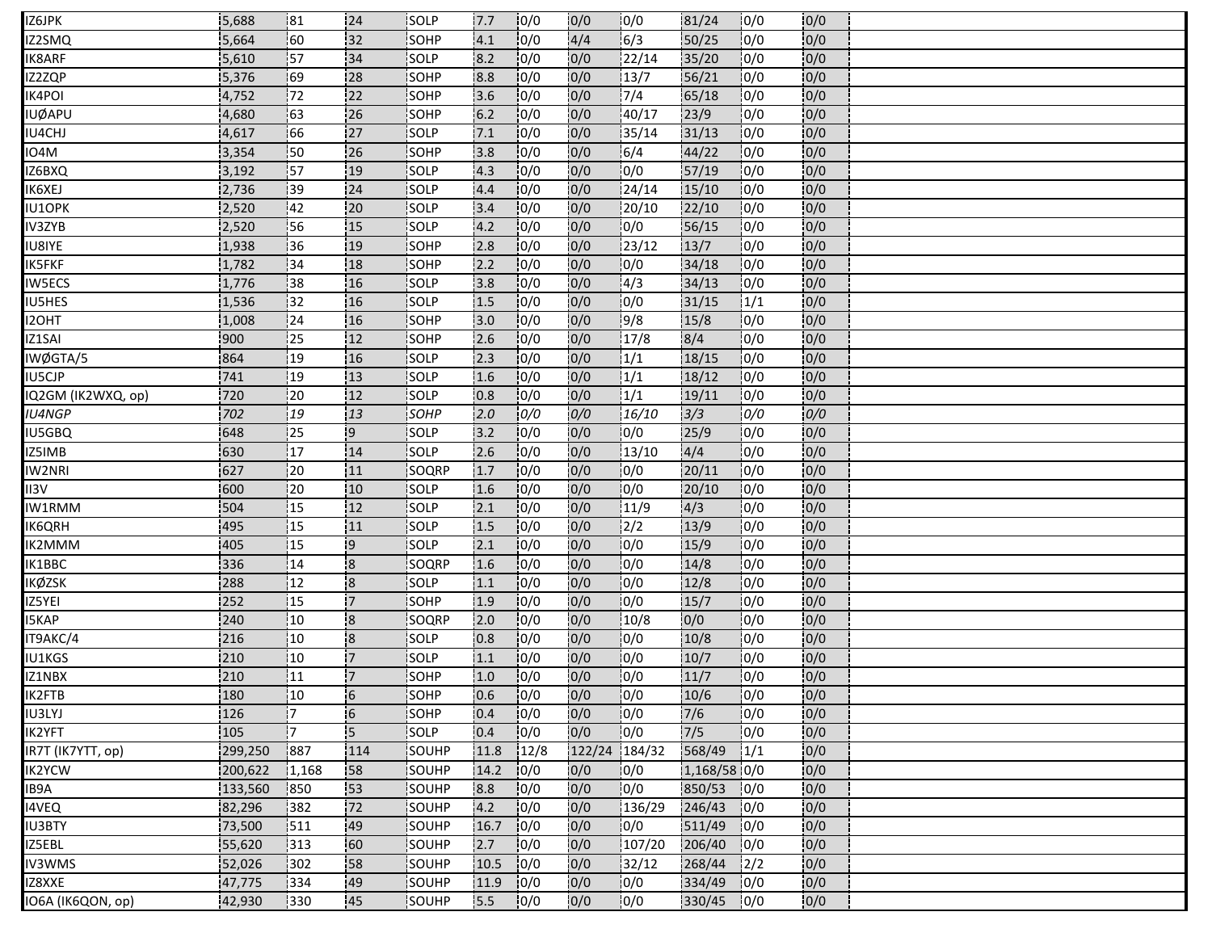| | | | | | | | | | | | | |
|---|---|---|---|---|---|---|---|---|---|---|---|---|
| IZ6JPK | 5,688 | 81 | 24 | SOLP | 7.7 | 0/0 | 0/0 | 0/0 | 81/24 | 0/0 | 0/0 | |
| IZ2SMQ | 5,664 | 60 | 32 | SOHP | 4.1 | 0/0 | 4/4 | 6/3 | 50/25 | 0/0 | 0/0 | |
| IK8ARF | 5,610 | 57 | 34 | SOLP | 8.2 | 0/0 | 0/0 | 22/14 | 35/20 | 0/0 | 0/0 | |
| IZ2ZQP | 5,376 | 69 | 28 | SOHP | 8.8 | 0/0 | 0/0 | 13/7 | 56/21 | 0/0 | 0/0 | |
| IK4POI | 4,752 | 72 | 22 | SOHP | 3.6 | 0/0 | 0/0 | 7/4 | 65/18 | 0/0 | 0/0 | |
| IUØAPU | 4,680 | 63 | 26 | SOHP | 6.2 | 0/0 | 0/0 | 40/17 | 23/9 | 0/0 | 0/0 | |
| IU4CHJ | 4,617 | 66 | 27 | SOLP | 7.1 | 0/0 | 0/0 | 35/14 | 31/13 | 0/0 | 0/0 | |
| IO4M | 3,354 | 50 | 26 | SOHP | 3.8 | 0/0 | 0/0 | 6/4 | 44/22 | 0/0 | 0/0 | |
| IZ6BXQ | 3,192 | 57 | 19 | SOLP | 4.3 | 0/0 | 0/0 | 0/0 | 57/19 | 0/0 | 0/0 | |
| IK6XEJ | 2,736 | 39 | 24 | SOLP | 4.4 | 0/0 | 0/0 | 24/14 | 15/10 | 0/0 | 0/0 | |
| IU1OPK | 2,520 | 42 | 20 | SOLP | 3.4 | 0/0 | 0/0 | 20/10 | 22/10 | 0/0 | 0/0 | |
| IV3ZYB | 2,520 | 56 | 15 | SOLP | 4.2 | 0/0 | 0/0 | 0/0 | 56/15 | 0/0 | 0/0 | |
| IU8IYE | 1,938 | 36 | 19 | SOHP | 2.8 | 0/0 | 0/0 | 23/12 | 13/7 | 0/0 | 0/0 | |
| IK5FKF | 1,782 | 34 | 18 | SOHP | 2.2 | 0/0 | 0/0 | 0/0 | 34/18 | 0/0 | 0/0 | |
| IW5ECS | 1,776 | 38 | 16 | SOLP | 3.8 | 0/0 | 0/0 | 4/3 | 34/13 | 0/0 | 0/0 | |
| IU5HES | 1,536 | 32 | 16 | SOLP | 1.5 | 0/0 | 0/0 | 0/0 | 31/15 | 1/1 | 0/0 | |
| I2OHT | 1,008 | 24 | 16 | SOHP | 3.0 | 0/0 | 0/0 | 9/8 | 15/8 | 0/0 | 0/0 | |
| IZ1SAI | 900 | 25 | 12 | SOHP | 2.6 | 0/0 | 0/0 | 17/8 | 8/4 | 0/0 | 0/0 | |
| IWØGTA/5 | 864 | 19 | 16 | SOLP | 2.3 | 0/0 | 0/0 | 1/1 | 18/15 | 0/0 | 0/0 | |
| IU5CJP | 741 | 19 | 13 | SOLP | 1.6 | 0/0 | 0/0 | 1/1 | 18/12 | 0/0 | 0/0 | |
| IQ2GM (IK2WXQ, op) | 720 | 20 | 12 | SOLP | 0.8 | 0/0 | 0/0 | 1/1 | 19/11 | 0/0 | 0/0 | |
| *IU4NGP* | *702* | *19* | *13* | *SOHP* | *2.0* | *0/0* | *0/0* | *16/10* | *3/3* | *0/0* | *0/0* | |
| IU5GBQ | 648 | 25 | 9 | SOLP | 3.2 | 0/0 | 0/0 | 0/0 | 25/9 | 0/0 | 0/0 | |
| IZ5IMB | 630 | 17 | 14 | SOLP | 2.6 | 0/0 | 0/0 | 13/10 | 4/4 | 0/0 | 0/0 | |
| IW2NRI | 627 | 20 | 11 | SOQRP | 1.7 | 0/0 | 0/0 | 0/0 | 20/11 | 0/0 | 0/0 | |
| II3V | 600 | 20 | 10 | SOLP | 1.6 | 0/0 | 0/0 | 0/0 | 20/10 | 0/0 | 0/0 | |
| IW1RMM | 504 | 15 | 12 | SOLP | 2.1 | 0/0 | 0/0 | 11/9 | 4/3 | 0/0 | 0/0 | |
| IK6QRH | 495 | 15 | 11 | SOLP | 1.5 | 0/0 | 0/0 | 2/2 | 13/9 | 0/0 | 0/0 | |
| IK2MMM | 405 | 15 | 9 | SOLP | 2.1 | 0/0 | 0/0 | 0/0 | 15/9 | 0/0 | 0/0 | |
| IK1BBC | 336 | 14 | 8 | SOQRP | 1.6 | 0/0 | 0/0 | 0/0 | 14/8 | 0/0 | 0/0 | |
| IKØZSK | 288 | 12 | 8 | SOLP | 1.1 | 0/0 | 0/0 | 0/0 | 12/8 | 0/0 | 0/0 | |
| IZ5YEI | 252 | 15 | 7 | SOHP | 1.9 | 0/0 | 0/0 | 0/0 | 15/7 | 0/0 | 0/0 | |
| I5KAP | 240 | 10 | 8 | SOQRP | 2.0 | 0/0 | 0/0 | 10/8 | 0/0 | 0/0 | 0/0 | |
| IT9AKC/4 | 216 | 10 | 8 | SOLP | 0.8 | 0/0 | 0/0 | 0/0 | 10/8 | 0/0 | 0/0 | |
| IU1KGS | 210 | 10 | 7 | SOLP | 1.1 | 0/0 | 0/0 | 0/0 | 10/7 | 0/0 | 0/0 | |
| IZ1NBX | 210 | 11 | 7 | SOHP | 1.0 | 0/0 | 0/0 | 0/0 | 11/7 | 0/0 | 0/0 | |
| IK2FTB | 180 | 10 | 6 | SOHP | 0.6 | 0/0 | 0/0 | 0/0 | 10/6 | 0/0 | 0/0 | |
| IU3LYJ | 126 | 7 | 6 | SOHP | 0.4 | 0/0 | 0/0 | 0/0 | 7/6 | 0/0 | 0/0 | |
| IK2YFT | 105 | 7 | 5 | SOLP | 0.4 | 0/0 | 0/0 | 0/0 | 7/5 | 0/0 | 0/0 | |
| IR7T (IK7YTT, op) | 299,250 | 887 | 114 | SOUHP | 11.8 | 12/8 | 122/24 | 184/32 | 568/49 | 1/1 | 0/0 | |
| IK2YCW | 200,622 | 1,168 | 58 | SOUHP | 14.2 | 0/0 | 0/0 | 0/0 | 1,168/58 | 0/0 | 0/0 | |
| IB9A | 133,560 | 850 | 53 | SOUHP | 8.8 | 0/0 | 0/0 | 0/0 | 850/53 | 0/0 | 0/0 | |
| I4VEQ | 82,296 | 382 | 72 | SOUHP | 4.2 | 0/0 | 0/0 | 136/29 | 246/43 | 0/0 | 0/0 | |
| IU3BTY | 73,500 | 511 | 49 | SOUHP | 16.7 | 0/0 | 0/0 | 0/0 | 511/49 | 0/0 | 0/0 | |
| IZ5EBL | 55,620 | 313 | 60 | SOUHP | 2.7 | 0/0 | 0/0 | 107/20 | 206/40 | 0/0 | 0/0 | |
| IV3WMS | 52,026 | 302 | 58 | SOUHP | 10.5 | 0/0 | 0/0 | 32/12 | 268/44 | 2/2 | 0/0 | |
| IZ8XXE | 47,775 | 334 | 49 | SOUHP | 11.9 | 0/0 | 0/0 | 0/0 | 334/49 | 0/0 | 0/0 | |
| IO6A (IK6QON, op) | 42,930 | 330 | 45 | SOUHP | 5.5 | 0/0 | 0/0 | 0/0 | 330/45 | 0/0 | 0/0 | |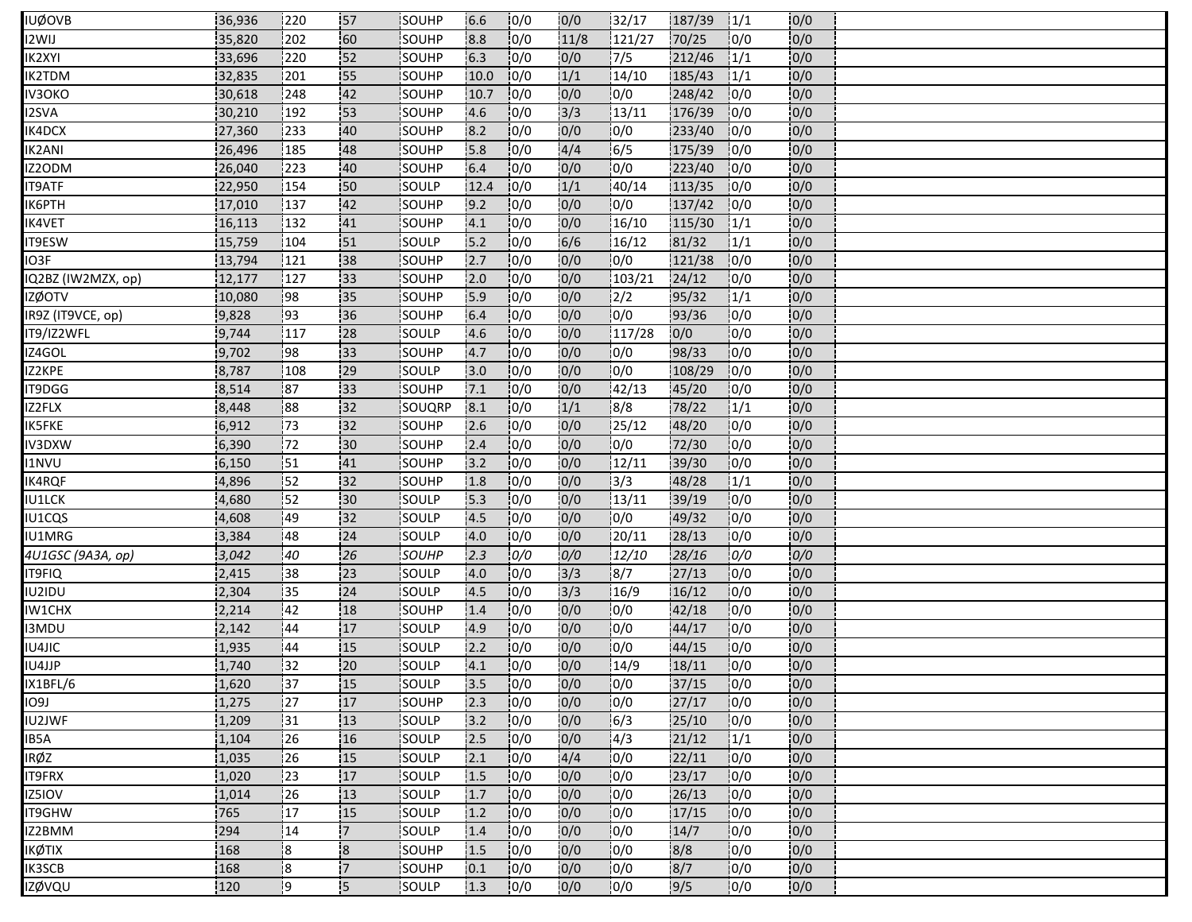| | | | | | | | | | | | | |
|---|---|---|---|---|---|---|---|---|---|---|---|---|
| IUØOVB | 36,936 | 220 | 57 | SOUHP | 6.6 | 0/0 | 0/0 | 32/17 | 187/39 | 1/1 | 0/0 | |
| I2WIJ | 35,820 | 202 | 60 | SOUHP | 8.8 | 0/0 | 11/8 | 121/27 | 70/25 | 0/0 | 0/0 | |
| IK2XYI | 33,696 | 220 | 52 | SOUHP | 6.3 | 0/0 | 0/0 | 7/5 | 212/46 | 1/1 | 0/0 | |
| IK2TDM | 32,835 | 201 | 55 | SOUHP | 10.0 | 0/0 | 1/1 | 14/10 | 185/43 | 1/1 | 0/0 | |
| IV3OKO | 30,618 | 248 | 42 | SOUHP | 10.7 | 0/0 | 0/0 | 0/0 | 248/42 | 0/0 | 0/0 | |
| I2SVA | 30,210 | 192 | 53 | SOUHP | 4.6 | 0/0 | 3/3 | 13/11 | 176/39 | 0/0 | 0/0 | |
| IK4DCX | 27,360 | 233 | 40 | SOUHP | 8.2 | 0/0 | 0/0 | 0/0 | 233/40 | 0/0 | 0/0 | |
| IK2ANI | 26,496 | 185 | 48 | SOUHP | 5.8 | 0/0 | 4/4 | 6/5 | 175/39 | 0/0 | 0/0 | |
| IZ2ODM | 26,040 | 223 | 40 | SOUHP | 6.4 | 0/0 | 0/0 | 0/0 | 223/40 | 0/0 | 0/0 | |
| IT9ATF | 22,950 | 154 | 50 | SOULP | 12.4 | 0/0 | 1/1 | 40/14 | 113/35 | 0/0 | 0/0 | |
| IK6PTH | 17,010 | 137 | 42 | SOUHP | 9.2 | 0/0 | 0/0 | 0/0 | 137/42 | 0/0 | 0/0 | |
| IK4VET | 16,113 | 132 | 41 | SOUHP | 4.1 | 0/0 | 0/0 | 16/10 | 115/30 | 1/1 | 0/0 | |
| IT9ESW | 15,759 | 104 | 51 | SOULP | 5.2 | 0/0 | 6/6 | 16/12 | 81/32 | 1/1 | 0/0 | |
| IO3F | 13,794 | 121 | 38 | SOUHP | 2.7 | 0/0 | 0/0 | 0/0 | 121/38 | 0/0 | 0/0 | |
| IQ2BZ (IW2MZX, op) | 12,177 | 127 | 33 | SOUHP | 2.0 | 0/0 | 0/0 | 103/21 | 24/12 | 0/0 | 0/0 | |
| IZØOTV | 10,080 | 98 | 35 | SOUHP | 5.9 | 0/0 | 0/0 | 2/2 | 95/32 | 1/1 | 0/0 | |
| IR9Z (IT9VCE, op) | 9,828 | 93 | 36 | SOUHP | 6.4 | 0/0 | 0/0 | 0/0 | 93/36 | 0/0 | 0/0 | |
| IT9/IZ2WFL | 9,744 | 117 | 28 | SOULP | 4.6 | 0/0 | 0/0 | 117/28 | 0/0 | 0/0 | 0/0 | |
| IZ4GOL | 9,702 | 98 | 33 | SOUHP | 4.7 | 0/0 | 0/0 | 0/0 | 98/33 | 0/0 | 0/0 | |
| IZ2KPE | 8,787 | 108 | 29 | SOULP | 3.0 | 0/0 | 0/0 | 0/0 | 108/29 | 0/0 | 0/0 | |
| IT9DGG | 8,514 | 87 | 33 | SOUHP | 7.1 | 0/0 | 0/0 | 42/13 | 45/20 | 0/0 | 0/0 | |
| IZ2FLX | 8,448 | 88 | 32 | SOUQRP | 8.1 | 0/0 | 1/1 | 8/8 | 78/22 | 1/1 | 0/0 | |
| IK5FKE | 6,912 | 73 | 32 | SOUHP | 2.6 | 0/0 | 0/0 | 25/12 | 48/20 | 0/0 | 0/0 | |
| IV3DXW | 6,390 | 72 | 30 | SOUHP | 2.4 | 0/0 | 0/0 | 0/0 | 72/30 | 0/0 | 0/0 | |
| I1NVU | 6,150 | 51 | 41 | SOUHP | 3.2 | 0/0 | 0/0 | 12/11 | 39/30 | 0/0 | 0/0 | |
| IK4RQF | 4,896 | 52 | 32 | SOUHP | 1.8 | 0/0 | 0/0 | 3/3 | 48/28 | 1/1 | 0/0 | |
| IU1LCK | 4,680 | 52 | 30 | SOULP | 5.3 | 0/0 | 0/0 | 13/11 | 39/19 | 0/0 | 0/0 | |
| IU1CQS | 4,608 | 49 | 32 | SOULP | 4.5 | 0/0 | 0/0 | 0/0 | 49/32 | 0/0 | 0/0 | |
| IU1MRG | 3,384 | 48 | 24 | SOULP | 4.0 | 0/0 | 0/0 | 20/11 | 28/13 | 0/0 | 0/0 | |
| *4U1GSC (9A3A, op)* | *3,042* | *40* | *26* | *SOUHP* | *2.3* | *0/0* | *0/0* | *12/10* | *28/16* | *0/0* | *0/0* | |
| IT9FIQ | 2,415 | 38 | 23 | SOULP | 4.0 | 0/0 | 3/3 | 8/7 | 27/13 | 0/0 | 0/0 | |
| IU2IDU | 2,304 | 35 | 24 | SOULP | 4.5 | 0/0 | 3/3 | 16/9 | 16/12 | 0/0 | 0/0 | |
| IW1CHX | 2,214 | 42 | 18 | SOUHP | 1.4 | 0/0 | 0/0 | 0/0 | 42/18 | 0/0 | 0/0 | |
| I3MDU | 2,142 | 44 | 17 | SOULP | 4.9 | 0/0 | 0/0 | 0/0 | 44/17 | 0/0 | 0/0 | |
| IU4JIC | 1,935 | 44 | 15 | SOULP | 2.2 | 0/0 | 0/0 | 0/0 | 44/15 | 0/0 | 0/0 | |
| IU4JJP | 1,740 | 32 | 20 | SOULP | 4.1 | 0/0 | 0/0 | 14/9 | 18/11 | 0/0 | 0/0 | |
| IX1BFL/6 | 1,620 | 37 | 15 | SOULP | 3.5 | 0/0 | 0/0 | 0/0 | 37/15 | 0/0 | 0/0 | |
| IO9J | 1,275 | 27 | 17 | SOUHP | 2.3 | 0/0 | 0/0 | 0/0 | 27/17 | 0/0 | 0/0 | |
| IU2JWF | 1,209 | 31 | 13 | SOULP | 3.2 | 0/0 | 0/0 | 6/3 | 25/10 | 0/0 | 0/0 | |
| IB5A | 1,104 | 26 | 16 | SOULP | 2.5 | 0/0 | 0/0 | 4/3 | 21/12 | 1/1 | 0/0 | |
| IRØZ | 1,035 | 26 | 15 | SOULP | 2.1 | 0/0 | 4/4 | 0/0 | 22/11 | 0/0 | 0/0 | |
| IT9FRX | 1,020 | 23 | 17 | SOULP | 1.5 | 0/0 | 0/0 | 0/0 | 23/17 | 0/0 | 0/0 | |
| IZ5IOV | 1,014 | 26 | 13 | SOULP | 1.7 | 0/0 | 0/0 | 0/0 | 26/13 | 0/0 | 0/0 | |
| IT9GHW | 765 | 17 | 15 | SOULP | 1.2 | 0/0 | 0/0 | 0/0 | 17/15 | 0/0 | 0/0 | |
| IZ2BMM | 294 | 14 | 7 | SOULP | 1.4 | 0/0 | 0/0 | 0/0 | 14/7 | 0/0 | 0/0 | |
| IKØTIX | 168 | 8 | 8 | SOUHP | 1.5 | 0/0 | 0/0 | 0/0 | 8/8 | 0/0 | 0/0 | |
| IK3SCB | 168 | 8 | 7 | SOUHP | 0.1 | 0/0 | 0/0 | 0/0 | 8/7 | 0/0 | 0/0 | |
| IZØVQU | 120 | 9 | 5 | SOULP | 1.3 | 0/0 | 0/0 | 0/0 | 9/5 | 0/0 | 0/0 | |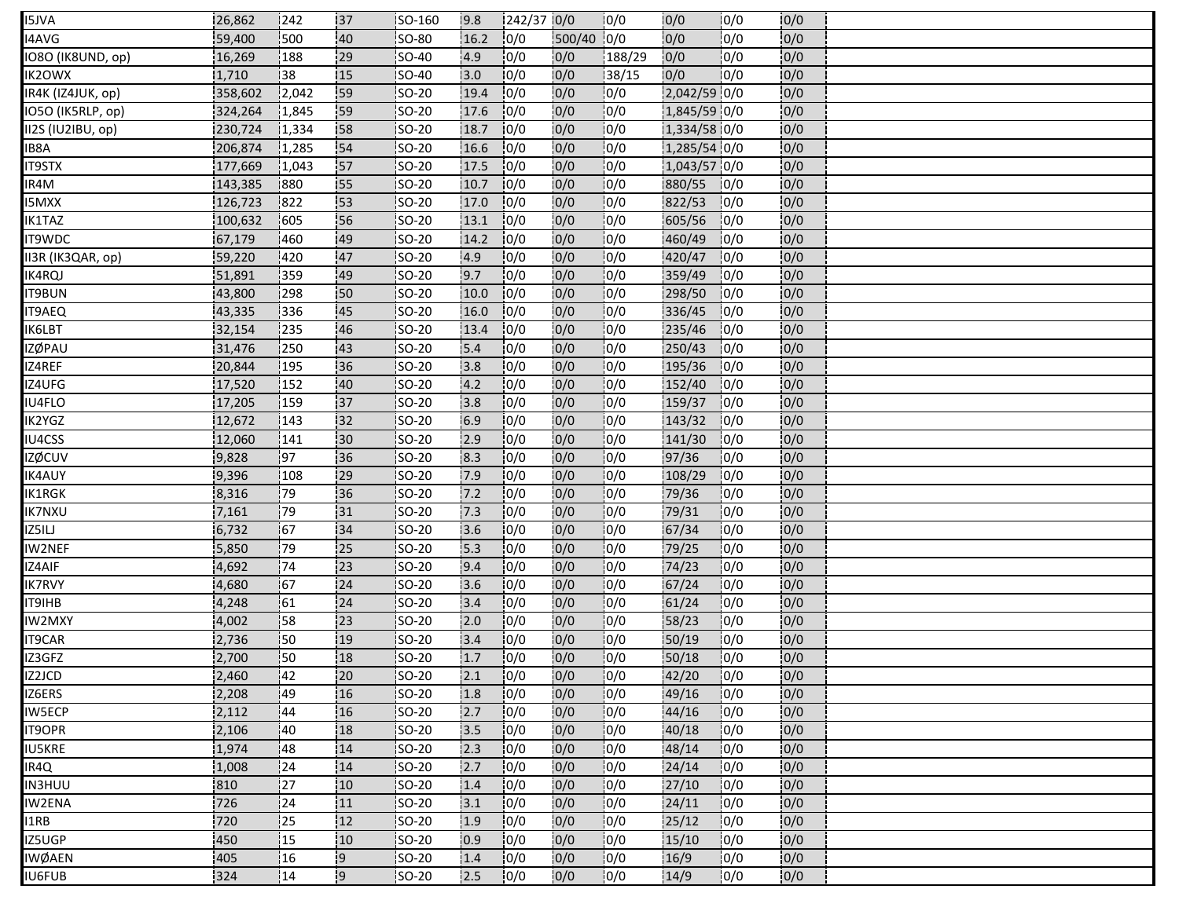| | | | | | | | | | | | | |
|---|---|---|---|---|---|---|---|---|---|---|---|---|
| I5JVA | 26,862 | 242 | 37 | SO-160 | 9.8 | 242/37 | 0/0 | 0/0 | 0/0 | 0/0 | 0/0 | |
| I4AVG | 59,400 | 500 | 40 | SO-80 | 16.2 | 0/0 | 500/40 | 0/0 | 0/0 | 0/0 | 0/0 | |
| IO8O (IK8UND, op) | 16,269 | 188 | 29 | SO-40 | 4.9 | 0/0 | 0/0 | 188/29 | 0/0 | 0/0 | 0/0 | |
| IK2OWX | 1,710 | 38 | 15 | SO-40 | 3.0 | 0/0 | 0/0 | 38/15 | 0/0 | 0/0 | 0/0 | |
| IR4K (IZ4JUK, op) | 358,602 | 2,042 | 59 | SO-20 | 19.4 | 0/0 | 0/0 | 0/0 | 2,042/59 | 0/0 | 0/0 | |
| IO5O (IK5RLP, op) | 324,264 | 1,845 | 59 | SO-20 | 17.6 | 0/0 | 0/0 | 0/0 | 1,845/59 | 0/0 | 0/0 | |
| II2S (IU2IBU, op) | 230,724 | 1,334 | 58 | SO-20 | 18.7 | 0/0 | 0/0 | 0/0 | 1,334/58 | 0/0 | 0/0 | |
| IB8A | 206,874 | 1,285 | 54 | SO-20 | 16.6 | 0/0 | 0/0 | 0/0 | 1,285/54 | 0/0 | 0/0 | |
| IT9STX | 177,669 | 1,043 | 57 | SO-20 | 17.5 | 0/0 | 0/0 | 0/0 | 1,043/57 | 0/0 | 0/0 | |
| IR4M | 143,385 | 880 | 55 | SO-20 | 10.7 | 0/0 | 0/0 | 0/0 | 880/55 | 0/0 | 0/0 | |
| I5MXX | 126,723 | 822 | 53 | SO-20 | 17.0 | 0/0 | 0/0 | 0/0 | 822/53 | 0/0 | 0/0 | |
| IK1TAZ | 100,632 | 605 | 56 | SO-20 | 13.1 | 0/0 | 0/0 | 0/0 | 605/56 | 0/0 | 0/0 | |
| IT9WDC | 67,179 | 460 | 49 | SO-20 | 14.2 | 0/0 | 0/0 | 0/0 | 460/49 | 0/0 | 0/0 | |
| II3R (IK3QAR, op) | 59,220 | 420 | 47 | SO-20 | 4.9 | 0/0 | 0/0 | 0/0 | 420/47 | 0/0 | 0/0 | |
| IK4RQJ | 51,891 | 359 | 49 | SO-20 | 9.7 | 0/0 | 0/0 | 0/0 | 359/49 | 0/0 | 0/0 | |
| IT9BUN | 43,800 | 298 | 50 | SO-20 | 10.0 | 0/0 | 0/0 | 0/0 | 298/50 | 0/0 | 0/0 | |
| IT9AEQ | 43,335 | 336 | 45 | SO-20 | 16.0 | 0/0 | 0/0 | 0/0 | 336/45 | 0/0 | 0/0 | |
| IK6LBT | 32,154 | 235 | 46 | SO-20 | 13.4 | 0/0 | 0/0 | 0/0 | 235/46 | 0/0 | 0/0 | |
| IZØPAU | 31,476 | 250 | 43 | SO-20 | 5.4 | 0/0 | 0/0 | 0/0 | 250/43 | 0/0 | 0/0 | |
| IZ4REF | 20,844 | 195 | 36 | SO-20 | 3.8 | 0/0 | 0/0 | 0/0 | 195/36 | 0/0 | 0/0 | |
| IZ4UFG | 17,520 | 152 | 40 | SO-20 | 4.2 | 0/0 | 0/0 | 0/0 | 152/40 | 0/0 | 0/0 | |
| IU4FLO | 17,205 | 159 | 37 | SO-20 | 3.8 | 0/0 | 0/0 | 0/0 | 159/37 | 0/0 | 0/0 | |
| IK2YGZ | 12,672 | 143 | 32 | SO-20 | 6.9 | 0/0 | 0/0 | 0/0 | 143/32 | 0/0 | 0/0 | |
| IU4CSS | 12,060 | 141 | 30 | SO-20 | 2.9 | 0/0 | 0/0 | 0/0 | 141/30 | 0/0 | 0/0 | |
| IZØCUV | 9,828 | 97 | 36 | SO-20 | 8.3 | 0/0 | 0/0 | 0/0 | 97/36 | 0/0 | 0/0 | |
| IK4AUY | 9,396 | 108 | 29 | SO-20 | 7.9 | 0/0 | 0/0 | 0/0 | 108/29 | 0/0 | 0/0 | |
| IK1RGK | 8,316 | 79 | 36 | SO-20 | 7.2 | 0/0 | 0/0 | 0/0 | 79/36 | 0/0 | 0/0 | |
| IK7NXU | 7,161 | 79 | 31 | SO-20 | 7.3 | 0/0 | 0/0 | 0/0 | 79/31 | 0/0 | 0/0 | |
| IZ5ILJ | 6,732 | 67 | 34 | SO-20 | 3.6 | 0/0 | 0/0 | 0/0 | 67/34 | 0/0 | 0/0 | |
| IW2NEF | 5,850 | 79 | 25 | SO-20 | 5.3 | 0/0 | 0/0 | 0/0 | 79/25 | 0/0 | 0/0 | |
| IZ4AIF | 4,692 | 74 | 23 | SO-20 | 9.4 | 0/0 | 0/0 | 0/0 | 74/23 | 0/0 | 0/0 | |
| IK7RVY | 4,680 | 67 | 24 | SO-20 | 3.6 | 0/0 | 0/0 | 0/0 | 67/24 | 0/0 | 0/0 | |
| IT9IHB | 4,248 | 61 | 24 | SO-20 | 3.4 | 0/0 | 0/0 | 0/0 | 61/24 | 0/0 | 0/0 | |
| IW2MXY | 4,002 | 58 | 23 | SO-20 | 2.0 | 0/0 | 0/0 | 0/0 | 58/23 | 0/0 | 0/0 | |
| IT9CAR | 2,736 | 50 | 19 | SO-20 | 3.4 | 0/0 | 0/0 | 0/0 | 50/19 | 0/0 | 0/0 | |
| IZ3GFZ | 2,700 | 50 | 18 | SO-20 | 1.7 | 0/0 | 0/0 | 0/0 | 50/18 | 0/0 | 0/0 | |
| IZ2JCD | 2,460 | 42 | 20 | SO-20 | 2.1 | 0/0 | 0/0 | 0/0 | 42/20 | 0/0 | 0/0 | |
| IZ6ERS | 2,208 | 49 | 16 | SO-20 | 1.8 | 0/0 | 0/0 | 0/0 | 49/16 | 0/0 | 0/0 | |
| IW5ECP | 2,112 | 44 | 16 | SO-20 | 2.7 | 0/0 | 0/0 | 0/0 | 44/16 | 0/0 | 0/0 | |
| IT9OPR | 2,106 | 40 | 18 | SO-20 | 3.5 | 0/0 | 0/0 | 0/0 | 40/18 | 0/0 | 0/0 | |
| IU5KRE | 1,974 | 48 | 14 | SO-20 | 2.3 | 0/0 | 0/0 | 0/0 | 48/14 | 0/0 | 0/0 | |
| IR4Q | 1,008 | 24 | 14 | SO-20 | 2.7 | 0/0 | 0/0 | 0/0 | 24/14 | 0/0 | 0/0 | |
| IN3HUU | 810 | 27 | 10 | SO-20 | 1.4 | 0/0 | 0/0 | 0/0 | 27/10 | 0/0 | 0/0 | |
| IW2ENA | 726 | 24 | 11 | SO-20 | 3.1 | 0/0 | 0/0 | 0/0 | 24/11 | 0/0 | 0/0 | |
| I1RB | 720 | 25 | 12 | SO-20 | 1.9 | 0/0 | 0/0 | 0/0 | 25/12 | 0/0 | 0/0 | |
| IZ5UGP | 450 | 15 | 10 | SO-20 | 0.9 | 0/0 | 0/0 | 0/0 | 15/10 | 0/0 | 0/0 | |
| IWØAEN | 405 | 16 | 9 | SO-20 | 1.4 | 0/0 | 0/0 | 0/0 | 16/9 | 0/0 | 0/0 | |
| IU6FUB | 324 | 14 | 9 | SO-20 | 2.5 | 0/0 | 0/0 | 0/0 | 14/9 | 0/0 | 0/0 | |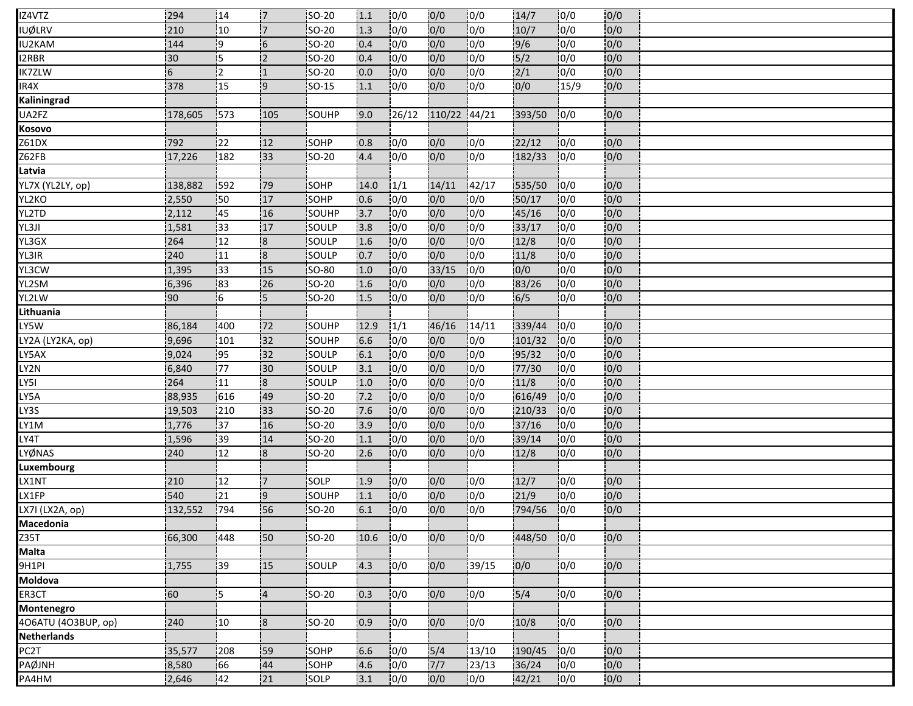| | | | | | | | | | | | | |
|---|---|---|---|---|---|---|---|---|---|---|---|---|
| IZ4VTZ | 294 | 14 | 7 | SO-20 | 1.1 | 0/0 | 0/0 | 0/0 | 14/7 | 0/0 | 0/0 | |
| IUØLRV | 210 | 10 | 7 | SO-20 | 1.3 | 0/0 | 0/0 | 0/0 | 10/7 | 0/0 | 0/0 | |
| IU2KAM | 144 | 9 | 6 | SO-20 | 0.4 | 0/0 | 0/0 | 0/0 | 9/6 | 0/0 | 0/0 | |
| I2RBR | 30 | 5 | 2 | SO-20 | 0.4 | 0/0 | 0/0 | 0/0 | 5/2 | 0/0 | 0/0 | |
| IK7ZLW | 6 | 2 | 1 | SO-20 | 0.0 | 0/0 | 0/0 | 0/0 | 2/1 | 0/0 | 0/0 | |
| IR4X | 378 | 15 | 9 | SO-15 | 1.1 | 0/0 | 0/0 | 0/0 | 0/0 | 15/9 | 0/0 | |
| **Kaliningrad** | | | | | | | | | | | | |
| UA2FZ | 178,605 | 573 | 105 | SOUHP | 9.0 | 26/12 | 110/22 | 44/21 | 393/50 | 0/0 | 0/0 | |
| **Kosovo** | | | | | | | | | | | | |
| Z61DX | 792 | 22 | 12 | SOHP | 0.8 | 0/0 | 0/0 | 0/0 | 22/12 | 0/0 | 0/0 | |
| Z62FB | 17,226 | 182 | 33 | SO-20 | 4.4 | 0/0 | 0/0 | 0/0 | 182/33 | 0/0 | 0/0 | |
| **Latvia** | | | | | | | | | | | | |
| YL7X (YL2LY, op) | 138,882 | 592 | 79 | SOHP | 14.0 | 1/1 | 14/11 | 42/17 | 535/50 | 0/0 | 0/0 | |
| YL2KO | 2,550 | 50 | 17 | SOHP | 0.6 | 0/0 | 0/0 | 0/0 | 50/17 | 0/0 | 0/0 | |
| YL2TD | 2,112 | 45 | 16 | SOUHP | 3.7 | 0/0 | 0/0 | 0/0 | 45/16 | 0/0 | 0/0 | |
| YL3JI | 1,581 | 33 | 17 | SOULP | 3.8 | 0/0 | 0/0 | 0/0 | 33/17 | 0/0 | 0/0 | |
| YL3GX | 264 | 12 | 8 | SOULP | 1.6 | 0/0 | 0/0 | 0/0 | 12/8 | 0/0 | 0/0 | |
| YL3IR | 240 | 11 | 8 | SOULP | 0.7 | 0/0 | 0/0 | 0/0 | 11/8 | 0/0 | 0/0 | |
| YL3CW | 1,395 | 33 | 15 | SO-80 | 1.0 | 0/0 | 33/15 | 0/0 | 0/0 | 0/0 | 0/0 | |
| YL2SM | 6,396 | 83 | 26 | SO-20 | 1.6 | 0/0 | 0/0 | 0/0 | 83/26 | 0/0 | 0/0 | |
| YL2LW | 90 | 6 | 5 | SO-20 | 1.5 | 0/0 | 0/0 | 0/0 | 6/5 | 0/0 | 0/0 | |
| **Lithuania** | | | | | | | | | | | | |
| LY5W | 86,184 | 400 | 72 | SOUHP | 12.9 | 1/1 | 46/16 | 14/11 | 339/44 | 0/0 | 0/0 | |
| LY2A (LY2KA, op) | 9,696 | 101 | 32 | SOUHP | 6.6 | 0/0 | 0/0 | 0/0 | 101/32 | 0/0 | 0/0 | |
| LY5AX | 9,024 | 95 | 32 | SOULP | 6.1 | 0/0 | 0/0 | 0/0 | 95/32 | 0/0 | 0/0 | |
| LY2N | 6,840 | 77 | 30 | SOULP | 3.1 | 0/0 | 0/0 | 0/0 | 77/30 | 0/0 | 0/0 | |
| LY5I | 264 | 11 | 8 | SOULP | 1.0 | 0/0 | 0/0 | 0/0 | 11/8 | 0/0 | 0/0 | |
| LY5A | 88,935 | 616 | 49 | SO-20 | 7.2 | 0/0 | 0/0 | 0/0 | 616/49 | 0/0 | 0/0 | |
| LY3S | 19,503 | 210 | 33 | SO-20 | 7.6 | 0/0 | 0/0 | 0/0 | 210/33 | 0/0 | 0/0 | |
| LY1M | 1,776 | 37 | 16 | SO-20 | 3.9 | 0/0 | 0/0 | 0/0 | 37/16 | 0/0 | 0/0 | |
| LY4T | 1,596 | 39 | 14 | SO-20 | 1.1 | 0/0 | 0/0 | 0/0 | 39/14 | 0/0 | 0/0 | |
| LYØNAS | 240 | 12 | 8 | SO-20 | 2.6 | 0/0 | 0/0 | 0/0 | 12/8 | 0/0 | 0/0 | |
| **Luxembourg** | | | | | | | | | | | | |
| LX1NT | 210 | 12 | 7 | SOLP | 1.9 | 0/0 | 0/0 | 0/0 | 12/7 | 0/0 | 0/0 | |
| LX1FP | 540 | 21 | 9 | SOUHP | 1.1 | 0/0 | 0/0 | 0/0 | 21/9 | 0/0 | 0/0 | |
| LX7I (LX2A, op) | 132,552 | 794 | 56 | SO-20 | 6.1 | 0/0 | 0/0 | 0/0 | 794/56 | 0/0 | 0/0 | |
| **Macedonia** | | | | | | | | | | | | |
| Z35T | 66,300 | 448 | 50 | SO-20 | 10.6 | 0/0 | 0/0 | 0/0 | 448/50 | 0/0 | 0/0 | |
| **Malta** | | | | | | | | | | | | |
| 9H1PI | 1,755 | 39 | 15 | SOULP | 4.3 | 0/0 | 0/0 | 39/15 | 0/0 | 0/0 | 0/0 | |
| **Moldova** | | | | | | | | | | | | |
| ER3CT | 60 | 5 | 4 | SO-20 | 0.3 | 0/0 | 0/0 | 0/0 | 5/4 | 0/0 | 0/0 | |
| **Montenegro** | | | | | | | | | | | | |
| 4O6ATU (4O3BUP, op) | 240 | 10 | 8 | SO-20 | 0.9 | 0/0 | 0/0 | 0/0 | 10/8 | 0/0 | 0/0 | |
| **Netherlands** | | | | | | | | | | | | |
| PC2T | 35,577 | 208 | 59 | SOHP | 6.6 | 0/0 | 5/4 | 13/10 | 190/45 | 0/0 | 0/0 | |
| PAØJNH | 8,580 | 66 | 44 | SOHP | 4.6 | 0/0 | 7/7 | 23/13 | 36/24 | 0/0 | 0/0 | |
| PA4HM | 2,646 | 42 | 21 | SOLP | 3.1 | 0/0 | 0/0 | 0/0 | 42/21 | 0/0 | 0/0 | |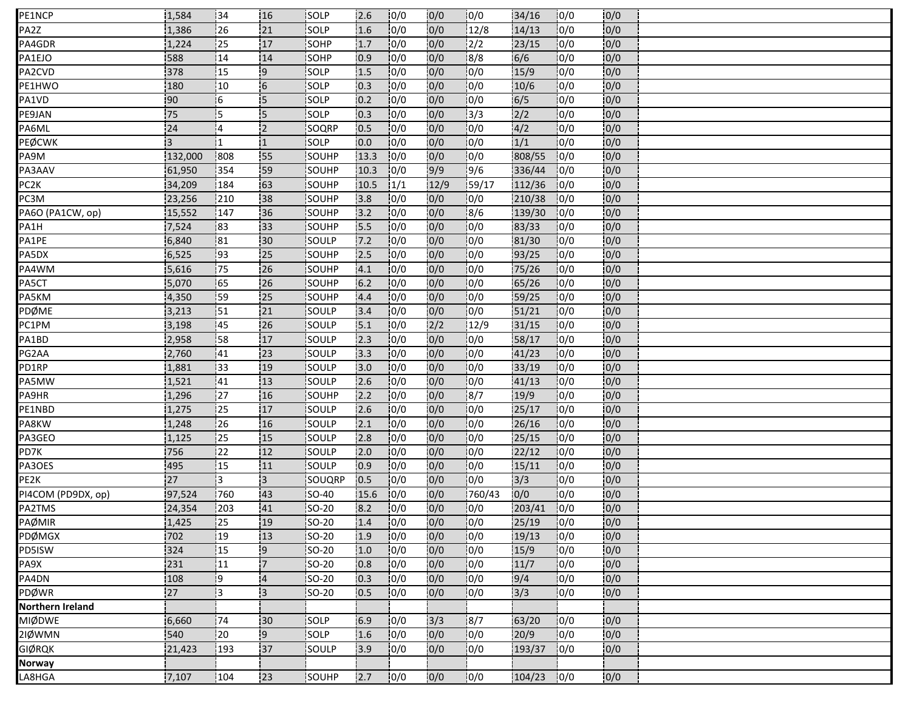| | | | | | | | | | | | | |
|---|---|---|---|---|---|---|---|---|---|---|---|---|
| PE1NCP | 1,584 | 34 | 16 | SOLP | 2.6 | 0/0 | 0/0 | 0/0 | 34/16 | 0/0 | 0/0 | |
| PA2Z | 1,386 | 26 | 21 | SOLP | 1.6 | 0/0 | 0/0 | 12/8 | 14/13 | 0/0 | 0/0 | |
| PA4GDR | 1,224 | 25 | 17 | SOHP | 1.7 | 0/0 | 0/0 | 2/2 | 23/15 | 0/0 | 0/0 | |
| PA1EJO | 588 | 14 | 14 | SOHP | 0.9 | 0/0 | 0/0 | 8/8 | 6/6 | 0/0 | 0/0 | |
| PA2CVD | 378 | 15 | 9 | SOLP | 1.5 | 0/0 | 0/0 | 0/0 | 15/9 | 0/0 | 0/0 | |
| PE1HWO | 180 | 10 | 6 | SOLP | 0.3 | 0/0 | 0/0 | 0/0 | 10/6 | 0/0 | 0/0 | |
| PA1VD | 90 | 6 | 5 | SOLP | 0.2 | 0/0 | 0/0 | 0/0 | 6/5 | 0/0 | 0/0 | |
| PE9JAN | 75 | 5 | 5 | SOLP | 0.3 | 0/0 | 0/0 | 3/3 | 2/2 | 0/0 | 0/0 | |
| PA6ML | 24 | 4 | 2 | SOQRP | 0.5 | 0/0 | 0/0 | 0/0 | 4/2 | 0/0 | 0/0 | |
| PEØCWK | 3 | 1 | 1 | SOLP | 0.0 | 0/0 | 0/0 | 0/0 | 1/1 | 0/0 | 0/0 | |
| PA9M | 132,000 | 808 | 55 | SOUHP | 13.3 | 0/0 | 0/0 | 0/0 | 808/55 | 0/0 | 0/0 | |
| PA3AAV | 61,950 | 354 | 59 | SOUHP | 10.3 | 0/0 | 9/9 | 9/6 | 336/44 | 0/0 | 0/0 | |
| PC2K | 34,209 | 184 | 63 | SOUHP | 10.5 | 1/1 | 12/9 | 59/17 | 112/36 | 0/0 | 0/0 | |
| PC3M | 23,256 | 210 | 38 | SOUHP | 3.8 | 0/0 | 0/0 | 0/0 | 210/38 | 0/0 | 0/0 | |
| PA6O (PA1CW, op) | 15,552 | 147 | 36 | SOUHP | 3.2 | 0/0 | 0/0 | 8/6 | 139/30 | 0/0 | 0/0 | |
| PA1H | 7,524 | 83 | 33 | SOUHP | 5.5 | 0/0 | 0/0 | 0/0 | 83/33 | 0/0 | 0/0 | |
| PA1PE | 6,840 | 81 | 30 | SOULP | 7.2 | 0/0 | 0/0 | 0/0 | 81/30 | 0/0 | 0/0 | |
| PA5DX | 6,525 | 93 | 25 | SOUHP | 2.5 | 0/0 | 0/0 | 0/0 | 93/25 | 0/0 | 0/0 | |
| PA4WM | 5,616 | 75 | 26 | SOUHP | 4.1 | 0/0 | 0/0 | 0/0 | 75/26 | 0/0 | 0/0 | |
| PA5CT | 5,070 | 65 | 26 | SOUHP | 6.2 | 0/0 | 0/0 | 0/0 | 65/26 | 0/0 | 0/0 | |
| PA5KM | 4,350 | 59 | 25 | SOUHP | 4.4 | 0/0 | 0/0 | 0/0 | 59/25 | 0/0 | 0/0 | |
| PDØME | 3,213 | 51 | 21 | SOULP | 3.4 | 0/0 | 0/0 | 0/0 | 51/21 | 0/0 | 0/0 | |
| PC1PM | 3,198 | 45 | 26 | SOULP | 5.1 | 0/0 | 2/2 | 12/9 | 31/15 | 0/0 | 0/0 | |
| PA1BD | 2,958 | 58 | 17 | SOULP | 2.3 | 0/0 | 0/0 | 0/0 | 58/17 | 0/0 | 0/0 | |
| PG2AA | 2,760 | 41 | 23 | SOULP | 3.3 | 0/0 | 0/0 | 0/0 | 41/23 | 0/0 | 0/0 | |
| PD1RP | 1,881 | 33 | 19 | SOULP | 3.0 | 0/0 | 0/0 | 0/0 | 33/19 | 0/0 | 0/0 | |
| PA5MW | 1,521 | 41 | 13 | SOULP | 2.6 | 0/0 | 0/0 | 0/0 | 41/13 | 0/0 | 0/0 | |
| PA9HR | 1,296 | 27 | 16 | SOUHP | 2.2 | 0/0 | 0/0 | 8/7 | 19/9 | 0/0 | 0/0 | |
| PE1NBD | 1,275 | 25 | 17 | SOULP | 2.6 | 0/0 | 0/0 | 0/0 | 25/17 | 0/0 | 0/0 | |
| PA8KW | 1,248 | 26 | 16 | SOULP | 2.1 | 0/0 | 0/0 | 0/0 | 26/16 | 0/0 | 0/0 | |
| PA3GEO | 1,125 | 25 | 15 | SOULP | 2.8 | 0/0 | 0/0 | 0/0 | 25/15 | 0/0 | 0/0 | |
| PD7K | 756 | 22 | 12 | SOULP | 2.0 | 0/0 | 0/0 | 0/0 | 22/12 | 0/0 | 0/0 | |
| PA3OES | 495 | 15 | 11 | SOULP | 0.9 | 0/0 | 0/0 | 0/0 | 15/11 | 0/0 | 0/0 | |
| PE2K | 27 | 3 | 3 | SOUQRP | 0.5 | 0/0 | 0/0 | 0/0 | 3/3 | 0/0 | 0/0 | |
| PI4COM (PD9DX, op) | 97,524 | 760 | 43 | SO-40 | 15.6 | 0/0 | 0/0 | 760/43 | 0/0 | 0/0 | 0/0 | |
| PA2TMS | 24,354 | 203 | 41 | SO-20 | 8.2 | 0/0 | 0/0 | 0/0 | 203/41 | 0/0 | 0/0 | |
| PAØMIR | 1,425 | 25 | 19 | SO-20 | 1.4 | 0/0 | 0/0 | 0/0 | 25/19 | 0/0 | 0/0 | |
| PDØMGX | 702 | 19 | 13 | SO-20 | 1.9 | 0/0 | 0/0 | 0/0 | 19/13 | 0/0 | 0/0 | |
| PD5ISW | 324 | 15 | 9 | SO-20 | 1.0 | 0/0 | 0/0 | 0/0 | 15/9 | 0/0 | 0/0 | |
| PA9X | 231 | 11 | 7 | SO-20 | 0.8 | 0/0 | 0/0 | 0/0 | 11/7 | 0/0 | 0/0 | |
| PA4DN | 108 | 9 | 4 | SO-20 | 0.3 | 0/0 | 0/0 | 0/0 | 9/4 | 0/0 | 0/0 | |
| PDØWR | 27 | 3 | 3 | SO-20 | 0.5 | 0/0 | 0/0 | 0/0 | 3/3 | 0/0 | 0/0 | |
| **Northern Ireland** | | | | | | | | | | | | |
| MIØDWE | 6,660 | 74 | 30 | SOLP | 6.9 | 0/0 | 3/3 | 8/7 | 63/20 | 0/0 | 0/0 | |
| 2IØWMN | 540 | 20 | 9 | SOLP | 1.6 | 0/0 | 0/0 | 0/0 | 20/9 | 0/0 | 0/0 | |
| GIØRQK | 21,423 | 193 | 37 | SOULP | 3.9 | 0/0 | 0/0 | 0/0 | 193/37 | 0/0 | 0/0 | |
| **Norway** | | | | | | | | | | | | |
| LA8HGA | 7,107 | 104 | 23 | SOUHP | 2.7 | 0/0 | 0/0 | 0/0 | 104/23 | 0/0 | 0/0 | |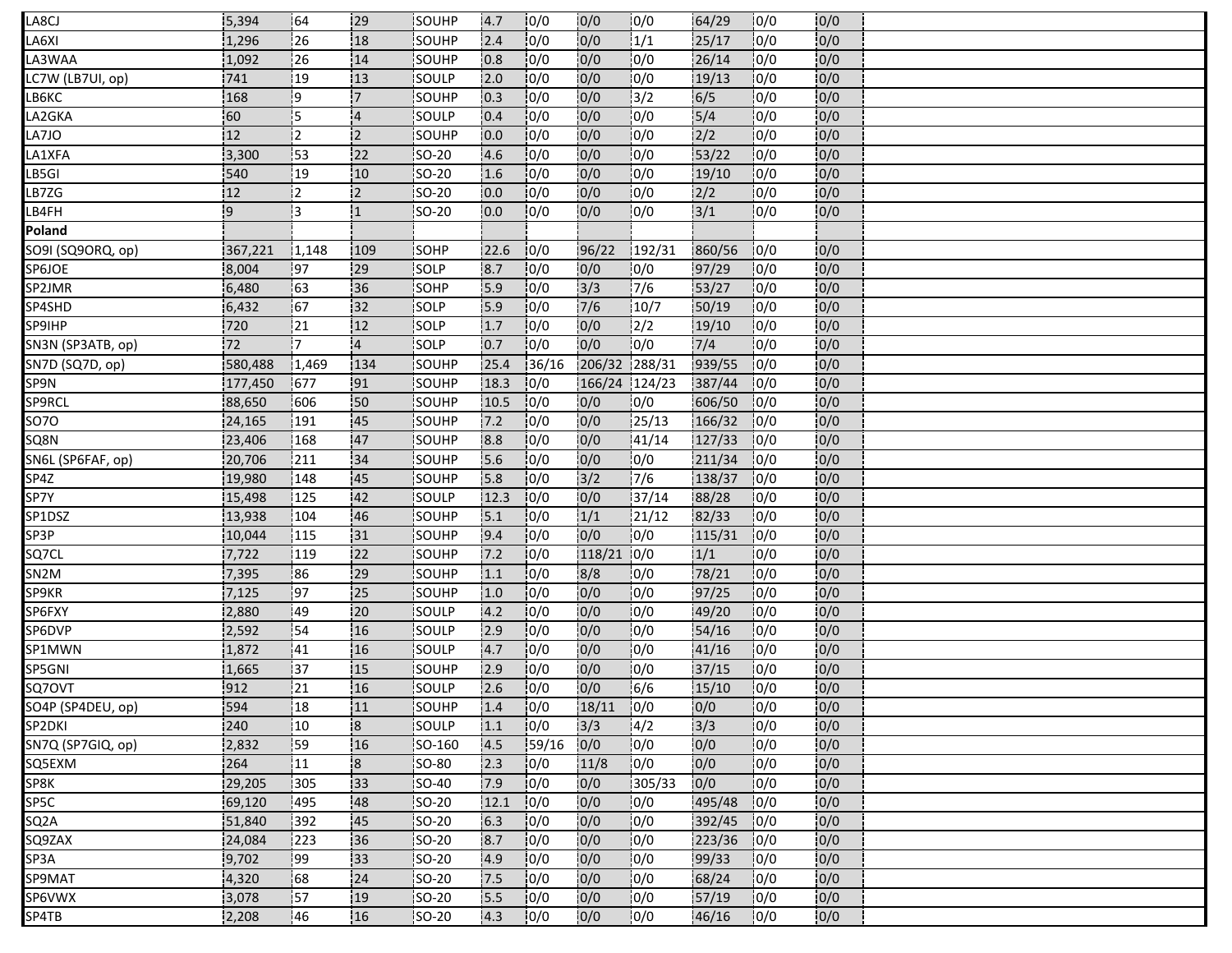| | | | | | | | | | | | | |
|---|---|---|---|---|---|---|---|---|---|---|---|---|
| LA8CJ | 5,394 | 64 | 29 | SOUHP | 4.7 | 0/0 | 0/0 | 0/0 | 64/29 | 0/0 | 0/0 | |
| LA6XI | 1,296 | 26 | 18 | SOUHP | 2.4 | 0/0 | 0/0 | 1/1 | 25/17 | 0/0 | 0/0 | |
| LA3WAA | 1,092 | 26 | 14 | SOUHP | 0.8 | 0/0 | 0/0 | 0/0 | 26/14 | 0/0 | 0/0 | |
| LC7W (LB7UI, op) | 741 | 19 | 13 | SOULP | 2.0 | 0/0 | 0/0 | 0/0 | 19/13 | 0/0 | 0/0 | |
| LB6KC | 168 | 9 | 7 | SOUHP | 0.3 | 0/0 | 0/0 | 3/2 | 6/5 | 0/0 | 0/0 | |
| LA2GKA | 60 | 5 | 4 | SOULP | 0.4 | 0/0 | 0/0 | 0/0 | 5/4 | 0/0 | 0/0 | |
| LA7JO | 12 | 2 | 2 | SOUHP | 0.0 | 0/0 | 0/0 | 0/0 | 2/2 | 0/0 | 0/0 | |
| LA1XFA | 3,300 | 53 | 22 | SO-20 | 4.6 | 0/0 | 0/0 | 0/0 | 53/22 | 0/0 | 0/0 | |
| LB5GI | 540 | 19 | 10 | SO-20 | 1.6 | 0/0 | 0/0 | 0/0 | 19/10 | 0/0 | 0/0 | |
| LB7ZG | 12 | 2 | 2 | SO-20 | 0.0 | 0/0 | 0/0 | 0/0 | 2/2 | 0/0 | 0/0 | |
| LB4FH | 9 | 3 | 1 | SO-20 | 0.0 | 0/0 | 0/0 | 0/0 | 3/1 | 0/0 | 0/0 | |
| **Poland** | | | | | | | | | | | | |
| SO9I (SQ9ORQ, op) | 367,221 | 1,148 | 109 | SOHP | 22.6 | 0/0 | 96/22 | 192/31 | 860/56 | 0/0 | 0/0 | |
| SP6JOE | 8,004 | 97 | 29 | SOLP | 8.7 | 0/0 | 0/0 | 0/0 | 97/29 | 0/0 | 0/0 | |
| SP2JMR | 6,480 | 63 | 36 | SOHP | 5.9 | 0/0 | 3/3 | 7/6 | 53/27 | 0/0 | 0/0 | |
| SP4SHD | 6,432 | 67 | 32 | SOLP | 5.9 | 0/0 | 7/6 | 10/7 | 50/19 | 0/0 | 0/0 | |
| SP9IHP | 720 | 21 | 12 | SOLP | 1.7 | 0/0 | 0/0 | 2/2 | 19/10 | 0/0 | 0/0 | |
| SN3N (SP3ATB, op) | 72 | 7 | 4 | SOLP | 0.7 | 0/0 | 0/0 | 0/0 | 7/4 | 0/0 | 0/0 | |
| SN7D (SQ7D, op) | 580,488 | 1,469 | 134 | SOUHP | 25.4 | 36/16 | 206/32 | 288/31 | 939/55 | 0/0 | 0/0 | |
| SP9N | 177,450 | 677 | 91 | SOUHP | 18.3 | 0/0 | 166/24 | 124/23 | 387/44 | 0/0 | 0/0 | |
| SP9RCL | 88,650 | 606 | 50 | SOUHP | 10.5 | 0/0 | 0/0 | 0/0 | 606/50 | 0/0 | 0/0 | |
| SO7O | 24,165 | 191 | 45 | SOUHP | 7.2 | 0/0 | 0/0 | 25/13 | 166/32 | 0/0 | 0/0 | |
| SQ8N | 23,406 | 168 | 47 | SOUHP | 8.8 | 0/0 | 0/0 | 41/14 | 127/33 | 0/0 | 0/0 | |
| SN6L (SP6FAF, op) | 20,706 | 211 | 34 | SOUHP | 5.6 | 0/0 | 0/0 | 0/0 | 211/34 | 0/0 | 0/0 | |
| SP4Z | 19,980 | 148 | 45 | SOUHP | 5.8 | 0/0 | 3/2 | 7/6 | 138/37 | 0/0 | 0/0 | |
| SP7Y | 15,498 | 125 | 42 | SOULP | 12.3 | 0/0 | 0/0 | 37/14 | 88/28 | 0/0 | 0/0 | |
| SP1DSZ | 13,938 | 104 | 46 | SOUHP | 5.1 | 0/0 | 1/1 | 21/12 | 82/33 | 0/0 | 0/0 | |
| SP3P | 10,044 | 115 | 31 | SOUHP | 9.4 | 0/0 | 0/0 | 0/0 | 115/31 | 0/0 | 0/0 | |
| SQ7CL | 7,722 | 119 | 22 | SOUHP | 7.2 | 0/0 | 118/21 | 0/0 | 1/1 | 0/0 | 0/0 | |
| SN2M | 7,395 | 86 | 29 | SOUHP | 1.1 | 0/0 | 8/8 | 0/0 | 78/21 | 0/0 | 0/0 | |
| SP9KR | 7,125 | 97 | 25 | SOUHP | 1.0 | 0/0 | 0/0 | 0/0 | 97/25 | 0/0 | 0/0 | |
| SP6FXY | 2,880 | 49 | 20 | SOULP | 4.2 | 0/0 | 0/0 | 0/0 | 49/20 | 0/0 | 0/0 | |
| SP6DVP | 2,592 | 54 | 16 | SOULP | 2.9 | 0/0 | 0/0 | 0/0 | 54/16 | 0/0 | 0/0 | |
| SP1MWN | 1,872 | 41 | 16 | SOULP | 4.7 | 0/0 | 0/0 | 0/0 | 41/16 | 0/0 | 0/0 | |
| SP5GNI | 1,665 | 37 | 15 | SOUHP | 2.9 | 0/0 | 0/0 | 0/0 | 37/15 | 0/0 | 0/0 | |
| SQ7OVT | 912 | 21 | 16 | SOULP | 2.6 | 0/0 | 0/0 | 6/6 | 15/10 | 0/0 | 0/0 | |
| SO4P (SP4DEU, op) | 594 | 18 | 11 | SOUHP | 1.4 | 0/0 | 18/11 | 0/0 | 0/0 | 0/0 | 0/0 | |
| SP2DKI | 240 | 10 | 8 | SOULP | 1.1 | 0/0 | 3/3 | 4/2 | 3/3 | 0/0 | 0/0 | |
| SN7Q (SP7GIQ, op) | 2,832 | 59 | 16 | SO-160 | 4.5 | 59/16 | 0/0 | 0/0 | 0/0 | 0/0 | 0/0 | |
| SQ5EXM | 264 | 11 | 8 | SO-80 | 2.3 | 0/0 | 11/8 | 0/0 | 0/0 | 0/0 | 0/0 | |
| SP8K | 29,205 | 305 | 33 | SO-40 | 7.9 | 0/0 | 0/0 | 305/33 | 0/0 | 0/0 | 0/0 | |
| SP5C | 69,120 | 495 | 48 | SO-20 | 12.1 | 0/0 | 0/0 | 0/0 | 495/48 | 0/0 | 0/0 | |
| SQ2A | 51,840 | 392 | 45 | SO-20 | 6.3 | 0/0 | 0/0 | 0/0 | 392/45 | 0/0 | 0/0 | |
| SQ9ZAX | 24,084 | 223 | 36 | SO-20 | 8.7 | 0/0 | 0/0 | 0/0 | 223/36 | 0/0 | 0/0 | |
| SP3A | 9,702 | 99 | 33 | SO-20 | 4.9 | 0/0 | 0/0 | 0/0 | 99/33 | 0/0 | 0/0 | |
| SP9MAT | 4,320 | 68 | 24 | SO-20 | 7.5 | 0/0 | 0/0 | 0/0 | 68/24 | 0/0 | 0/0 | |
| SP6VWX | 3,078 | 57 | 19 | SO-20 | 5.5 | 0/0 | 0/0 | 0/0 | 57/19 | 0/0 | 0/0 | |
| SP4TB | 2,208 | 46 | 16 | SO-20 | 4.3 | 0/0 | 0/0 | 0/0 | 46/16 | 0/0 | 0/0 | |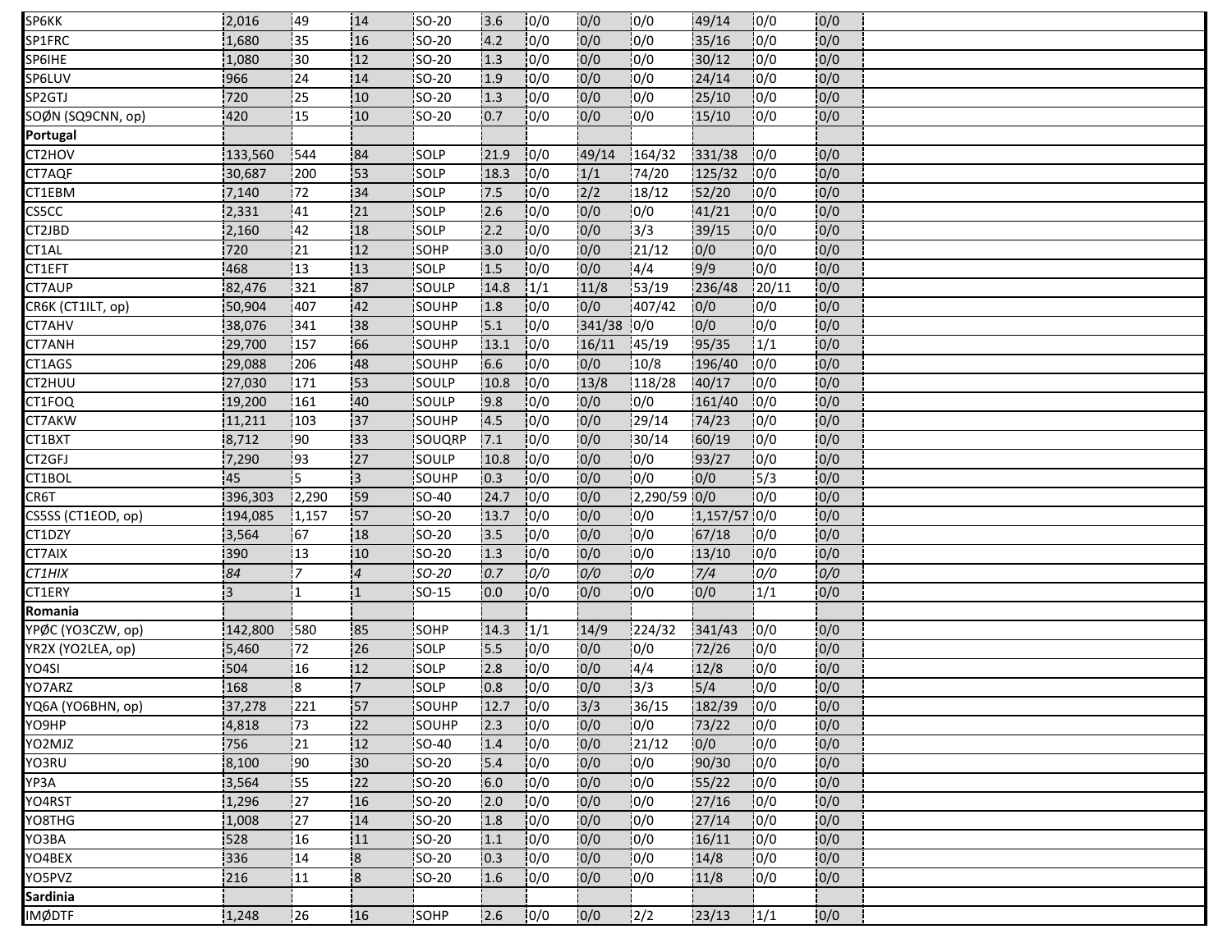| | | | | | | | | | | | |
|---|---|---|---|---|---|---|---|---|---|---|---|
| SP6KK | 2,016 | 49 | 14 | SO-20 | 3.6 | 0/0 | 0/0 | 0/0 | 49/14 | 0/0 | 0/0 |
| SP1FRC | 1,680 | 35 | 16 | SO-20 | 4.2 | 0/0 | 0/0 | 0/0 | 35/16 | 0/0 | 0/0 |
| SP6IHE | 1,080 | 30 | 12 | SO-20 | 1.3 | 0/0 | 0/0 | 0/0 | 30/12 | 0/0 | 0/0 |
| SP6LUV | 966 | 24 | 14 | SO-20 | 1.9 | 0/0 | 0/0 | 0/0 | 24/14 | 0/0 | 0/0 |
| SP2GTJ | 720 | 25 | 10 | SO-20 | 1.3 | 0/0 | 0/0 | 0/0 | 25/10 | 0/0 | 0/0 |
| SOØN (SQ9CNN, op) | 420 | 15 | 10 | SO-20 | 0.7 | 0/0 | 0/0 | 0/0 | 15/10 | 0/0 | 0/0 |
| **Portugal** | | | | | | | | | | | |
| CT2HOV | 133,560 | 544 | 84 | SOLP | 21.9 | 0/0 | 49/14 | 164/32 | 331/38 | 0/0 | 0/0 |
| CT7AQF | 30,687 | 200 | 53 | SOLP | 18.3 | 0/0 | 1/1 | 74/20 | 125/32 | 0/0 | 0/0 |
| CT1EBM | 7,140 | 72 | 34 | SOLP | 7.5 | 0/0 | 2/2 | 18/12 | 52/20 | 0/0 | 0/0 |
| CS5CC | 2,331 | 41 | 21 | SOLP | 2.6 | 0/0 | 0/0 | 0/0 | 41/21 | 0/0 | 0/0 |
| CT2JBD | 2,160 | 42 | 18 | SOLP | 2.2 | 0/0 | 0/0 | 3/3 | 39/15 | 0/0 | 0/0 |
| CT1AL | 720 | 21 | 12 | SOHP | 3.0 | 0/0 | 0/0 | 21/12 | 0/0 | 0/0 | 0/0 |
| CT1EFT | 468 | 13 | 13 | SOLP | 1.5 | 0/0 | 0/0 | 4/4 | 9/9 | 0/0 | 0/0 |
| CT7AUP | 82,476 | 321 | 87 | SOULP | 14.8 | 1/1 | 11/8 | 53/19 | 236/48 | 20/11 | 0/0 |
| CR6K (CT1ILT, op) | 50,904 | 407 | 42 | SOUHP | 1.8 | 0/0 | 0/0 | 407/42 | 0/0 | 0/0 | 0/0 |
| CT7AHV | 38,076 | 341 | 38 | SOUHP | 5.1 | 0/0 | 341/38 | 0/0 | 0/0 | 0/0 | 0/0 |
| CT7ANH | 29,700 | 157 | 66 | SOUHP | 13.1 | 0/0 | 16/11 | 45/19 | 95/35 | 1/1 | 0/0 |
| CT1AGS | 29,088 | 206 | 48 | SOUHP | 6.6 | 0/0 | 0/0 | 10/8 | 196/40 | 0/0 | 0/0 |
| CT2HUU | 27,030 | 171 | 53 | SOULP | 10.8 | 0/0 | 13/8 | 118/28 | 40/17 | 0/0 | 0/0 |
| CT1FOQ | 19,200 | 161 | 40 | SOULP | 9.8 | 0/0 | 0/0 | 0/0 | 161/40 | 0/0 | 0/0 |
| CT7AKW | 11,211 | 103 | 37 | SOUHP | 4.5 | 0/0 | 0/0 | 29/14 | 74/23 | 0/0 | 0/0 |
| CT1BXT | 8,712 | 90 | 33 | SOUQRP | 7.1 | 0/0 | 0/0 | 30/14 | 60/19 | 0/0 | 0/0 |
| CT2GFJ | 7,290 | 93 | 27 | SOULP | 10.8 | 0/0 | 0/0 | 0/0 | 93/27 | 0/0 | 0/0 |
| CT1BOL | 45 | 5 | 3 | SOUHP | 0.3 | 0/0 | 0/0 | 0/0 | 0/0 | 5/3 | 0/0 |
| CR6T | 396,303 | 2,290 | 59 | SO-40 | 24.7 | 0/0 | 0/0 | 2,290/59 | 0/0 | 0/0 | 0/0 |
| CS5SS (CT1EOD, op) | 194,085 | 1,157 | 57 | SO-20 | 13.7 | 0/0 | 0/0 | 0/0 | 1,157/57 | 0/0 | 0/0 |
| CT1DZY | 3,564 | 67 | 18 | SO-20 | 3.5 | 0/0 | 0/0 | 0/0 | 67/18 | 0/0 | 0/0 |
| CT7AIX | 390 | 13 | 10 | SO-20 | 1.3 | 0/0 | 0/0 | 0/0 | 13/10 | 0/0 | 0/0 |
| *CT1HIX* | *84* | *7* | *4* | *SO-20* | *0.7* | *0/0* | *0/0* | *0/0* | *7/4* | *0/0* | *0/0* |
| CT1ERY | 3 | 1 | 1 | SO-15 | 0.0 | 0/0 | 0/0 | 0/0 | 0/0 | 1/1 | 0/0 |
| **Romania** | | | | | | | | | | | |
| YPØC (YO3CZW, op) | 142,800 | 580 | 85 | SOHP | 14.3 | 1/1 | 14/9 | 224/32 | 341/43 | 0/0 | 0/0 |
| YR2X (YO2LEA, op) | 5,460 | 72 | 26 | SOLP | 5.5 | 0/0 | 0/0 | 0/0 | 72/26 | 0/0 | 0/0 |
| YO4SI | 504 | 16 | 12 | SOLP | 2.8 | 0/0 | 0/0 | 4/4 | 12/8 | 0/0 | 0/0 |
| YO7ARZ | 168 | 8 | 7 | SOLP | 0.8 | 0/0 | 0/0 | 3/3 | 5/4 | 0/0 | 0/0 |
| YQ6A (YO6BHN, op) | 37,278 | 221 | 57 | SOUHP | 12.7 | 0/0 | 3/3 | 36/15 | 182/39 | 0/0 | 0/0 |
| YO9HP | 4,818 | 73 | 22 | SOUHP | 2.3 | 0/0 | 0/0 | 0/0 | 73/22 | 0/0 | 0/0 |
| YO2MJZ | 756 | 21 | 12 | SO-40 | 1.4 | 0/0 | 0/0 | 21/12 | 0/0 | 0/0 | 0/0 |
| YO3RU | 8,100 | 90 | 30 | SO-20 | 5.4 | 0/0 | 0/0 | 0/0 | 90/30 | 0/0 | 0/0 |
| YP3A | 3,564 | 55 | 22 | SO-20 | 6.0 | 0/0 | 0/0 | 0/0 | 55/22 | 0/0 | 0/0 |
| YO4RST | 1,296 | 27 | 16 | SO-20 | 2.0 | 0/0 | 0/0 | 0/0 | 27/16 | 0/0 | 0/0 |
| YO8THG | 1,008 | 27 | 14 | SO-20 | 1.8 | 0/0 | 0/0 | 0/0 | 27/14 | 0/0 | 0/0 |
| YO3BA | 528 | 16 | 11 | SO-20 | 1.1 | 0/0 | 0/0 | 0/0 | 16/11 | 0/0 | 0/0 |
| YO4BEX | 336 | 14 | 8 | SO-20 | 0.3 | 0/0 | 0/0 | 0/0 | 14/8 | 0/0 | 0/0 |
| YO5PVZ | 216 | 11 | 8 | SO-20 | 1.6 | 0/0 | 0/0 | 0/0 | 11/8 | 0/0 | 0/0 |
| **Sardinia** | | | | | | | | | | | |
| IMØDTF | 1,248 | 26 | 16 | SOHP | 2.6 | 0/0 | 0/0 | 2/2 | 23/13 | 1/1 | 0/0 |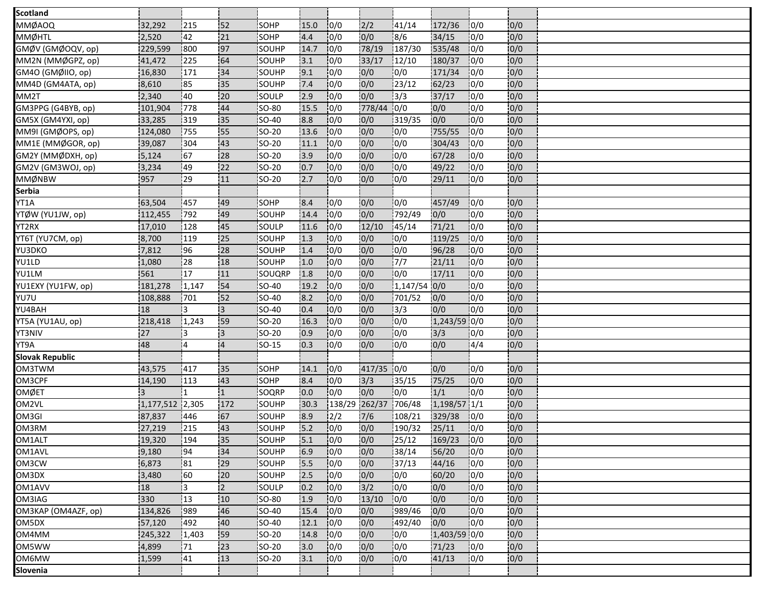| Scotland | | | | | | | | | | | | |
|---|---|---|---|---|---|---|---|---|---|---|---|---|
| MMØAOQ | 32,292 | 215 | 52 | SOHP | 15.0 | 0/0 | 2/2 | 41/14 | 172/36 | 0/0 | 0/0 | |
| MMØHTL | 2,520 | 42 | 21 | SOHP | 4.4 | 0/0 | 0/0 | 8/6 | 34/15 | 0/0 | 0/0 | |
| GMØV (GMØOQV, op) | 229,599 | 800 | 97 | SOUHP | 14.7 | 0/0 | 78/19 | 187/30 | 535/48 | 0/0 | 0/0 | |
| MM2N (MMØGPZ, op) | 41,472 | 225 | 64 | SOUHP | 3.1 | 0/0 | 33/17 | 12/10 | 180/37 | 0/0 | 0/0 | |
| GM4O (GMØIIO, op) | 16,830 | 171 | 34 | SOUHP | 9.1 | 0/0 | 0/0 | 0/0 | 171/34 | 0/0 | 0/0 | |
| MM4D (GM4ATA, op) | 8,610 | 85 | 35 | SOUHP | 7.4 | 0/0 | 0/0 | 23/12 | 62/23 | 0/0 | 0/0 | |
| MM2T | 2,340 | 40 | 20 | SOULP | 2.9 | 0/0 | 0/0 | 3/3 | 37/17 | 0/0 | 0/0 | |
| GM3PPG (G4BYB, op) | 101,904 | 778 | 44 | SO-80 | 15.5 | 0/0 | 778/44 | 0/0 | 0/0 | 0/0 | 0/0 | |
| GM5X (GM4YXI, op) | 33,285 | 319 | 35 | SO-40 | 8.8 | 0/0 | 0/0 | 319/35 | 0/0 | 0/0 | 0/0 | |
| MM9I (GMØOPS, op) | 124,080 | 755 | 55 | SO-20 | 13.6 | 0/0 | 0/0 | 0/0 | 755/55 | 0/0 | 0/0 | |
| MM1E (MMØGOR, op) | 39,087 | 304 | 43 | SO-20 | 11.1 | 0/0 | 0/0 | 0/0 | 304/43 | 0/0 | 0/0 | |
| GM2Y (MMØDXH, op) | 5,124 | 67 | 28 | SO-20 | 3.9 | 0/0 | 0/0 | 0/0 | 67/28 | 0/0 | 0/0 | |
| GM2V (GM3WOJ, op) | 3,234 | 49 | 22 | SO-20 | 0.7 | 0/0 | 0/0 | 0/0 | 49/22 | 0/0 | 0/0 | |
| MMØNBW | 957 | 29 | 11 | SO-20 | 2.7 | 0/0 | 0/0 | 0/0 | 29/11 | 0/0 | 0/0 | |
| **Serbia** | | | | | | | | | | | | |
| YT1A | 63,504 | 457 | 49 | SOHP | 8.4 | 0/0 | 0/0 | 0/0 | 457/49 | 0/0 | 0/0 | |
| YTØW (YU1JW, op) | 112,455 | 792 | 49 | SOUHP | 14.4 | 0/0 | 0/0 | 792/49 | 0/0 | 0/0 | 0/0 | |
| YT2RX | 17,010 | 128 | 45 | SOULP | 11.6 | 0/0 | 12/10 | 45/14 | 71/21 | 0/0 | 0/0 | |
| YT6T (YU7CM, op) | 8,700 | 119 | 25 | SOUHP | 1.3 | 0/0 | 0/0 | 0/0 | 119/25 | 0/0 | 0/0 | |
| YU3DKO | 7,812 | 96 | 28 | SOUHP | 1.4 | 0/0 | 0/0 | 0/0 | 96/28 | 0/0 | 0/0 | |
| YU1LD | 1,080 | 28 | 18 | SOUHP | 1.0 | 0/0 | 0/0 | 7/7 | 21/11 | 0/0 | 0/0 | |
| YU1LM | 561 | 17 | 11 | SOUQRP | 1.8 | 0/0 | 0/0 | 0/0 | 17/11 | 0/0 | 0/0 | |
| YU1EXY (YU1FW, op) | 181,278 | 1,147 | 54 | SO-40 | 19.2 | 0/0 | 0/0 | 1,147/54 | 0/0 | 0/0 | 0/0 | |
| YU7U | 108,888 | 701 | 52 | SO-40 | 8.2 | 0/0 | 0/0 | 701/52 | 0/0 | 0/0 | 0/0 | |
| YU4BAH | 18 | 3 | 3 | SO-40 | 0.4 | 0/0 | 0/0 | 3/3 | 0/0 | 0/0 | 0/0 | |
| YT5A (YU1AU, op) | 218,418 | 1,243 | 59 | SO-20 | 16.3 | 0/0 | 0/0 | 0/0 | 1,243/59 | 0/0 | 0/0 | |
| YT3NIV | 27 | 3 | 3 | SO-20 | 0.9 | 0/0 | 0/0 | 0/0 | 3/3 | 0/0 | 0/0 | |
| YT9A | 48 | 4 | 4 | SO-15 | 0.3 | 0/0 | 0/0 | 0/0 | 0/0 | 4/4 | 0/0 | |
| **Slovak Republic** | | | | | | | | | | | | |
| OM3TWM | 43,575 | 417 | 35 | SOHP | 14.1 | 0/0 | 417/35 | 0/0 | 0/0 | 0/0 | 0/0 | |
| OM3CPF | 14,190 | 113 | 43 | SOHP | 8.4 | 0/0 | 3/3 | 35/15 | 75/25 | 0/0 | 0/0 | |
| OMØET | 3 | 1 | 1 | SOQRP | 0.0 | 0/0 | 0/0 | 0/0 | 1/1 | 0/0 | 0/0 | |
| OM2VL | 1,177,512 | 2,305 | 172 | SOUHP | 30.3 | 138/29 | 262/37 | 706/48 | 1,198/57 | 1/1 | 0/0 | |
| OM3GI | 87,837 | 446 | 67 | SOUHP | 8.9 | 2/2 | 7/6 | 108/21 | 329/38 | 0/0 | 0/0 | |
| OM3RM | 27,219 | 215 | 43 | SOUHP | 5.2 | 0/0 | 0/0 | 190/32 | 25/11 | 0/0 | 0/0 | |
| OM1ALT | 19,320 | 194 | 35 | SOUHP | 5.1 | 0/0 | 0/0 | 25/12 | 169/23 | 0/0 | 0/0 | |
| OM1AVL | 9,180 | 94 | 34 | SOUHP | 6.9 | 0/0 | 0/0 | 38/14 | 56/20 | 0/0 | 0/0 | |
| OM3CW | 6,873 | 81 | 29 | SOUHP | 5.5 | 0/0 | 0/0 | 37/13 | 44/16 | 0/0 | 0/0 | |
| OM3DX | 3,480 | 60 | 20 | SOUHP | 2.5 | 0/0 | 0/0 | 0/0 | 60/20 | 0/0 | 0/0 | |
| OM1AVV | 18 | 3 | 2 | SOULP | 0.2 | 0/0 | 3/2 | 0/0 | 0/0 | 0/0 | 0/0 | |
| OM3IAG | 330 | 13 | 10 | SO-80 | 1.9 | 0/0 | 13/10 | 0/0 | 0/0 | 0/0 | 0/0 | |
| OM3KAP (OM4AZF, op) | 134,826 | 989 | 46 | SO-40 | 15.4 | 0/0 | 0/0 | 989/46 | 0/0 | 0/0 | 0/0 | |
| OM5DX | 57,120 | 492 | 40 | SO-40 | 12.1 | 0/0 | 0/0 | 492/40 | 0/0 | 0/0 | 0/0 | |
| OM4MM | 245,322 | 1,403 | 59 | SO-20 | 14.8 | 0/0 | 0/0 | 0/0 | 1,403/59 | 0/0 | 0/0 | |
| OM5WW | 4,899 | 71 | 23 | SO-20 | 3.0 | 0/0 | 0/0 | 0/0 | 71/23 | 0/0 | 0/0 | |
| OM6MW | 1,599 | 41 | 13 | SO-20 | 3.1 | 0/0 | 0/0 | 0/0 | 41/13 | 0/0 | 0/0 | |
| **Slovenia** | | | | | | | | | | | | |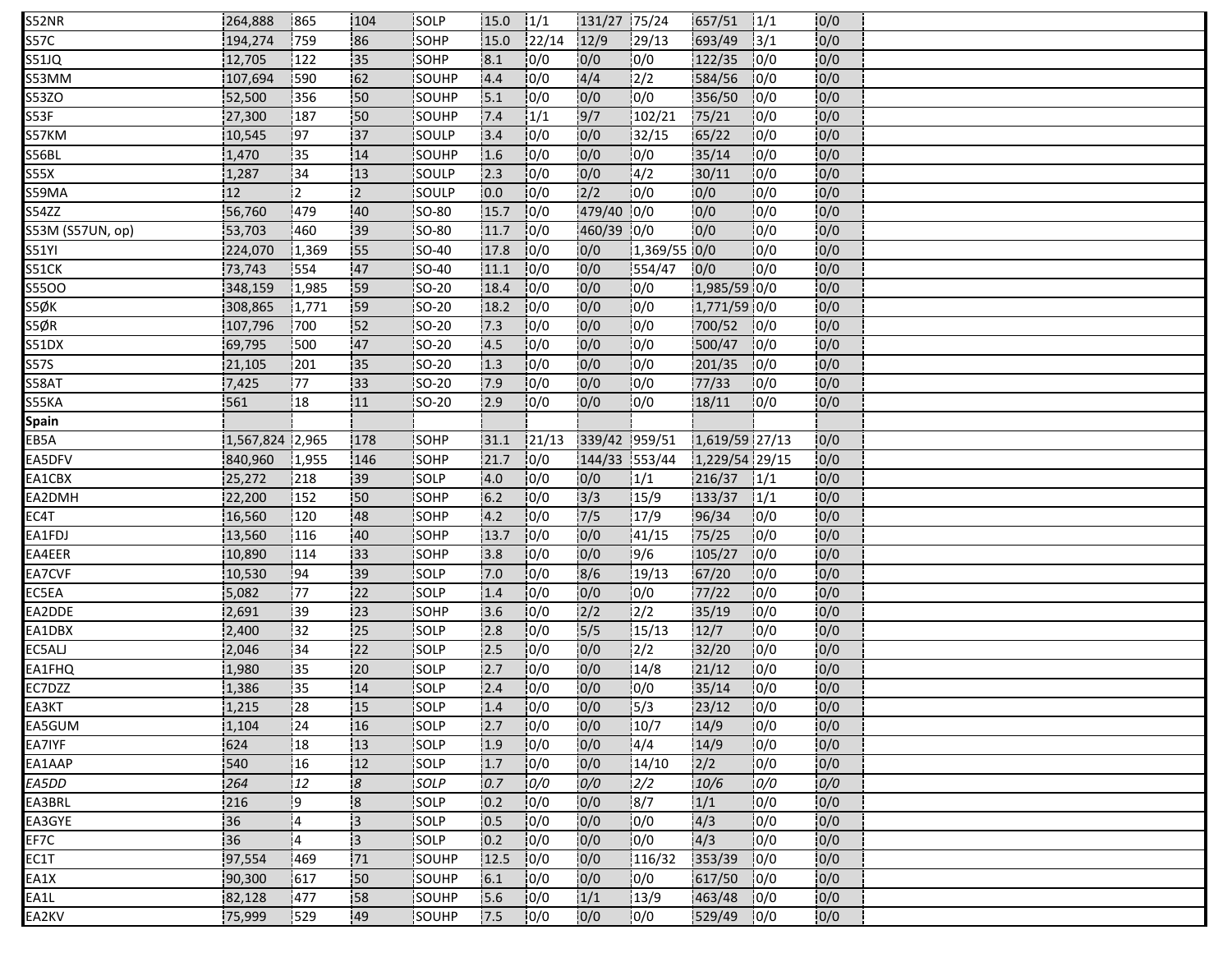| | | | | | | | | | | | | |
|---|---|---|---|---|---|---|---|---|---|---|---|---|
| S52NR | 264,888 | 865 | 104 | SOLP | 15.0 | 1/1 | 131/27 | 75/24 | 657/51 | 1/1 | 0/0 | |
| S57C | 194,274 | 759 | 86 | SOHP | 15.0 | 22/14 | 12/9 | 29/13 | 693/49 | 3/1 | 0/0 | |
| S51JQ | 12,705 | 122 | 35 | SOHP | 8.1 | 0/0 | 0/0 | 0/0 | 122/35 | 0/0 | 0/0 | |
| S53MM | 107,694 | 590 | 62 | SOUHP | 4.4 | 0/0 | 4/4 | 2/2 | 584/56 | 0/0 | 0/0 | |
| S53ZO | 52,500 | 356 | 50 | SOUHP | 5.1 | 0/0 | 0/0 | 0/0 | 356/50 | 0/0 | 0/0 | |
| S53F | 27,300 | 187 | 50 | SOUHP | 7.4 | 1/1 | 9/7 | 102/21 | 75/21 | 0/0 | 0/0 | |
| S57KM | 10,545 | 97 | 37 | SOULP | 3.4 | 0/0 | 0/0 | 32/15 | 65/22 | 0/0 | 0/0 | |
| S56BL | 1,470 | 35 | 14 | SOUHP | 1.6 | 0/0 | 0/0 | 0/0 | 35/14 | 0/0 | 0/0 | |
| S55X | 1,287 | 34 | 13 | SOULP | 2.3 | 0/0 | 0/0 | 4/2 | 30/11 | 0/0 | 0/0 | |
| S59MA | 12 | 2 | 2 | SOULP | 0.0 | 0/0 | 2/2 | 0/0 | 0/0 | 0/0 | 0/0 | |
| S54ZZ | 56,760 | 479 | 40 | SO-80 | 15.7 | 0/0 | 479/40 | 0/0 | 0/0 | 0/0 | 0/0 | |
| S53M (S57UN, op) | 53,703 | 460 | 39 | SO-80 | 11.7 | 0/0 | 460/39 | 0/0 | 0/0 | 0/0 | 0/0 | |
| S51YI | 224,070 | 1,369 | 55 | SO-40 | 17.8 | 0/0 | 0/0 | 1,369/55 | 0/0 | 0/0 | 0/0 | |
| S51CK | 73,743 | 554 | 47 | SO-40 | 11.1 | 0/0 | 0/0 | 554/47 | 0/0 | 0/0 | 0/0 | |
| S55OO | 348,159 | 1,985 | 59 | SO-20 | 18.4 | 0/0 | 0/0 | 0/0 | 1,985/59 | 0/0 | 0/0 | |
| S5ØK | 308,865 | 1,771 | 59 | SO-20 | 18.2 | 0/0 | 0/0 | 0/0 | 1,771/59 | 0/0 | 0/0 | |
| S5ØR | 107,796 | 700 | 52 | SO-20 | 7.3 | 0/0 | 0/0 | 0/0 | 700/52 | 0/0 | 0/0 | |
| S51DX | 69,795 | 500 | 47 | SO-20 | 4.5 | 0/0 | 0/0 | 0/0 | 500/47 | 0/0 | 0/0 | |
| S57S | 21,105 | 201 | 35 | SO-20 | 1.3 | 0/0 | 0/0 | 0/0 | 201/35 | 0/0 | 0/0 | |
| S58AT | 7,425 | 77 | 33 | SO-20 | 7.9 | 0/0 | 0/0 | 0/0 | 77/33 | 0/0 | 0/0 | |
| S55KA | 561 | 18 | 11 | SO-20 | 2.9 | 0/0 | 0/0 | 0/0 | 18/11 | 0/0 | 0/0 | |
| **Spain** | | | | | | | | | | | | |
| EB5A | 1,567,824 | 2,965 | 178 | SOHP | 31.1 | 21/13 | 339/42 | 959/51 | 1,619/59 | 27/13 | 0/0 | |
| EA5DFV | 840,960 | 1,955 | 146 | SOHP | 21.7 | 0/0 | 144/33 | 553/44 | 1,229/54 | 29/15 | 0/0 | |
| EA1CBX | 25,272 | 218 | 39 | SOLP | 4.0 | 0/0 | 0/0 | 1/1 | 216/37 | 1/1 | 0/0 | |
| EA2DMH | 22,200 | 152 | 50 | SOHP | 6.2 | 0/0 | 3/3 | 15/9 | 133/37 | 1/1 | 0/0 | |
| EC4T | 16,560 | 120 | 48 | SOHP | 4.2 | 0/0 | 7/5 | 17/9 | 96/34 | 0/0 | 0/0 | |
| EA1FDJ | 13,560 | 116 | 40 | SOHP | 13.7 | 0/0 | 0/0 | 41/15 | 75/25 | 0/0 | 0/0 | |
| EA4EER | 10,890 | 114 | 33 | SOHP | 3.8 | 0/0 | 0/0 | 9/6 | 105/27 | 0/0 | 0/0 | |
| EA7CVF | 10,530 | 94 | 39 | SOLP | 7.0 | 0/0 | 8/6 | 19/13 | 67/20 | 0/0 | 0/0 | |
| EC5EA | 5,082 | 77 | 22 | SOLP | 1.4 | 0/0 | 0/0 | 0/0 | 77/22 | 0/0 | 0/0 | |
| EA2DDE | 2,691 | 39 | 23 | SOHP | 3.6 | 0/0 | 2/2 | 2/2 | 35/19 | 0/0 | 0/0 | |
| EA1DBX | 2,400 | 32 | 25 | SOLP | 2.8 | 0/0 | 5/5 | 15/13 | 12/7 | 0/0 | 0/0 | |
| EC5ALJ | 2,046 | 34 | 22 | SOLP | 2.5 | 0/0 | 0/0 | 2/2 | 32/20 | 0/0 | 0/0 | |
| EA1FHQ | 1,980 | 35 | 20 | SOLP | 2.7 | 0/0 | 0/0 | 14/8 | 21/12 | 0/0 | 0/0 | |
| EC7DZZ | 1,386 | 35 | 14 | SOLP | 2.4 | 0/0 | 0/0 | 0/0 | 35/14 | 0/0 | 0/0 | |
| EA3KT | 1,215 | 28 | 15 | SOLP | 1.4 | 0/0 | 0/0 | 5/3 | 23/12 | 0/0 | 0/0 | |
| EA5GUM | 1,104 | 24 | 16 | SOLP | 2.7 | 0/0 | 0/0 | 10/7 | 14/9 | 0/0 | 0/0 | |
| EA7IYF | 624 | 18 | 13 | SOLP | 1.9 | 0/0 | 0/0 | 4/4 | 14/9 | 0/0 | 0/0 | |
| EA1AAP | 540 | 16 | 12 | SOLP | 1.7 | 0/0 | 0/0 | 14/10 | 2/2 | 0/0 | 0/0 | |
| *EA5DD* | *264* | *12* | *8* | *SOLP* | *0.7* | *0/0* | *0/0* | *2/2* | *10/6* | *0/0* | *0/0* | |
| EA3BRL | 216 | 9 | 8 | SOLP | 0.2 | 0/0 | 0/0 | 8/7 | 1/1 | 0/0 | 0/0 | |
| EA3GYE | 36 | 4 | 3 | SOLP | 0.5 | 0/0 | 0/0 | 0/0 | 4/3 | 0/0 | 0/0 | |
| EF7C | 36 | 4 | 3 | SOLP | 0.2 | 0/0 | 0/0 | 0/0 | 4/3 | 0/0 | 0/0 | |
| EC1T | 97,554 | 469 | 71 | SOUHP | 12.5 | 0/0 | 0/0 | 116/32 | 353/39 | 0/0 | 0/0 | |
| EA1X | 90,300 | 617 | 50 | SOUHP | 6.1 | 0/0 | 0/0 | 0/0 | 617/50 | 0/0 | 0/0 | |
| EA1L | 82,128 | 477 | 58 | SOUHP | 5.6 | 0/0 | 1/1 | 13/9 | 463/48 | 0/0 | 0/0 | |
| EA2KV | 75,999 | 529 | 49 | SOUHP | 7.5 | 0/0 | 0/0 | 0/0 | 529/49 | 0/0 | 0/0 | |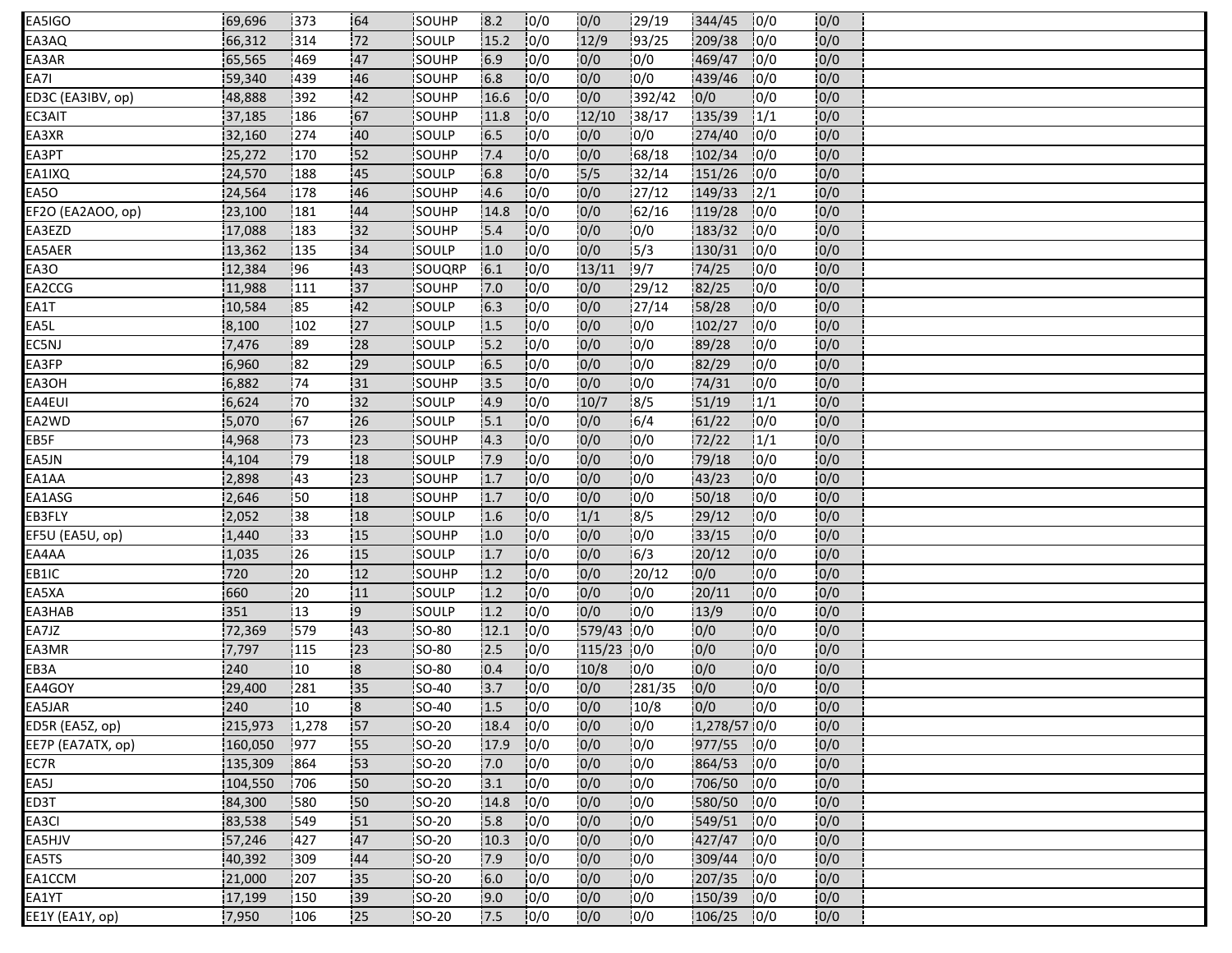| | | | | | | | | | | | | |
|---|---|---|---|---|---|---|---|---|---|---|---|---|
| EA5IGO | 69,696 | 373 | 64 | SOUHP | 8.2 | 0/0 | 0/0 | 29/19 | 344/45 | 0/0 | 0/0 | |
| EA3AQ | 66,312 | 314 | 72 | SOULP | 15.2 | 0/0 | 12/9 | 93/25 | 209/38 | 0/0 | 0/0 | |
| EA3AR | 65,565 | 469 | 47 | SOUHP | 6.9 | 0/0 | 0/0 | 0/0 | 469/47 | 0/0 | 0/0 | |
| EA7I | 59,340 | 439 | 46 | SOUHP | 6.8 | 0/0 | 0/0 | 0/0 | 439/46 | 0/0 | 0/0 | |
| ED3C (EA3IBV, op) | 48,888 | 392 | 42 | SOUHP | 16.6 | 0/0 | 0/0 | 392/42 | 0/0 | 0/0 | 0/0 | |
| EC3AIT | 37,185 | 186 | 67 | SOUHP | 11.8 | 0/0 | 12/10 | 38/17 | 135/39 | 1/1 | 0/0 | |
| EA3XR | 32,160 | 274 | 40 | SOULP | 6.5 | 0/0 | 0/0 | 0/0 | 274/40 | 0/0 | 0/0 | |
| EA3PT | 25,272 | 170 | 52 | SOUHP | 7.4 | 0/0 | 0/0 | 68/18 | 102/34 | 0/0 | 0/0 | |
| EA1IXQ | 24,570 | 188 | 45 | SOULP | 6.8 | 0/0 | 5/5 | 32/14 | 151/26 | 0/0 | 0/0 | |
| EA5O | 24,564 | 178 | 46 | SOUHP | 4.6 | 0/0 | 0/0 | 27/12 | 149/33 | 2/1 | 0/0 | |
| EF2O (EA2AOO, op) | 23,100 | 181 | 44 | SOUHP | 14.8 | 0/0 | 0/0 | 62/16 | 119/28 | 0/0 | 0/0 | |
| EA3EZD | 17,088 | 183 | 32 | SOUHP | 5.4 | 0/0 | 0/0 | 0/0 | 183/32 | 0/0 | 0/0 | |
| EA5AER | 13,362 | 135 | 34 | SOULP | 1.0 | 0/0 | 0/0 | 5/3 | 130/31 | 0/0 | 0/0 | |
| EA3O | 12,384 | 96 | 43 | SOUQRP | 6.1 | 0/0 | 13/11 | 9/7 | 74/25 | 0/0 | 0/0 | |
| EA2CCG | 11,988 | 111 | 37 | SOUHP | 7.0 | 0/0 | 0/0 | 29/12 | 82/25 | 0/0 | 0/0 | |
| EA1T | 10,584 | 85 | 42 | SOULP | 6.3 | 0/0 | 0/0 | 27/14 | 58/28 | 0/0 | 0/0 | |
| EA5L | 8,100 | 102 | 27 | SOULP | 1.5 | 0/0 | 0/0 | 0/0 | 102/27 | 0/0 | 0/0 | |
| EC5NJ | 7,476 | 89 | 28 | SOULP | 5.2 | 0/0 | 0/0 | 0/0 | 89/28 | 0/0 | 0/0 | |
| EA3FP | 6,960 | 82 | 29 | SOULP | 6.5 | 0/0 | 0/0 | 0/0 | 82/29 | 0/0 | 0/0 | |
| EA3OH | 6,882 | 74 | 31 | SOUHP | 3.5 | 0/0 | 0/0 | 0/0 | 74/31 | 0/0 | 0/0 | |
| EA4EUI | 6,624 | 70 | 32 | SOULP | 4.9 | 0/0 | 10/7 | 8/5 | 51/19 | 1/1 | 0/0 | |
| EA2WD | 5,070 | 67 | 26 | SOULP | 5.1 | 0/0 | 0/0 | 6/4 | 61/22 | 0/0 | 0/0 | |
| EB5F | 4,968 | 73 | 23 | SOUHP | 4.3 | 0/0 | 0/0 | 0/0 | 72/22 | 1/1 | 0/0 | |
| EA5JN | 4,104 | 79 | 18 | SOULP | 7.9 | 0/0 | 0/0 | 0/0 | 79/18 | 0/0 | 0/0 | |
| EA1AA | 2,898 | 43 | 23 | SOUHP | 1.7 | 0/0 | 0/0 | 0/0 | 43/23 | 0/0 | 0/0 | |
| EA1ASG | 2,646 | 50 | 18 | SOUHP | 1.7 | 0/0 | 0/0 | 0/0 | 50/18 | 0/0 | 0/0 | |
| EB3FLY | 2,052 | 38 | 18 | SOULP | 1.6 | 0/0 | 1/1 | 8/5 | 29/12 | 0/0 | 0/0 | |
| EF5U (EA5U, op) | 1,440 | 33 | 15 | SOUHP | 1.0 | 0/0 | 0/0 | 0/0 | 33/15 | 0/0 | 0/0 | |
| EA4AA | 1,035 | 26 | 15 | SOULP | 1.7 | 0/0 | 0/0 | 6/3 | 20/12 | 0/0 | 0/0 | |
| EB1IC | 720 | 20 | 12 | SOUHP | 1.2 | 0/0 | 0/0 | 20/12 | 0/0 | 0/0 | 0/0 | |
| EA5XA | 660 | 20 | 11 | SOULP | 1.2 | 0/0 | 0/0 | 0/0 | 20/11 | 0/0 | 0/0 | |
| EA3HAB | 351 | 13 | 9 | SOULP | 1.2 | 0/0 | 0/0 | 0/0 | 13/9 | 0/0 | 0/0 | |
| EA7JZ | 72,369 | 579 | 43 | SO-80 | 12.1 | 0/0 | 579/43 | 0/0 | 0/0 | 0/0 | 0/0 | |
| EA3MR | 7,797 | 115 | 23 | SO-80 | 2.5 | 0/0 | 115/23 | 0/0 | 0/0 | 0/0 | 0/0 | |
| EB3A | 240 | 10 | 8 | SO-80 | 0.4 | 0/0 | 10/8 | 0/0 | 0/0 | 0/0 | 0/0 | |
| EA4GOY | 29,400 | 281 | 35 | SO-40 | 3.7 | 0/0 | 0/0 | 281/35 | 0/0 | 0/0 | 0/0 | |
| EA5JAR | 240 | 10 | 8 | SO-40 | 1.5 | 0/0 | 0/0 | 10/8 | 0/0 | 0/0 | 0/0 | |
| ED5R (EA5Z, op) | 215,973 | 1,278 | 57 | SO-20 | 18.4 | 0/0 | 0/0 | 0/0 | 1,278/57 | 0/0 | 0/0 | |
| EE7P (EA7ATX, op) | 160,050 | 977 | 55 | SO-20 | 17.9 | 0/0 | 0/0 | 0/0 | 977/55 | 0/0 | 0/0 | |
| EC7R | 135,309 | 864 | 53 | SO-20 | 7.0 | 0/0 | 0/0 | 0/0 | 864/53 | 0/0 | 0/0 | |
| EA5J | 104,550 | 706 | 50 | SO-20 | 3.1 | 0/0 | 0/0 | 0/0 | 706/50 | 0/0 | 0/0 | |
| ED3T | 84,300 | 580 | 50 | SO-20 | 14.8 | 0/0 | 0/0 | 0/0 | 580/50 | 0/0 | 0/0 | |
| EA3CI | 83,538 | 549 | 51 | SO-20 | 5.8 | 0/0 | 0/0 | 0/0 | 549/51 | 0/0 | 0/0 | |
| EA5HJV | 57,246 | 427 | 47 | SO-20 | 10.3 | 0/0 | 0/0 | 0/0 | 427/47 | 0/0 | 0/0 | |
| EA5TS | 40,392 | 309 | 44 | SO-20 | 7.9 | 0/0 | 0/0 | 0/0 | 309/44 | 0/0 | 0/0 | |
| EA1CCM | 21,000 | 207 | 35 | SO-20 | 6.0 | 0/0 | 0/0 | 0/0 | 207/35 | 0/0 | 0/0 | |
| EA1YT | 17,199 | 150 | 39 | SO-20 | 9.0 | 0/0 | 0/0 | 0/0 | 150/39 | 0/0 | 0/0 | |
| EE1Y (EA1Y, op) | 7,950 | 106 | 25 | SO-20 | 7.5 | 0/0 | 0/0 | 0/0 | 106/25 | 0/0 | 0/0 | |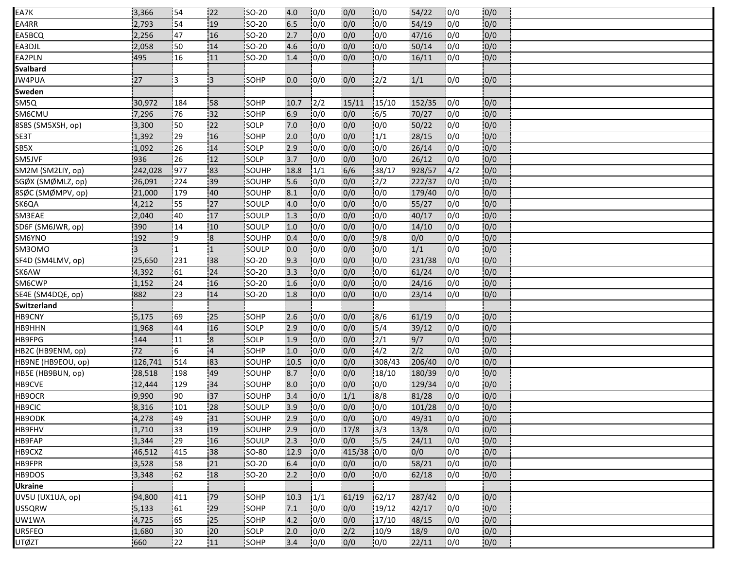| | | | | | | | | | | | |
|---|---|---|---|---|---|---|---|---|---|---|---|
| EA7K | 3,366 | 54 | 22 | SO-20 | 4.0 | 0/0 | 0/0 | 0/0 | 54/22 | 0/0 | 0/0 |
| EA4RR | 2,793 | 54 | 19 | SO-20 | 6.5 | 0/0 | 0/0 | 0/0 | 54/19 | 0/0 | 0/0 |
| EA5BCQ | 2,256 | 47 | 16 | SO-20 | 2.7 | 0/0 | 0/0 | 0/0 | 47/16 | 0/0 | 0/0 |
| EA3DJL | 2,058 | 50 | 14 | SO-20 | 4.6 | 0/0 | 0/0 | 0/0 | 50/14 | 0/0 | 0/0 |
| EA2PLN | 495 | 16 | 11 | SO-20 | 1.4 | 0/0 | 0/0 | 0/0 | 16/11 | 0/0 | 0/0 |
| **Svalbard** | | | | | | | | | | | |
| JW4PUA | 27 | 3 | 3 | SOHP | 0.0 | 0/0 | 0/0 | 2/2 | 1/1 | 0/0 | 0/0 |
| **Sweden** | | | | | | | | | | | |
| SM5Q | 30,972 | 184 | 58 | SOHP | 10.7 | 2/2 | 15/11 | 15/10 | 152/35 | 0/0 | 0/0 |
| SM6CMU | 7,296 | 76 | 32 | SOHP | 6.9 | 0/0 | 0/0 | 6/5 | 70/27 | 0/0 | 0/0 |
| 8S8S (SM5XSH, op) | 3,300 | 50 | 22 | SOLP | 7.0 | 0/0 | 0/0 | 0/0 | 50/22 | 0/0 | 0/0 |
| SE3T | 1,392 | 29 | 16 | SOHP | 2.0 | 0/0 | 0/0 | 1/1 | 28/15 | 0/0 | 0/0 |
| SB5X | 1,092 | 26 | 14 | SOLP | 2.9 | 0/0 | 0/0 | 0/0 | 26/14 | 0/0 | 0/0 |
| SM5JVF | 936 | 26 | 12 | SOLP | 3.7 | 0/0 | 0/0 | 0/0 | 26/12 | 0/0 | 0/0 |
| SM2M (SM2LIY, op) | 242,028 | 977 | 83 | SOUHP | 18.8 | 1/1 | 6/6 | 38/17 | 928/57 | 4/2 | 0/0 |
| SGØX (SMØMLZ, op) | 26,091 | 224 | 39 | SOUHP | 5.6 | 0/0 | 0/0 | 2/2 | 222/37 | 0/0 | 0/0 |
| 8SØC (SMØMPV, op) | 21,000 | 179 | 40 | SOUHP | 8.1 | 0/0 | 0/0 | 0/0 | 179/40 | 0/0 | 0/0 |
| SK6QA | 4,212 | 55 | 27 | SOULP | 4.0 | 0/0 | 0/0 | 0/0 | 55/27 | 0/0 | 0/0 |
| SM3EAE | 2,040 | 40 | 17 | SOULP | 1.3 | 0/0 | 0/0 | 0/0 | 40/17 | 0/0 | 0/0 |
| SD6F (SM6JWR, op) | 390 | 14 | 10 | SOULP | 1.0 | 0/0 | 0/0 | 0/0 | 14/10 | 0/0 | 0/0 |
| SM6YNO | 192 | 9 | 8 | SOUHP | 0.4 | 0/0 | 0/0 | 9/8 | 0/0 | 0/0 | 0/0 |
| SM3OMO | 3 | 1 | 1 | SOULP | 0.0 | 0/0 | 0/0 | 0/0 | 1/1 | 0/0 | 0/0 |
| SF4D (SM4LMV, op) | 25,650 | 231 | 38 | SO-20 | 9.3 | 0/0 | 0/0 | 0/0 | 231/38 | 0/0 | 0/0 |
| SK6AW | 4,392 | 61 | 24 | SO-20 | 3.3 | 0/0 | 0/0 | 0/0 | 61/24 | 0/0 | 0/0 |
| SM6CWP | 1,152 | 24 | 16 | SO-20 | 1.6 | 0/0 | 0/0 | 0/0 | 24/16 | 0/0 | 0/0 |
| SE4E (SM4DQE, op) | 882 | 23 | 14 | SO-20 | 1.8 | 0/0 | 0/0 | 0/0 | 23/14 | 0/0 | 0/0 |
| **Switzerland** | | | | | | | | | | | |
| HB9CNY | 5,175 | 69 | 25 | SOHP | 2.6 | 0/0 | 0/0 | 8/6 | 61/19 | 0/0 | 0/0 |
| HB9HHN | 1,968 | 44 | 16 | SOLP | 2.9 | 0/0 | 0/0 | 5/4 | 39/12 | 0/0 | 0/0 |
| HB9FPG | 144 | 11 | 8 | SOLP | 1.9 | 0/0 | 0/0 | 2/1 | 9/7 | 0/0 | 0/0 |
| HB2C (HB9ENM, op) | 72 | 6 | 4 | SOHP | 1.0 | 0/0 | 0/0 | 4/2 | 2/2 | 0/0 | 0/0 |
| HB9NE (HB9EOU, op) | 126,741 | 514 | 83 | SOUHP | 10.5 | 0/0 | 0/0 | 308/43 | 206/40 | 0/0 | 0/0 |
| HB5E (HB9BUN, op) | 28,518 | 198 | 49 | SOUHP | 8.7 | 0/0 | 0/0 | 18/10 | 180/39 | 0/0 | 0/0 |
| HB9CVE | 12,444 | 129 | 34 | SOUHP | 8.0 | 0/0 | 0/0 | 0/0 | 129/34 | 0/0 | 0/0 |
| HB9OCR | 9,990 | 90 | 37 | SOUHP | 3.4 | 0/0 | 1/1 | 8/8 | 81/28 | 0/0 | 0/0 |
| HB9CIC | 8,316 | 101 | 28 | SOULP | 3.9 | 0/0 | 0/0 | 0/0 | 101/28 | 0/0 | 0/0 |
| HB9ODK | 4,278 | 49 | 31 | SOUHP | 2.9 | 0/0 | 0/0 | 0/0 | 49/31 | 0/0 | 0/0 |
| HB9FHV | 1,710 | 33 | 19 | SOUHP | 2.9 | 0/0 | 17/8 | 3/3 | 13/8 | 0/0 | 0/0 |
| HB9FAP | 1,344 | 29 | 16 | SOULP | 2.3 | 0/0 | 0/0 | 5/5 | 24/11 | 0/0 | 0/0 |
| HB9CXZ | 46,512 | 415 | 38 | SO-80 | 12.9 | 0/0 | 415/38 | 0/0 | 0/0 | 0/0 | 0/0 |
| HB9FPR | 3,528 | 58 | 21 | SO-20 | 6.4 | 0/0 | 0/0 | 0/0 | 58/21 | 0/0 | 0/0 |
| HB9DOS | 3,348 | 62 | 18 | SO-20 | 2.2 | 0/0 | 0/0 | 0/0 | 62/18 | 0/0 | 0/0 |
| **Ukraine** | | | | | | | | | | | |
| UV5U (UX1UA, op) | 94,800 | 411 | 79 | SOHP | 10.3 | 1/1 | 61/19 | 62/17 | 287/42 | 0/0 | 0/0 |
| US5QRW | 5,133 | 61 | 29 | SOHP | 7.1 | 0/0 | 0/0 | 19/12 | 42/17 | 0/0 | 0/0 |
| UW1WA | 4,725 | 65 | 25 | SOHP | 4.2 | 0/0 | 0/0 | 17/10 | 48/15 | 0/0 | 0/0 |
| UR5FEO | 1,680 | 30 | 20 | SOLP | 2.0 | 0/0 | 2/2 | 10/9 | 18/9 | 0/0 | 0/0 |
| UTØZT | 660 | 22 | 11 | SOHP | 3.4 | 0/0 | 0/0 | 0/0 | 22/11 | 0/0 | 0/0 |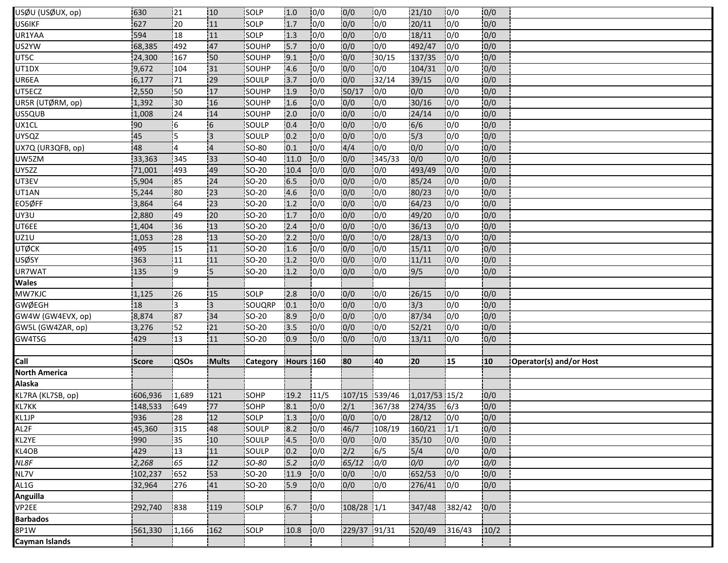| USØU (USØUX, op) | 630 | 21 | 10 | SOLP | 1.0 | 0/0 | 0/0 | 0/0 | 21/10 | 0/0 | 0/0 | |
|---|---|---|---|---|---|---|---|---|---|---|---|---|
| US6IKF | 627 | 20 | 11 | SOLP | 1.7 | 0/0 | 0/0 | 0/0 | 20/11 | 0/0 | 0/0 | |
| UR1YAA | 594 | 18 | 11 | SOLP | 1.3 | 0/0 | 0/0 | 0/0 | 18/11 | 0/0 | 0/0 | |
| US2YW | 68,385 | 492 | 47 | SOUHP | 5.7 | 0/0 | 0/0 | 0/0 | 492/47 | 0/0 | 0/0 | |
| UT5C | 24,300 | 167 | 50 | SOUHP | 9.1 | 0/0 | 0/0 | 30/15 | 137/35 | 0/0 | 0/0 | |
| UT1DX | 9,672 | 104 | 31 | SOUHP | 4.6 | 0/0 | 0/0 | 0/0 | 104/31 | 0/0 | 0/0 | |
| UR6EA | 6,177 | 71 | 29 | SOULP | 3.7 | 0/0 | 0/0 | 32/14 | 39/15 | 0/0 | 0/0 | |
| UT5ECZ | 2,550 | 50 | 17 | SOUHP | 1.9 | 0/0 | 50/17 | 0/0 | 0/0 | 0/0 | 0/0 | |
| UR5R (UTØRM, op) | 1,392 | 30 | 16 | SOUHP | 1.6 | 0/0 | 0/0 | 0/0 | 30/16 | 0/0 | 0/0 | |
| US5QUB | 1,008 | 24 | 14 | SOUHP | 2.0 | 0/0 | 0/0 | 0/0 | 24/14 | 0/0 | 0/0 | |
| UX1CL | 90 | 6 | 6 | SOULP | 0.4 | 0/0 | 0/0 | 0/0 | 6/6 | 0/0 | 0/0 | |
| UY5QZ | 45 | 5 | 3 | SOULP | 0.2 | 0/0 | 0/0 | 0/0 | 5/3 | 0/0 | 0/0 | |
| UX7Q (UR3QFB, op) | 48 | 4 | 4 | SO-80 | 0.1 | 0/0 | 4/4 | 0/0 | 0/0 | 0/0 | 0/0 | |
| UW5ZM | 33,363 | 345 | 33 | SO-40 | 11.0 | 0/0 | 0/0 | 345/33 | 0/0 | 0/0 | 0/0 | |
| UY5ZZ | 71,001 | 493 | 49 | SO-20 | 10.4 | 0/0 | 0/0 | 0/0 | 493/49 | 0/0 | 0/0 | |
| UT3EV | 5,904 | 85 | 24 | SO-20 | 6.5 | 0/0 | 0/0 | 0/0 | 85/24 | 0/0 | 0/0 | |
| UT1AN | 5,244 | 80 | 23 | SO-20 | 4.6 | 0/0 | 0/0 | 0/0 | 80/23 | 0/0 | 0/0 | |
| EO5ØFF | 3,864 | 64 | 23 | SO-20 | 1.2 | 0/0 | 0/0 | 0/0 | 64/23 | 0/0 | 0/0 | |
| UY3U | 2,880 | 49 | 20 | SO-20 | 1.7 | 0/0 | 0/0 | 0/0 | 49/20 | 0/0 | 0/0 | |
| UT6EE | 1,404 | 36 | 13 | SO-20 | 2.4 | 0/0 | 0/0 | 0/0 | 36/13 | 0/0 | 0/0 | |
| UZ1U | 1,053 | 28 | 13 | SO-20 | 2.2 | 0/0 | 0/0 | 0/0 | 28/13 | 0/0 | 0/0 | |
| UTØCK | 495 | 15 | 11 | SO-20 | 1.6 | 0/0 | 0/0 | 0/0 | 15/11 | 0/0 | 0/0 | |
| USØSY | 363 | 11 | 11 | SO-20 | 1.2 | 0/0 | 0/0 | 0/0 | 11/11 | 0/0 | 0/0 | |
| UR7WAT | 135 | 9 | 5 | SO-20 | 1.2 | 0/0 | 0/0 | 0/0 | 9/5 | 0/0 | 0/0 | |
| **Wales** | | | | | | | | | | | | |
| MW7KJC | 1,125 | 26 | 15 | SOLP | 2.8 | 0/0 | 0/0 | 0/0 | 26/15 | 0/0 | 0/0 | |
| GWØEGH | 18 | 3 | 3 | SOUQRP | 0.1 | 0/0 | 0/0 | 0/0 | 3/3 | 0/0 | 0/0 | |
| GW4W (GW4EVX, op) | 8,874 | 87 | 34 | SO-20 | 8.9 | 0/0 | 0/0 | 0/0 | 87/34 | 0/0 | 0/0 | |
| GW5L (GW4ZAR, op) | 3,276 | 52 | 21 | SO-20 | 3.5 | 0/0 | 0/0 | 0/0 | 52/21 | 0/0 | 0/0 | |
| GW4TSG | 429 | 13 | 11 | SO-20 | 0.9 | 0/0 | 0/0 | 0/0 | 13/11 | 0/0 | 0/0 | |
| | | | | | | | | | | | | |
| **Call** | **Score** | **QSOs** | **Mults** | **Category** | **Hours** | **160** | **80** | **40** | **20** | **15** | **10** | **Operator(s) and/or Host** |
| **North America** | | | | | | | | | | | | |
| **Alaska** | | | | | | | | | | | | |
| KL7RA (KL7SB, op) | 606,936 | 1,689 | 121 | SOHP | 19.2 | 11/5 | 107/15 | 539/46 | 1,017/53 | 15/2 | 0/0 | |
| KL7KK | 148,533 | 649 | 77 | SOHP | 8.1 | 0/0 | 2/1 | 367/38 | 274/35 | 6/3 | 0/0 | |
| KL1JP | 936 | 28 | 12 | SOLP | 1.3 | 0/0 | 0/0 | 0/0 | 28/12 | 0/0 | 0/0 | |
| AL2F | 45,360 | 315 | 48 | SOULP | 8.2 | 0/0 | 46/7 | 108/19 | 160/21 | 1/1 | 0/0 | |
| KL2YE | 990 | 35 | 10 | SOULP | 4.5 | 0/0 | 0/0 | 0/0 | 35/10 | 0/0 | 0/0 | |
| KL4OB | 429 | 13 | 11 | SOULP | 0.2 | 0/0 | 2/2 | 6/5 | 5/4 | 0/0 | 0/0 | |
| *NL8F* | *2,268* | *65* | *12* | *SO-80* | *5.2* | *0/0* | *65/12* | *0/0* | *0/0* | *0/0* | *0/0* | |
| NL7V | 102,237 | 652 | 53 | SO-20 | 11.9 | 0/0 | 0/0 | 0/0 | 652/53 | 0/0 | 0/0 | |
| AL1G | 32,964 | 276 | 41 | SO-20 | 5.9 | 0/0 | 0/0 | 0/0 | 276/41 | 0/0 | 0/0 | |
| **Anguilla** | | | | | | | | | | | | |
| VP2EE | 292,740 | 838 | 119 | SOLP | 6.7 | 0/0 | 108/28 | 1/1 | 347/48 | 382/42 | 0/0 | |
| **Barbados** | | | | | | | | | | | | |
| 8P1W | 561,330 | 1,166 | 162 | SOLP | 10.8 | 0/0 | 229/37 | 91/31 | 520/49 | 316/43 | 10/2 | |
| **Cayman Islands** | | | | | | | | | | | | |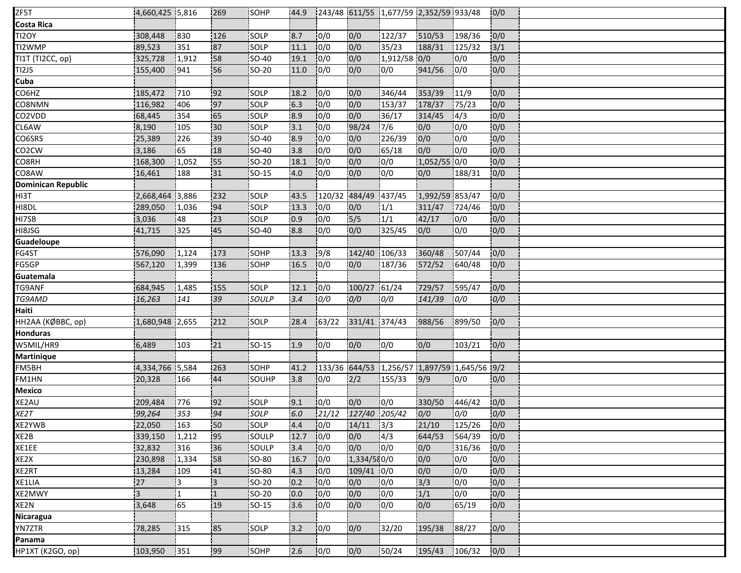| | | | | | | | | | | | | |
|---|---|---|---|---|---|---|---|---|---|---|---|---|
| ZF5T | 4,660,425 | 5,816 | 269 | SOHP | 44.9 | 243/48 | 611/55 | 1,677/59 | 2,352/59 | 933/48 | 0/0 | |
| **Costa Rica** | | | | | | | | | | | | |
| TI2OY | 308,448 | 830 | 126 | SOLP | 8.7 | 0/0 | 0/0 | 122/37 | 510/53 | 198/36 | 0/0 | |
| TI2WMP | 89,523 | 351 | 87 | SOLP | 11.1 | 0/0 | 0/0 | 35/23 | 188/31 | 125/32 | 3/1 | |
| TI1T (TI2CC, op) | 325,728 | 1,912 | 58 | SO-40 | 19.1 | 0/0 | 0/0 | 1,912/58 | 0/0 | 0/0 | 0/0 | |
| TI2JS | 155,400 | 941 | 56 | SO-20 | 11.0 | 0/0 | 0/0 | 0/0 | 941/56 | 0/0 | 0/0 | |
| **Cuba** | | | | | | | | | | | | |
| CO6HZ | 185,472 | 710 | 92 | SOLP | 18.2 | 0/0 | 0/0 | 346/44 | 353/39 | 11/9 | 0/0 | |
| CO8NMN | 116,982 | 406 | 97 | SOLP | 6.3 | 0/0 | 0/0 | 153/37 | 178/37 | 75/23 | 0/0 | |
| CO2VDD | 68,445 | 354 | 65 | SOLP | 8.9 | 0/0 | 0/0 | 36/17 | 314/45 | 4/3 | 0/0 | |
| CL6AW | 8,190 | 105 | 30 | SOLP | 3.1 | 0/0 | 98/24 | 7/6 | 0/0 | 0/0 | 0/0 | |
| CO6SRS | 25,389 | 226 | 39 | SO-40 | 8.9 | 0/0 | 0/0 | 226/39 | 0/0 | 0/0 | 0/0 | |
| CO2CW | 3,186 | 65 | 18 | SO-40 | 3.8 | 0/0 | 0/0 | 65/18 | 0/0 | 0/0 | 0/0 | |
| CO8RH | 168,300 | 1,052 | 55 | SO-20 | 18.1 | 0/0 | 0/0 | 0/0 | 1,052/55 | 0/0 | 0/0 | |
| CO8AW | 16,461 | 188 | 31 | SO-15 | 4.0 | 0/0 | 0/0 | 0/0 | 0/0 | 188/31 | 0/0 | |
| **Dominican Republic** | | | | | | | | | | | | |
| HI3T | 2,668,464 | 3,886 | 232 | SOLP | 43.5 | 120/32 | 484/49 | 437/45 | 1,992/59 | 853/47 | 0/0 | |
| HI8DL | 289,050 | 1,036 | 94 | SOLP | 13.3 | 0/0 | 0/0 | 1/1 | 311/47 | 724/46 | 0/0 | |
| HI7SB | 3,036 | 48 | 23 | SOLP | 0.9 | 0/0 | 5/5 | 1/1 | 42/17 | 0/0 | 0/0 | |
| HI8JSG | 41,715 | 325 | 45 | SO-40 | 8.8 | 0/0 | 0/0 | 325/45 | 0/0 | 0/0 | 0/0 | |
| **Guadeloupe** | | | | | | | | | | | | |
| FG4ST | 576,090 | 1,124 | 173 | SOHP | 13.3 | 9/8 | 142/40 | 106/33 | 360/48 | 507/44 | 0/0 | |
| FG5GP | 567,120 | 1,399 | 136 | SOHP | 16.5 | 0/0 | 0/0 | 187/36 | 572/52 | 640/48 | 0/0 | |
| **Guatemala** | | | | | | | | | | | | |
| TG9ANF | 684,945 | 1,485 | 155 | SOLP | 12.1 | 0/0 | 100/27 | 61/24 | 729/57 | 595/47 | 0/0 | |
| *TG9AMD* | *16,263* | *141* | *39* | *SOULP* | *3.4* | *0/0* | *0/0* | *0/0* | *141/39* | *0/0* | *0/0* | |
| **Haiti** | | | | | | | | | | | | |
| HH2AA (KØBBC, op) | 1,680,948 | 2,655 | 212 | SOLP | 28.4 | 63/22 | 331/41 | 374/43 | 988/56 | 899/50 | 0/0 | |
| **Honduras** | | | | | | | | | | | | |
| W5MIL/HR9 | 6,489 | 103 | 21 | SO-15 | 1.9 | 0/0 | 0/0 | 0/0 | 0/0 | 103/21 | 0/0 | |
| **Martinique** | | | | | | | | | | | | |
| FM5BH | 4,334,766 | 5,584 | 263 | SOHP | 41.2 | 133/36 | 644/53 | 1,256/57 | 1,897/59 | 1,645/56 | 9/2 | |
| FM1HN | 20,328 | 166 | 44 | SOUHP | 3.8 | 0/0 | 2/2 | 155/33 | 9/9 | 0/0 | 0/0 | |
| **Mexico** | | | | | | | | | | | | |
| XE2AU | 209,484 | 776 | 92 | SOLP | 9.1 | 0/0 | 0/0 | 0/0 | 330/50 | 446/42 | 0/0 | |
| *XE2T* | *99,264* | *353* | *94* | *SOLP* | *6.0* | *21/12* | *127/40* | *205/42* | *0/0* | *0/0* | *0/0* | |
| XE2YWB | 22,050 | 163 | 50 | SOLP | 4.4 | 0/0 | 14/11 | 3/3 | 21/10 | 125/26 | 0/0 | |
| XE2B | 339,150 | 1,212 | 95 | SOULP | 12.7 | 0/0 | 0/0 | 4/3 | 644/53 | 564/39 | 0/0 | |
| XE1EE | 32,832 | 316 | 36 | SOULP | 3.4 | 0/0 | 0/0 | 0/0 | 0/0 | 316/36 | 0/0 | |
| XE2X | 230,898 | 1,334 | 58 | SO-80 | 16.7 | 0/0 | 1,334/58 | 0/0 | 0/0 | 0/0 | 0/0 | |
| XE2RT | 13,284 | 109 | 41 | SO-80 | 4.3 | 0/0 | 109/41 | 0/0 | 0/0 | 0/0 | 0/0 | |
| XE1LIA | 27 | 3 | 3 | SO-20 | 0.2 | 0/0 | 0/0 | 0/0 | 3/3 | 0/0 | 0/0 | |
| XE2MWY | 3 | 1 | 1 | SO-20 | 0.0 | 0/0 | 0/0 | 0/0 | 1/1 | 0/0 | 0/0 | |
| XE2N | 3,648 | 65 | 19 | SO-15 | 3.6 | 0/0 | 0/0 | 0/0 | 0/0 | 65/19 | 0/0 | |
| **Nicaragua** | | | | | | | | | | | | |
| YN7ZTR | 78,285 | 315 | 85 | SOLP | 3.2 | 0/0 | 0/0 | 32/20 | 195/38 | 88/27 | 0/0 | |
| **Panama** | | | | | | | | | | | | |
| HP1XT (K2GO, op) | 103,950 | 351 | 99 | SOHP | 2.6 | 0/0 | 0/0 | 50/24 | 195/43 | 106/32 | 0/0 | |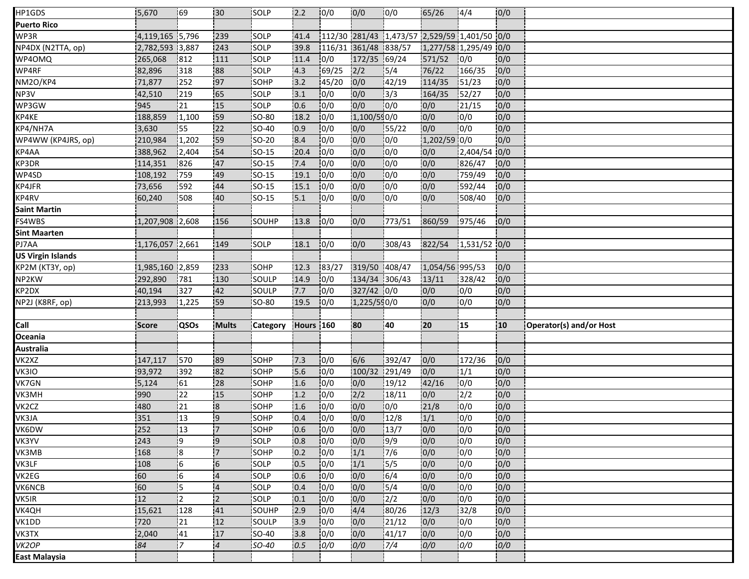| HP1GDS | 5,670 | 69 | 30 | SOLP | 2.2 | 0/0 | 0/0 | 0/0 | 65/26 | 4/4 | 0/0 | |
|---|---|---|---|---|---|---|---|---|---|---|---|---|
| **Puerto Rico** | | | | | | | | | | | | |
| WP3R | 4,119,165 | 5,796 | 239 | SOLP | 41.4 | 112/30 | 281/43 | 1,473/57 | 2,529/59 | 1,401/50 | 0/0 | |
| NP4DX (N2TTA, op) | 2,782,593 | 3,887 | 243 | SOLP | 39.8 | 116/31 | 361/48 | 838/57 | 1,277/58 | 1,295/49 | 0/0 | |
| WP4OMQ | 265,068 | 812 | 111 | SOLP | 11.4 | 0/0 | 172/35 | 69/24 | 571/52 | 0/0 | 0/0 | |
| WP4RF | 82,896 | 318 | 88 | SOLP | 4.3 | 69/25 | 2/2 | 5/4 | 76/22 | 166/35 | 0/0 | |
| NM2O/KP4 | 71,877 | 252 | 97 | SOHP | 3.2 | 45/20 | 0/0 | 42/19 | 114/35 | 51/23 | 0/0 | |
| NP3V | 42,510 | 219 | 65 | SOLP | 3.1 | 0/0 | 0/0 | 3/3 | 164/35 | 52/27 | 0/0 | |
| WP3GW | 945 | 21 | 15 | SOLP | 0.6 | 0/0 | 0/0 | 0/0 | 0/0 | 21/15 | 0/0 | |
| KP4KE | 188,859 | 1,100 | 59 | SO-80 | 18.2 | 0/0 | 1,100/59 | 0/0 | 0/0 | 0/0 | 0/0 | |
| KP4/NH7A | 3,630 | 55 | 22 | SO-40 | 0.9 | 0/0 | 0/0 | 55/22 | 0/0 | 0/0 | 0/0 | |
| WP4WW (KP4JRS, op) | 210,984 | 1,202 | 59 | SO-20 | 8.4 | 0/0 | 0/0 | 0/0 | 1,202/59 | 0/0 | 0/0 | |
| KP4AA | 388,962 | 2,404 | 54 | SO-15 | 20.4 | 0/0 | 0/0 | 0/0 | 0/0 | 2,404/54 | 0/0 | |
| KP3DR | 114,351 | 826 | 47 | SO-15 | 7.4 | 0/0 | 0/0 | 0/0 | 0/0 | 826/47 | 0/0 | |
| WP4SD | 108,192 | 759 | 49 | SO-15 | 19.1 | 0/0 | 0/0 | 0/0 | 0/0 | 759/49 | 0/0 | |
| KP4JFR | 73,656 | 592 | 44 | SO-15 | 15.1 | 0/0 | 0/0 | 0/0 | 0/0 | 592/44 | 0/0 | |
| KP4RV | 60,240 | 508 | 40 | SO-15 | 5.1 | 0/0 | 0/0 | 0/0 | 0/0 | 508/40 | 0/0 | |
| **Saint Martin** | | | | | | | | | | | | |
| FS4WBS | 1,207,908 | 2,608 | 156 | SOUHP | 13.8 | 0/0 | 0/0 | 773/51 | 860/59 | 975/46 | 0/0 | |
| **Sint Maarten** | | | | | | | | | | | | |
| PJ7AA | 1,176,057 | 2,661 | 149 | SOLP | 18.1 | 0/0 | 0/0 | 308/43 | 822/54 | 1,531/52 | 0/0 | |
| **US Virgin Islands** | | | | | | | | | | | | |
| KP2M (KT3Y, op) | 1,985,160 | 2,859 | 233 | SOHP | 12.3 | 83/27 | 319/50 | 408/47 | 1,054/56 | 995/53 | 0/0 | |
| NP2KW | 292,890 | 781 | 130 | SOULP | 14.9 | 0/0 | 134/34 | 306/43 | 13/11 | 328/42 | 0/0 | |
| KP2DX | 40,194 | 327 | 42 | SOULP | 7.7 | 0/0 | 327/42 | 0/0 | 0/0 | 0/0 | 0/0 | |
| NP2J (K8RF, op) | 213,993 | 1,225 | 59 | SO-80 | 19.5 | 0/0 | 1,225/59 | 0/0 | 0/0 | 0/0 | 0/0 | |
| | | | | | | | | | | | | |
| **Call** | **Score** | **QSOs** | **Mults** | **Category** | **Hours** | **160** | **80** | **40** | **20** | **15** | **10** | **Operator(s) and/or Host** |
| **Oceania** | | | | | | | | | | | | |
| **Australia** | | | | | | | | | | | | |
| VK2XZ | 147,117 | 570 | 89 | SOHP | 7.3 | 0/0 | 6/6 | 392/47 | 0/0 | 172/36 | 0/0 | |
| VK3IO | 93,972 | 392 | 82 | SOHP | 5.6 | 0/0 | 100/32 | 291/49 | 0/0 | 1/1 | 0/0 | |
| VK7GN | 5,124 | 61 | 28 | SOHP | 1.6 | 0/0 | 0/0 | 19/12 | 42/16 | 0/0 | 0/0 | |
| VK3MH | 990 | 22 | 15 | SOHP | 1.2 | 0/0 | 2/2 | 18/11 | 0/0 | 2/2 | 0/0 | |
| VK2CZ | 480 | 21 | 8 | SOHP | 1.6 | 0/0 | 0/0 | 0/0 | 21/8 | 0/0 | 0/0 | |
| VK3JA | 351 | 13 | 9 | SOHP | 0.4 | 0/0 | 0/0 | 12/8 | 1/1 | 0/0 | 0/0 | |
| VK6DW | 252 | 13 | 7 | SOHP | 0.6 | 0/0 | 0/0 | 13/7 | 0/0 | 0/0 | 0/0 | |
| VK3YV | 243 | 9 | 9 | SOLP | 0.8 | 0/0 | 0/0 | 9/9 | 0/0 | 0/0 | 0/0 | |
| VK3MB | 168 | 8 | 7 | SOHP | 0.2 | 0/0 | 1/1 | 7/6 | 0/0 | 0/0 | 0/0 | |
| VK3LF | 108 | 6 | 6 | SOLP | 0.5 | 0/0 | 1/1 | 5/5 | 0/0 | 0/0 | 0/0 | |
| VK2EG | 60 | 6 | 4 | SOLP | 0.6 | 0/0 | 0/0 | 6/4 | 0/0 | 0/0 | 0/0 | |
| VK6NCB | 60 | 5 | 4 | SOLP | 0.4 | 0/0 | 0/0 | 5/4 | 0/0 | 0/0 | 0/0 | |
| VK5IR | 12 | 2 | 2 | SOLP | 0.1 | 0/0 | 0/0 | 2/2 | 0/0 | 0/0 | 0/0 | |
| VK4QH | 15,621 | 128 | 41 | SOUHP | 2.9 | 0/0 | 4/4 | 80/26 | 12/3 | 32/8 | 0/0 | |
| VK1DD | 720 | 21 | 12 | SOULP | 3.9 | 0/0 | 0/0 | 21/12 | 0/0 | 0/0 | 0/0 | |
| VK3TX | 2,040 | 41 | 17 | SO-40 | 3.8 | 0/0 | 0/0 | 41/17 | 0/0 | 0/0 | 0/0 | |
| *VK2OP* | *84* | *7* | *4* | *SO-40* | *0.5* | *0/0* | *0/0* | *7/4* | *0/0* | *0/0* | *0/0* | |
| **East Malaysia** | | | | | | | | | | | | |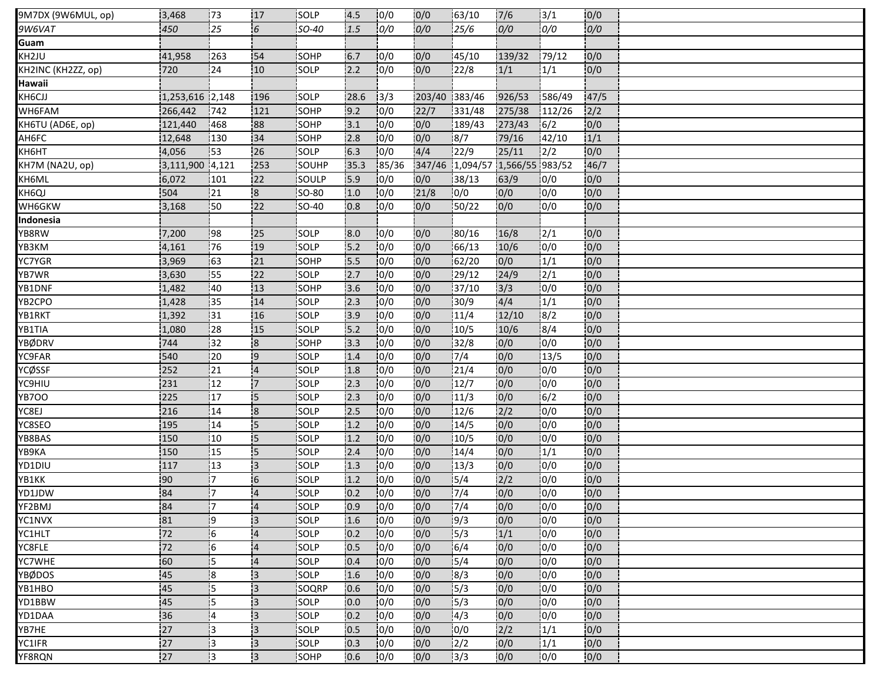| | | | | | | | | | | | | |
|---|---|---|---|---|---|---|---|---|---|---|---|---|
| 9M7DX (9W6MUL, op) | 3,468 | 73 | 17 | SOLP | 4.5 | 0/0 | 0/0 | 63/10 | 7/6 | 3/1 | 0/0 | |
| *9W6VAT* | *450* | *25* | *6* | *SO-40* | *1.5* | *0/0* | *0/0* | *25/6* | *0/0* | *0/0* | *0/0* | |
| **Guam** | | | | | | | | | | | | |
| KH2JU | 41,958 | 263 | 54 | SOHP | 6.7 | 0/0 | 0/0 | 45/10 | 139/32 | 79/12 | 0/0 | |
| KH2INC (KH2ZZ, op) | 720 | 24 | 10 | SOLP | 2.2 | 0/0 | 0/0 | 22/8 | 1/1 | 1/1 | 0/0 | |
| **Hawaii** | | | | | | | | | | | | |
| KH6CJJ | 1,253,616 | 2,148 | 196 | SOLP | 28.6 | 3/3 | 203/40 | 383/46 | 926/53 | 586/49 | 47/5 | |
| WH6FAM | 266,442 | 742 | 121 | SOHP | 9.2 | 0/0 | 22/7 | 331/48 | 275/38 | 112/26 | 2/2 | |
| KH6TU (AD6E, op) | 121,440 | 468 | 88 | SOHP | 3.1 | 0/0 | 0/0 | 189/43 | 273/43 | 6/2 | 0/0 | |
| AH6FC | 12,648 | 130 | 34 | SOHP | 2.8 | 0/0 | 0/0 | 8/7 | 79/16 | 42/10 | 1/1 | |
| KH6HT | 4,056 | 53 | 26 | SOLP | 6.3 | 0/0 | 4/4 | 22/9 | 25/11 | 2/2 | 0/0 | |
| KH7M (NA2U, op) | 3,111,900 | 4,121 | 253 | SOUHP | 35.3 | 85/36 | 347/46 | 1,094/57 | 1,566/55 | 983/52 | 46/7 | |
| KH6ML | 6,072 | 101 | 22 | SOULP | 5.9 | 0/0 | 0/0 | 38/13 | 63/9 | 0/0 | 0/0 | |
| KH6QJ | 504 | 21 | 8 | SO-80 | 1.0 | 0/0 | 21/8 | 0/0 | 0/0 | 0/0 | 0/0 | |
| WH6GKW | 3,168 | 50 | 22 | SO-40 | 0.8 | 0/0 | 0/0 | 50/22 | 0/0 | 0/0 | 0/0 | |
| **Indonesia** | | | | | | | | | | | | |
| YB8RW | 7,200 | 98 | 25 | SOLP | 8.0 | 0/0 | 0/0 | 80/16 | 16/8 | 2/1 | 0/0 | |
| YB3KM | 4,161 | 76 | 19 | SOLP | 5.2 | 0/0 | 0/0 | 66/13 | 10/6 | 0/0 | 0/0 | |
| YC7YGR | 3,969 | 63 | 21 | SOHP | 5.5 | 0/0 | 0/0 | 62/20 | 0/0 | 1/1 | 0/0 | |
| YB7WR | 3,630 | 55 | 22 | SOLP | 2.7 | 0/0 | 0/0 | 29/12 | 24/9 | 2/1 | 0/0 | |
| YB1DNF | 1,482 | 40 | 13 | SOHP | 3.6 | 0/0 | 0/0 | 37/10 | 3/3 | 0/0 | 0/0 | |
| YB2CPO | 1,428 | 35 | 14 | SOLP | 2.3 | 0/0 | 0/0 | 30/9 | 4/4 | 1/1 | 0/0 | |
| YB1RKT | 1,392 | 31 | 16 | SOLP | 3.9 | 0/0 | 0/0 | 11/4 | 12/10 | 8/2 | 0/0 | |
| YB1TIA | 1,080 | 28 | 15 | SOLP | 5.2 | 0/0 | 0/0 | 10/5 | 10/6 | 8/4 | 0/0 | |
| YBØDRV | 744 | 32 | 8 | SOHP | 3.3 | 0/0 | 0/0 | 32/8 | 0/0 | 0/0 | 0/0 | |
| YC9FAR | 540 | 20 | 9 | SOLP | 1.4 | 0/0 | 0/0 | 7/4 | 0/0 | 13/5 | 0/0 | |
| YCØSSF | 252 | 21 | 4 | SOLP | 1.8 | 0/0 | 0/0 | 21/4 | 0/0 | 0/0 | 0/0 | |
| YC9HIU | 231 | 12 | 7 | SOLP | 2.3 | 0/0 | 0/0 | 12/7 | 0/0 | 0/0 | 0/0 | |
| YB7OO | 225 | 17 | 5 | SOLP | 2.3 | 0/0 | 0/0 | 11/3 | 0/0 | 6/2 | 0/0 | |
| YC8EJ | 216 | 14 | 8 | SOLP | 2.5 | 0/0 | 0/0 | 12/6 | 2/2 | 0/0 | 0/0 | |
| YC8SEO | 195 | 14 | 5 | SOLP | 1.2 | 0/0 | 0/0 | 14/5 | 0/0 | 0/0 | 0/0 | |
| YB8BAS | 150 | 10 | 5 | SOLP | 1.2 | 0/0 | 0/0 | 10/5 | 0/0 | 0/0 | 0/0 | |
| YB9KA | 150 | 15 | 5 | SOLP | 2.4 | 0/0 | 0/0 | 14/4 | 0/0 | 1/1 | 0/0 | |
| YD1DIU | 117 | 13 | 3 | SOLP | 1.3 | 0/0 | 0/0 | 13/3 | 0/0 | 0/0 | 0/0 | |
| YB1KK | 90 | 7 | 6 | SOLP | 1.2 | 0/0 | 0/0 | 5/4 | 2/2 | 0/0 | 0/0 | |
| YD1JDW | 84 | 7 | 4 | SOLP | 0.2 | 0/0 | 0/0 | 7/4 | 0/0 | 0/0 | 0/0 | |
| YF2BMJ | 84 | 7 | 4 | SOLP | 0.9 | 0/0 | 0/0 | 7/4 | 0/0 | 0/0 | 0/0 | |
| YC1NVX | 81 | 9 | 3 | SOLP | 1.6 | 0/0 | 0/0 | 9/3 | 0/0 | 0/0 | 0/0 | |
| YC1HLT | 72 | 6 | 4 | SOLP | 0.2 | 0/0 | 0/0 | 5/3 | 1/1 | 0/0 | 0/0 | |
| YC8FLE | 72 | 6 | 4 | SOLP | 0.5 | 0/0 | 0/0 | 6/4 | 0/0 | 0/0 | 0/0 | |
| YC7WHE | 60 | 5 | 4 | SOLP | 0.4 | 0/0 | 0/0 | 5/4 | 0/0 | 0/0 | 0/0 | |
| YBØDOS | 45 | 8 | 3 | SOLP | 1.6 | 0/0 | 0/0 | 8/3 | 0/0 | 0/0 | 0/0 | |
| YB1HBO | 45 | 5 | 3 | SOQRP | 0.6 | 0/0 | 0/0 | 5/3 | 0/0 | 0/0 | 0/0 | |
| YD1BBW | 45 | 5 | 3 | SOLP | 0.0 | 0/0 | 0/0 | 5/3 | 0/0 | 0/0 | 0/0 | |
| YD1DAA | 36 | 4 | 3 | SOLP | 0.2 | 0/0 | 0/0 | 4/3 | 0/0 | 0/0 | 0/0 | |
| YB7HE | 27 | 3 | 3 | SOLP | 0.5 | 0/0 | 0/0 | 0/0 | 2/2 | 1/1 | 0/0 | |
| YC1IFR | 27 | 3 | 3 | SOLP | 0.3 | 0/0 | 0/0 | 2/2 | 0/0 | 1/1 | 0/0 | |
| YF8RQN | 27 | 3 | 3 | SOHP | 0.6 | 0/0 | 0/0 | 3/3 | 0/0 | 0/0 | 0/0 | |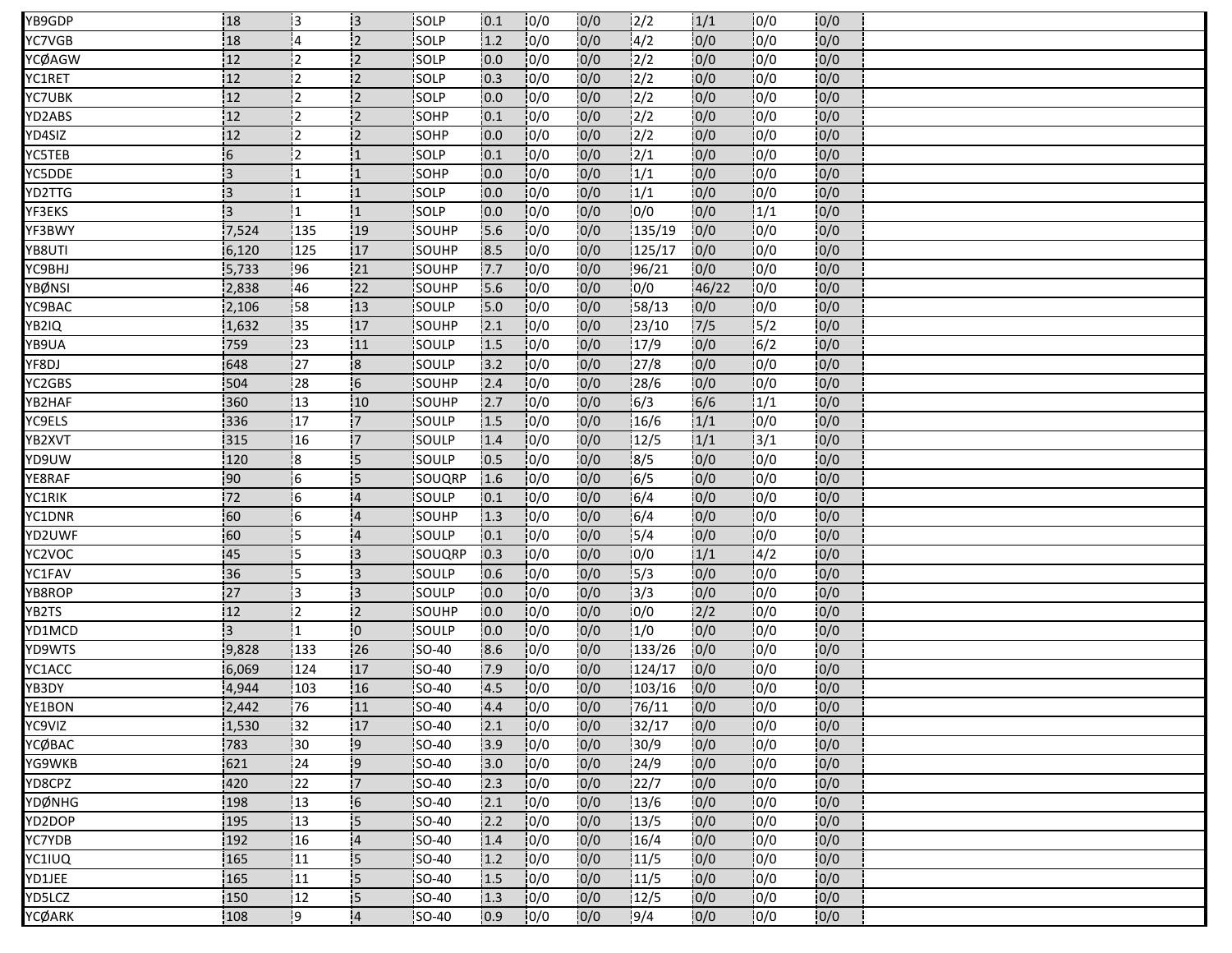| | | | | | | | | | | | | |
|---|---|---|---|---|---|---|---|---|---|---|---|---|
| YB9GDP | 18 | 3 | 3 | SOLP | 0.1 | 0/0 | 0/0 | 2/2 | 1/1 | 0/0 | 0/0 | |
| YC7VGB | 18 | 4 | 2 | SOLP | 1.2 | 0/0 | 0/0 | 4/2 | 0/0 | 0/0 | 0/0 | |
| YCØAGW | 12 | 2 | 2 | SOLP | 0.0 | 0/0 | 0/0 | 2/2 | 0/0 | 0/0 | 0/0 | |
| YC1RET | 12 | 2 | 2 | SOLP | 0.3 | 0/0 | 0/0 | 2/2 | 0/0 | 0/0 | 0/0 | |
| YC7UBK | 12 | 2 | 2 | SOLP | 0.0 | 0/0 | 0/0 | 2/2 | 0/0 | 0/0 | 0/0 | |
| YD2ABS | 12 | 2 | 2 | SOHP | 0.1 | 0/0 | 0/0 | 2/2 | 0/0 | 0/0 | 0/0 | |
| YD4SIZ | 12 | 2 | 2 | SOHP | 0.0 | 0/0 | 0/0 | 2/2 | 0/0 | 0/0 | 0/0 | |
| YC5TEB | 6 | 2 | 1 | SOLP | 0.1 | 0/0 | 0/0 | 2/1 | 0/0 | 0/0 | 0/0 | |
| YC5DDE | 3 | 1 | 1 | SOHP | 0.0 | 0/0 | 0/0 | 1/1 | 0/0 | 0/0 | 0/0 | |
| YD2TTG | 3 | 1 | 1 | SOLP | 0.0 | 0/0 | 0/0 | 1/1 | 0/0 | 0/0 | 0/0 | |
| YF3EKS | 3 | 1 | 1 | SOLP | 0.0 | 0/0 | 0/0 | 0/0 | 0/0 | 1/1 | 0/0 | |
| YF3BWY | 7,524 | 135 | 19 | SOUHP | 5.6 | 0/0 | 0/0 | 135/19 | 0/0 | 0/0 | 0/0 | |
| YB8UTI | 6,120 | 125 | 17 | SOUHP | 8.5 | 0/0 | 0/0 | 125/17 | 0/0 | 0/0 | 0/0 | |
| YC9BHJ | 5,733 | 96 | 21 | SOUHP | 7.7 | 0/0 | 0/0 | 96/21 | 0/0 | 0/0 | 0/0 | |
| YBØNSI | 2,838 | 46 | 22 | SOUHP | 5.6 | 0/0 | 0/0 | 0/0 | 46/22 | 0/0 | 0/0 | |
| YC9BAC | 2,106 | 58 | 13 | SOULP | 5.0 | 0/0 | 0/0 | 58/13 | 0/0 | 0/0 | 0/0 | |
| YB2IQ | 1,632 | 35 | 17 | SOUHP | 2.1 | 0/0 | 0/0 | 23/10 | 7/5 | 5/2 | 0/0 | |
| YB9UA | 759 | 23 | 11 | SOULP | 1.5 | 0/0 | 0/0 | 17/9 | 0/0 | 6/2 | 0/0 | |
| YF8DJ | 648 | 27 | 8 | SOULP | 3.2 | 0/0 | 0/0 | 27/8 | 0/0 | 0/0 | 0/0 | |
| YC2GBS | 504 | 28 | 6 | SOUHP | 2.4 | 0/0 | 0/0 | 28/6 | 0/0 | 0/0 | 0/0 | |
| YB2HAF | 360 | 13 | 10 | SOUHP | 2.7 | 0/0 | 0/0 | 6/3 | 6/6 | 1/1 | 0/0 | |
| YC9ELS | 336 | 17 | 7 | SOULP | 1.5 | 0/0 | 0/0 | 16/6 | 1/1 | 0/0 | 0/0 | |
| YB2XVT | 315 | 16 | 7 | SOULP | 1.4 | 0/0 | 0/0 | 12/5 | 1/1 | 3/1 | 0/0 | |
| YD9UW | 120 | 8 | 5 | SOULP | 0.5 | 0/0 | 0/0 | 8/5 | 0/0 | 0/0 | 0/0 | |
| YE8RAF | 90 | 6 | 5 | SOUQRP | 1.6 | 0/0 | 0/0 | 6/5 | 0/0 | 0/0 | 0/0 | |
| YC1RIK | 72 | 6 | 4 | SOULP | 0.1 | 0/0 | 0/0 | 6/4 | 0/0 | 0/0 | 0/0 | |
| YC1DNR | 60 | 6 | 4 | SOUHP | 1.3 | 0/0 | 0/0 | 6/4 | 0/0 | 0/0 | 0/0 | |
| YD2UWF | 60 | 5 | 4 | SOULP | 0.1 | 0/0 | 0/0 | 5/4 | 0/0 | 0/0 | 0/0 | |
| YC2VOC | 45 | 5 | 3 | SOUQRP | 0.3 | 0/0 | 0/0 | 0/0 | 1/1 | 4/2 | 0/0 | |
| YC1FAV | 36 | 5 | 3 | SOULP | 0.6 | 0/0 | 0/0 | 5/3 | 0/0 | 0/0 | 0/0 | |
| YB8ROP | 27 | 3 | 3 | SOULP | 0.0 | 0/0 | 0/0 | 3/3 | 0/0 | 0/0 | 0/0 | |
| YB2TS | 12 | 2 | 2 | SOUHP | 0.0 | 0/0 | 0/0 | 0/0 | 2/2 | 0/0 | 0/0 | |
| YD1MCD | 3 | 1 | 0 | SOULP | 0.0 | 0/0 | 0/0 | 1/0 | 0/0 | 0/0 | 0/0 | |
| YD9WTS | 9,828 | 133 | 26 | SO-40 | 8.6 | 0/0 | 0/0 | 133/26 | 0/0 | 0/0 | 0/0 | |
| YC1ACC | 6,069 | 124 | 17 | SO-40 | 7.9 | 0/0 | 0/0 | 124/17 | 0/0 | 0/0 | 0/0 | |
| YB3DY | 4,944 | 103 | 16 | SO-40 | 4.5 | 0/0 | 0/0 | 103/16 | 0/0 | 0/0 | 0/0 | |
| YE1BON | 2,442 | 76 | 11 | SO-40 | 4.4 | 0/0 | 0/0 | 76/11 | 0/0 | 0/0 | 0/0 | |
| YC9VIZ | 1,530 | 32 | 17 | SO-40 | 2.1 | 0/0 | 0/0 | 32/17 | 0/0 | 0/0 | 0/0 | |
| YCØBAC | 783 | 30 | 9 | SO-40 | 3.9 | 0/0 | 0/0 | 30/9 | 0/0 | 0/0 | 0/0 | |
| YG9WKB | 621 | 24 | 9 | SO-40 | 3.0 | 0/0 | 0/0 | 24/9 | 0/0 | 0/0 | 0/0 | |
| YD8CPZ | 420 | 22 | 7 | SO-40 | 2.3 | 0/0 | 0/0 | 22/7 | 0/0 | 0/0 | 0/0 | |
| YDØNHG | 198 | 13 | 6 | SO-40 | 2.1 | 0/0 | 0/0 | 13/6 | 0/0 | 0/0 | 0/0 | |
| YD2DOP | 195 | 13 | 5 | SO-40 | 2.2 | 0/0 | 0/0 | 13/5 | 0/0 | 0/0 | 0/0 | |
| YC7YDB | 192 | 16 | 4 | SO-40 | 1.4 | 0/0 | 0/0 | 16/4 | 0/0 | 0/0 | 0/0 | |
| YC1IUQ | 165 | 11 | 5 | SO-40 | 1.2 | 0/0 | 0/0 | 11/5 | 0/0 | 0/0 | 0/0 | |
| YD1JEE | 165 | 11 | 5 | SO-40 | 1.5 | 0/0 | 0/0 | 11/5 | 0/0 | 0/0 | 0/0 | |
| YD5LCZ | 150 | 12 | 5 | SO-40 | 1.3 | 0/0 | 0/0 | 12/5 | 0/0 | 0/0 | 0/0 | |
| YCØARK | 108 | 9 | 4 | SO-40 | 0.9 | 0/0 | 0/0 | 9/4 | 0/0 | 0/0 | 0/0 | |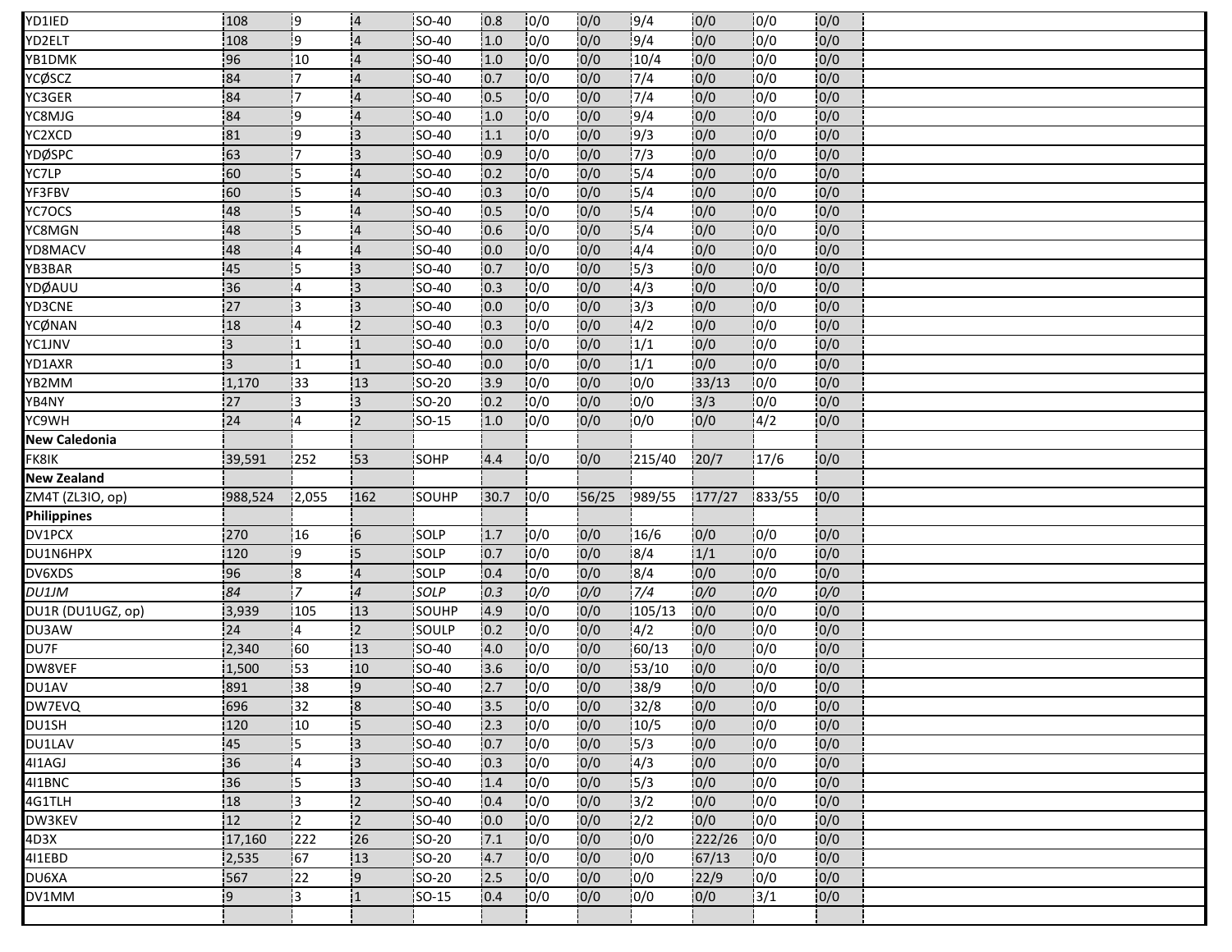| | | | | | | | | | | | | |
|---|---|---|---|---|---|---|---|---|---|---|---|---|
| YD1IED | 108 | 9 | 4 | SO-40 | 0.8 | 0/0 | 0/0 | 9/4 | 0/0 | 0/0 | 0/0 | |
| YD2ELT | 108 | 9 | 4 | SO-40 | 1.0 | 0/0 | 0/0 | 9/4 | 0/0 | 0/0 | 0/0 | |
| YB1DMK | 96 | 10 | 4 | SO-40 | 1.0 | 0/0 | 0/0 | 10/4 | 0/0 | 0/0 | 0/0 | |
| YCØSCZ | 84 | 7 | 4 | SO-40 | 0.7 | 0/0 | 0/0 | 7/4 | 0/0 | 0/0 | 0/0 | |
| YC3GER | 84 | 7 | 4 | SO-40 | 0.5 | 0/0 | 0/0 | 7/4 | 0/0 | 0/0 | 0/0 | |
| YC8MJG | 84 | 9 | 4 | SO-40 | 1.0 | 0/0 | 0/0 | 9/4 | 0/0 | 0/0 | 0/0 | |
| YC2XCD | 81 | 9 | 3 | SO-40 | 1.1 | 0/0 | 0/0 | 9/3 | 0/0 | 0/0 | 0/0 | |
| YDØSPC | 63 | 7 | 3 | SO-40 | 0.9 | 0/0 | 0/0 | 7/3 | 0/0 | 0/0 | 0/0 | |
| YC7LP | 60 | 5 | 4 | SO-40 | 0.2 | 0/0 | 0/0 | 5/4 | 0/0 | 0/0 | 0/0 | |
| YF3FBV | 60 | 5 | 4 | SO-40 | 0.3 | 0/0 | 0/0 | 5/4 | 0/0 | 0/0 | 0/0 | |
| YC7OCS | 48 | 5 | 4 | SO-40 | 0.5 | 0/0 | 0/0 | 5/4 | 0/0 | 0/0 | 0/0 | |
| YC8MGN | 48 | 5 | 4 | SO-40 | 0.6 | 0/0 | 0/0 | 5/4 | 0/0 | 0/0 | 0/0 | |
| YD8MACV | 48 | 4 | 4 | SO-40 | 0.0 | 0/0 | 0/0 | 4/4 | 0/0 | 0/0 | 0/0 | |
| YB3BAR | 45 | 5 | 3 | SO-40 | 0.7 | 0/0 | 0/0 | 5/3 | 0/0 | 0/0 | 0/0 | |
| YDØAUU | 36 | 4 | 3 | SO-40 | 0.3 | 0/0 | 0/0 | 4/3 | 0/0 | 0/0 | 0/0 | |
| YD3CNE | 27 | 3 | 3 | SO-40 | 0.0 | 0/0 | 0/0 | 3/3 | 0/0 | 0/0 | 0/0 | |
| YCØNAN | 18 | 4 | 2 | SO-40 | 0.3 | 0/0 | 0/0 | 4/2 | 0/0 | 0/0 | 0/0 | |
| YC1JNV | 3 | 1 | 1 | SO-40 | 0.0 | 0/0 | 0/0 | 1/1 | 0/0 | 0/0 | 0/0 | |
| YD1AXR | 3 | 1 | 1 | SO-40 | 0.0 | 0/0 | 0/0 | 1/1 | 0/0 | 0/0 | 0/0 | |
| YB2MM | 1,170 | 33 | 13 | SO-20 | 3.9 | 0/0 | 0/0 | 0/0 | 33/13 | 0/0 | 0/0 | |
| YB4NY | 27 | 3 | 3 | SO-20 | 0.2 | 0/0 | 0/0 | 0/0 | 3/3 | 0/0 | 0/0 | |
| YC9WH | 24 | 4 | 2 | SO-15 | 1.0 | 0/0 | 0/0 | 0/0 | 0/0 | 4/2 | 0/0 | |
| **New Caledonia** | | | | | | | | | | | | |
| FK8IK | 39,591 | 252 | 53 | SOHP | 4.4 | 0/0 | 0/0 | 215/40 | 20/7 | 17/6 | 0/0 | |
| **New Zealand** | | | | | | | | | | | | |
| ZM4T (ZL3IO, op) | 988,524 | 2,055 | 162 | SOUHP | 30.7 | 0/0 | 56/25 | 989/55 | 177/27 | 833/55 | 0/0 | |
| **Philippines** | | | | | | | | | | | | |
| DV1PCX | 270 | 16 | 6 | SOLP | 1.7 | 0/0 | 0/0 | 16/6 | 0/0 | 0/0 | 0/0 | |
| DU1N6HPX | 120 | 9 | 5 | SOLP | 0.7 | 0/0 | 0/0 | 8/4 | 1/1 | 0/0 | 0/0 | |
| DV6XDS | 96 | 8 | 4 | SOLP | 0.4 | 0/0 | 0/0 | 8/4 | 0/0 | 0/0 | 0/0 | |
| *DU1JM* | *84* | *7* | *4* | *SOLP* | *0.3* | *0/0* | *0/0* | *7/4* | *0/0* | *0/0* | *0/0* | |
| DU1R (DU1UGZ, op) | 3,939 | 105 | 13 | SOUHP | 4.9 | 0/0 | 0/0 | 105/13 | 0/0 | 0/0 | 0/0 | |
| DU3AW | 24 | 4 | 2 | SOULP | 0.2 | 0/0 | 0/0 | 4/2 | 0/0 | 0/0 | 0/0 | |
| DU7F | 2,340 | 60 | 13 | SO-40 | 4.0 | 0/0 | 0/0 | 60/13 | 0/0 | 0/0 | 0/0 | |
| DW8VEF | 1,500 | 53 | 10 | SO-40 | 3.6 | 0/0 | 0/0 | 53/10 | 0/0 | 0/0 | 0/0 | |
| DU1AV | 891 | 38 | 9 | SO-40 | 2.7 | 0/0 | 0/0 | 38/9 | 0/0 | 0/0 | 0/0 | |
| DW7EVQ | 696 | 32 | 8 | SO-40 | 3.5 | 0/0 | 0/0 | 32/8 | 0/0 | 0/0 | 0/0 | |
| DU1SH | 120 | 10 | 5 | SO-40 | 2.3 | 0/0 | 0/0 | 10/5 | 0/0 | 0/0 | 0/0 | |
| DU1LAV | 45 | 5 | 3 | SO-40 | 0.7 | 0/0 | 0/0 | 5/3 | 0/0 | 0/0 | 0/0 | |
| 4I1AGJ | 36 | 4 | 3 | SO-40 | 0.3 | 0/0 | 0/0 | 4/3 | 0/0 | 0/0 | 0/0 | |
| 4I1BNC | 36 | 5 | 3 | SO-40 | 1.4 | 0/0 | 0/0 | 5/3 | 0/0 | 0/0 | 0/0 | |
| 4G1TLH | 18 | 3 | 2 | SO-40 | 0.4 | 0/0 | 0/0 | 3/2 | 0/0 | 0/0 | 0/0 | |
| DW3KEV | 12 | 2 | 2 | SO-40 | 0.0 | 0/0 | 0/0 | 2/2 | 0/0 | 0/0 | 0/0 | |
| 4D3X | 17,160 | 222 | 26 | SO-20 | 7.1 | 0/0 | 0/0 | 0/0 | 222/26 | 0/0 | 0/0 | |
| 4I1EBD | 2,535 | 67 | 13 | SO-20 | 4.7 | 0/0 | 0/0 | 0/0 | 67/13 | 0/0 | 0/0 | |
| DU6XA | 567 | 22 | 9 | SO-20 | 2.5 | 0/0 | 0/0 | 0/0 | 22/9 | 0/0 | 0/0 | |
| DV1MM | 9 | 3 | 1 | SO-15 | 0.4 | 0/0 | 0/0 | 0/0 | 0/0 | 3/1 | 0/0 | |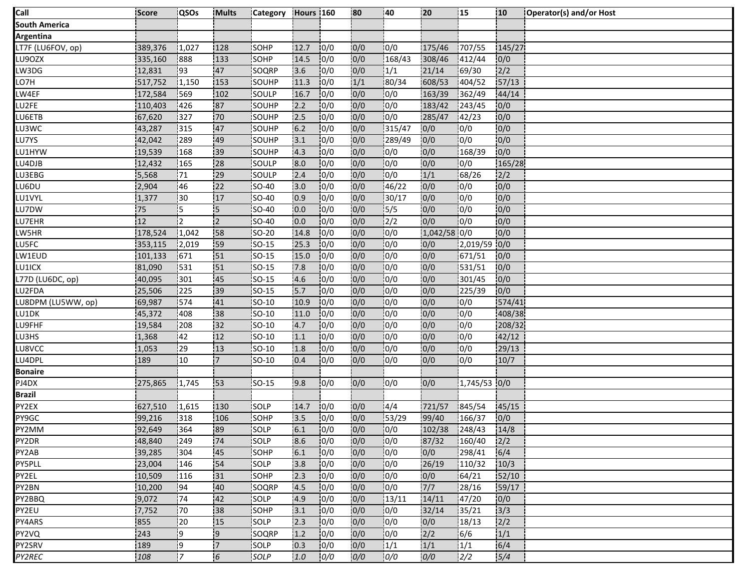| Call | Score | QSOs | Mults | Category | Hours | 160 | 80 | 40 | 20 | 15 | 10 | Operator(s) and/or Host |
|---|---|---|---|---|---|---|---|---|---|---|---|---|
| **South America** | | | | | | | | | | | | |
| **Argentina** | | | | | | | | | | | | |
| LT7F (LU6FOV, op) | 389,376 | 1,027 | 128 | SOHP | 12.7 | 0/0 | 0/0 | 0/0 | 175/46 | 707/55 | 145/27 | |
| LU9OZX | 335,160 | 888 | 133 | SOHP | 14.5 | 0/0 | 0/0 | 168/43 | 308/46 | 412/44 | 0/0 | |
| LW3DG | 12,831 | 93 | 47 | SOQRP | 3.6 | 0/0 | 0/0 | 1/1 | 21/14 | 69/30 | 2/2 | |
| LO7H | 517,752 | 1,150 | 153 | SOUHP | 11.3 | 0/0 | 1/1 | 80/34 | 608/53 | 404/52 | 57/13 | |
| LW4EF | 172,584 | 569 | 102 | SOULP | 16.7 | 0/0 | 0/0 | 0/0 | 163/39 | 362/49 | 44/14 | |
| LU2FE | 110,403 | 426 | 87 | SOUHP | 2.2 | 0/0 | 0/0 | 0/0 | 183/42 | 243/45 | 0/0 | |
| LU6ETB | 67,620 | 327 | 70 | SOUHP | 2.5 | 0/0 | 0/0 | 0/0 | 285/47 | 42/23 | 0/0 | |
| LU3WC | 43,287 | 315 | 47 | SOUHP | 6.2 | 0/0 | 0/0 | 315/47 | 0/0 | 0/0 | 0/0 | |
| LU7YS | 42,042 | 289 | 49 | SOUHP | 3.1 | 0/0 | 0/0 | 289/49 | 0/0 | 0/0 | 0/0 | |
| LU1HYW | 19,539 | 168 | 39 | SOUHP | 4.3 | 0/0 | 0/0 | 0/0 | 0/0 | 168/39 | 0/0 | |
| LU4DJB | 12,432 | 165 | 28 | SOULP | 8.0 | 0/0 | 0/0 | 0/0 | 0/0 | 0/0 | 165/28 | |
| LU3EBG | 5,568 | 71 | 29 | SOULP | 2.4 | 0/0 | 0/0 | 0/0 | 1/1 | 68/26 | 2/2 | |
| LU6DU | 2,904 | 46 | 22 | SO-40 | 3.0 | 0/0 | 0/0 | 46/22 | 0/0 | 0/0 | 0/0 | |
| LU1VYL | 1,377 | 30 | 17 | SO-40 | 0.9 | 0/0 | 0/0 | 30/17 | 0/0 | 0/0 | 0/0 | |
| LU7DW | 75 | 5 | 5 | SO-40 | 0.0 | 0/0 | 0/0 | 5/5 | 0/0 | 0/0 | 0/0 | |
| LU7EHR | 12 | 2 | 2 | SO-40 | 0.0 | 0/0 | 0/0 | 2/2 | 0/0 | 0/0 | 0/0 | |
| LW5HR | 178,524 | 1,042 | 58 | SO-20 | 14.8 | 0/0 | 0/0 | 0/0 | 1,042/58 | 0/0 | 0/0 | |
| LU5FC | 353,115 | 2,019 | 59 | SO-15 | 25.3 | 0/0 | 0/0 | 0/0 | 0/0 | 2,019/59 | 0/0 | |
| LW1EUD | 101,133 | 671 | 51 | SO-15 | 15.0 | 0/0 | 0/0 | 0/0 | 0/0 | 671/51 | 0/0 | |
| LU1ICX | 81,090 | 531 | 51 | SO-15 | 7.8 | 0/0 | 0/0 | 0/0 | 0/0 | 531/51 | 0/0 | |
| L77D (LU6DC, op) | 40,095 | 301 | 45 | SO-15 | 4.6 | 0/0 | 0/0 | 0/0 | 0/0 | 301/45 | 0/0 | |
| LU2FDA | 25,506 | 225 | 39 | SO-15 | 5.7 | 0/0 | 0/0 | 0/0 | 0/0 | 225/39 | 0/0 | |
| LU8DPM (LU5WW, op) | 69,987 | 574 | 41 | SO-10 | 10.9 | 0/0 | 0/0 | 0/0 | 0/0 | 0/0 | 574/41 | |
| LU1DK | 45,372 | 408 | 38 | SO-10 | 11.0 | 0/0 | 0/0 | 0/0 | 0/0 | 0/0 | 408/38 | |
| LU9FHF | 19,584 | 208 | 32 | SO-10 | 4.7 | 0/0 | 0/0 | 0/0 | 0/0 | 0/0 | 208/32 | |
| LU3HS | 1,368 | 42 | 12 | SO-10 | 1.1 | 0/0 | 0/0 | 0/0 | 0/0 | 0/0 | 42/12 | |
| LU8VCC | 1,053 | 29 | 13 | SO-10 | 1.8 | 0/0 | 0/0 | 0/0 | 0/0 | 0/0 | 29/13 | |
| LU4DPL | 189 | 10 | 7 | SO-10 | 0.4 | 0/0 | 0/0 | 0/0 | 0/0 | 0/0 | 10/7 | |
| **Bonaire** | | | | | | | | | | | | |
| PJ4DX | 275,865 | 1,745 | 53 | SO-15 | 9.8 | 0/0 | 0/0 | 0/0 | 0/0 | 1,745/53 | 0/0 | |
| **Brazil** | | | | | | | | | | | | |
| PY2EX | 627,510 | 1,615 | 130 | SOLP | 14.7 | 0/0 | 0/0 | 4/4 | 721/57 | 845/54 | 45/15 | |
| PY9GC | 99,216 | 318 | 106 | SOHP | 3.5 | 0/0 | 0/0 | 53/29 | 99/40 | 166/37 | 0/0 | |
| PY2MM | 92,649 | 364 | 89 | SOLP | 6.1 | 0/0 | 0/0 | 0/0 | 102/38 | 248/43 | 14/8 | |
| PY2DR | 48,840 | 249 | 74 | SOLP | 8.6 | 0/0 | 0/0 | 0/0 | 87/32 | 160/40 | 2/2 | |
| PY2AB | 39,285 | 304 | 45 | SOHP | 6.1 | 0/0 | 0/0 | 0/0 | 0/0 | 298/41 | 6/4 | |
| PY5PLL | 23,004 | 146 | 54 | SOLP | 3.8 | 0/0 | 0/0 | 0/0 | 26/19 | 110/32 | 10/3 | |
| PY2EL | 10,509 | 116 | 31 | SOHP | 2.3 | 0/0 | 0/0 | 0/0 | 0/0 | 64/21 | 52/10 | |
| PY2BN | 10,200 | 94 | 40 | SOQRP | 4.5 | 0/0 | 0/0 | 0/0 | 7/7 | 28/16 | 59/17 | |
| PY2BBQ | 9,072 | 74 | 42 | SOLP | 4.9 | 0/0 | 0/0 | 13/11 | 14/11 | 47/20 | 0/0 | |
| PY2EU | 7,752 | 70 | 38 | SOHP | 3.1 | 0/0 | 0/0 | 0/0 | 32/14 | 35/21 | 3/3 | |
| PY4ARS | 855 | 20 | 15 | SOLP | 2.3 | 0/0 | 0/0 | 0/0 | 0/0 | 18/13 | 2/2 | |
| PY2VQ | 243 | 9 | 9 | SOQRP | 1.2 | 0/0 | 0/0 | 0/0 | 2/2 | 6/6 | 1/1 | |
| PY2SRV | 189 | 9 | 7 | SOLP | 0.3 | 0/0 | 0/0 | 1/1 | 1/1 | 1/1 | 6/4 | |
| *PY2REC* | *108* | *7* | *6* | *SOLP* | *1.0* | *0/0* | *0/0* | *0/0* | *0/0* | *2/2* | *5/4* | |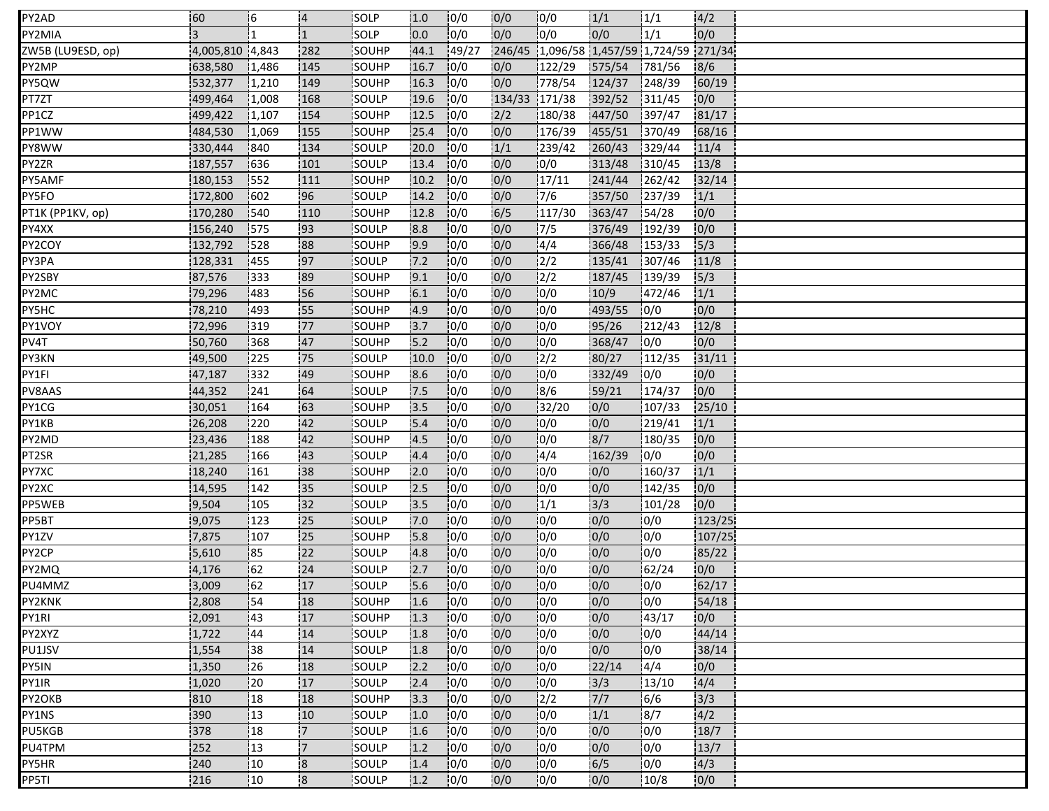| | | | | | | | | | | | | |
|---|---|---|---|---|---|---|---|---|---|---|---|---|
| PY2AD | 60 | 6 | 4 | SOLP | 1.0 | 0/0 | 0/0 | 0/0 | 1/1 | 1/1 | 4/2 | |
| PY2MIA | 3 | 1 | 1 | SOLP | 0.0 | 0/0 | 0/0 | 0/0 | 0/0 | 1/1 | 0/0 | |
| ZW5B (LU9ESD, op) | 4,005,810 | 4,843 | 282 | SOUHP | 44.1 | 49/27 | 246/45 | 1,096/58 | 1,457/59 | 1,724/59 | 271/34 | |
| PY2MP | 638,580 | 1,486 | 145 | SOUHP | 16.7 | 0/0 | 0/0 | 122/29 | 575/54 | 781/56 | 8/6 | |
| PY5QW | 532,377 | 1,210 | 149 | SOUHP | 16.3 | 0/0 | 0/0 | 778/54 | 124/37 | 248/39 | 60/19 | |
| PT7ZT | 499,464 | 1,008 | 168 | SOULP | 19.6 | 0/0 | 134/33 | 171/38 | 392/52 | 311/45 | 0/0 | |
| PP1CZ | 499,422 | 1,107 | 154 | SOUHP | 12.5 | 0/0 | 2/2 | 180/38 | 447/50 | 397/47 | 81/17 | |
| PP1WW | 484,530 | 1,069 | 155 | SOUHP | 25.4 | 0/0 | 0/0 | 176/39 | 455/51 | 370/49 | 68/16 | |
| PY8WW | 330,444 | 840 | 134 | SOULP | 20.0 | 0/0 | 1/1 | 239/42 | 260/43 | 329/44 | 11/4 | |
| PY2ZR | 187,557 | 636 | 101 | SOULP | 13.4 | 0/0 | 0/0 | 0/0 | 313/48 | 310/45 | 13/8 | |
| PY5AMF | 180,153 | 552 | 111 | SOUHP | 10.2 | 0/0 | 0/0 | 17/11 | 241/44 | 262/42 | 32/14 | |
| PY5FO | 172,800 | 602 | 96 | SOULP | 14.2 | 0/0 | 0/0 | 7/6 | 357/50 | 237/39 | 1/1 | |
| PT1K (PP1KV, op) | 170,280 | 540 | 110 | SOUHP | 12.8 | 0/0 | 6/5 | 117/30 | 363/47 | 54/28 | 0/0 | |
| PY4XX | 156,240 | 575 | 93 | SOULP | 8.8 | 0/0 | 0/0 | 7/5 | 376/49 | 192/39 | 0/0 | |
| PY2COY | 132,792 | 528 | 88 | SOUHP | 9.9 | 0/0 | 0/0 | 4/4 | 366/48 | 153/33 | 5/3 | |
| PY3PA | 128,331 | 455 | 97 | SOULP | 7.2 | 0/0 | 0/0 | 2/2 | 135/41 | 307/46 | 11/8 | |
| PY2SBY | 87,576 | 333 | 89 | SOUHP | 9.1 | 0/0 | 0/0 | 2/2 | 187/45 | 139/39 | 5/3 | |
| PY2MC | 79,296 | 483 | 56 | SOUHP | 6.1 | 0/0 | 0/0 | 0/0 | 10/9 | 472/46 | 1/1 | |
| PY5HC | 78,210 | 493 | 55 | SOUHP | 4.9 | 0/0 | 0/0 | 0/0 | 493/55 | 0/0 | 0/0 | |
| PY1VOY | 72,996 | 319 | 77 | SOUHP | 3.7 | 0/0 | 0/0 | 0/0 | 95/26 | 212/43 | 12/8 | |
| PV4T | 50,760 | 368 | 47 | SOUHP | 5.2 | 0/0 | 0/0 | 0/0 | 368/47 | 0/0 | 0/0 | |
| PY3KN | 49,500 | 225 | 75 | SOULP | 10.0 | 0/0 | 0/0 | 2/2 | 80/27 | 112/35 | 31/11 | |
| PY1FI | 47,187 | 332 | 49 | SOUHP | 8.6 | 0/0 | 0/0 | 0/0 | 332/49 | 0/0 | 0/0 | |
| PV8AAS | 44,352 | 241 | 64 | SOULP | 7.5 | 0/0 | 0/0 | 8/6 | 59/21 | 174/37 | 0/0 | |
| PY1CG | 30,051 | 164 | 63 | SOUHP | 3.5 | 0/0 | 0/0 | 32/20 | 0/0 | 107/33 | 25/10 | |
| PY1KB | 26,208 | 220 | 42 | SOULP | 5.4 | 0/0 | 0/0 | 0/0 | 0/0 | 219/41 | 1/1 | |
| PY2MD | 23,436 | 188 | 42 | SOUHP | 4.5 | 0/0 | 0/0 | 0/0 | 8/7 | 180/35 | 0/0 | |
| PT2SR | 21,285 | 166 | 43 | SOULP | 4.4 | 0/0 | 0/0 | 4/4 | 162/39 | 0/0 | 0/0 | |
| PY7XC | 18,240 | 161 | 38 | SOUHP | 2.0 | 0/0 | 0/0 | 0/0 | 0/0 | 160/37 | 1/1 | |
| PY2XC | 14,595 | 142 | 35 | SOULP | 2.5 | 0/0 | 0/0 | 0/0 | 0/0 | 142/35 | 0/0 | |
| PP5WEB | 9,504 | 105 | 32 | SOULP | 3.5 | 0/0 | 0/0 | 1/1 | 3/3 | 101/28 | 0/0 | |
| PP5BT | 9,075 | 123 | 25 | SOULP | 7.0 | 0/0 | 0/0 | 0/0 | 0/0 | 0/0 | 123/25 | |
| PY1ZV | 7,875 | 107 | 25 | SOUHP | 5.8 | 0/0 | 0/0 | 0/0 | 0/0 | 0/0 | 107/25 | |
| PY2CP | 5,610 | 85 | 22 | SOULP | 4.8 | 0/0 | 0/0 | 0/0 | 0/0 | 0/0 | 85/22 | |
| PY2MQ | 4,176 | 62 | 24 | SOULP | 2.7 | 0/0 | 0/0 | 0/0 | 0/0 | 62/24 | 0/0 | |
| PU4MMZ | 3,009 | 62 | 17 | SOULP | 5.6 | 0/0 | 0/0 | 0/0 | 0/0 | 0/0 | 62/17 | |
| PY2KNK | 2,808 | 54 | 18 | SOUHP | 1.6 | 0/0 | 0/0 | 0/0 | 0/0 | 0/0 | 54/18 | |
| PY1RI | 2,091 | 43 | 17 | SOUHP | 1.3 | 0/0 | 0/0 | 0/0 | 0/0 | 43/17 | 0/0 | |
| PY2XYZ | 1,722 | 44 | 14 | SOULP | 1.8 | 0/0 | 0/0 | 0/0 | 0/0 | 0/0 | 44/14 | |
| PU1JSV | 1,554 | 38 | 14 | SOULP | 1.8 | 0/0 | 0/0 | 0/0 | 0/0 | 0/0 | 38/14 | |
| PY5IN | 1,350 | 26 | 18 | SOULP | 2.2 | 0/0 | 0/0 | 0/0 | 22/14 | 4/4 | 0/0 | |
| PY1IR | 1,020 | 20 | 17 | SOULP | 2.4 | 0/0 | 0/0 | 0/0 | 3/3 | 13/10 | 4/4 | |
| PY2OKB | 810 | 18 | 18 | SOUHP | 3.3 | 0/0 | 0/0 | 2/2 | 7/7 | 6/6 | 3/3 | |
| PY1NS | 390 | 13 | 10 | SOULP | 1.0 | 0/0 | 0/0 | 0/0 | 1/1 | 8/7 | 4/2 | |
| PU5KGB | 378 | 18 | 7 | SOULP | 1.6 | 0/0 | 0/0 | 0/0 | 0/0 | 0/0 | 18/7 | |
| PU4TPM | 252 | 13 | 7 | SOULP | 1.2 | 0/0 | 0/0 | 0/0 | 0/0 | 0/0 | 13/7 | |
| PY5HR | 240 | 10 | 8 | SOULP | 1.4 | 0/0 | 0/0 | 0/0 | 6/5 | 0/0 | 4/3 | |
| PP5TI | 216 | 10 | 8 | SOULP | 1.2 | 0/0 | 0/0 | 0/0 | 0/0 | 10/8 | 0/0 | |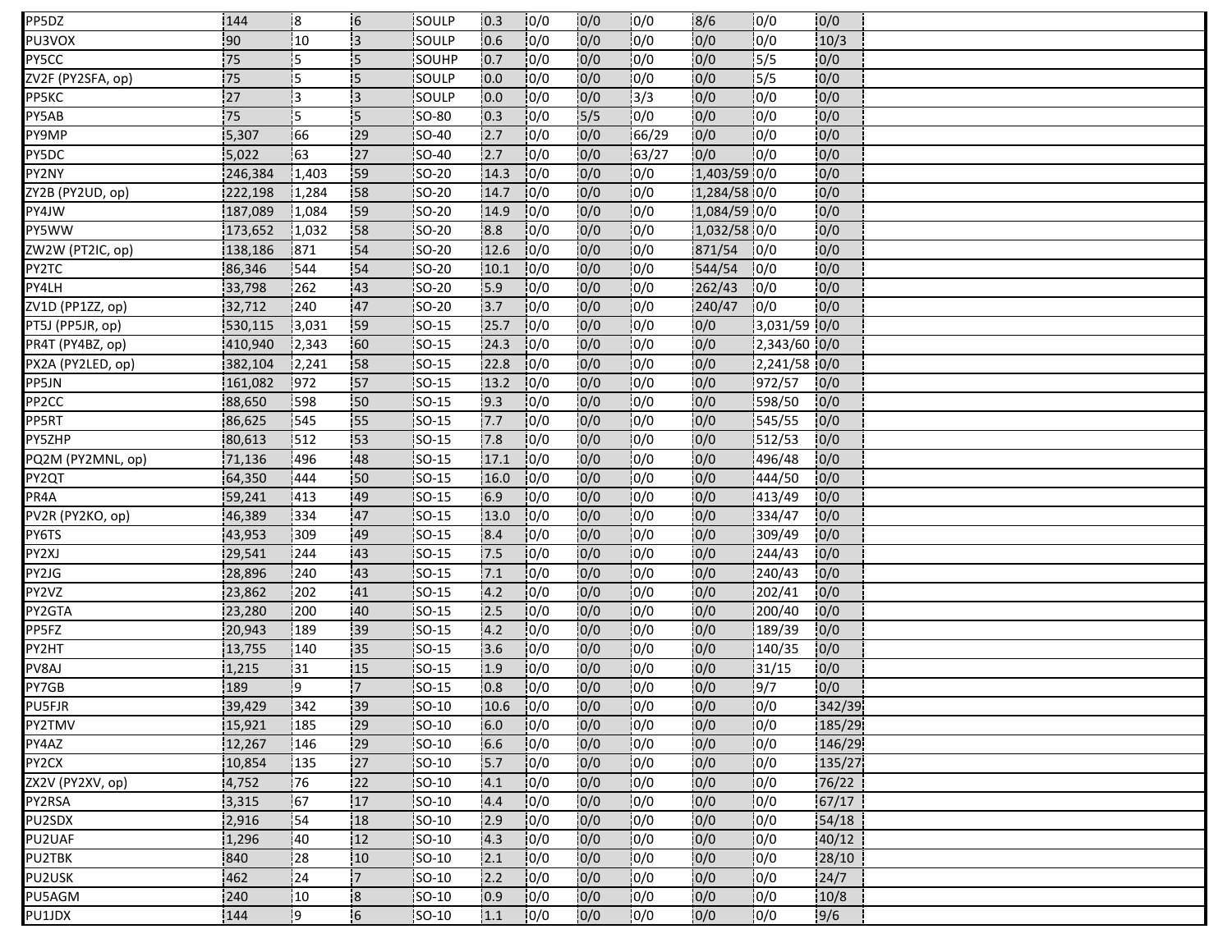| | | | | | | | | | | | | |
|---|---|---|---|---|---|---|---|---|---|---|---|---|
| PP5DZ | 144 | 8 | 6 | SOULP | 0.3 | 0/0 | 0/0 | 0/0 | 8/6 | 0/0 | 0/0 | |
| PU3VOX | 90 | 10 | 3 | SOULP | 0.6 | 0/0 | 0/0 | 0/0 | 0/0 | 0/0 | 10/3 | |
| PY5CC | 75 | 5 | 5 | SOUHP | 0.7 | 0/0 | 0/0 | 0/0 | 0/0 | 5/5 | 0/0 | |
| ZV2F (PY2SFA, op) | 75 | 5 | 5 | SOULP | 0.0 | 0/0 | 0/0 | 0/0 | 0/0 | 5/5 | 0/0 | |
| PP5KC | 27 | 3 | 3 | SOULP | 0.0 | 0/0 | 0/0 | 3/3 | 0/0 | 0/0 | 0/0 | |
| PY5AB | 75 | 5 | 5 | SO-80 | 0.3 | 0/0 | 5/5 | 0/0 | 0/0 | 0/0 | 0/0 | |
| PY9MP | 5,307 | 66 | 29 | SO-40 | 2.7 | 0/0 | 0/0 | 66/29 | 0/0 | 0/0 | 0/0 | |
| PY5DC | 5,022 | 63 | 27 | SO-40 | 2.7 | 0/0 | 0/0 | 63/27 | 0/0 | 0/0 | 0/0 | |
| PY2NY | 246,384 | 1,403 | 59 | SO-20 | 14.3 | 0/0 | 0/0 | 0/0 | 1,403/59 | 0/0 | 0/0 | |
| ZY2B (PY2UD, op) | 222,198 | 1,284 | 58 | SO-20 | 14.7 | 0/0 | 0/0 | 0/0 | 1,284/58 | 0/0 | 0/0 | |
| PY4JW | 187,089 | 1,084 | 59 | SO-20 | 14.9 | 0/0 | 0/0 | 0/0 | 1,084/59 | 0/0 | 0/0 | |
| PY5WW | 173,652 | 1,032 | 58 | SO-20 | 8.8 | 0/0 | 0/0 | 0/0 | 1,032/58 | 0/0 | 0/0 | |
| ZW2W (PT2IC, op) | 138,186 | 871 | 54 | SO-20 | 12.6 | 0/0 | 0/0 | 0/0 | 871/54 | 0/0 | 0/0 | |
| PY2TC | 86,346 | 544 | 54 | SO-20 | 10.1 | 0/0 | 0/0 | 0/0 | 544/54 | 0/0 | 0/0 | |
| PY4LH | 33,798 | 262 | 43 | SO-20 | 5.9 | 0/0 | 0/0 | 0/0 | 262/43 | 0/0 | 0/0 | |
| ZV1D (PP1ZZ, op) | 32,712 | 240 | 47 | SO-20 | 3.7 | 0/0 | 0/0 | 0/0 | 240/47 | 0/0 | 0/0 | |
| PT5J (PP5JR, op) | 530,115 | 3,031 | 59 | SO-15 | 25.7 | 0/0 | 0/0 | 0/0 | 0/0 | 3,031/59 | 0/0 | |
| PR4T (PY4BZ, op) | 410,940 | 2,343 | 60 | SO-15 | 24.3 | 0/0 | 0/0 | 0/0 | 0/0 | 2,343/60 | 0/0 | |
| PX2A (PY2LED, op) | 382,104 | 2,241 | 58 | SO-15 | 22.8 | 0/0 | 0/0 | 0/0 | 0/0 | 2,241/58 | 0/0 | |
| PP5JN | 161,082 | 972 | 57 | SO-15 | 13.2 | 0/0 | 0/0 | 0/0 | 0/0 | 972/57 | 0/0 | |
| PP2CC | 88,650 | 598 | 50 | SO-15 | 9.3 | 0/0 | 0/0 | 0/0 | 0/0 | 598/50 | 0/0 | |
| PP5RT | 86,625 | 545 | 55 | SO-15 | 7.7 | 0/0 | 0/0 | 0/0 | 0/0 | 545/55 | 0/0 | |
| PY5ZHP | 80,613 | 512 | 53 | SO-15 | 7.8 | 0/0 | 0/0 | 0/0 | 0/0 | 512/53 | 0/0 | |
| PQ2M (PY2MNL, op) | 71,136 | 496 | 48 | SO-15 | 17.1 | 0/0 | 0/0 | 0/0 | 0/0 | 496/48 | 0/0 | |
| PY2QT | 64,350 | 444 | 50 | SO-15 | 16.0 | 0/0 | 0/0 | 0/0 | 0/0 | 444/50 | 0/0 | |
| PR4A | 59,241 | 413 | 49 | SO-15 | 6.9 | 0/0 | 0/0 | 0/0 | 0/0 | 413/49 | 0/0 | |
| PV2R (PY2KO, op) | 46,389 | 334 | 47 | SO-15 | 13.0 | 0/0 | 0/0 | 0/0 | 0/0 | 334/47 | 0/0 | |
| PY6TS | 43,953 | 309 | 49 | SO-15 | 8.4 | 0/0 | 0/0 | 0/0 | 0/0 | 309/49 | 0/0 | |
| PY2XJ | 29,541 | 244 | 43 | SO-15 | 7.5 | 0/0 | 0/0 | 0/0 | 0/0 | 244/43 | 0/0 | |
| PY2JG | 28,896 | 240 | 43 | SO-15 | 7.1 | 0/0 | 0/0 | 0/0 | 0/0 | 240/43 | 0/0 | |
| PY2VZ | 23,862 | 202 | 41 | SO-15 | 4.2 | 0/0 | 0/0 | 0/0 | 0/0 | 202/41 | 0/0 | |
| PY2GTA | 23,280 | 200 | 40 | SO-15 | 2.5 | 0/0 | 0/0 | 0/0 | 0/0 | 200/40 | 0/0 | |
| PP5FZ | 20,943 | 189 | 39 | SO-15 | 4.2 | 0/0 | 0/0 | 0/0 | 0/0 | 189/39 | 0/0 | |
| PY2HT | 13,755 | 140 | 35 | SO-15 | 3.6 | 0/0 | 0/0 | 0/0 | 0/0 | 140/35 | 0/0 | |
| PV8AJ | 1,215 | 31 | 15 | SO-15 | 1.9 | 0/0 | 0/0 | 0/0 | 0/0 | 31/15 | 0/0 | |
| PY7GB | 189 | 9 | 7 | SO-15 | 0.8 | 0/0 | 0/0 | 0/0 | 0/0 | 9/7 | 0/0 | |
| PU5FJR | 39,429 | 342 | 39 | SO-10 | 10.6 | 0/0 | 0/0 | 0/0 | 0/0 | 0/0 | 342/39 | |
| PY2TMV | 15,921 | 185 | 29 | SO-10 | 6.0 | 0/0 | 0/0 | 0/0 | 0/0 | 0/0 | 185/29 | |
| PY4AZ | 12,267 | 146 | 29 | SO-10 | 6.6 | 0/0 | 0/0 | 0/0 | 0/0 | 0/0 | 146/29 | |
| PY2CX | 10,854 | 135 | 27 | SO-10 | 5.7 | 0/0 | 0/0 | 0/0 | 0/0 | 0/0 | 135/27 | |
| ZX2V (PY2XV, op) | 4,752 | 76 | 22 | SO-10 | 4.1 | 0/0 | 0/0 | 0/0 | 0/0 | 0/0 | 76/22 | |
| PY2RSA | 3,315 | 67 | 17 | SO-10 | 4.4 | 0/0 | 0/0 | 0/0 | 0/0 | 0/0 | 67/17 | |
| PU2SDX | 2,916 | 54 | 18 | SO-10 | 2.9 | 0/0 | 0/0 | 0/0 | 0/0 | 0/0 | 54/18 | |
| PU2UAF | 1,296 | 40 | 12 | SO-10 | 4.3 | 0/0 | 0/0 | 0/0 | 0/0 | 0/0 | 40/12 | |
| PU2TBK | 840 | 28 | 10 | SO-10 | 2.1 | 0/0 | 0/0 | 0/0 | 0/0 | 0/0 | 28/10 | |
| PU2USK | 462 | 24 | 7 | SO-10 | 2.2 | 0/0 | 0/0 | 0/0 | 0/0 | 0/0 | 24/7 | |
| PU5AGM | 240 | 10 | 8 | SO-10 | 0.9 | 0/0 | 0/0 | 0/0 | 0/0 | 0/0 | 10/8 | |
| PU1JDX | 144 | 9 | 6 | SO-10 | 1.1 | 0/0 | 0/0 | 0/0 | 0/0 | 0/0 | 9/6 | |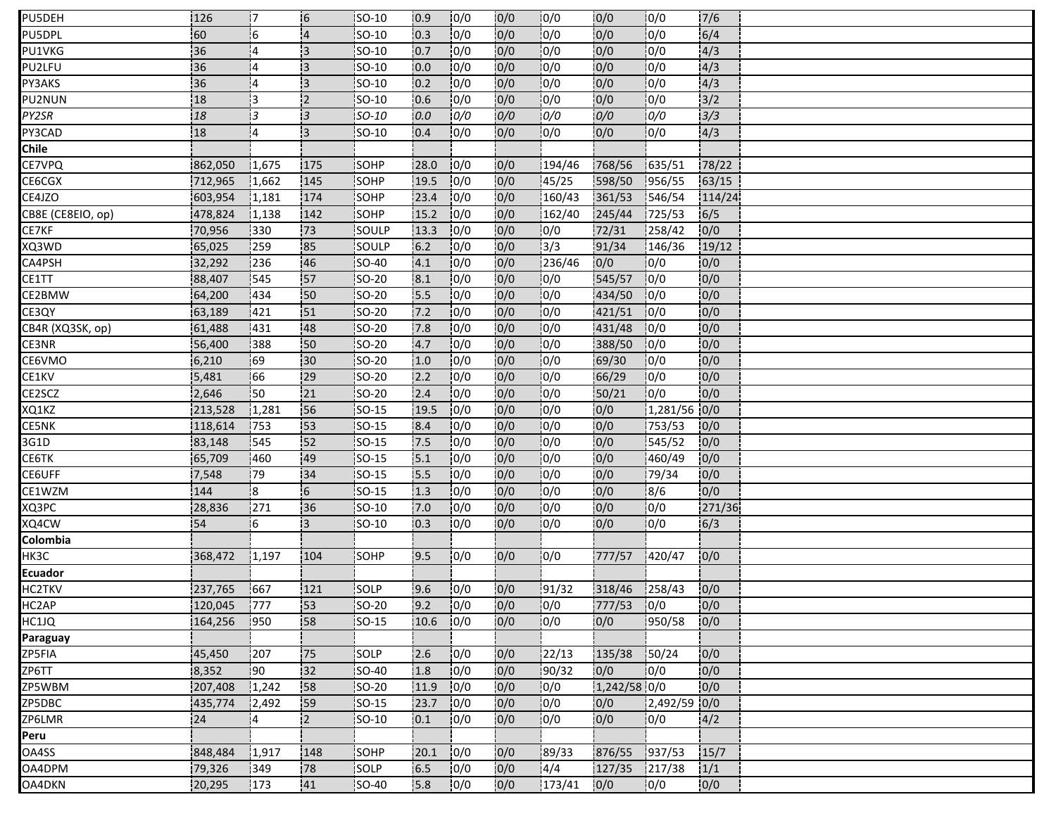| | | | | | | | | | | | | |
|---|---|---|---|---|---|---|---|---|---|---|---|---|
| PU5DEH | 126 | 7 | 6 | SO-10 | 0.9 | 0/0 | 0/0 | 0/0 | 0/0 | 0/0 | 7/6 | |
| PU5DPL | 60 | 6 | 4 | SO-10 | 0.3 | 0/0 | 0/0 | 0/0 | 0/0 | 0/0 | 6/4 | |
| PU1VKG | 36 | 4 | 3 | SO-10 | 0.7 | 0/0 | 0/0 | 0/0 | 0/0 | 0/0 | 4/3 | |
| PU2LFU | 36 | 4 | 3 | SO-10 | 0.0 | 0/0 | 0/0 | 0/0 | 0/0 | 0/0 | 4/3 | |
| PY3AKS | 36 | 4 | 3 | SO-10 | 0.2 | 0/0 | 0/0 | 0/0 | 0/0 | 0/0 | 4/3 | |
| PU2NUN | 18 | 3 | 2 | SO-10 | 0.6 | 0/0 | 0/0 | 0/0 | 0/0 | 0/0 | 3/2 | |
| *PY2SR* | *18* | *3* | *3* | *SO-10* | *0.0* | *0/0* | *0/0* | *0/0* | *0/0* | *0/0* | *3/3* | |
| PY3CAD | 18 | 4 | 3 | SO-10 | 0.4 | 0/0 | 0/0 | 0/0 | 0/0 | 0/0 | 4/3 | |
| **Chile** | | | | | | | | | | | | |
| CE7VPQ | 862,050 | 1,675 | 175 | SOHP | 28.0 | 0/0 | 0/0 | 194/46 | 768/56 | 635/51 | 78/22 | |
| CE6CGX | 712,965 | 1,662 | 145 | SOHP | 19.5 | 0/0 | 0/0 | 45/25 | 598/50 | 956/55 | 63/15 | |
| CE4JZO | 603,954 | 1,181 | 174 | SOHP | 23.4 | 0/0 | 0/0 | 160/43 | 361/53 | 546/54 | 114/24 | |
| CB8E (CE8EIO, op) | 478,824 | 1,138 | 142 | SOHP | 15.2 | 0/0 | 0/0 | 162/40 | 245/44 | 725/53 | 6/5 | |
| CE7KF | 70,956 | 330 | 73 | SOULP | 13.3 | 0/0 | 0/0 | 0/0 | 72/31 | 258/42 | 0/0 | |
| XQ3WD | 65,025 | 259 | 85 | SOULP | 6.2 | 0/0 | 0/0 | 3/3 | 91/34 | 146/36 | 19/12 | |
| CA4PSH | 32,292 | 236 | 46 | SO-40 | 4.1 | 0/0 | 0/0 | 236/46 | 0/0 | 0/0 | 0/0 | |
| CE1TT | 88,407 | 545 | 57 | SO-20 | 8.1 | 0/0 | 0/0 | 0/0 | 545/57 | 0/0 | 0/0 | |
| CE2BMW | 64,200 | 434 | 50 | SO-20 | 5.5 | 0/0 | 0/0 | 0/0 | 434/50 | 0/0 | 0/0 | |
| CE3QY | 63,189 | 421 | 51 | SO-20 | 7.2 | 0/0 | 0/0 | 0/0 | 421/51 | 0/0 | 0/0 | |
| CB4R (XQ3SK, op) | 61,488 | 431 | 48 | SO-20 | 7.8 | 0/0 | 0/0 | 0/0 | 431/48 | 0/0 | 0/0 | |
| CE3NR | 56,400 | 388 | 50 | SO-20 | 4.7 | 0/0 | 0/0 | 0/0 | 388/50 | 0/0 | 0/0 | |
| CE6VMO | 6,210 | 69 | 30 | SO-20 | 1.0 | 0/0 | 0/0 | 0/0 | 69/30 | 0/0 | 0/0 | |
| CE1KV | 5,481 | 66 | 29 | SO-20 | 2.2 | 0/0 | 0/0 | 0/0 | 66/29 | 0/0 | 0/0 | |
| CE2SCZ | 2,646 | 50 | 21 | SO-20 | 2.4 | 0/0 | 0/0 | 0/0 | 50/21 | 0/0 | 0/0 | |
| XQ1KZ | 213,528 | 1,281 | 56 | SO-15 | 19.5 | 0/0 | 0/0 | 0/0 | 0/0 | 1,281/56 | 0/0 | |
| CE5NK | 118,614 | 753 | 53 | SO-15 | 8.4 | 0/0 | 0/0 | 0/0 | 0/0 | 753/53 | 0/0 | |
| 3G1D | 83,148 | 545 | 52 | SO-15 | 7.5 | 0/0 | 0/0 | 0/0 | 0/0 | 545/52 | 0/0 | |
| CE6TK | 65,709 | 460 | 49 | SO-15 | 5.1 | 0/0 | 0/0 | 0/0 | 0/0 | 460/49 | 0/0 | |
| CE6UFF | 7,548 | 79 | 34 | SO-15 | 5.5 | 0/0 | 0/0 | 0/0 | 0/0 | 79/34 | 0/0 | |
| CE1WZM | 144 | 8 | 6 | SO-15 | 1.3 | 0/0 | 0/0 | 0/0 | 0/0 | 8/6 | 0/0 | |
| XQ3PC | 28,836 | 271 | 36 | SO-10 | 7.0 | 0/0 | 0/0 | 0/0 | 0/0 | 0/0 | 271/36 | |
| XQ4CW | 54 | 6 | 3 | SO-10 | 0.3 | 0/0 | 0/0 | 0/0 | 0/0 | 0/0 | 6/3 | |
| **Colombia** | | | | | | | | | | | | |
| HK3C | 368,472 | 1,197 | 104 | SOHP | 9.5 | 0/0 | 0/0 | 0/0 | 777/57 | 420/47 | 0/0 | |
| **Ecuador** | | | | | | | | | | | | |
| HC2TKV | 237,765 | 667 | 121 | SOLP | 9.6 | 0/0 | 0/0 | 91/32 | 318/46 | 258/43 | 0/0 | |
| HC2AP | 120,045 | 777 | 53 | SO-20 | 9.2 | 0/0 | 0/0 | 0/0 | 777/53 | 0/0 | 0/0 | |
| HC1JQ | 164,256 | 950 | 58 | SO-15 | 10.6 | 0/0 | 0/0 | 0/0 | 0/0 | 950/58 | 0/0 | |
| **Paraguay** | | | | | | | | | | | | |
| ZP5FIA | 45,450 | 207 | 75 | SOLP | 2.6 | 0/0 | 0/0 | 22/13 | 135/38 | 50/24 | 0/0 | |
| ZP6TT | 8,352 | 90 | 32 | SO-40 | 1.8 | 0/0 | 0/0 | 90/32 | 0/0 | 0/0 | 0/0 | |
| ZP5WBM | 207,408 | 1,242 | 58 | SO-20 | 11.9 | 0/0 | 0/0 | 0/0 | 1,242/58 | 0/0 | 0/0 | |
| ZP5DBC | 435,774 | 2,492 | 59 | SO-15 | 23.7 | 0/0 | 0/0 | 0/0 | 0/0 | 2,492/59 | 0/0 | |
| ZP6LMR | 24 | 4 | 2 | SO-10 | 0.1 | 0/0 | 0/0 | 0/0 | 0/0 | 0/0 | 4/2 | |
| **Peru** | | | | | | | | | | | | |
| OA4SS | 848,484 | 1,917 | 148 | SOHP | 20.1 | 0/0 | 0/0 | 89/33 | 876/55 | 937/53 | 15/7 | |
| OA4DPM | 79,326 | 349 | 78 | SOLP | 6.5 | 0/0 | 0/0 | 4/4 | 127/35 | 217/38 | 1/1 | |
| OA4DKN | 20,295 | 173 | 41 | SO-40 | 5.8 | 0/0 | 0/0 | 173/41 | 0/0 | 0/0 | 0/0 | |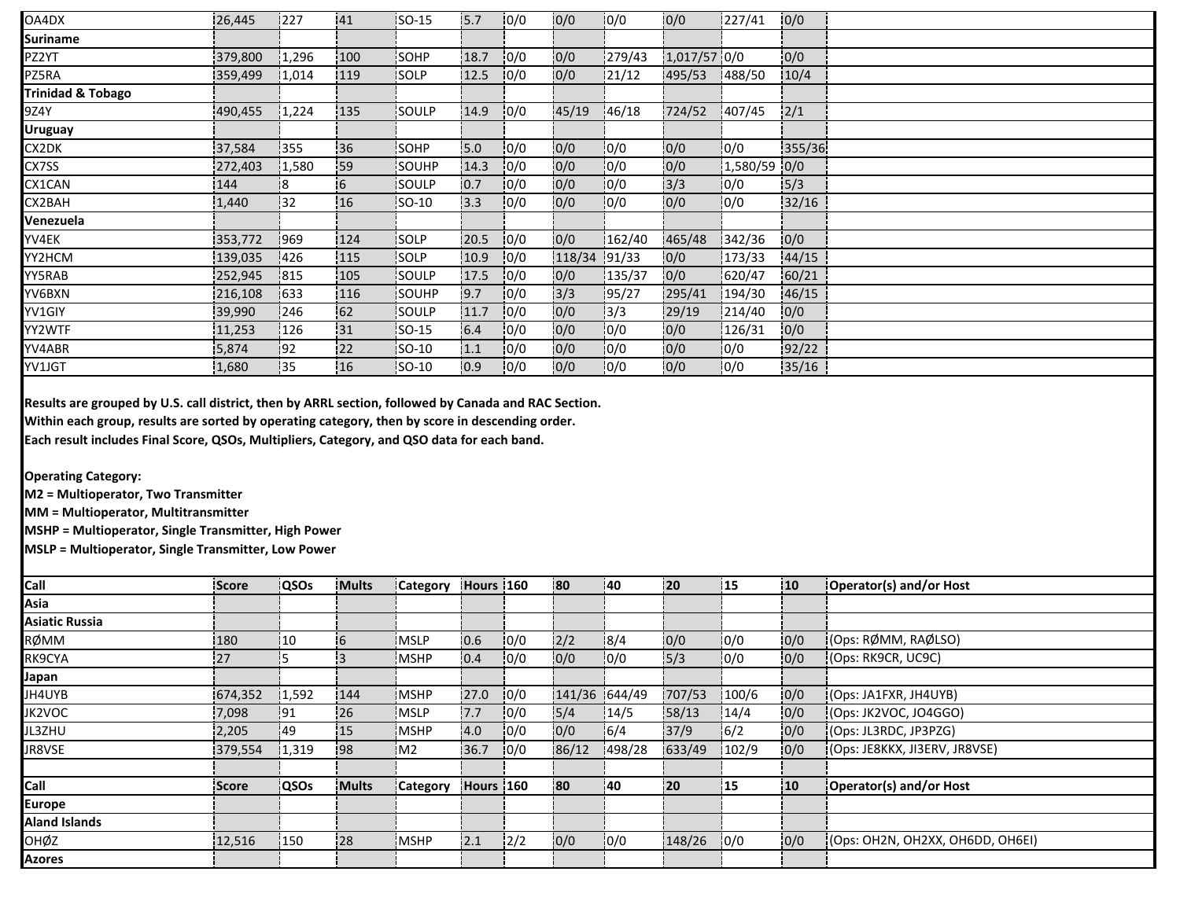| | | | | | | | | | | | |
|---|---|---|---|---|---|---|---|---|---|---|---|
| OA4DX | 26,445 | 227 | 41 | SO-15 | 5.7 | 0/0 | 0/0 | 0/0 | 0/0 | 227/41 | 0/0 |
| **Suriname** | | | | | | | | | | | |
| PZ2YT | 379,800 | 1,296 | 100 | SOHP | 18.7 | 0/0 | 0/0 | 279/43 | 1,017/57 | 0/0 | 0/0 |
| PZ5RA | 359,499 | 1,014 | 119 | SOLP | 12.5 | 0/0 | 0/0 | 21/12 | 495/53 | 488/50 | 10/4 |
| **Trinidad & Tobago** | | | | | | | | | | | |
| 9Z4Y | 490,455 | 1,224 | 135 | SOULP | 14.9 | 0/0 | 45/19 | 46/18 | 724/52 | 407/45 | 2/1 |
| **Uruguay** | | | | | | | | | | | |
| CX2DK | 37,584 | 355 | 36 | SOHP | 5.0 | 0/0 | 0/0 | 0/0 | 0/0 | 0/0 | 355/36 |
| CX7SS | 272,403 | 1,580 | 59 | SOUHP | 14.3 | 0/0 | 0/0 | 0/0 | 0/0 | 1,580/59 | 0/0 |
| CX1CAN | 144 | 8 | 6 | SOULP | 0.7 | 0/0 | 0/0 | 0/0 | 3/3 | 0/0 | 5/3 |
| CX2BAH | 1,440 | 32 | 16 | SO-10 | 3.3 | 0/0 | 0/0 | 0/0 | 0/0 | 0/0 | 32/16 |
| **Venezuela** | | | | | | | | | | | |
| YV4EK | 353,772 | 969 | 124 | SOLP | 20.5 | 0/0 | 0/0 | 162/40 | 465/48 | 342/36 | 0/0 |
| YY2HCM | 139,035 | 426 | 115 | SOLP | 10.9 | 0/0 | 118/34 | 91/33 | 0/0 | 173/33 | 44/15 |
| YY5RAB | 252,945 | 815 | 105 | SOULP | 17.5 | 0/0 | 0/0 | 135/37 | 0/0 | 620/47 | 60/21 |
| YV6BXN | 216,108 | 633 | 116 | SOUHP | 9.7 | 0/0 | 3/3 | 95/27 | 295/41 | 194/30 | 46/15 |
| YV1GIY | 39,990 | 246 | 62 | SOULP | 11.7 | 0/0 | 0/0 | 3/3 | 29/19 | 214/40 | 0/0 |
| YY2WTF | 11,253 | 126 | 31 | SO-15 | 6.4 | 0/0 | 0/0 | 0/0 | 0/0 | 126/31 | 0/0 |
| YV4ABR | 5,874 | 92 | 22 | SO-10 | 1.1 | 0/0 | 0/0 | 0/0 | 0/0 | 0/0 | 92/22 |
| YV1JGT | 1,680 | 35 | 16 | SO-10 | 0.9 | 0/0 | 0/0 | 0/0 | 0/0 | 0/0 | 35/16 |

**Results are grouped by U.S. call district, then by ARRL section, followed by Canada and RAC Section.**
**Within each group, results are sorted by operating category, then by score in descending order.**
**Each result includes Final Score, QSOs, Multipliers, Category, and QSO data for each band.**

**Operating Category:**
**M2 = Multioperator, Two Transmitter**
**MM = Multioperator, Multitransmitter**
**MSHP = Multioperator, Single Transmitter, High Power**
**MSLP = Multioperator, Single Transmitter, Low Power**

| Call | Score | QSOs | Mults | Category | Hours | 160 | 80 | 40 | 20 | 15 | 10 | Operator(s) and/or Host |
|---|---|---|---|---|---|---|---|---|---|---|---|---|
| **Asia** | | | | | | | | | | | | |
| **Asiatic Russia** | | | | | | | | | | | | |
| RØMM | 180 | 10 | 6 | MSLP | 0.6 | 0/0 | 2/2 | 8/4 | 0/0 | 0/0 | 0/0 | (Ops: RØMM, RAØLSO) |
| RK9CYA | 27 | 5 | 3 | MSHP | 0.4 | 0/0 | 0/0 | 0/0 | 5/3 | 0/0 | 0/0 | (Ops: RK9CR, UC9C) |
| **Japan** | | | | | | | | | | | | |
| JH4UYB | 674,352 | 1,592 | 144 | MSHP | 27.0 | 0/0 | 141/36 | 644/49 | 707/53 | 100/6 | 0/0 | (Ops: JA1FXR, JH4UYB) |
| JK2VOC | 7,098 | 91 | 26 | MSLP | 7.7 | 0/0 | 5/4 | 14/5 | 58/13 | 14/4 | 0/0 | (Ops: JK2VOC, JO4GGO) |
| JL3ZHU | 2,205 | 49 | 15 | MSHP | 4.0 | 0/0 | 0/0 | 6/4 | 37/9 | 6/2 | 0/0 | (Ops: JL3RDC, JP3PZG) |
| JR8VSE | 379,554 | 1,319 | 98 | M2 | 36.7 | 0/0 | 86/12 | 498/28 | 633/49 | 102/9 | 0/0 | (Ops: JE8KKX, JI3ERV, JR8VSE) |

| Call | Score | QSOs | Mults | Category | Hours | 160 | 80 | 40 | 20 | 15 | 10 | Operator(s) and/or Host |
|---|---|---|---|---|---|---|---|---|---|---|---|---|
| **Europe** | | | | | | | | | | | | |
| **Aland Islands** | | | | | | | | | | | | |
| OHØZ | 12,516 | 150 | 28 | MSHP | 2.1 | 2/2 | 0/0 | 0/0 | 148/26 | 0/0 | 0/0 | (Ops: OH2N, OH2XX, OH6DD, OH6EI) |
| **Azores** | | | | | | | | | | | | |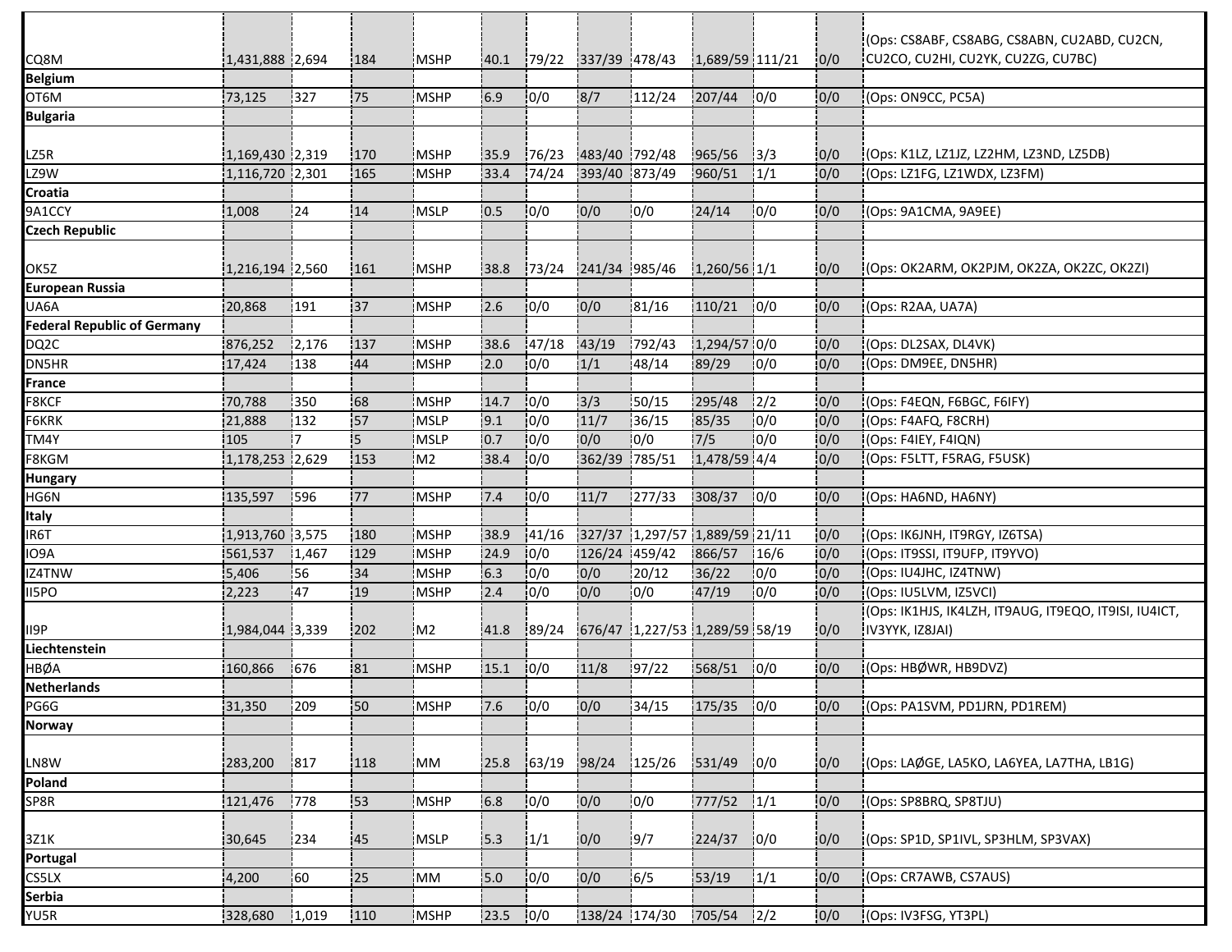| | | | | | | | | | | | | |
|---|---|---|---|---|---|---|---|---|---|---|---|---|
| CQ8M | 1,431,888 | 2,694 | 184 | MSHP | 40.1 | 79/22 | 337/39 | 478/43 | 1,689/59 | 111/21 | 0/0 | (Ops: CS8ABF, CS8ABG, CS8ABN, CU2ABD, CU2CN, CU2CO, CU2HI, CU2YK, CU2ZG, CU7BC) |
| **Belgium** | | | | | | | | | | | | |
| OT6M | 73,125 | 327 | 75 | MSHP | 6.9 | 0/0 | 8/7 | 112/24 | 207/44 | 0/0 | 0/0 | (Ops: ON9CC, PC5A) |
| **Bulgaria** | | | | | | | | | | | | |
| LZ5R | 1,169,430 | 2,319 | 170 | MSHP | 35.9 | 76/23 | 483/40 | 792/48 | 965/56 | 3/3 | 0/0 | (Ops: K1LZ, LZ1JZ, LZ2HM, LZ3ND, LZ5DB) |
| LZ9W | 1,116,720 | 2,301 | 165 | MSHP | 33.4 | 74/24 | 393/40 | 873/49 | 960/51 | 1/1 | 0/0 | (Ops: LZ1FG, LZ1WDX, LZ3FM) |
| **Croatia** | | | | | | | | | | | | |
| 9A1CCY | 1,008 | 24 | 14 | MSLP | 0.5 | 0/0 | 0/0 | 0/0 | 24/14 | 0/0 | 0/0 | (Ops: 9A1CMA, 9A9EE) |
| **Czech Republic** | | | | | | | | | | | | |
| OK5Z | 1,216,194 | 2,560 | 161 | MSHP | 38.8 | 73/24 | 241/34 | 985/46 | 1,260/56 | 1/1 | 0/0 | (Ops: OK2ARM, OK2PJM, OK2ZA, OK2ZC, OK2ZI) |
| **European Russia** | | | | | | | | | | | | |
| UA6A | 20,868 | 191 | 37 | MSHP | 2.6 | 0/0 | 0/0 | 81/16 | 110/21 | 0/0 | 0/0 | (Ops: R2AA, UA7A) |
| **Federal Republic of Germany** | | | | | | | | | | | | |
| DQ2C | 876,252 | 2,176 | 137 | MSHP | 38.6 | 47/18 | 43/19 | 792/43 | 1,294/57 | 0/0 | 0/0 | (Ops: DL2SAX, DL4VK) |
| DN5HR | 17,424 | 138 | 44 | MSHP | 2.0 | 0/0 | 1/1 | 48/14 | 89/29 | 0/0 | 0/0 | (Ops: DM9EE, DN5HR) |
| **France** | | | | | | | | | | | | |
| F8KCF | 70,788 | 350 | 68 | MSHP | 14.7 | 0/0 | 3/3 | 50/15 | 295/48 | 2/2 | 0/0 | (Ops: F4EQN, F6BGC, F6IFY) |
| F6KRK | 21,888 | 132 | 57 | MSLP | 9.1 | 0/0 | 11/7 | 36/15 | 85/35 | 0/0 | 0/0 | (Ops: F4AFQ, F8CRH) |
| TM4Y | 105 | 7 | 5 | MSLP | 0.7 | 0/0 | 0/0 | 0/0 | 7/5 | 0/0 | 0/0 | (Ops: F4IEY, F4IQN) |
| F8KGM | 1,178,253 | 2,629 | 153 | M2 | 38.4 | 0/0 | 362/39 | 785/51 | 1,478/59 | 4/4 | 0/0 | (Ops: F5LTT, F5RAG, F5USK) |
| **Hungary** | | | | | | | | | | | | |
| HG6N | 135,597 | 596 | 77 | MSHP | 7.4 | 0/0 | 11/7 | 277/33 | 308/37 | 0/0 | 0/0 | (Ops: HA6ND, HA6NY) |
| **Italy** | | | | | | | | | | | | |
| IR6T | 1,913,760 | 3,575 | 180 | MSHP | 38.9 | 41/16 | 327/37 | 1,297/57 | 1,889/59 | 21/11 | 0/0 | (Ops: IK6JNH, IT9RGY, IZ6TSA) |
| IO9A | 561,537 | 1,467 | 129 | MSHP | 24.9 | 0/0 | 126/24 | 459/42 | 866/57 | 16/6 | 0/0 | (Ops: IT9SSI, IT9UFP, IT9YVO) |
| IZ4TNW | 5,406 | 56 | 34 | MSHP | 6.3 | 0/0 | 0/0 | 20/12 | 36/22 | 0/0 | 0/0 | (Ops: IU4JHC, IZ4TNW) |
| II5PO | 2,223 | 47 | 19 | MSHP | 2.4 | 0/0 | 0/0 | 0/0 | 47/19 | 0/0 | 0/0 | (Ops: IU5LVM, IZ5VCI) |
| II9P | 1,984,044 | 3,339 | 202 | M2 | 41.8 | 89/24 | 676/47 | 1,227/53 | 1,289/59 | 58/19 | 0/0 | (Ops: IK1HJS, IK4LZH, IT9AUG, IT9EQO, IT9ISI, IU4ICT, IV3YYK, IZ8JAI) |
| **Liechtenstein** | | | | | | | | | | | | |
| HBØA | 160,866 | 676 | 81 | MSHP | 15.1 | 0/0 | 11/8 | 97/22 | 568/51 | 0/0 | 0/0 | (Ops: HBØWR, HB9DVZ) |
| **Netherlands** | | | | | | | | | | | | |
| PG6G | 31,350 | 209 | 50 | MSHP | 7.6 | 0/0 | 0/0 | 34/15 | 175/35 | 0/0 | 0/0 | (Ops: PA1SVM, PD1JRN, PD1REM) |
| **Norway** | | | | | | | | | | | | |
| LN8W | 283,200 | 817 | 118 | MM | 25.8 | 63/19 | 98/24 | 125/26 | 531/49 | 0/0 | 0/0 | (Ops: LAØGE, LA5KO, LA6YEA, LA7THA, LB1G) |
| **Poland** | | | | | | | | | | | | |
| SP8R | 121,476 | 778 | 53 | MSHP | 6.8 | 0/0 | 0/0 | 0/0 | 777/52 | 1/1 | 0/0 | (Ops: SP8BRQ, SP8TJU) |
| 3Z1K | 30,645 | 234 | 45 | MSLP | 5.3 | 1/1 | 0/0 | 9/7 | 224/37 | 0/0 | 0/0 | (Ops: SP1D, SP1IVL, SP3HLM, SP3VAX) |
| **Portugal** | | | | | | | | | | | | |
| CS5LX | 4,200 | 60 | 25 | MM | 5.0 | 0/0 | 0/0 | 6/5 | 53/19 | 1/1 | 0/0 | (Ops: CR7AWB, CS7AUS) |
| **Serbia** | | | | | | | | | | | | |
| YU5R | 328,680 | 1,019 | 110 | MSHP | 23.5 | 0/0 | 138/24 | 174/30 | 705/54 | 2/2 | 0/0 | (Ops: IV3FSG, YT3PL) |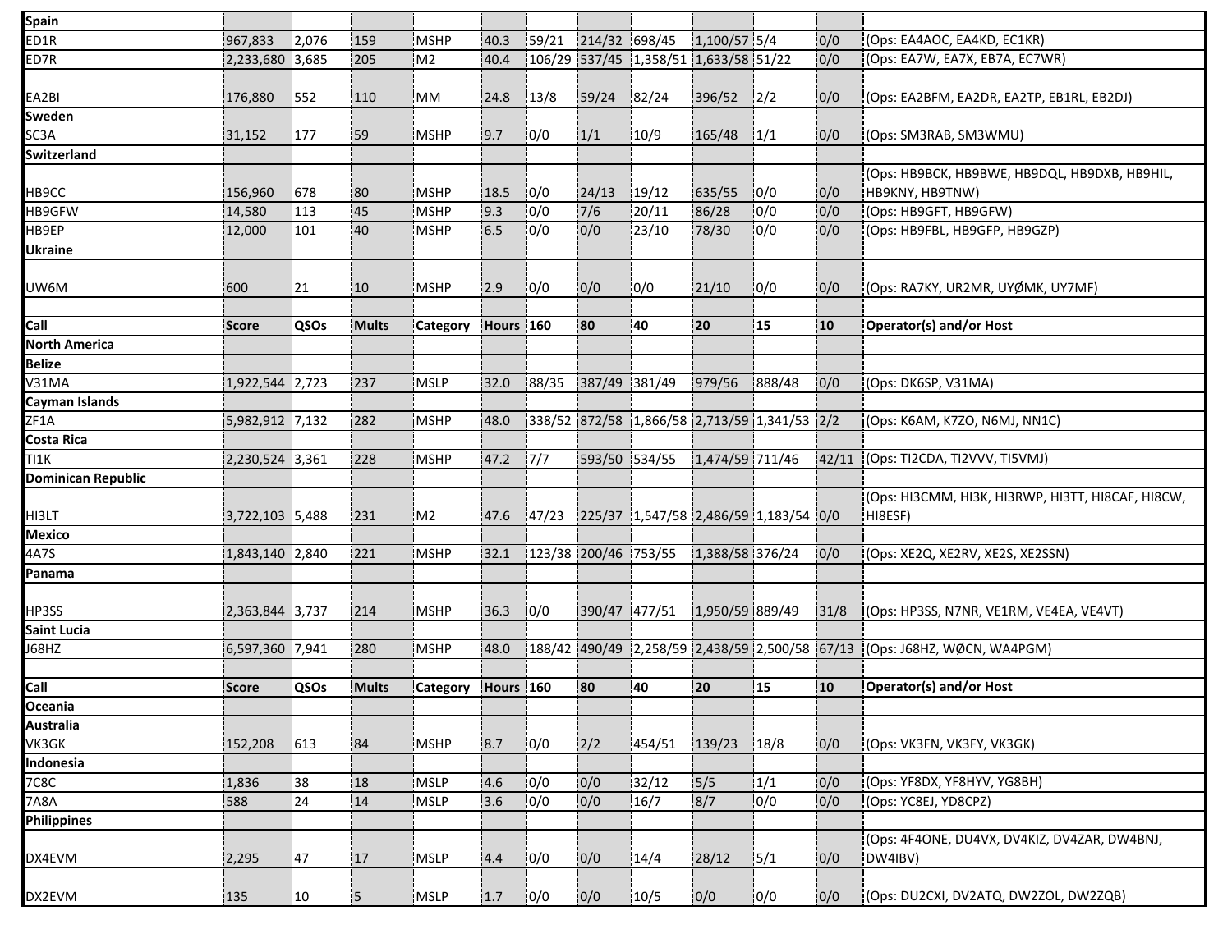| Call | Score | QSOs | Mults | Category | Hours | 160 | 80 | 40 | 20 | 15 | 10 | Operator(s) and/or Host |
|---|---|---|---|---|---|---|---|---|---|---|---|---|
| **Spain** | | | | | | | | | | | | |
| ED1R | 967,833 | 2,076 | 159 | MSHP | 40.3 | 59/21 | 214/32 | 698/45 | 1,100/57 | 5/4 | 0/0 | (Ops: EA4AOC, EA4KD, EC1KR) |
| ED7R | 2,233,680 | 3,685 | 205 | M2 | 40.4 | 106/29 | 537/45 | 1,358/51 | 1,633/58 | 51/22 | 0/0 | (Ops: EA7W, EA7X, EB7A, EC7WR) |
| EA2BI | 176,880 | 552 | 110 | MM | 24.8 | 13/8 | 59/24 | 82/24 | 396/52 | 2/2 | 0/0 | (Ops: EA2BFM, EA2DR, EA2TP, EB1RL, EB2DJ) |
| **Sweden** | | | | | | | | | | | | |
| SC3A | 31,152 | 177 | 59 | MSHP | 9.7 | 0/0 | 1/1 | 10/9 | 165/48 | 1/1 | 0/0 | (Ops: SM3RAB, SM3WMU) |
| **Switzerland** | | | | | | | | | | | | |
| HB9CC | 156,960 | 678 | 80 | MSHP | 18.5 | 0/0 | 24/13 | 19/12 | 635/55 | 0/0 | 0/0 | (Ops: HB9BCK, HB9BWE, HB9DQL, HB9DXB, HB9HIL, HB9KNY, HB9TNW) |
| HB9GFW | 14,580 | 113 | 45 | MSHP | 9.3 | 0/0 | 7/6 | 20/11 | 86/28 | 0/0 | 0/0 | (Ops: HB9GFT, HB9GFW) |
| HB9EP | 12,000 | 101 | 40 | MSHP | 6.5 | 0/0 | 0/0 | 23/10 | 78/30 | 0/0 | 0/0 | (Ops: HB9FBL, HB9GFP, HB9GZP) |
| **Ukraine** | | | | | | | | | | | | |
| UW6M | 600 | 21 | 10 | MSHP | 2.9 | 0/0 | 0/0 | 0/0 | 21/10 | 0/0 | 0/0 | (Ops: RA7KY, UR2MR, UYØMK, UY7MF) |

| Call | Score | QSOs | Mults | Category | Hours | 160 | 80 | 40 | 20 | 15 | 10 | Operator(s) and/or Host |
|---|---|---|---|---|---|---|---|---|---|---|---|---|
| **North America** | | | | | | | | | | | | |
| **Belize** | | | | | | | | | | | | |
| V31MA | 1,922,544 | 2,723 | 237 | MSLP | 32.0 | 88/35 | 387/49 | 381/49 | 979/56 | 888/48 | 0/0 | (Ops: DK6SP, V31MA) |
| **Cayman Islands** | | | | | | | | | | | | |
| ZF1A | 5,982,912 | 7,132 | 282 | MSHP | 48.0 | 338/52 | 872/58 | 1,866/58 | 2,713/59 | 1,341/53 | 2/2 | (Ops: K6AM, K7ZO, N6MJ, NN1C) |
| **Costa Rica** | | | | | | | | | | | | |
| TI1K | 2,230,524 | 3,361 | 228 | MSHP | 47.2 | 7/7 | 593/50 | 534/55 | 1,474/59 | 711/46 | 42/11 | (Ops: TI2CDA, TI2VVV, TI5VMJ) |
| **Dominican Republic** | | | | | | | | | | | | |
| HI3LT | 3,722,103 | 5,488 | 231 | M2 | 47.6 | 47/23 | 225/37 | 1,547/58 | 2,486/59 | 1,183/54 | 0/0 | (Ops: HI3CMM, HI3K, HI3RWP, HI3TT, HI8CAF, HI8CW, HI8ESF) |
| **Mexico** | | | | | | | | | | | | |
| 4A7S | 1,843,140 | 2,840 | 221 | MSHP | 32.1 | 123/38 | 200/46 | 753/55 | 1,388/58 | 376/24 | 0/0 | (Ops: XE2Q, XE2RV, XE2S, XE2SSN) |
| **Panama** | | | | | | | | | | | | |
| HP3SS | 2,363,844 | 3,737 | 214 | MSHP | 36.3 | 0/0 | 390/47 | 477/51 | 1,950/59 | 889/49 | 31/8 | (Ops: HP3SS, N7NR, VE1RM, VE4EA, VE4VT) |
| **Saint Lucia** | | | | | | | | | | | | |
| J68HZ | 6,597,360 | 7,941 | 280 | MSHP | 48.0 | 188/42 | 490/49 | 2,258/59 | 2,438/59 | 2,500/58 | 67/13 | (Ops: J68HZ, WØCN, WA4PGM) |

| Call | Score | QSOs | Mults | Category | Hours | 160 | 80 | 40 | 20 | 15 | 10 | Operator(s) and/or Host |
|---|---|---|---|---|---|---|---|---|---|---|---|---|
| **Oceania** | | | | | | | | | | | | |
| **Australia** | | | | | | | | | | | | |
| VK3GK | 152,208 | 613 | 84 | MSHP | 8.7 | 0/0 | 2/2 | 454/51 | 139/23 | 18/8 | 0/0 | (Ops: VK3FN, VK3FY, VK3GK) |
| **Indonesia** | | | | | | | | | | | | |
| 7C8C | 1,836 | 38 | 18 | MSLP | 4.6 | 0/0 | 0/0 | 32/12 | 5/5 | 1/1 | 0/0 | (Ops: YF8DX, YF8HYV, YG8BH) |
| 7A8A | 588 | 24 | 14 | MSLP | 3.6 | 0/0 | 0/0 | 16/7 | 8/7 | 0/0 | 0/0 | (Ops: YC8EJ, YD8CPZ) |
| **Philippines** | | | | | | | | | | | | |
| DX4EVM | 2,295 | 47 | 17 | MSLP | 4.4 | 0/0 | 0/0 | 14/4 | 28/12 | 5/1 | 0/0 | (Ops: 4F4ONE, DU4VX, DV4KIZ, DV4ZAR, DW4BNJ, DW4IBV) |
| DX2EVM | 135 | 10 | 5 | MSLP | 1.7 | 0/0 | 0/0 | 10/5 | 0/0 | 0/0 | 0/0 | (Ops: DU2CXI, DV2ATQ, DW2ZOL, DW2ZQB) |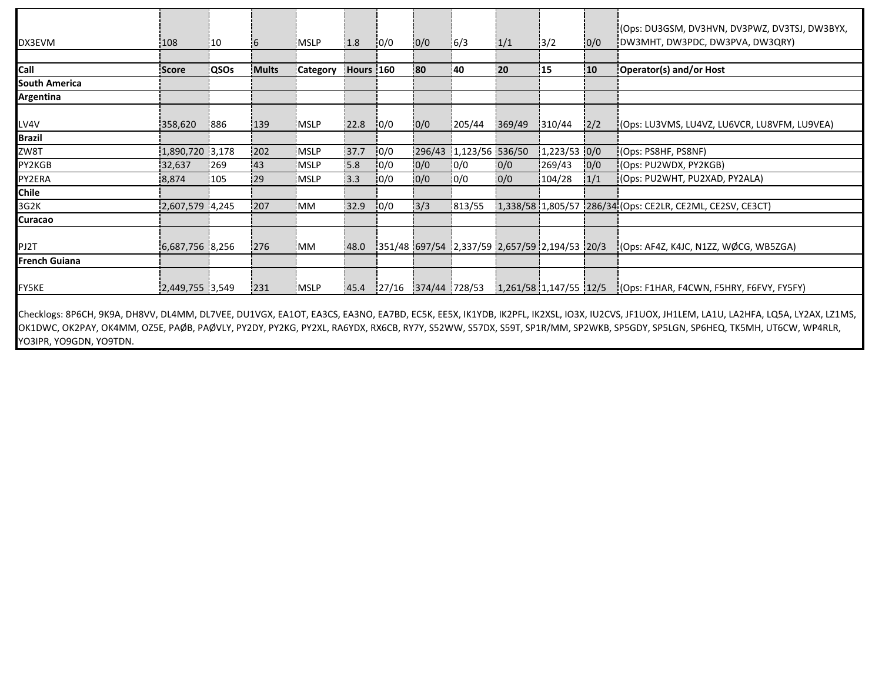| Call | Score | QSOs | Mults | Category | Hours | 160 | 80 | 40 | 20 | 15 | 10 | Operator(s) and/or Host |
|---|---|---|---|---|---|---|---|---|---|---|---|---|
| DX3EVM | 108 | 10 | 6 | MSLP | 1.8 | 0/0 | 0/0 | 6/3 | 1/1 | 3/2 | 0/0 | (Ops: DU3GSM, DV3HVN, DV3PWZ, DV3TSJ, DW3BYX, DW3MHT, DW3PDC, DW3PVA, DW3QRY) |
| | | | | | | | | | | | | |
| **Call** | **Score** | **QSOs** | **Mults** | **Category** | **Hours** | **160** | **80** | **40** | **20** | **15** | **10** | **Operator(s) and/or Host** |
| **South America** | | | | | | | | | | | | |
| **Argentina** | | | | | | | | | | | | |
| LV4V | 358,620 | 886 | 139 | MSLP | 22.8 | 0/0 | 0/0 | 205/44 | 369/49 | 310/44 | 2/2 | (Ops: LU3VMS, LU4VZ, LU6VCR, LU8VFM, LU9VEA) |
| **Brazil** | | | | | | | | | | | | |
| ZW8T | 1,890,720 | 3,178 | 202 | MSLP | 37.7 | 0/0 | 296/43 | 1,123/56 | 536/50 | 1,223/53 | 0/0 | (Ops: PS8HF, PS8NF) |
| PY2KGB | 32,637 | 269 | 43 | MSLP | 5.8 | 0/0 | 0/0 | 0/0 | 0/0 | 269/43 | 0/0 | (Ops: PU2WDX, PY2KGB) |
| PY2ERA | 8,874 | 105 | 29 | MSLP | 3.3 | 0/0 | 0/0 | 0/0 | 0/0 | 104/28 | 1/1 | (Ops: PU2WHT, PU2XAD, PY2ALA) |
| **Chile** | | | | | | | | | | | | |
| 3G2K | 2,607,579 | 4,245 | 207 | MM | 32.9 | 0/0 | 3/3 | 813/55 | 1,338/58 | 1,805/57 | 286/34 | (Ops: CE2LR, CE2ML, CE2SV, CE3CT) |
| **Curacao** | | | | | | | | | | | | |
| PJ2T | 6,687,756 | 8,256 | 276 | MM | 48.0 | 351/48 | 697/54 | 2,337/59 | 2,657/59 | 2,194/53 | 20/3 | (Ops: AF4Z, K4JC, N1ZZ, WØCG, WB5ZGA) |
| **French Guiana** | | | | | | | | | | | | |
| FY5KE | 2,449,755 | 3,549 | 231 | MSLP | 45.4 | 27/16 | 374/44 | 728/53 | 1,261/58 | 1,147/55 | 12/5 | (Ops: F1HAR, F4CWN, F5HRY, F6FVY, FY5FY) |

Checklogs: 8P6CH, 9K9A, DH8VV, DL4MM, DL7VEE, DU1VGX, EA1OT, EA3CS, EA3NO, EA7BD, EC5K, EE5X, IK1YDB, IK2PFL, IK2XSL, IO3X, IU2CVS, JF1UOX, JH1LEM, LA1U, LA2HFA, LQ5A, LY2AX, LZ1MS, OK1DWC, OK2PAY, OK4MM, OZ5E, PAØB, PAØVLY, PY2DY, PY2KG, PY2XL, RA6YDX, RX6CB, RY7Y, S52WW, S57DX, S59T, SP1R/MM, SP2WKB, SP5GDY, SP5LGN, SP6HEQ, TK5MH, UT6CW, WP4RLR, YO3IPR, YO9GDN, YO9TDN.